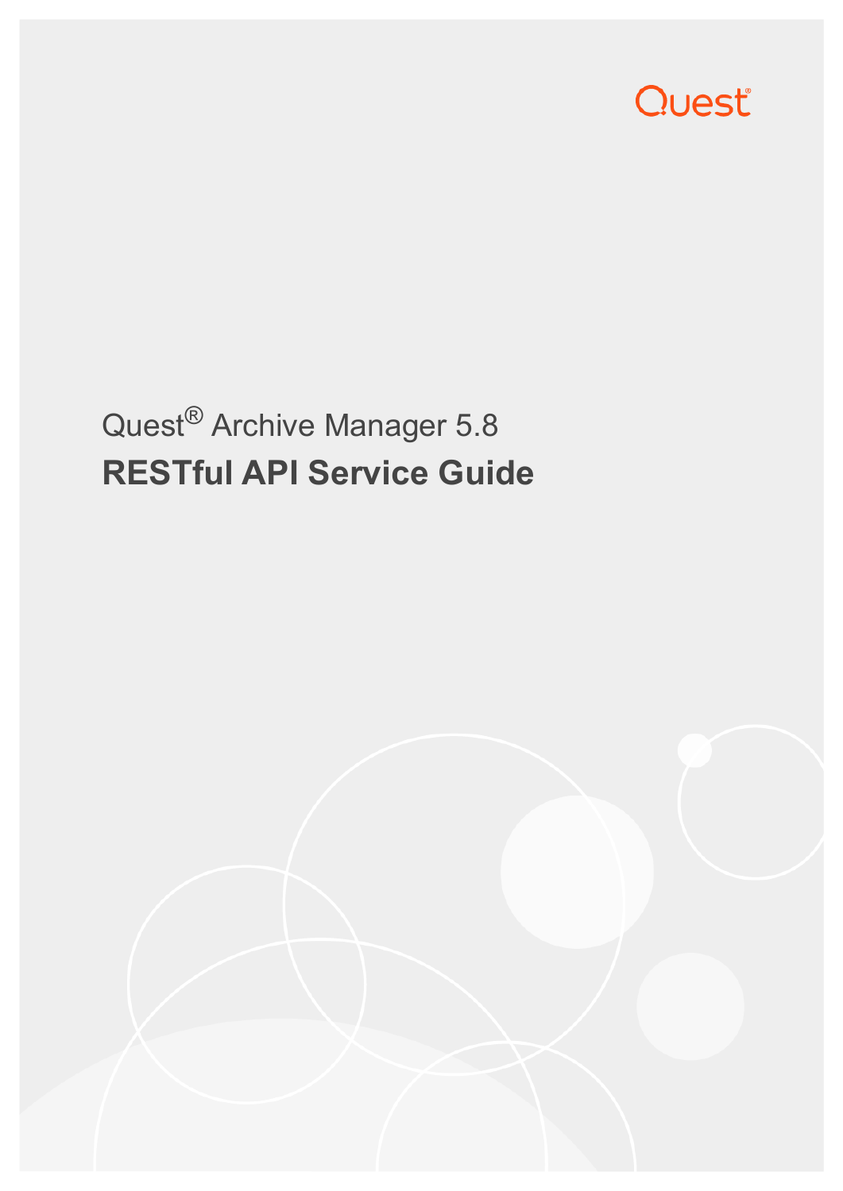Quest

Quest® Archive Manager 5.8

# RESTful API Service Guide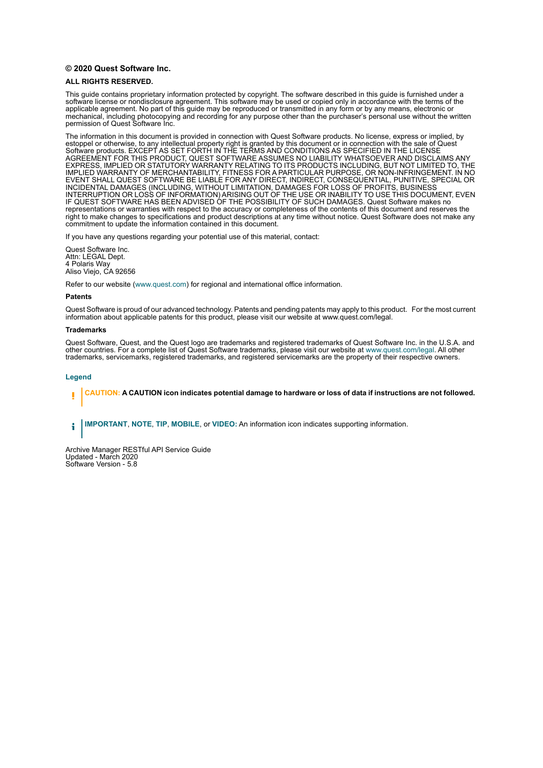**© 2020 Quest Software Inc.**

**ALL RIGHTS RESERVED.**

This guide contains proprietary information protected by copyright. The software described in this guide is furnished under a software license or nondisclosure agreement. This software may be used or copied only in accordance with the terms of the applicable agreement. No part of this guide may be reproduced or transmitted in any form or by any means, electronic or mechanical, including photocopying and recording for any purpose other than the purchaser's personal use without the written permission of Quest Software Inc.

The information in this document is provided in connection with Quest Software products. No license, express or implied, by estoppel or otherwise, to any intellectual property right is granted by this document or in connection with the sale of Quest Software products. EXCEPT AS SET FORTH IN THE TERMS AND CONDITIONS AS SPECIFIED IN THE LICENSE AGREEMENT FOR THIS PRODUCT, QUEST SOFTWARE ASSUMES NO LIABILITY WHATSOEVER AND DISCLAIMS ANY EXPRESS, IMPLIED OR STATUTORY WARRANTY RELATING TO ITS PRODUCTS INCLUDING, BUT NOT LIMITED TO, THE IMPLIED WARRANTY OF MERCHANTABILITY, FITNESS FOR A PARTICULAR PURPOSE, OR NON-INFRINGEMENT. IN NO EVENT SHALL QUEST SOFTWARE BE LIABLE FOR ANY DIRECT, INDIRECT, CONSEQUENTIAL, PUNITIVE, SPECIAL OR INCIDENTAL DAMAGES (INCLUDING, WITHOUT LIMITATION, DAMAGES FOR LOSS OF PROFITS, BUSINESS INTERRUPTION OR LOSS OF INFORMATION) ARISING OUT OF THE USE OR INABILITY TO USE THIS DOCUMENT, EVEN IF QUEST SOFTWARE HAS BEEN ADVISED OF THE POSSIBILITY OF SUCH DAMAGES. Quest Software makes no representations or warranties with respect to the accuracy or completeness of the contents of this document and reserves the right to make changes to specifications and product descriptions at any time without notice. Quest Software does not make any commitment to update the information contained in this document.

If you have any questions regarding your potential use of this material, contact:

Quest Software Inc.
Attn: LEGAL Dept.
4 Polaris Way
Aliso Viejo, CA 92656

Refer to our website (www.quest.com) for regional and international office information.

**Patents**

Quest Software is proud of our advanced technology. Patents and pending patents may apply to this product. For the most current information about applicable patents for this product, please visit our website at www.quest.com/legal.

**Trademarks**

Quest Software, Quest, and the Quest logo are trademarks and registered trademarks of Quest Software Inc. in the U.S.A. and other countries. For a complete list of Quest Software trademarks, please visit our website at www.quest.com/legal. All other trademarks, servicemarks, registered trademarks, and registered servicemarks are the property of their respective owners.

**Legend**

**CAUTION: A CAUTION icon indicates potential damage to hardware or loss of data if instructions are not followed.**

**IMPORTANT**, **NOTE**, **TIP**, **MOBILE**, or **VIDEO:** An information icon indicates supporting information.

Archive Manager RESTful API Service Guide
Updated - March 2020
Software Version - 5.8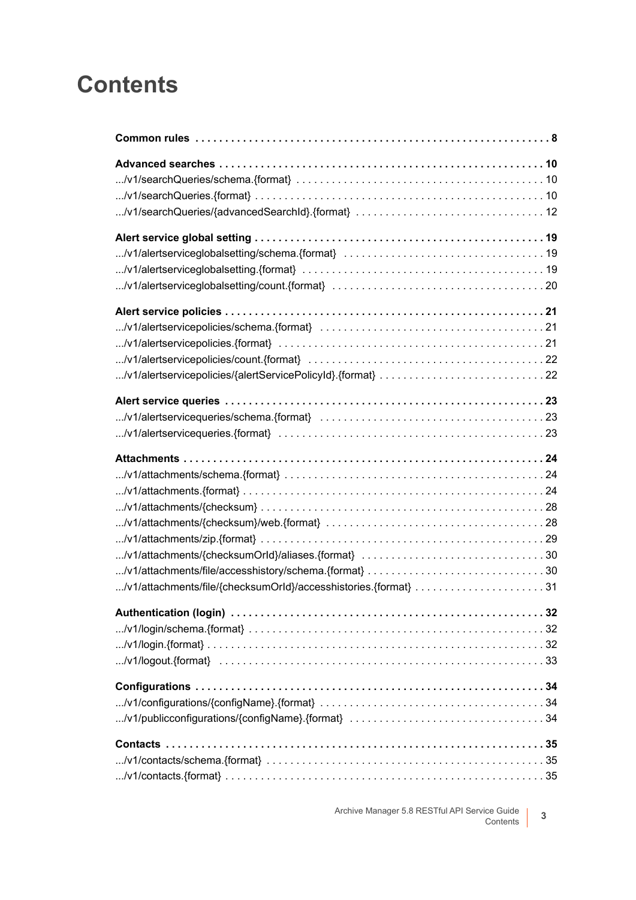# Contents

**Common rules** 8

**Advanced searches** 10
.../v1/searchQueries/schema.{format} 10
.../v1/searchQueries.{format} 10
.../v1/searchQueries/{advancedSearchId}.{format} 12

**Alert service global setting** 19
.../v1/alertserviceglobalsetting/schema.{format} 19
.../v1/alertserviceglobalsetting.{format} 19
.../v1/alertserviceglobalsetting/count.{format} 20

**Alert service policies** 21
.../v1/alertservicepolicies/schema.{format} 21
.../v1/alertservicepolicies.{format} 21
.../v1/alertservicepolicies/count.{format} 22
.../v1/alertservicepolicies/{alertServicePolicyId}.{format} 22

**Alert service queries** 23
.../v1/alertservicequeries/schema.{format} 23
.../v1/alertservicequeries.{format} 23

**Attachments** 24
.../v1/attachments/schema.{format} 24
.../v1/attachments.{format} 24
.../v1/attachments/{checksum} 28
.../v1/attachments/{checksum}/web.{format} 28
.../v1/attachments/zip.{format} 29
.../v1/attachments/{checksumOrId}/aliases.{format} 30
.../v1/attachments/file/accesshistory/schema.{format} 30
.../v1/attachments/file/{checksumOrId}/accesshistories.{format} 31

**Authentication (login)** 32
.../v1/login/schema.{format} 32
.../v1/login.{format} 32
.../v1/logout.{format} 33

**Configurations** 34
.../v1/configurations/{configName}.{format} 34
.../v1/publicconfigurations/{configName}.{format} 34

**Contacts** 35
.../v1/contacts/schema.{format} 35
.../v1/contacts.{format} 35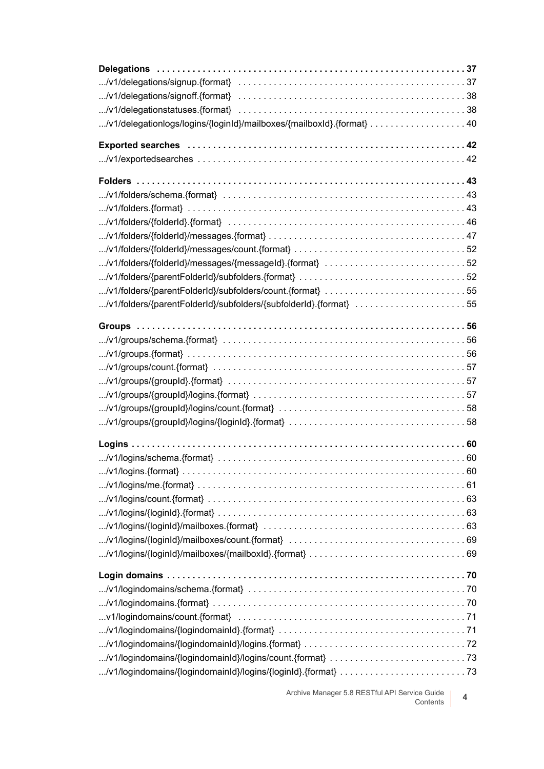**Delegations** . . . . . . . . . . . . . . . . . . . . . . . . . . . . . . . . . . . . . . . . . . . . . . . . . . . . . . . . . . . . . . 37
.../v1/delegations/signup.{format} . . . . . . . . . . . . . . . . . . . . . . . . . . . . . . . . . . . . . . . . . . . . . . . 37
.../v1/delegations/signoff.{format} . . . . . . . . . . . . . . . . . . . . . . . . . . . . . . . . . . . . . . . . . . . . . . . 38
.../v1/delegationstatuses.{format} . . . . . . . . . . . . . . . . . . . . . . . . . . . . . . . . . . . . . . . . . . . . . . . 38
.../v1/delegationlogs/logins/{loginId}/mailboxes/{mailboxId}.{format} . . . . . . . . . . . . . . . . . . . 40

**Exported searches** . . . . . . . . . . . . . . . . . . . . . . . . . . . . . . . . . . . . . . . . . . . . . . . . . . . . . . . 42
.../v1/exportedsearches . . . . . . . . . . . . . . . . . . . . . . . . . . . . . . . . . . . . . . . . . . . . . . . . . . . . . . 42

**Folders** . . . . . . . . . . . . . . . . . . . . . . . . . . . . . . . . . . . . . . . . . . . . . . . . . . . . . . . . . . . . . . . . . 43
.../v1/folders/schema.{format} . . . . . . . . . . . . . . . . . . . . . . . . . . . . . . . . . . . . . . . . . . . . . . . . . 43
.../v1/folders.{format} . . . . . . . . . . . . . . . . . . . . . . . . . . . . . . . . . . . . . . . . . . . . . . . . . . . . . . . . 43
.../v1/folders/{folderId}.{format} . . . . . . . . . . . . . . . . . . . . . . . . . . . . . . . . . . . . . . . . . . . . . . . . 46
.../v1/folders/{folderId}/messages.{format} . . . . . . . . . . . . . . . . . . . . . . . . . . . . . . . . . . . . . . . . 47
.../v1/folders/{folderId}/messages/count.{format} . . . . . . . . . . . . . . . . . . . . . . . . . . . . . . . . . . . 52
.../v1/folders/{folderId}/messages/{messageId}.{format} . . . . . . . . . . . . . . . . . . . . . . . . . . . . . 52
.../v1/folders/{parentFolderId}/subfolders.{format} . . . . . . . . . . . . . . . . . . . . . . . . . . . . . . . . . . 52
.../v1/folders/{parentFolderId}/subfolders/count.{format} . . . . . . . . . . . . . . . . . . . . . . . . . . . . . 55
.../v1/folders/{parentFolderId}/subfolders/{subfolderId}.{format} . . . . . . . . . . . . . . . . . . . . . . . 55

**Groups** . . . . . . . . . . . . . . . . . . . . . . . . . . . . . . . . . . . . . . . . . . . . . . . . . . . . . . . . . . . . . . . . . 56
.../v1/groups/schema.{format} . . . . . . . . . . . . . . . . . . . . . . . . . . . . . . . . . . . . . . . . . . . . . . . . . 56
.../v1/groups.{format} . . . . . . . . . . . . . . . . . . . . . . . . . . . . . . . . . . . . . . . . . . . . . . . . . . . . . . . . 56
.../v1/groups/count.{format} . . . . . . . . . . . . . . . . . . . . . . . . . . . . . . . . . . . . . . . . . . . . . . . . . . . 57
.../v1/groups/{groupId}.{format} . . . . . . . . . . . . . . . . . . . . . . . . . . . . . . . . . . . . . . . . . . . . . . . . 57
.../v1/groups/{groupId}/logins.{format} . . . . . . . . . . . . . . . . . . . . . . . . . . . . . . . . . . . . . . . . . . . 57
.../v1/groups/{groupId}/logins/count.{format} . . . . . . . . . . . . . . . . . . . . . . . . . . . . . . . . . . . . . . 58
.../v1/groups/{groupId}/logins/{loginId}.{format} . . . . . . . . . . . . . . . . . . . . . . . . . . . . . . . . . . . . 58

**Logins** . . . . . . . . . . . . . . . . . . . . . . . . . . . . . . . . . . . . . . . . . . . . . . . . . . . . . . . . . . . . . . . . . . 60
.../v1/logins/schema.{format} . . . . . . . . . . . . . . . . . . . . . . . . . . . . . . . . . . . . . . . . . . . . . . . . . . 60
.../v1/logins.{format} . . . . . . . . . . . . . . . . . . . . . . . . . . . . . . . . . . . . . . . . . . . . . . . . . . . . . . . . . 60
.../v1/logins/me.{format} . . . . . . . . . . . . . . . . . . . . . . . . . . . . . . . . . . . . . . . . . . . . . . . . . . . . . . 61
.../v1/logins/count.{format} . . . . . . . . . . . . . . . . . . . . . . . . . . . . . . . . . . . . . . . . . . . . . . . . . . . . 63
.../v1/logins/{loginId}.{format} . . . . . . . . . . . . . . . . . . . . . . . . . . . . . . . . . . . . . . . . . . . . . . . . . . 63
.../v1/logins/{loginId}/mailboxes.{format} . . . . . . . . . . . . . . . . . . . . . . . . . . . . . . . . . . . . . . . . . 63
.../v1/logins/{loginId}/mailboxes/count.{format} . . . . . . . . . . . . . . . . . . . . . . . . . . . . . . . . . . . . 69
.../v1/logins/{loginId}/mailboxes/{mailboxId}.{format} . . . . . . . . . . . . . . . . . . . . . . . . . . . . . . . 69

**Login domains** . . . . . . . . . . . . . . . . . . . . . . . . . . . . . . . . . . . . . . . . . . . . . . . . . . . . . . . . . . . . 70
.../v1/logindomains/schema.{format} . . . . . . . . . . . . . . . . . . . . . . . . . . . . . . . . . . . . . . . . . . . . 70
.../v1/logindomains.{format} . . . . . . . . . . . . . . . . . . . . . . . . . . . . . . . . . . . . . . . . . . . . . . . . . . . 70
...v1/logindomains/count.{format} . . . . . . . . . . . . . . . . . . . . . . . . . . . . . . . . . . . . . . . . . . . . . . . 71
.../v1/logindomains/{logindomainId}.{format} . . . . . . . . . . . . . . . . . . . . . . . . . . . . . . . . . . . . . . 71
.../v1/logindomains/{logindomainId}/logins.{format} . . . . . . . . . . . . . . . . . . . . . . . . . . . . . . . . . 72
.../v1/logindomains/{logindomainId}/logins/count.{format} . . . . . . . . . . . . . . . . . . . . . . . . . . . . 73
.../v1/logindomains/{logindomainId}/logins/{loginId}.{format} . . . . . . . . . . . . . . . . . . . . . . . . . . 73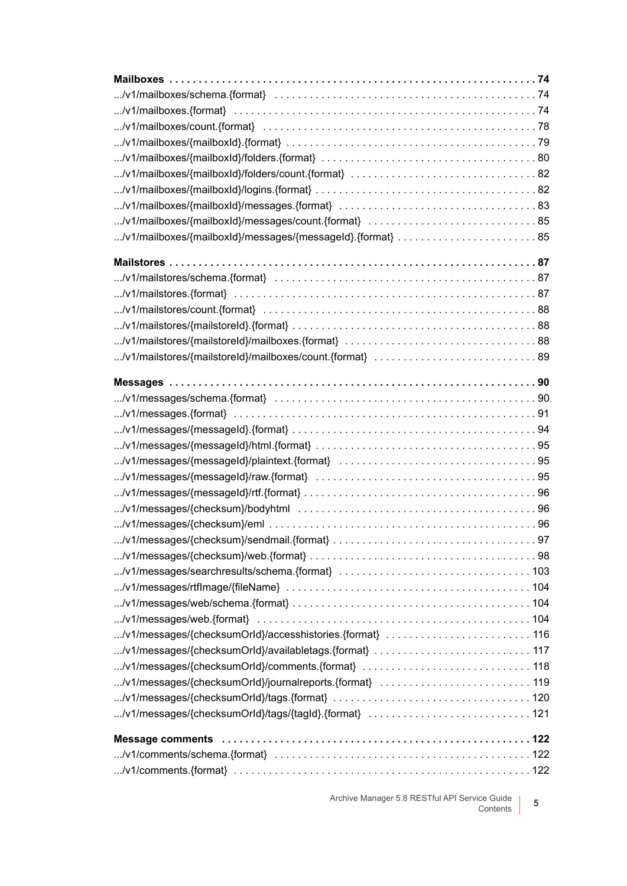**Mailboxes** . . . . . . . . . . . . . . . . . . . . . . . . . . . . . . . . . . . . . . . . . . . . . . . . . . . . . . . . . . . . . . . . **74**
.../v1/mailboxes/schema.{format} . . . . . . . . . . . . . . . . . . . . . . . . . . . . . . . . . . . . . . . . . . . . . 74
.../v1/mailboxes.{format} . . . . . . . . . . . . . . . . . . . . . . . . . . . . . . . . . . . . . . . . . . . . . . . . . . . . 74
.../v1/mailboxes/count.{format} . . . . . . . . . . . . . . . . . . . . . . . . . . . . . . . . . . . . . . . . . . . . . . . 78
.../v1/mailboxes/{mailboxId}.{format} . . . . . . . . . . . . . . . . . . . . . . . . . . . . . . . . . . . . . . . . . . . 79
.../v1/mailboxes/{mailboxId}/folders.{format} . . . . . . . . . . . . . . . . . . . . . . . . . . . . . . . . . . . . . 80
.../v1/mailboxes/{mailboxId}/folders/count.{format} . . . . . . . . . . . . . . . . . . . . . . . . . . . . . . . . 82
.../v1/mailboxes/{mailboxId}/logins.{format} . . . . . . . . . . . . . . . . . . . . . . . . . . . . . . . . . . . . . . 82
.../v1/mailboxes/{mailboxId}/messages.{format} . . . . . . . . . . . . . . . . . . . . . . . . . . . . . . . . . . 83
.../v1/mailboxes/{mailboxId}/messages/count.{format} . . . . . . . . . . . . . . . . . . . . . . . . . . . . . 85
.../v1/mailboxes/{mailboxId}/messages/{messageId}.{format} . . . . . . . . . . . . . . . . . . . . . . . . 85

**Mailstores** . . . . . . . . . . . . . . . . . . . . . . . . . . . . . . . . . . . . . . . . . . . . . . . . . . . . . . . . . . . . . . . **87**
.../v1/mailstores/schema.{format} . . . . . . . . . . . . . . . . . . . . . . . . . . . . . . . . . . . . . . . . . . . . . 87
.../v1/mailstores.{format} . . . . . . . . . . . . . . . . . . . . . . . . . . . . . . . . . . . . . . . . . . . . . . . . . . . . 87
.../v1/mailstores/count.{format} . . . . . . . . . . . . . . . . . . . . . . . . . . . . . . . . . . . . . . . . . . . . . . . 88
.../v1/mailstores/{mailstoreId}.{format} . . . . . . . . . . . . . . . . . . . . . . . . . . . . . . . . . . . . . . . . . 88
.../v1/mailstores/{mailstoreId}/mailboxes.{format} . . . . . . . . . . . . . . . . . . . . . . . . . . . . . . . . . 88
.../v1/mailstores/{mailstoreId}/mailboxes/count.{format} . . . . . . . . . . . . . . . . . . . . . . . . . . . . 89

**Messages** . . . . . . . . . . . . . . . . . . . . . . . . . . . . . . . . . . . . . . . . . . . . . . . . . . . . . . . . . . . . . . . . **90**
.../v1/messages/schema.{format} . . . . . . . . . . . . . . . . . . . . . . . . . . . . . . . . . . . . . . . . . . . . . . 90
.../v1/messages.{format} . . . . . . . . . . . . . . . . . . . . . . . . . . . . . . . . . . . . . . . . . . . . . . . . . . . . . 91
.../v1/messages/{messageId}.{format} . . . . . . . . . . . . . . . . . . . . . . . . . . . . . . . . . . . . . . . . . . . 94
.../v1/messages/{messageId}/html.{format} . . . . . . . . . . . . . . . . . . . . . . . . . . . . . . . . . . . . . . . 95
.../v1/messages/{messageId}/plaintext.{format} . . . . . . . . . . . . . . . . . . . . . . . . . . . . . . . . . . . 95
.../v1/messages/{messageId}/raw.{format} . . . . . . . . . . . . . . . . . . . . . . . . . . . . . . . . . . . . . . . 95
.../v1/messages/{messageId}/rtf.{format} . . . . . . . . . . . . . . . . . . . . . . . . . . . . . . . . . . . . . . . . 96
.../v1/messages/{checksum}/bodyhtml . . . . . . . . . . . . . . . . . . . . . . . . . . . . . . . . . . . . . . . . . . 96
.../v1/messages/{checksum}/eml . . . . . . . . . . . . . . . . . . . . . . . . . . . . . . . . . . . . . . . . . . . . . . 96
.../v1/messages/{checksum}/sendmail.{format} . . . . . . . . . . . . . . . . . . . . . . . . . . . . . . . . . . . 97
.../v1/messages/{checksum}/web.{format} . . . . . . . . . . . . . . . . . . . . . . . . . . . . . . . . . . . . . . . 98
.../v1/messages/searchresults/schema.{format} . . . . . . . . . . . . . . . . . . . . . . . . . . . . . . . . . 103
.../v1/messages/rtfImage/{fileName} . . . . . . . . . . . . . . . . . . . . . . . . . . . . . . . . . . . . . . . . . . 104
.../v1/messages/web/schema.{format} . . . . . . . . . . . . . . . . . . . . . . . . . . . . . . . . . . . . . . . . . 104
.../v1/messages/web.{format} . . . . . . . . . . . . . . . . . . . . . . . . . . . . . . . . . . . . . . . . . . . . . . . 104
.../v1/messages/{checksumOrId}/accesshistories.{format} . . . . . . . . . . . . . . . . . . . . . . . . . 116
.../v1/messages/{checksumOrId}/availabletags.{format} . . . . . . . . . . . . . . . . . . . . . . . . . . . 117
.../v1/messages/{checksumOrId}/comments.{format} . . . . . . . . . . . . . . . . . . . . . . . . . . . . . 118
.../v1/messages/{checksumOrId}/journalreports.{format} . . . . . . . . . . . . . . . . . . . . . . . . . . 119
.../v1/messages/{checksumOrId}/tags.{format} . . . . . . . . . . . . . . . . . . . . . . . . . . . . . . . . . . 120
.../v1/messages/{checksumOrId}/tags/{tagId}.{format} . . . . . . . . . . . . . . . . . . . . . . . . . . . . 121

**Message comments** . . . . . . . . . . . . . . . . . . . . . . . . . . . . . . . . . . . . . . . . . . . . . . . . . . . . . **122**
.../v1/comments/schema.{format} . . . . . . . . . . . . . . . . . . . . . . . . . . . . . . . . . . . . . . . . . . . . 122
.../v1/comments.{format} . . . . . . . . . . . . . . . . . . . . . . . . . . . . . . . . . . . . . . . . . . . . . . . . . . 122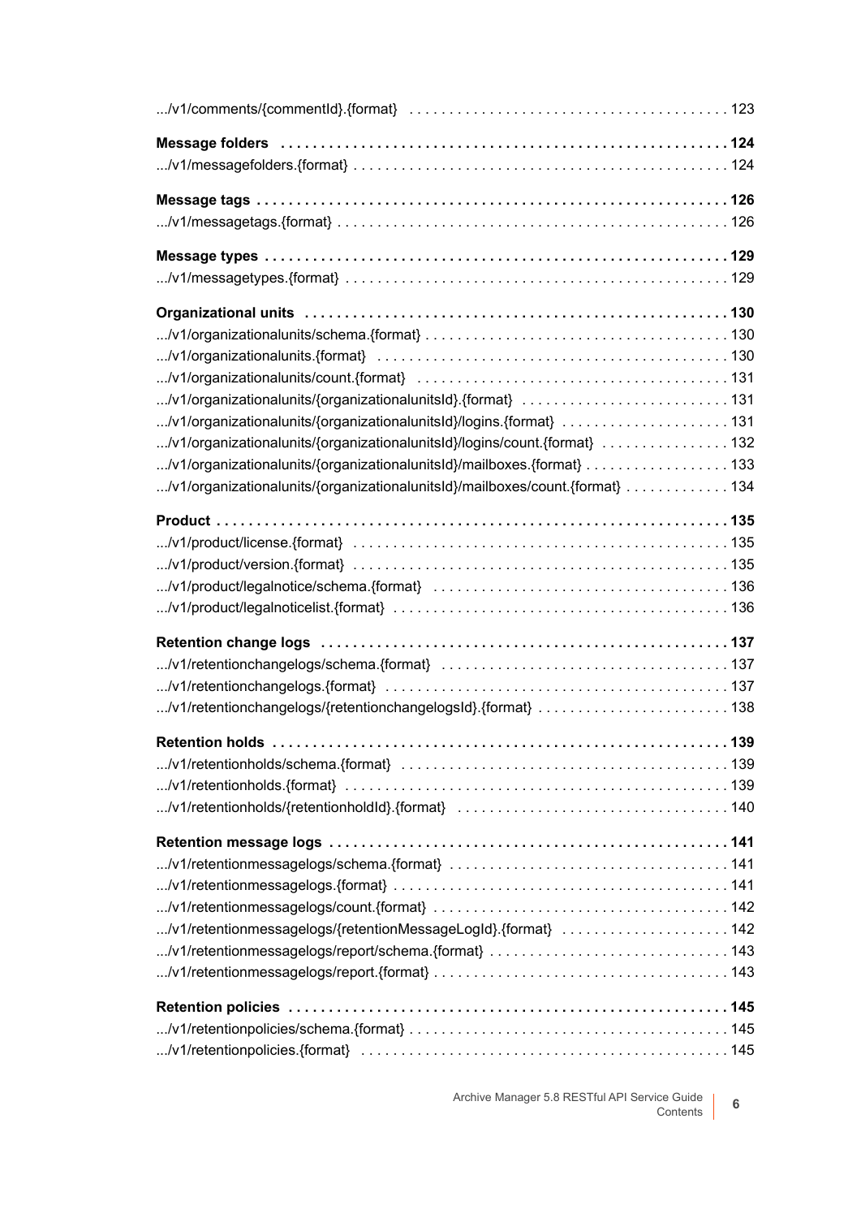.../v1/comments/{commentId}.{format} . . . . . . . . . . . . . . . . . . . . . . . . . . . . . . . . . . . . . . . . 123

**Message folders . . . . . . . . . . . . . . . . . . . . . . . . . . . . . . . . . . . . . . . . . . . . . . . . . . . . . . . . 124**

.../v1/messagefolders.{format} . . . . . . . . . . . . . . . . . . . . . . . . . . . . . . . . . . . . . . . . . . . . . . . 124

**Message tags . . . . . . . . . . . . . . . . . . . . . . . . . . . . . . . . . . . . . . . . . . . . . . . . . . . . . . . . . . 126**

.../v1/messagetags.{format} . . . . . . . . . . . . . . . . . . . . . . . . . . . . . . . . . . . . . . . . . . . . . . . . . 126

**Message types . . . . . . . . . . . . . . . . . . . . . . . . . . . . . . . . . . . . . . . . . . . . . . . . . . . . . . . . . . 129**

.../v1/messagetypes.{format} . . . . . . . . . . . . . . . . . . . . . . . . . . . . . . . . . . . . . . . . . . . . . . . . 129

**Organizational units . . . . . . . . . . . . . . . . . . . . . . . . . . . . . . . . . . . . . . . . . . . . . . . . . . . . . 130**

.../v1/organizationalunits/schema.{format} . . . . . . . . . . . . . . . . . . . . . . . . . . . . . . . . . . . . . . 130

.../v1/organizationalunits.{format} . . . . . . . . . . . . . . . . . . . . . . . . . . . . . . . . . . . . . . . . . . . . 130

.../v1/organizationalunits/count.{format} . . . . . . . . . . . . . . . . . . . . . . . . . . . . . . . . . . . . . . . 131

.../v1/organizationalunits/{organizationalunitsId}.{format} . . . . . . . . . . . . . . . . . . . . . . . . . . 131

.../v1/organizationalunits/{organizationalunitsId}/logins.{format} . . . . . . . . . . . . . . . . . . . . . 131

.../v1/organizationalunits/{organizationalunitsId}/logins/count.{format} . . . . . . . . . . . . . . . . 132

.../v1/organizationalunits/{organizationalunitsId}/mailboxes.{format} . . . . . . . . . . . . . . . . . . 133

.../v1/organizationalunits/{organizationalunitsId}/mailboxes/count.{format} . . . . . . . . . . . . . 134

**Product . . . . . . . . . . . . . . . . . . . . . . . . . . . . . . . . . . . . . . . . . . . . . . . . . . . . . . . . . . . . . . . . 135**

.../v1/product/license.{format} . . . . . . . . . . . . . . . . . . . . . . . . . . . . . . . . . . . . . . . . . . . . . . . 135

.../v1/product/version.{format} . . . . . . . . . . . . . . . . . . . . . . . . . . . . . . . . . . . . . . . . . . . . . . . 135

.../v1/product/legalnotice/schema.{format} . . . . . . . . . . . . . . . . . . . . . . . . . . . . . . . . . . . . . 136

.../v1/product/legalnoticelist.{format} . . . . . . . . . . . . . . . . . . . . . . . . . . . . . . . . . . . . . . . . . . 136

**Retention change logs . . . . . . . . . . . . . . . . . . . . . . . . . . . . . . . . . . . . . . . . . . . . . . . . . . . . 137**

.../v1/retentionchangelogs/schema.{format} . . . . . . . . . . . . . . . . . . . . . . . . . . . . . . . . . . . . 137

.../v1/retentionchangelogs.{format} . . . . . . . . . . . . . . . . . . . . . . . . . . . . . . . . . . . . . . . . . . . 137

.../v1/retentionchangelogs/{retentionchangelogsId}.{format} . . . . . . . . . . . . . . . . . . . . . . . . 138

**Retention holds . . . . . . . . . . . . . . . . . . . . . . . . . . . . . . . . . . . . . . . . . . . . . . . . . . . . . . . . . 139**

.../v1/retentionholds/schema.{format} . . . . . . . . . . . . . . . . . . . . . . . . . . . . . . . . . . . . . . . . . 139

.../v1/retentionholds.{format} . . . . . . . . . . . . . . . . . . . . . . . . . . . . . . . . . . . . . . . . . . . . . . . . 139

.../v1/retentionholds/{retentionholdId}.{format} . . . . . . . . . . . . . . . . . . . . . . . . . . . . . . . . . . 140

**Retention message logs . . . . . . . . . . . . . . . . . . . . . . . . . . . . . . . . . . . . . . . . . . . . . . . . . . 141**

.../v1/retentionmessagelogs/schema.{format} . . . . . . . . . . . . . . . . . . . . . . . . . . . . . . . . . . . 141

.../v1/retentionmessagelogs.{format} . . . . . . . . . . . . . . . . . . . . . . . . . . . . . . . . . . . . . . . . . . 141

.../v1/retentionmessagelogs/count.{format} . . . . . . . . . . . . . . . . . . . . . . . . . . . . . . . . . . . . . 142

.../v1/retentionmessagelogs/{retentionMessageLogId}.{format} . . . . . . . . . . . . . . . . . . . . . 142

.../v1/retentionmessagelogs/report/schema.{format} . . . . . . . . . . . . . . . . . . . . . . . . . . . . . . 143

.../v1/retentionmessagelogs/report.{format} . . . . . . . . . . . . . . . . . . . . . . . . . . . . . . . . . . . . . 143

**Retention policies . . . . . . . . . . . . . . . . . . . . . . . . . . . . . . . . . . . . . . . . . . . . . . . . . . . . . . . 145**

.../v1/retentionpolicies/schema.{format} . . . . . . . . . . . . . . . . . . . . . . . . . . . . . . . . . . . . . . . . 145

.../v1/retentionpolicies.{format} . . . . . . . . . . . . . . . . . . . . . . . . . . . . . . . . . . . . . . . . . . . . . . 145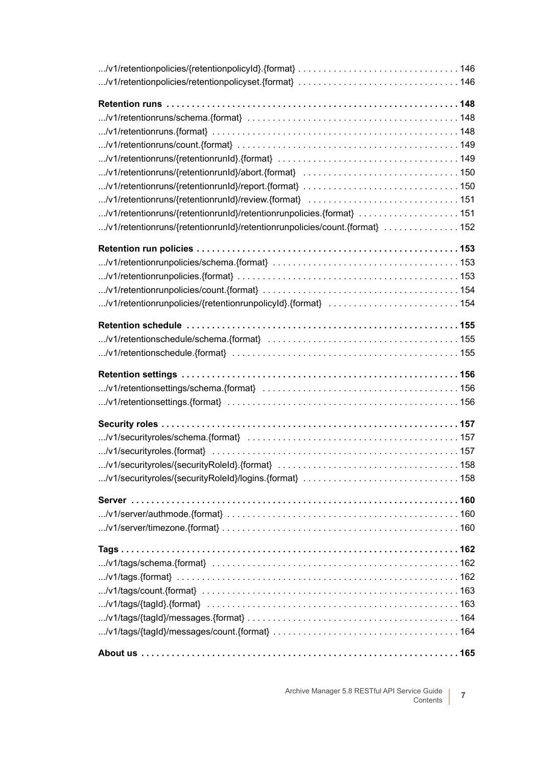.../v1/retentionpolicies/{retentionpolicyId}.{format} . . . . . . . . . . . . . . . . . . . . . . . . . . . . . . . . 146
.../v1/retentionpolicies/retentionpolicyset.{format} . . . . . . . . . . . . . . . . . . . . . . . . . . . . . . . . 146

**Retention runs . . . . . . . . . . . . . . . . . . . . . . . . . . . . . . . . . . . . . . . . . . . . . . . . . . . . . . . . . . 148**
.../v1/retentionruns/schema.{format} . . . . . . . . . . . . . . . . . . . . . . . . . . . . . . . . . . . . . . . . . . 148
.../v1/retentionruns.{format} . . . . . . . . . . . . . . . . . . . . . . . . . . . . . . . . . . . . . . . . . . . . . . . . . 148
.../v1/retentionruns/count.{format} . . . . . . . . . . . . . . . . . . . . . . . . . . . . . . . . . . . . . . . . . . . . 149
.../v1/retentionruns/{retentionrunId}.{format} . . . . . . . . . . . . . . . . . . . . . . . . . . . . . . . . . . . . 149
.../v1/retentionruns/{retentionrunId}/abort.{format} . . . . . . . . . . . . . . . . . . . . . . . . . . . . . . . 150
.../v1/retentionruns/{retentionrunId}/report.{format} . . . . . . . . . . . . . . . . . . . . . . . . . . . . . . . 150
.../v1/retentionruns/{retentionrunId}/review.{format} . . . . . . . . . . . . . . . . . . . . . . . . . . . . . . 151
.../v1/retentionruns/{retentionrunId}/retentionrunpolicies.{format} . . . . . . . . . . . . . . . . . . . . 151
.../v1/retentionruns/{retentionrunId}/retentionrunpolicies/count.{format} . . . . . . . . . . . . . . . 152

**Retention run policies . . . . . . . . . . . . . . . . . . . . . . . . . . . . . . . . . . . . . . . . . . . . . . . . . . . . 153**
.../v1/retentionrunpolicies/schema.{format} . . . . . . . . . . . . . . . . . . . . . . . . . . . . . . . . . . . . . 153
.../v1/retentionrunpolicies.{format} . . . . . . . . . . . . . . . . . . . . . . . . . . . . . . . . . . . . . . . . . . . . 153
.../v1/retentionrunpolicies/count.{format} . . . . . . . . . . . . . . . . . . . . . . . . . . . . . . . . . . . . . . . 154
.../v1/retentionrunpolicies/{retentionrunpolicyId}.{format} . . . . . . . . . . . . . . . . . . . . . . . . . . 154

**Retention schedule . . . . . . . . . . . . . . . . . . . . . . . . . . . . . . . . . . . . . . . . . . . . . . . . . . . . . . . 155**
.../v1/retentionschedule/schema.{format} . . . . . . . . . . . . . . . . . . . . . . . . . . . . . . . . . . . . . . 155
.../v1/retentionschedule.{format} . . . . . . . . . . . . . . . . . . . . . . . . . . . . . . . . . . . . . . . . . . . . . 155

**Retention settings . . . . . . . . . . . . . . . . . . . . . . . . . . . . . . . . . . . . . . . . . . . . . . . . . . . . . . . . 156**
.../v1/retentionsettings/schema.{format} . . . . . . . . . . . . . . . . . . . . . . . . . . . . . . . . . . . . . . . 156
.../v1/retentionsettings.{format} . . . . . . . . . . . . . . . . . . . . . . . . . . . . . . . . . . . . . . . . . . . . . . 156

**Security roles . . . . . . . . . . . . . . . . . . . . . . . . . . . . . . . . . . . . . . . . . . . . . . . . . . . . . . . . . . . 157**
.../v1/securityroles/schema.{format} . . . . . . . . . . . . . . . . . . . . . . . . . . . . . . . . . . . . . . . . . . 157
.../v1/securityroles.{format} . . . . . . . . . . . . . . . . . . . . . . . . . . . . . . . . . . . . . . . . . . . . . . . . . 157
.../v1/securityroles/{securityRoleId}.{format} . . . . . . . . . . . . . . . . . . . . . . . . . . . . . . . . . . . . 158
.../v1/securityroles/{securityRoleId}/logins.{format} . . . . . . . . . . . . . . . . . . . . . . . . . . . . . . . 158

**Server . . . . . . . . . . . . . . . . . . . . . . . . . . . . . . . . . . . . . . . . . . . . . . . . . . . . . . . . . . . . . . . . . 160**
.../v1/server/authmode.{format} . . . . . . . . . . . . . . . . . . . . . . . . . . . . . . . . . . . . . . . . . . . . . . 160
.../v1/server/timezone.{format} . . . . . . . . . . . . . . . . . . . . . . . . . . . . . . . . . . . . . . . . . . . . . . . 160

**Tags . . . . . . . . . . . . . . . . . . . . . . . . . . . . . . . . . . . . . . . . . . . . . . . . . . . . . . . . . . . . . . . . . . 162**
.../v1/tags/schema.{format} . . . . . . . . . . . . . . . . . . . . . . . . . . . . . . . . . . . . . . . . . . . . . . . . . 162
.../v1/tags.{format} . . . . . . . . . . . . . . . . . . . . . . . . . . . . . . . . . . . . . . . . . . . . . . . . . . . . . . . . 162
.../v1/tags/count.{format} . . . . . . . . . . . . . . . . . . . . . . . . . . . . . . . . . . . . . . . . . . . . . . . . . . . 163
.../v1/tags/{tagId}.{format} . . . . . . . . . . . . . . . . . . . . . . . . . . . . . . . . . . . . . . . . . . . . . . . . . . 163
.../v1/tags/{tagId}/messages.{format} . . . . . . . . . . . . . . . . . . . . . . . . . . . . . . . . . . . . . . . . . . 164
.../v1/tags/{tagId}/messages/count.{format} . . . . . . . . . . . . . . . . . . . . . . . . . . . . . . . . . . . . . 164

**About us . . . . . . . . . . . . . . . . . . . . . . . . . . . . . . . . . . . . . . . . . . . . . . . . . . . . . . . . . . . . . . . 165**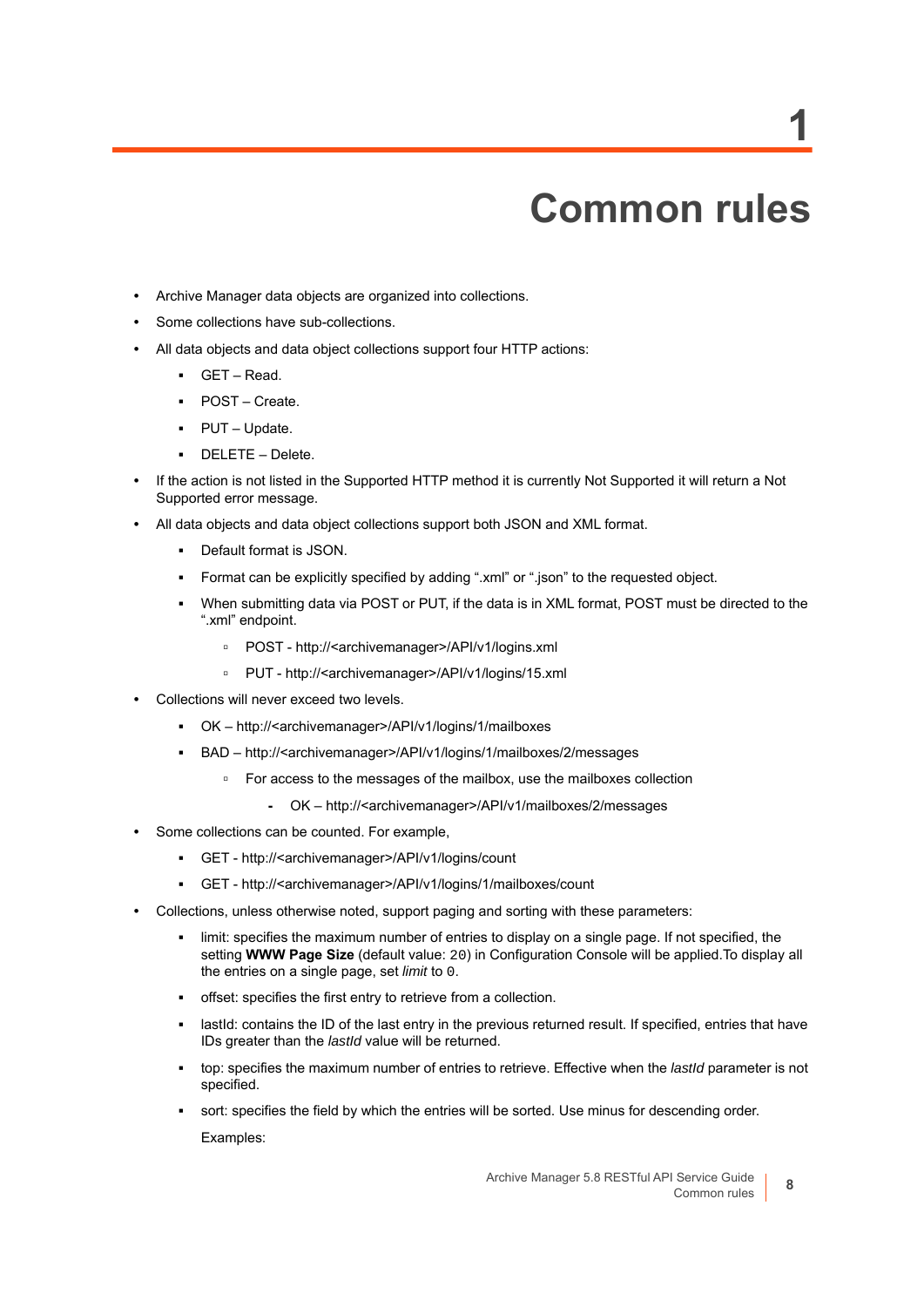# 1 Common rules

- Archive Manager data objects are organized into collections.
- Some collections have sub-collections.
- All data objects and data object collections support four HTTP actions:
  - GET – Read.
  - POST – Create.
  - PUT – Update.
  - DELETE – Delete.
- If the action is not listed in the Supported HTTP method it is currently Not Supported it will return a Not Supported error message.
- All data objects and data object collections support both JSON and XML format.
  - Default format is JSON.
  - Format can be explicitly specified by adding ".xml" or ".json" to the requested object.
  - When submitting data via POST or PUT, if the data is in XML format, POST must be directed to the ".xml" endpoint.
    - POST - http://<archivemanager>/API/v1/logins.xml
    - PUT - http://<archivemanager>/API/v1/logins/15.xml
- Collections will never exceed two levels.
  - OK – http://<archivemanager>/API/v1/logins/1/mailboxes
  - BAD – http://<archivemanager>/API/v1/logins/1/mailboxes/2/messages
    - For access to the messages of the mailbox, use the mailboxes collection
      - OK – http://<archivemanager>/API/v1/mailboxes/2/messages
- Some collections can be counted. For example,
  - GET - http://<archivemanager>/API/v1/logins/count
  - GET - http://<archivemanager>/API/v1/logins/1/mailboxes/count
- Collections, unless otherwise noted, support paging and sorting with these parameters:
  - limit: specifies the maximum number of entries to display on a single page. If not specified, the setting **WWW Page Size** (default value: `20`) in Configuration Console will be applied.To display all the entries on a single page, set *limit* to `0`.
  - offset: specifies the first entry to retrieve from a collection.
  - lastId: contains the ID of the last entry in the previous returned result. If specified, entries that have IDs greater than the *lastId* value will be returned.
  - top: specifies the maximum number of entries to retrieve. Effective when the *lastId* parameter is not specified.
  - sort: specifies the field by which the entries will be sorted. Use minus for descending order.

    Examples: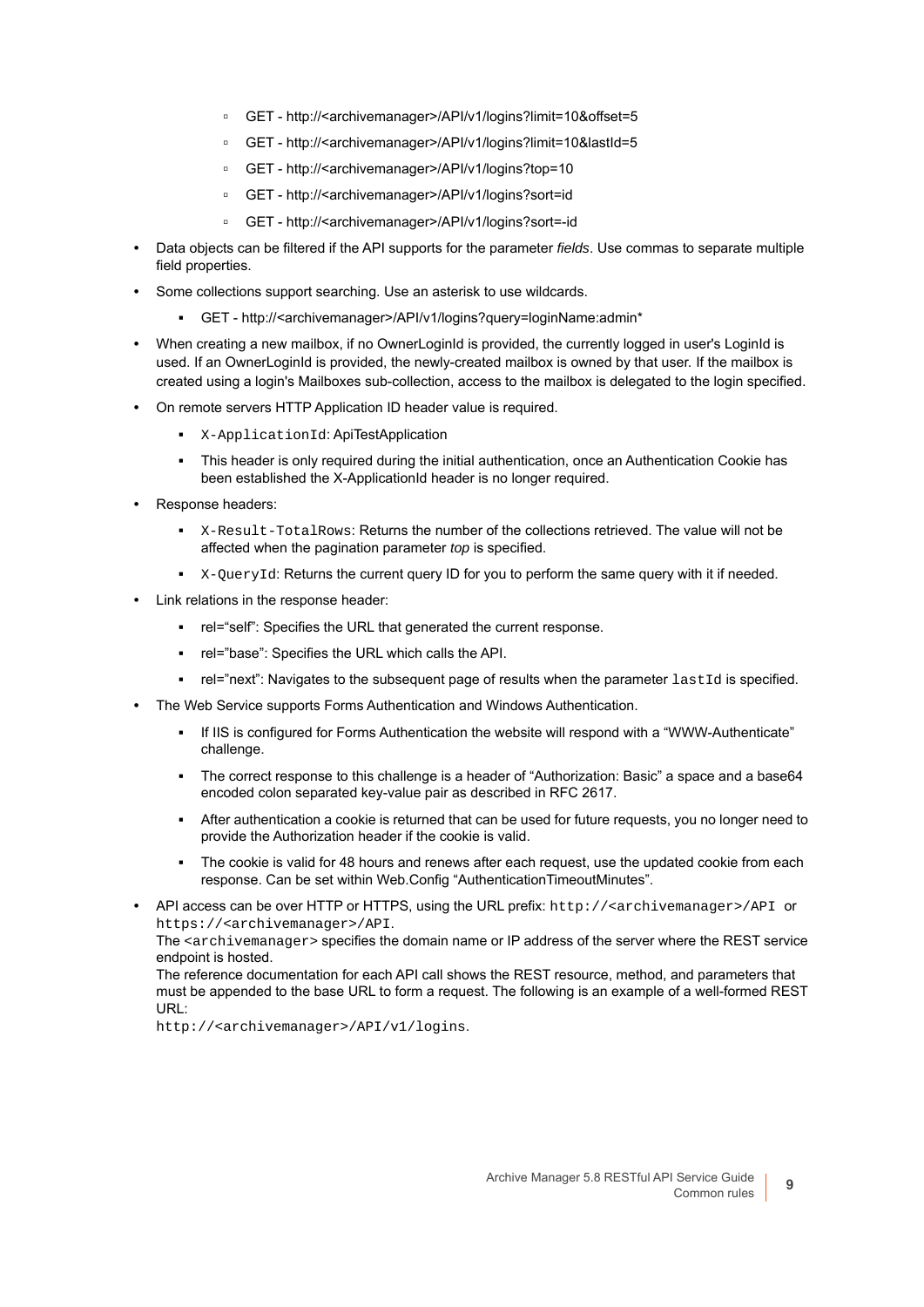- GET - http://<archivemanager>/API/v1/logins?limit=10&offset=5
  - GET - http://<archivemanager>/API/v1/logins?limit=10&lastId=5
  - GET - http://<archivemanager>/API/v1/logins?top=10
  - GET - http://<archivemanager>/API/v1/logins?sort=id
  - GET - http://<archivemanager>/API/v1/logins?sort=-id
- Data objects can be filtered if the API supports for the parameter *fields*. Use commas to separate multiple field properties.
- Some collections support searching. Use an asterisk to use wildcards.
  - GET - http://<archivemanager>/API/v1/logins?query=loginName:admin*
- When creating a new mailbox, if no OwnerLoginId is provided, the currently logged in user's LoginId is used. If an OwnerLoginId is provided, the newly-created mailbox is owned by that user. If the mailbox is created using a login's Mailboxes sub-collection, access to the mailbox is delegated to the login specified.
- On remote servers HTTP Application ID header value is required.
  - `X-ApplicationId`: ApiTestApplication
  - This header is only required during the initial authentication, once an Authentication Cookie has been established the X-ApplicationId header is no longer required.
- Response headers:
  - `X-Result-TotalRows`: Returns the number of the collections retrieved. The value will not be affected when the pagination parameter *top* is specified.
  - `X-QueryId`: Returns the current query ID for you to perform the same query with it if needed.
- Link relations in the response header:
  - rel="self": Specifies the URL that generated the current response.
  - rel="base": Specifies the URL which calls the API.
  - rel="next": Navigates to the subsequent page of results when the parameter `lastId` is specified.
- The Web Service supports Forms Authentication and Windows Authentication.
  - If IIS is configured for Forms Authentication the website will respond with a "WWW-Authenticate" challenge.
  - The correct response to this challenge is a header of "Authorization: Basic" a space and a base64 encoded colon separated key-value pair as described in RFC 2617.
  - After authentication a cookie is returned that can be used for future requests, you no longer need to provide the Authorization header if the cookie is valid.
  - The cookie is valid for 48 hours and renews after each request, use the updated cookie from each response. Can be set within Web.Config "AuthenticationTimeoutMinutes".
- API access can be over HTTP or HTTPS, using the URL prefix: `http://<archivemanager>/API` or `https://<archivemanager>/API`.
  The `<archivemanager>` specifies the domain name or IP address of the server where the REST service endpoint is hosted.
  The reference documentation for each API call shows the REST resource, method, and parameters that must be appended to the base URL to form a request. The following is an example of a well-formed REST URL:
  `http://<archivemanager>/API/v1/logins`.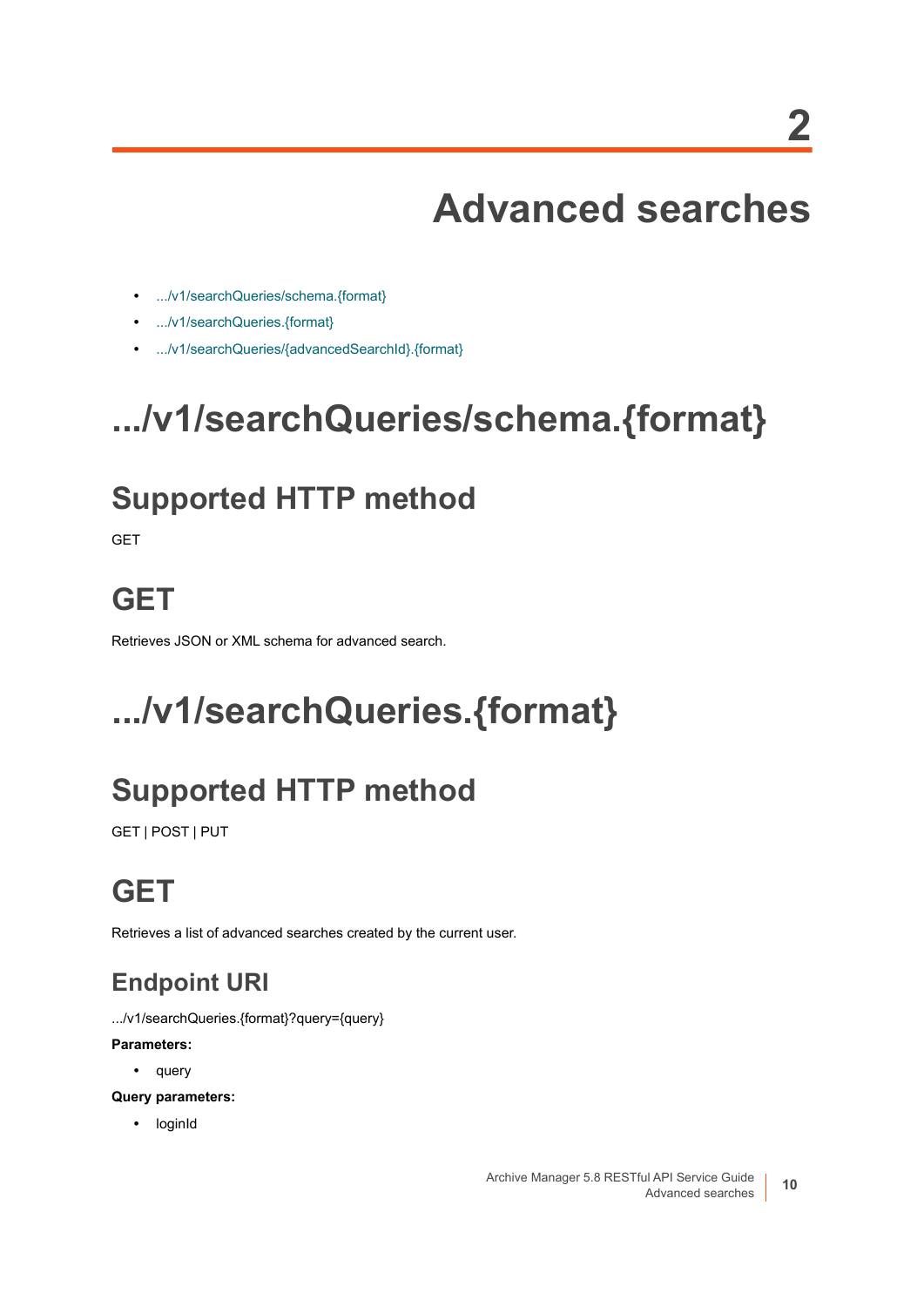# 2 Advanced searches

- .../v1/searchQueries/schema.{format}
- .../v1/searchQueries.{format}
- .../v1/searchQueries/{advancedSearchId}.{format}

# .../v1/searchQueries/schema.{format}

## Supported HTTP method

GET

## GET

Retrieves JSON or XML schema for advanced search.

# .../v1/searchQueries.{format}

## Supported HTTP method

GET | POST | PUT

## GET

Retrieves a list of advanced searches created by the current user.

### Endpoint URI

.../v1/searchQueries.{format}?query={query}

**Parameters:**

- query

**Query parameters:**

- loginId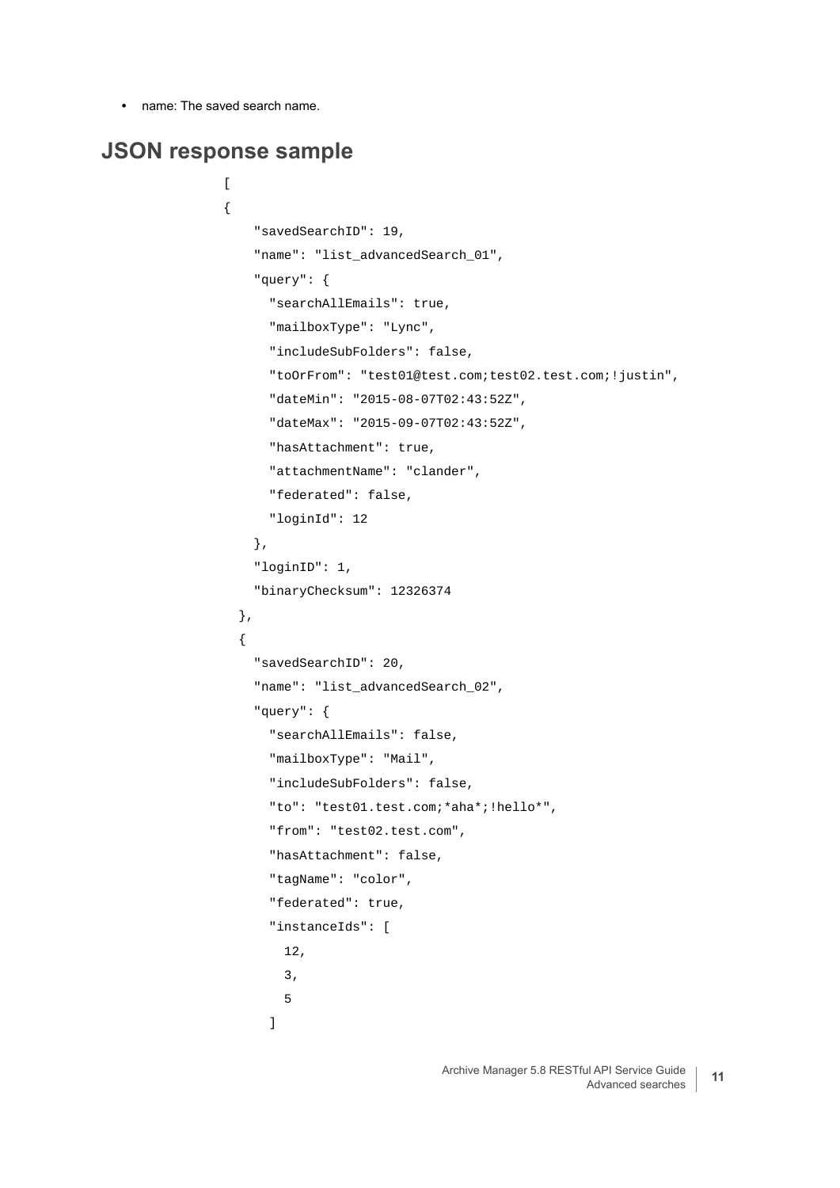- name: The saved search name.

## JSON response sample

```
[
{
    "savedSearchID": 19,
    "name": "list_advancedSearch_01",
    "query": {
      "searchAllEmails": true,
      "mailboxType": "Lync",
      "includeSubFolders": false,
      "toOrFrom": "test01@test.com;test02.test.com;!justin",
      "dateMin": "2015-08-07T02:43:52Z",
      "dateMax": "2015-09-07T02:43:52Z",
      "hasAttachment": true,
      "attachmentName": "clander",
      "federated": false,
      "loginId": 12
    },
    "loginID": 1,
    "binaryChecksum": 12326374
  },
  {
    "savedSearchID": 20,
    "name": "list_advancedSearch_02",
    "query": {
      "searchAllEmails": false,
      "mailboxType": "Mail",
      "includeSubFolders": false,
      "to": "test01.test.com;*aha*;!hello*",
      "from": "test02.test.com",
      "hasAttachment": false,
      "tagName": "color",
      "federated": true,
      "instanceIds": [
        12,
        3,
        5
      ]
```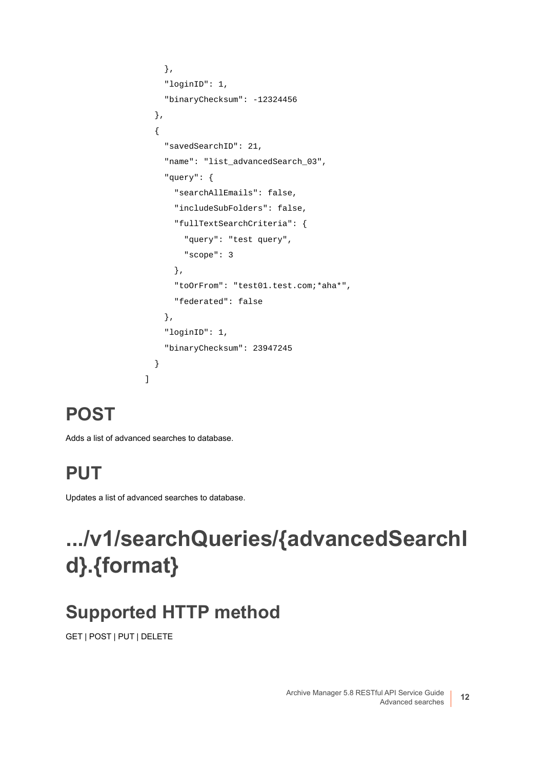```
    },
    "loginID": 1,
    "binaryChecksum": -12324456
  },
  {
    "savedSearchID": 21,
    "name": "list_advancedSearch_03",
    "query": {
      "searchAllEmails": false,
      "includeSubFolders": false,
      "fullTextSearchCriteria": {
        "query": "test query",
        "scope": 3
      },
      "toOrFrom": "test01.test.com;*aha*",
      "federated": false
    },
    "loginID": 1,
    "binaryChecksum": 23947245
  }
]
```

## POST

Adds a list of advanced searches to database.

## PUT

Updates a list of advanced searches to database.

# .../v1/searchQueries/{advancedSearchId}.{format}

## Supported HTTP method

GET | POST | PUT | DELETE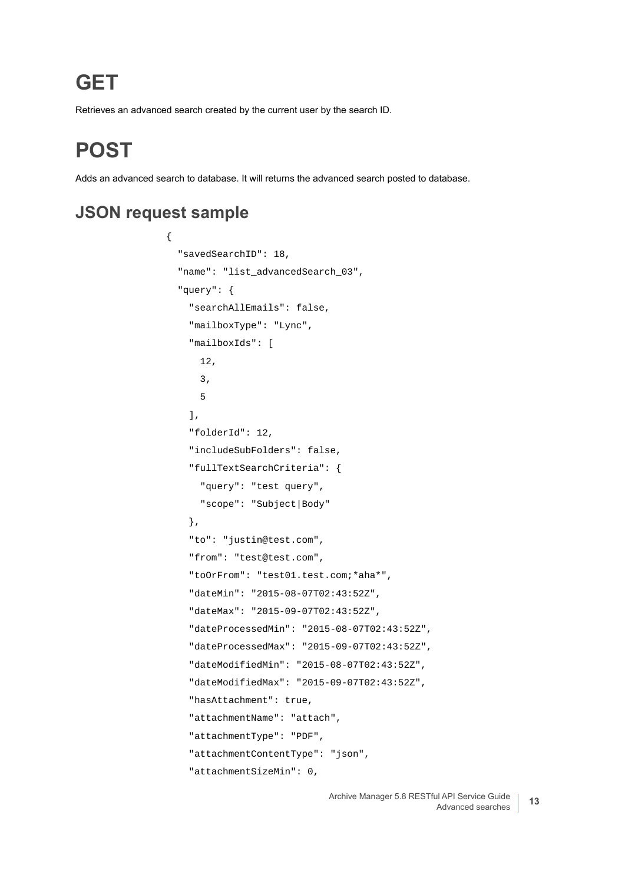# GET

Retrieves an advanced search created by the current user by the search ID.

# POST

Adds an advanced search to database. It will returns the advanced search posted to database.

## JSON request sample

```
{
  "savedSearchID": 18,
  "name": "list_advancedSearch_03",
  "query": {
    "searchAllEmails": false,
    "mailboxType": "Lync",
    "mailboxIds": [
      12,
      3,
      5
    ],
    "folderId": 12,
    "includeSubFolders": false,
    "fullTextSearchCriteria": {
      "query": "test query",
      "scope": "Subject|Body"
    },
    "to": "justin@test.com",
    "from": "test@test.com",
    "toOrFrom": "test01.test.com;*aha*",
    "dateMin": "2015-08-07T02:43:52Z",
    "dateMax": "2015-09-07T02:43:52Z",
    "dateProcessedMin": "2015-08-07T02:43:52Z",
    "dateProcessedMax": "2015-09-07T02:43:52Z",
    "dateModifiedMin": "2015-08-07T02:43:52Z",
    "dateModifiedMax": "2015-09-07T02:43:52Z",
    "hasAttachment": true,
    "attachmentName": "attach",
    "attachmentType": "PDF",
    "attachmentContentType": "json",
    "attachmentSizeMin": 0,
```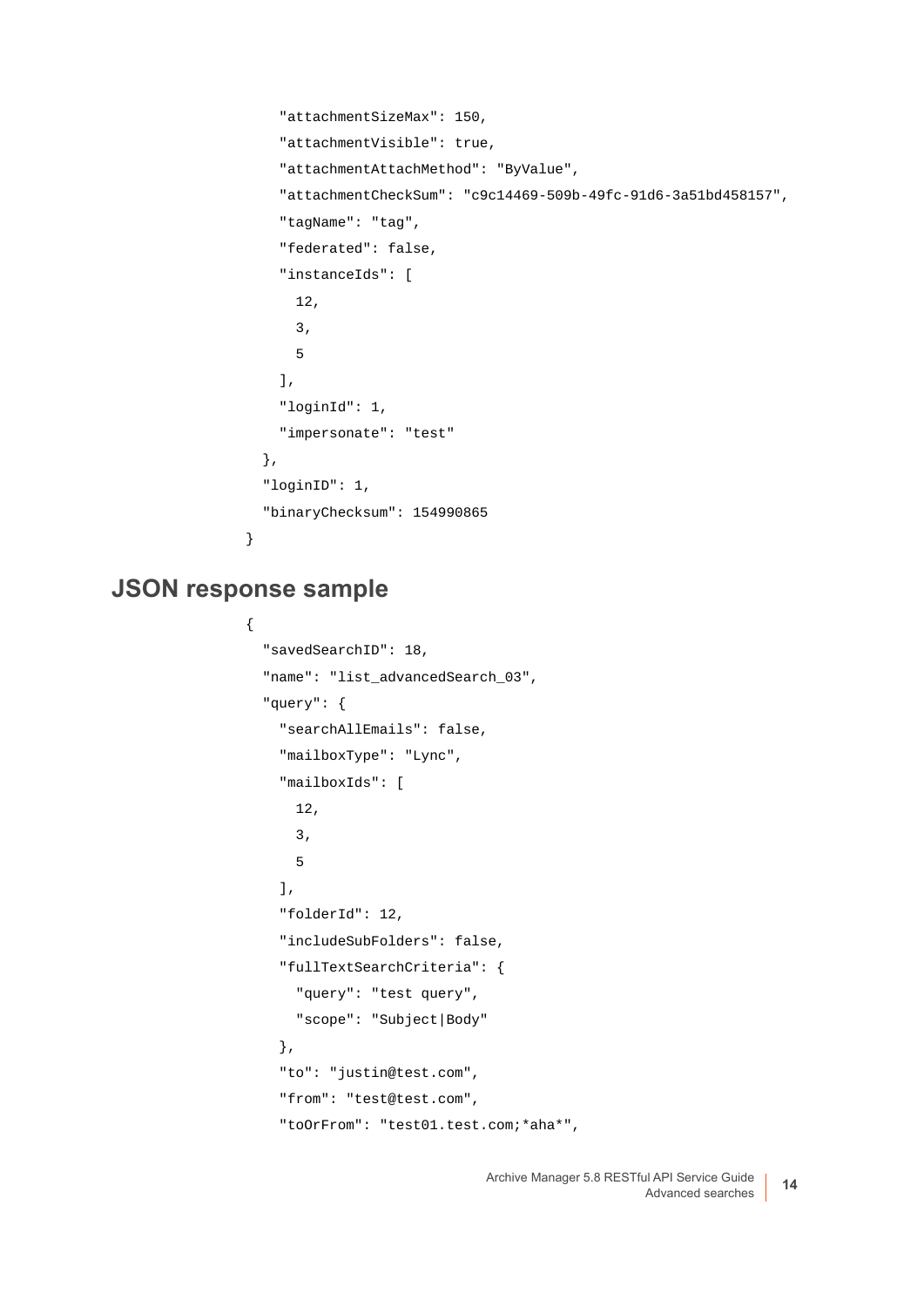```
    "attachmentSizeMax": 150,
    "attachmentVisible": true,
    "attachmentAttachMethod": "ByValue",
    "attachmentCheckSum": "c9c14469-509b-49fc-91d6-3a51bd458157",
    "tagName": "tag",
    "federated": false,
    "instanceIds": [
      12,
      3,
      5
    ],
    "loginId": 1,
    "impersonate": "test"
  },
  "loginID": 1,
  "binaryChecksum": 154990865
}
```

## JSON response sample

```
{
  "savedSearchID": 18,
  "name": "list_advancedSearch_03",
  "query": {
    "searchAllEmails": false,
    "mailboxType": "Lync",
    "mailboxIds": [
      12,
      3,
      5
    ],
    "folderId": 12,
    "includeSubFolders": false,
    "fullTextSearchCriteria": {
      "query": "test query",
      "scope": "Subject|Body"
    },
    "to": "justin@test.com",
    "from": "test@test.com",
    "toOrFrom": "test01.test.com;*aha*",
```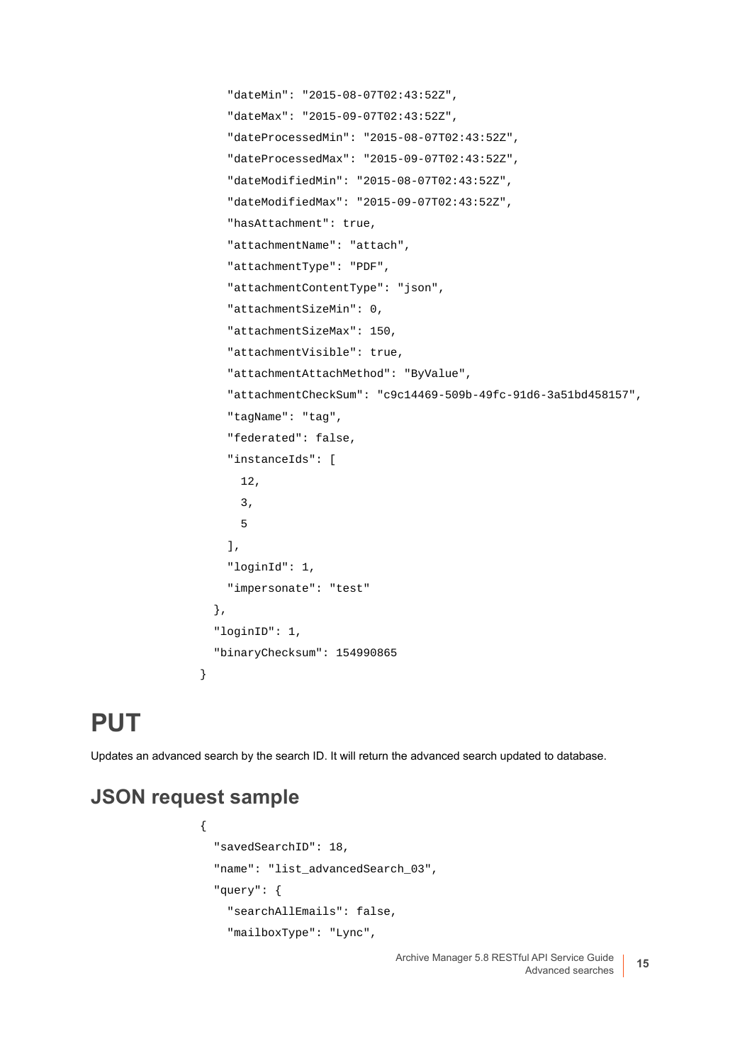```
    "dateMin": "2015-08-07T02:43:52Z",
    "dateMax": "2015-09-07T02:43:52Z",
    "dateProcessedMin": "2015-08-07T02:43:52Z",
    "dateProcessedMax": "2015-09-07T02:43:52Z",
    "dateModifiedMin": "2015-08-07T02:43:52Z",
    "dateModifiedMax": "2015-09-07T02:43:52Z",
    "hasAttachment": true,
    "attachmentName": "attach",
    "attachmentType": "PDF",
    "attachmentContentType": "json",
    "attachmentSizeMin": 0,
    "attachmentSizeMax": 150,
    "attachmentVisible": true,
    "attachmentAttachMethod": "ByValue",
    "attachmentCheckSum": "c9c14469-509b-49fc-91d6-3a51bd458157",
    "tagName": "tag",
    "federated": false,
    "instanceIds": [
      12,
      3,
      5
    ],
    "loginId": 1,
    "impersonate": "test"
  },
  "loginID": 1,
  "binaryChecksum": 154990865
}
```

# PUT

Updates an advanced search by the search ID. It will return the advanced search updated to database.

## JSON request sample

```
{
  "savedSearchID": 18,
  "name": "list_advancedSearch_03",
  "query": {
    "searchAllEmails": false,
    "mailboxType": "Lync",
```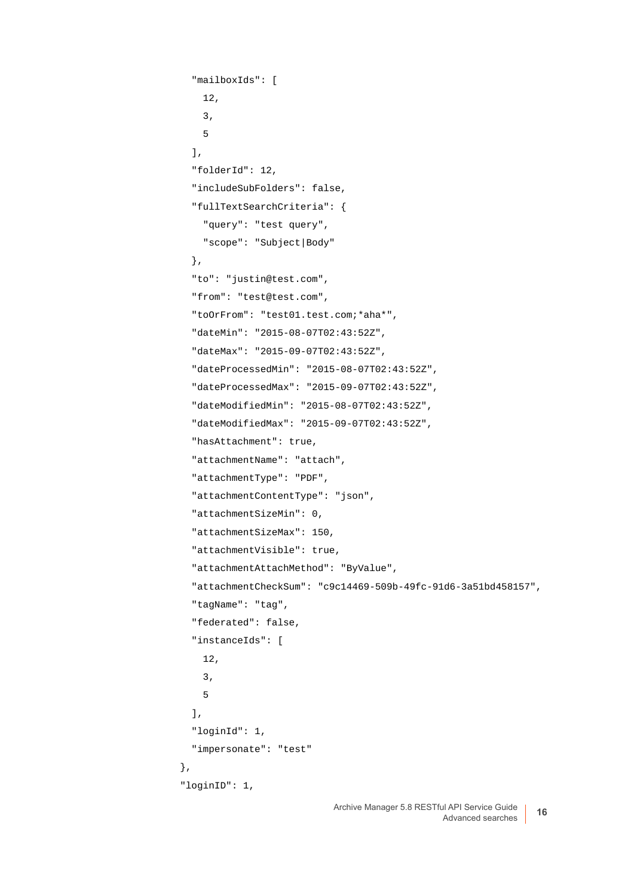```
    "mailboxIds": [
      12,
      3,
      5
    ],
    "folderId": 12,
    "includeSubFolders": false,
    "fullTextSearchCriteria": {
      "query": "test query",
      "scope": "Subject|Body"
    },
    "to": "justin@test.com",
    "from": "test@test.com",
    "toOrFrom": "test01.test.com;*aha*",
    "dateMin": "2015-08-07T02:43:52Z",
    "dateMax": "2015-09-07T02:43:52Z",
    "dateProcessedMin": "2015-08-07T02:43:52Z",
    "dateProcessedMax": "2015-09-07T02:43:52Z",
    "dateModifiedMin": "2015-08-07T02:43:52Z",
    "dateModifiedMax": "2015-09-07T02:43:52Z",
    "hasAttachment": true,
    "attachmentName": "attach",
    "attachmentType": "PDF",
    "attachmentContentType": "json",
    "attachmentSizeMin": 0,
    "attachmentSizeMax": 150,
    "attachmentVisible": true,
    "attachmentAttachMethod": "ByValue",
    "attachmentCheckSum": "c9c14469-509b-49fc-91d6-3a51bd458157",
    "tagName": "tag",
    "federated": false,
    "instanceIds": [
      12,
      3,
      5
    ],
    "loginId": 1,
    "impersonate": "test"
  },
  "loginID": 1,
```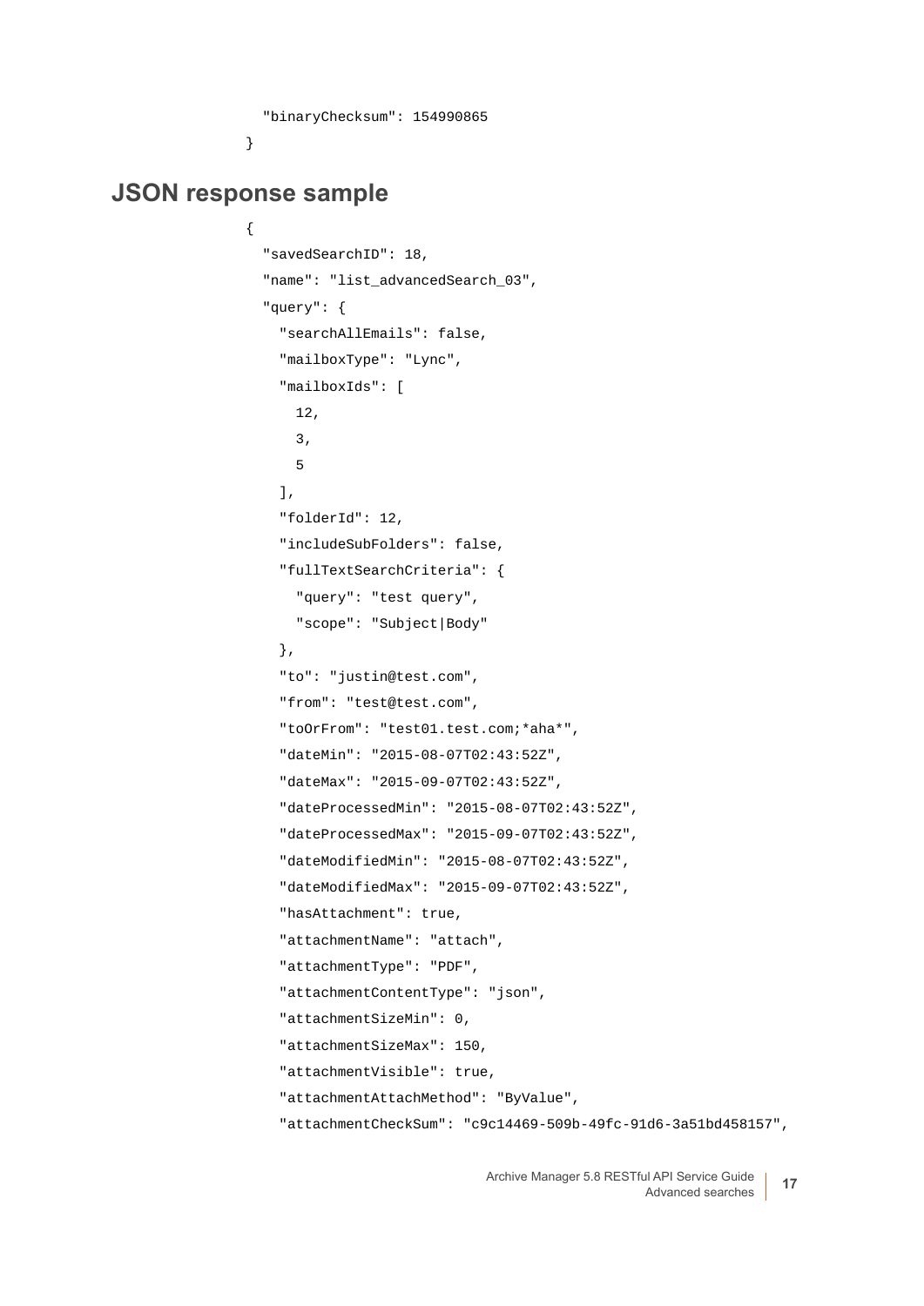```
  "binaryChecksum": 154990865
}
```

## JSON response sample

```
{
  "savedSearchID": 18,
  "name": "list_advancedSearch_03",
  "query": {
    "searchAllEmails": false,
    "mailboxType": "Lync",
    "mailboxIds": [
      12,
      3,
      5
    ],
    "folderId": 12,
    "includeSubFolders": false,
    "fullTextSearchCriteria": {
      "query": "test query",
      "scope": "Subject|Body"
    },
    "to": "justin@test.com",
    "from": "test@test.com",
    "toOrFrom": "test01.test.com;*aha*",
    "dateMin": "2015-08-07T02:43:52Z",
    "dateMax": "2015-09-07T02:43:52Z",
    "dateProcessedMin": "2015-08-07T02:43:52Z",
    "dateProcessedMax": "2015-09-07T02:43:52Z",
    "dateModifiedMin": "2015-08-07T02:43:52Z",
    "dateModifiedMax": "2015-09-07T02:43:52Z",
    "hasAttachment": true,
    "attachmentName": "attach",
    "attachmentType": "PDF",
    "attachmentContentType": "json",
    "attachmentSizeMin": 0,
    "attachmentSizeMax": 150,
    "attachmentVisible": true,
    "attachmentAttachMethod": "ByValue",
    "attachmentCheckSum": "c9c14469-509b-49fc-91d6-3a51bd458157",
```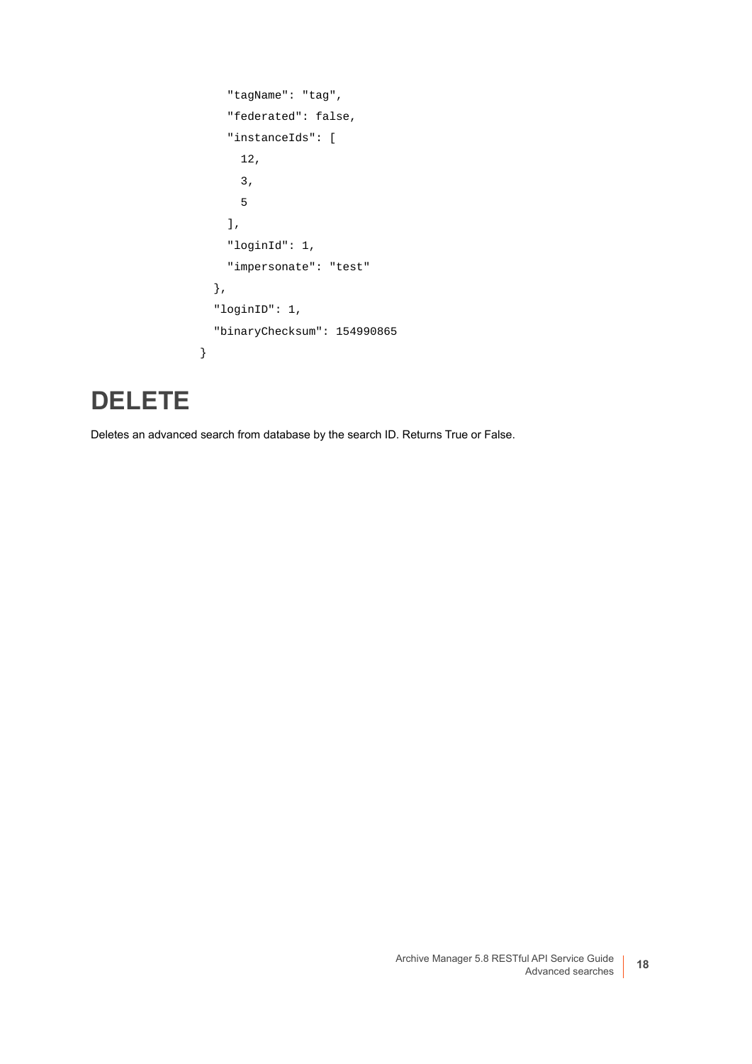```
    "tagName": "tag",
    "federated": false,
    "instanceIds": [
      12,
      3,
      5
    ],
    "loginId": 1,
    "impersonate": "test"
  },
  "loginID": 1,
  "binaryChecksum": 154990865
}
```

# DELETE

Deletes an advanced search from database by the search ID. Returns True or False.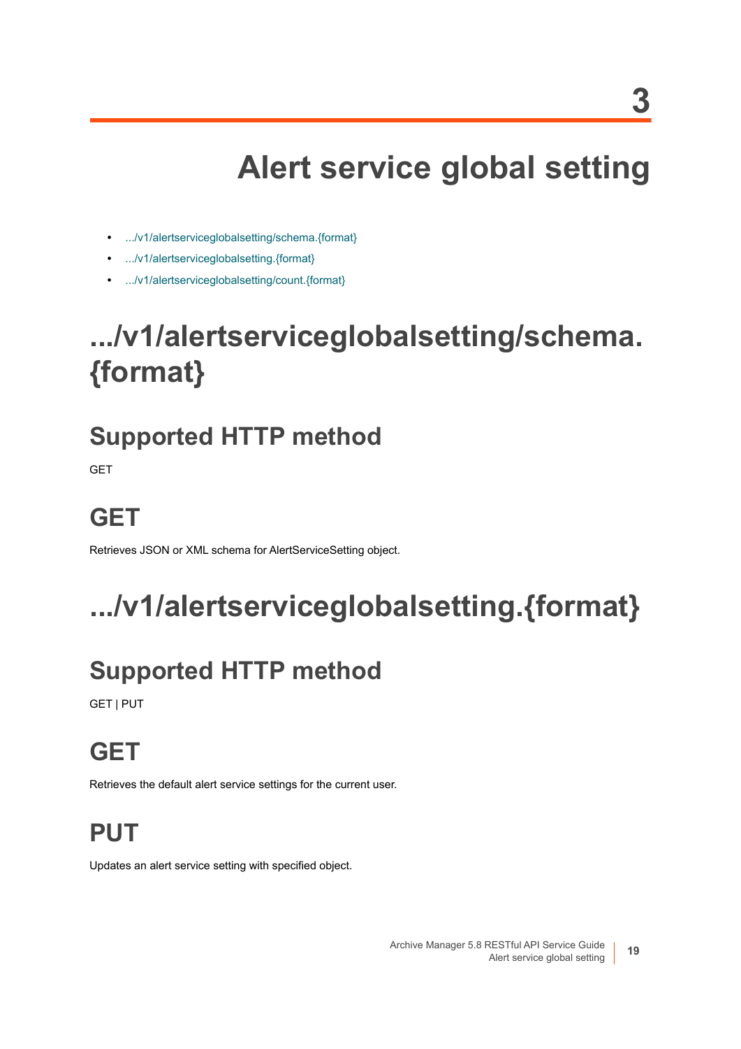# 3

# Alert service global setting

- .../v1/alertserviceglobalsetting/schema.{format}
- .../v1/alertserviceglobalsetting.{format}
- .../v1/alertserviceglobalsetting/count.{format}

## .../v1/alertserviceglobalsetting/schema.{format}

### Supported HTTP method

GET

### GET

Retrieves JSON or XML schema for AlertServiceSetting object.

## .../v1/alertserviceglobalsetting.{format}

### Supported HTTP method

GET | PUT

### GET

Retrieves the default alert service settings for the current user.

### PUT

Updates an alert service setting with specified object.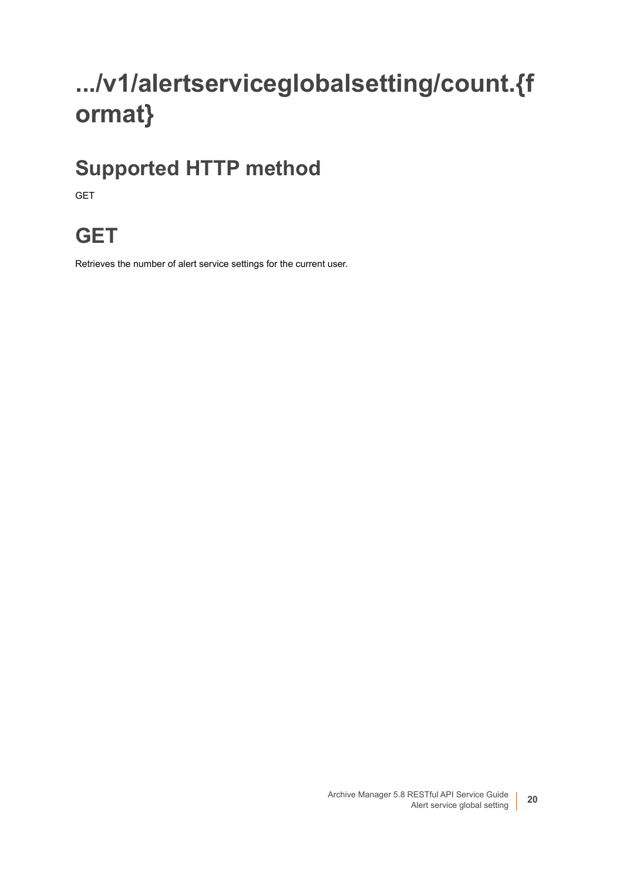# .../v1/alertserviceglobalsetting/count.{format}

## Supported HTTP method

GET

## GET

Retrieves the number of alert service settings for the current user.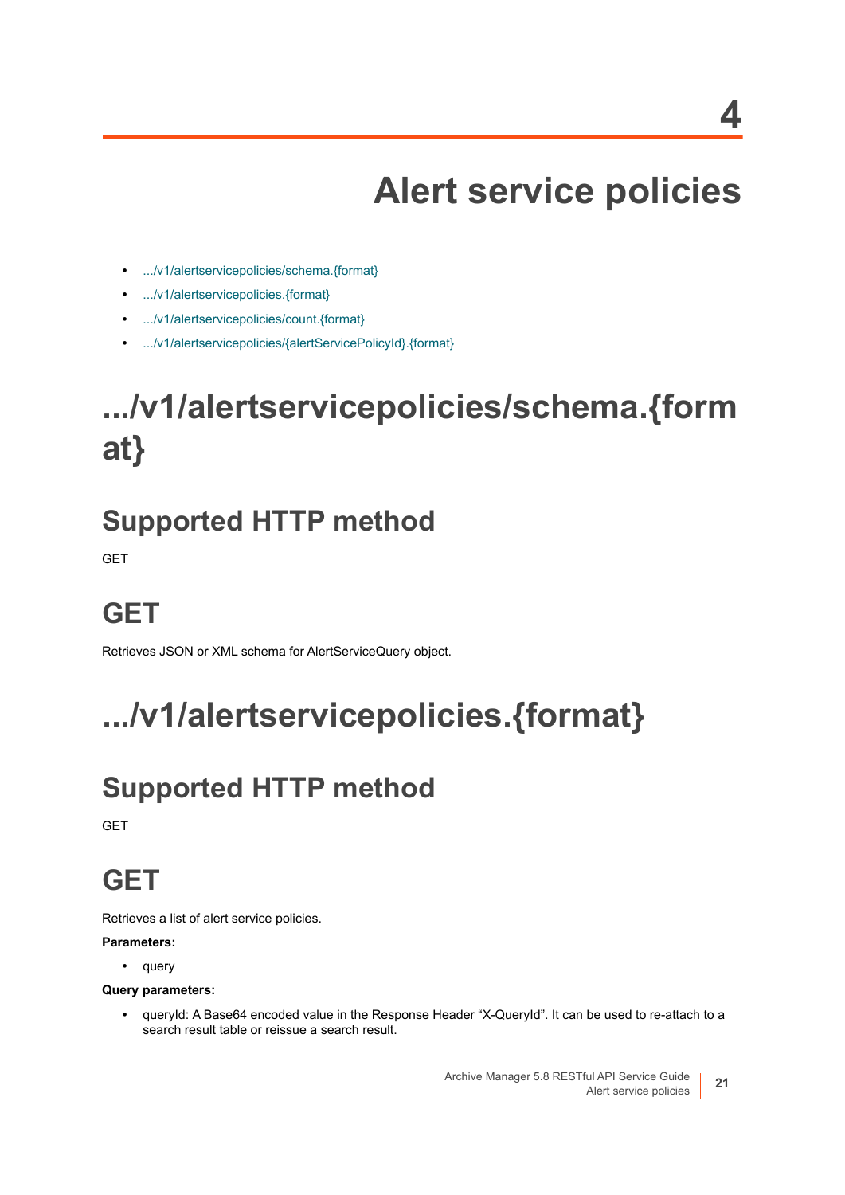# 4 Alert service policies

- .../v1/alertservicepolicies/schema.{format}
- .../v1/alertservicepolicies.{format}
- .../v1/alertservicepolicies/count.{format}
- .../v1/alertservicepolicies/{alertServicePolicyId}.{format}

# .../v1/alertservicepolicies/schema.{format}

## Supported HTTP method

GET

## GET

Retrieves JSON or XML schema for AlertServiceQuery object.

# .../v1/alertservicepolicies.{format}

## Supported HTTP method

GET

## GET

Retrieves a list of alert service policies.

**Parameters:**

- query

**Query parameters:**

- queryId: A Base64 encoded value in the Response Header "X-QueryId". It can be used to re-attach to a search result table or reissue a search result.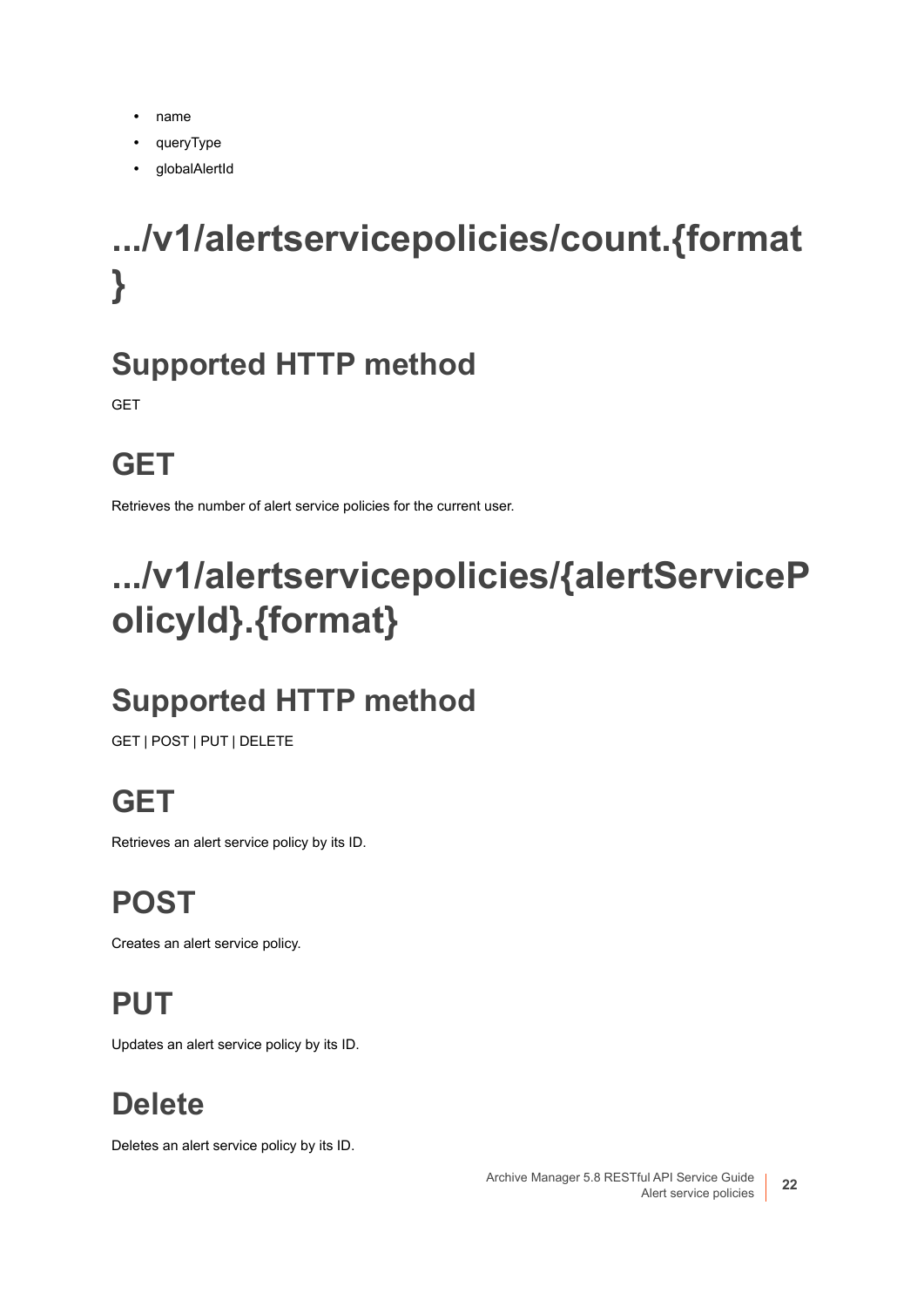- name
- queryType
- globalAlertId

# .../v1/alertservicepolicies/count.{format}

## Supported HTTP method

GET

## GET

Retrieves the number of alert service policies for the current user.

# .../v1/alertservicepolicies/{alertServicePolicyId}.{format}

## Supported HTTP method

GET | POST | PUT | DELETE

## GET

Retrieves an alert service policy by its ID.

## POST

Creates an alert service policy.

## PUT

Updates an alert service policy by its ID.

## Delete

Deletes an alert service policy by its ID.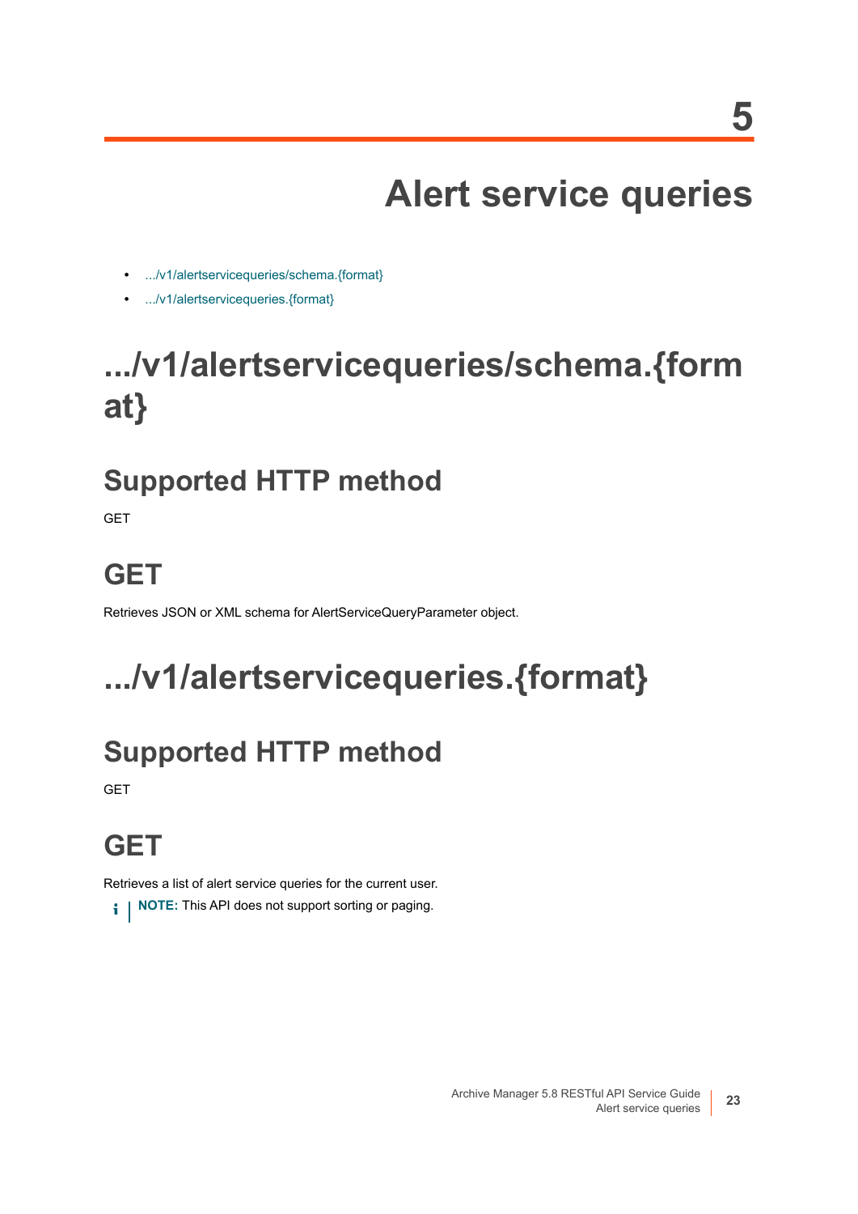# 5 Alert service queries

- .../v1/alertservicequeries/schema.{format}
- .../v1/alertservicequeries.{format}

## .../v1/alertservicequeries/schema.{format}

### Supported HTTP method

GET

### GET

Retrieves JSON or XML schema for AlertServiceQueryParameter object.

## .../v1/alertservicequeries.{format}

### Supported HTTP method

GET

### GET

Retrieves a list of alert service queries for the current user.

**NOTE:** This API does not support sorting or paging.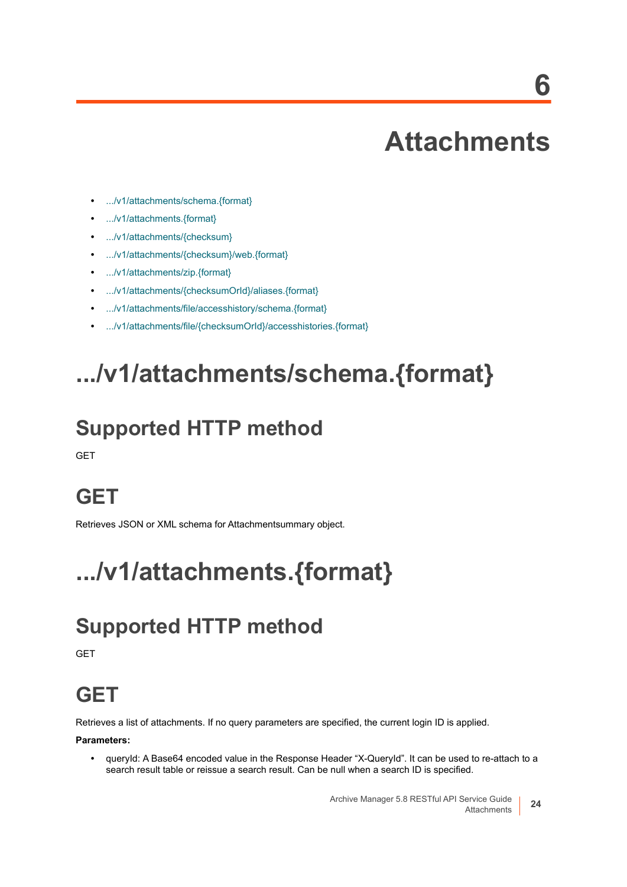# 6 Attachments

- .../v1/attachments/schema.{format}
- .../v1/attachments.{format}
- .../v1/attachments/{checksum}
- .../v1/attachments/{checksum}/web.{format}
- .../v1/attachments/zip.{format}
- .../v1/attachments/{checksumOrId}/aliases.{format}
- .../v1/attachments/file/accesshistory/schema.{format}
- .../v1/attachments/file/{checksumOrId}/accesshistories.{format}

# .../v1/attachments/schema.{format}

## Supported HTTP method

GET

## GET

Retrieves JSON or XML schema for Attachmentsummary object.

# .../v1/attachments.{format}

## Supported HTTP method

GET

## GET

Retrieves a list of attachments. If no query parameters are specified, the current login ID is applied.

**Parameters:**

- queryId: A Base64 encoded value in the Response Header "X-QueryId". It can be used to re-attach to a search result table or reissue a search result. Can be null when a search ID is specified.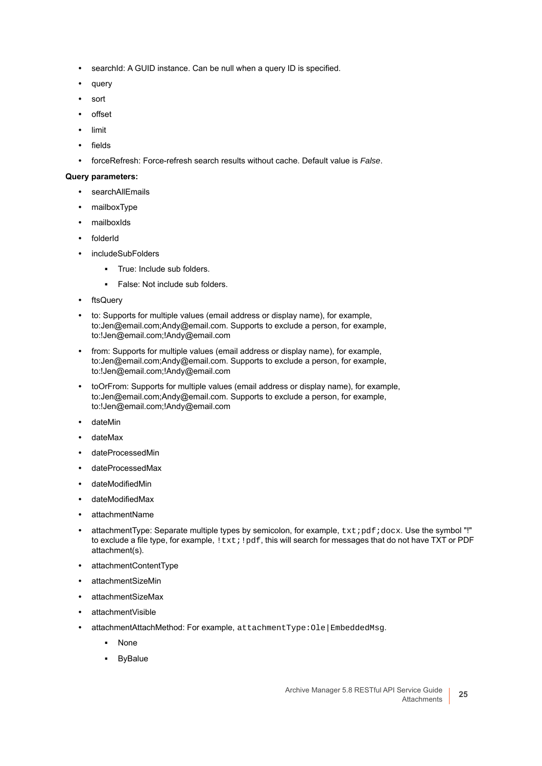- searchId: A GUID instance. Can be null when a query ID is specified.
- query
- sort
- offset
- limit
- fields
- forceRefresh: Force-refresh search results without cache. Default value is *False*.

**Query parameters:**

- searchAllEmails
- mailboxType
- mailboxIds
- folderId
- includeSubFolders
  - True: Include sub folders.
  - False: Not include sub folders.
- ftsQuery
- to: Supports for multiple values (email address or display name), for example, to:Jen@email.com;Andy@email.com. Supports to exclude a person, for example, to:!Jen@email.com;!Andy@email.com
- from: Supports for multiple values (email address or display name), for example, to:Jen@email.com;Andy@email.com. Supports to exclude a person, for example, to:!Jen@email.com;!Andy@email.com
- toOrFrom: Supports for multiple values (email address or display name), for example, to:Jen@email.com;Andy@email.com. Supports to exclude a person, for example, to:!Jen@email.com;!Andy@email.com
- dateMin
- dateMax
- dateProcessedMin
- dateProcessedMax
- dateModifiedMin
- dateModifiedMax
- attachmentName
- attachmentType: Separate multiple types by semicolon, for example, `txt;pdf;docx`. Use the symbol "!" to exclude a file type, for example, `!txt;!pdf`, this will search for messages that do not have TXT or PDF attachment(s).
- attachmentContentType
- attachmentSizeMin
- attachmentSizeMax
- attachmentVisible
- attachmentAttachMethod: For example, `attachmentType:Ole|EmbeddedMsg`.
  - None
  - ByBalue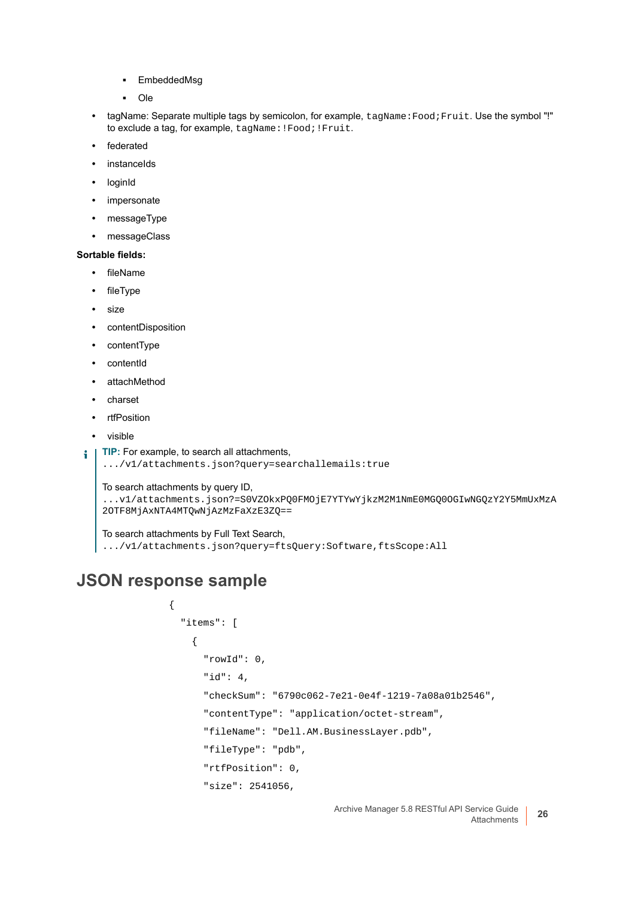- EmbeddedMsg
   - Ole
- tagName: Separate multiple tags by semicolon, for example, `tagName:Food;Fruit`. Use the symbol "!" to exclude a tag, for example, `tagName:!Food;!Fruit`.
- federated
- instanceIds
- loginId
- impersonate
- messageType
- messageClass

**Sortable fields:**

- fileName
- fileType
- size
- contentDisposition
- contentType
- contentId
- attachMethod
- charset
- rtfPosition
- visible

**TIP:** For example, to search all attachments,
`.../v1/attachments.json?query=searchallemails:true`

To search attachments by query ID,
`...v1/attachments.json?=S0VZOkxPQ0FMOjE7YTYwYjkzM2M1NmE0MGQ0OGIwNGQzY2Y5MmUxMzA2OTF8MjAxNTA4MTQwNjAzMzFaXzE3ZQ==`

To search attachments by Full Text Search,
`.../v1/attachments.json?query=ftsQuery:Software,ftsScope:All`

## JSON response sample

```
{
  "items": [
    {
      "rowId": 0,
      "id": 4,
      "checkSum": "6790c062-7e21-0e4f-1219-7a08a01b2546",
      "contentType": "application/octet-stream",
      "fileName": "Dell.AM.BusinessLayer.pdb",
      "fileType": "pdb",
      "rtfPosition": 0,
      "size": 2541056,
```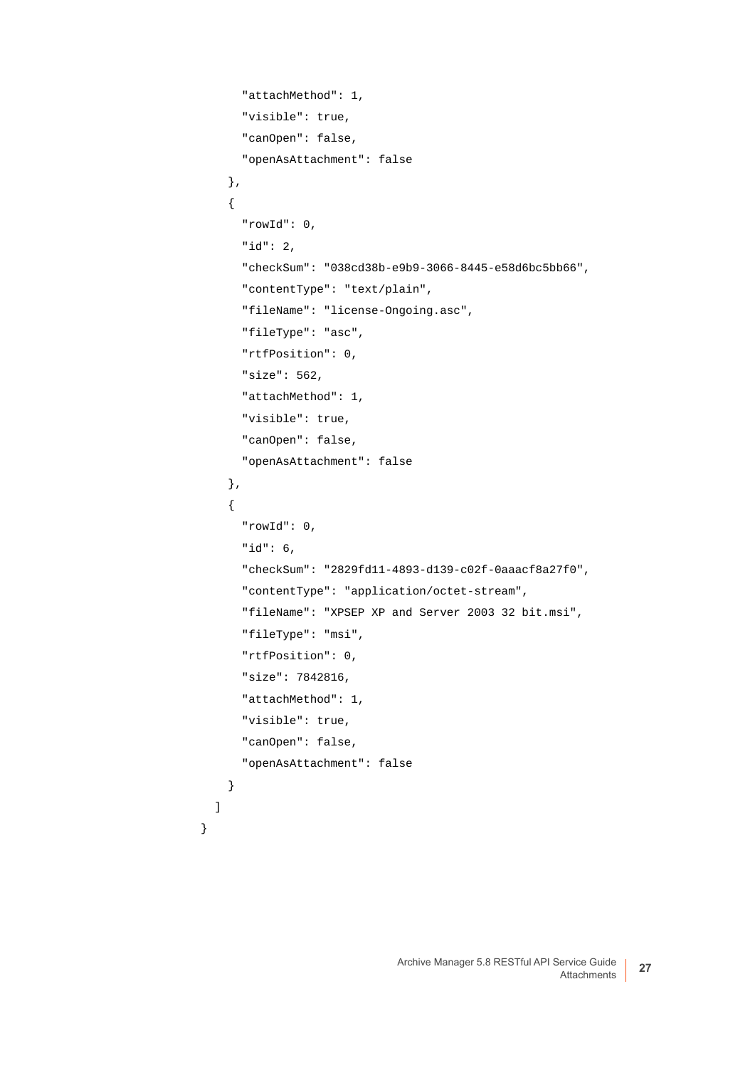```
      "attachMethod": 1,
      "visible": true,
      "canOpen": false,
      "openAsAttachment": false
    },
    {
      "rowId": 0,
      "id": 2,
      "checkSum": "038cd38b-e9b9-3066-8445-e58d6bc5bb66",
      "contentType": "text/plain",
      "fileName": "license-Ongoing.asc",
      "fileType": "asc",
      "rtfPosition": 0,
      "size": 562,
      "attachMethod": 1,
      "visible": true,
      "canOpen": false,
      "openAsAttachment": false
    },
    {
      "rowId": 0,
      "id": 6,
      "checkSum": "2829fd11-4893-d139-c02f-0aaacf8a27f0",
      "contentType": "application/octet-stream",
      "fileName": "XPSEP XP and Server 2003 32 bit.msi",
      "fileType": "msi",
      "rtfPosition": 0,
      "size": 7842816,
      "attachMethod": 1,
      "visible": true,
      "canOpen": false,
      "openAsAttachment": false
    }
  ]
}
```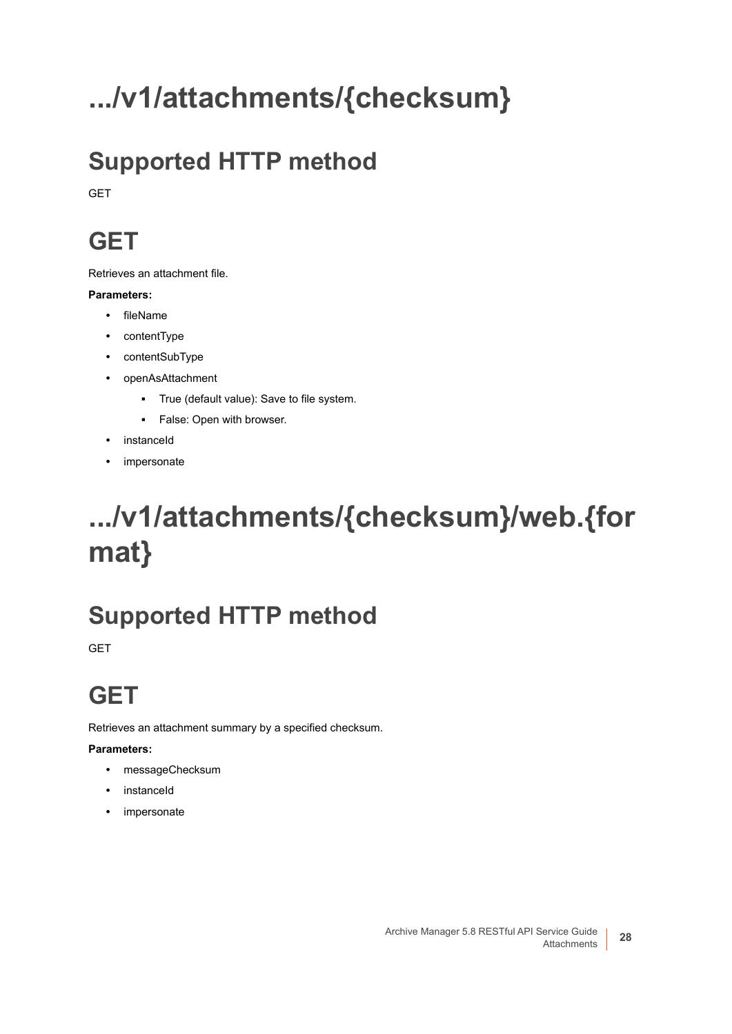# .../v1/attachments/{checksum}

## Supported HTTP method

GET

## GET

Retrieves an attachment file.

**Parameters:**

- fileName
- contentType
- contentSubType
- openAsAttachment
    - True (default value): Save to file system.
    - False: Open with browser.
- instanceId
- impersonate

# .../v1/attachments/{checksum}/web.{format}

## Supported HTTP method

GET

## GET

Retrieves an attachment summary by a specified checksum.

**Parameters:**

- messageChecksum
- instanceId
- impersonate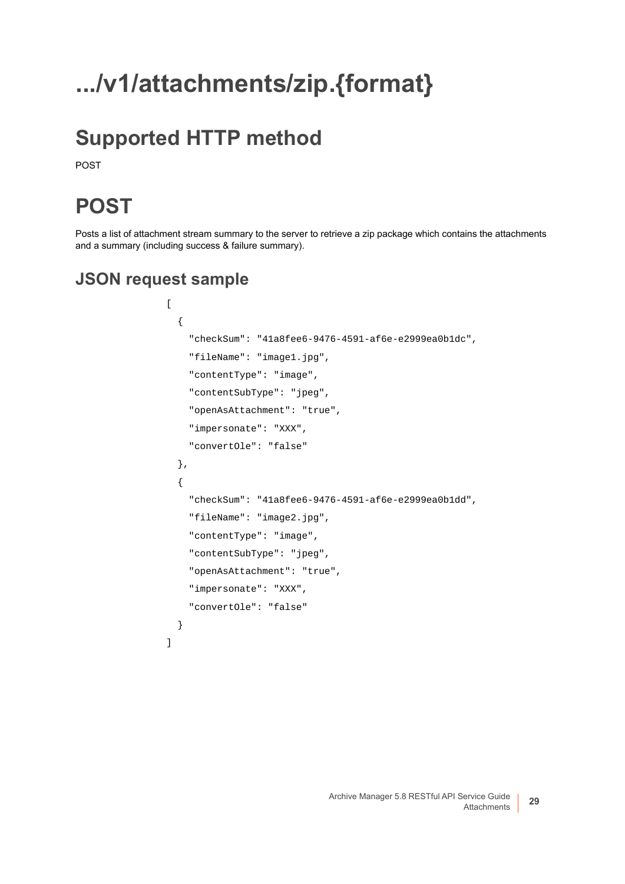# .../v1/attachments/zip.{format}

## Supported HTTP method

POST

## POST

Posts a list of attachment stream summary to the server to retrieve a zip package which contains the attachments and a summary (including success & failure summary).

### JSON request sample

```
[
  {
    "checkSum": "41a8fee6-9476-4591-af6e-e2999ea0b1dc",
    "fileName": "image1.jpg",
    "contentType": "image",
    "contentSubType": "jpeg",
    "openAsAttachment": "true",
    "impersonate": "XXX",
    "convertOle": "false"
  },
  {
    "checkSum": "41a8fee6-9476-4591-af6e-e2999ea0b1dd",
    "fileName": "image2.jpg",
    "contentType": "image",
    "contentSubType": "jpeg",
    "openAsAttachment": "true",
    "impersonate": "XXX",
    "convertOle": "false"
  }
]
```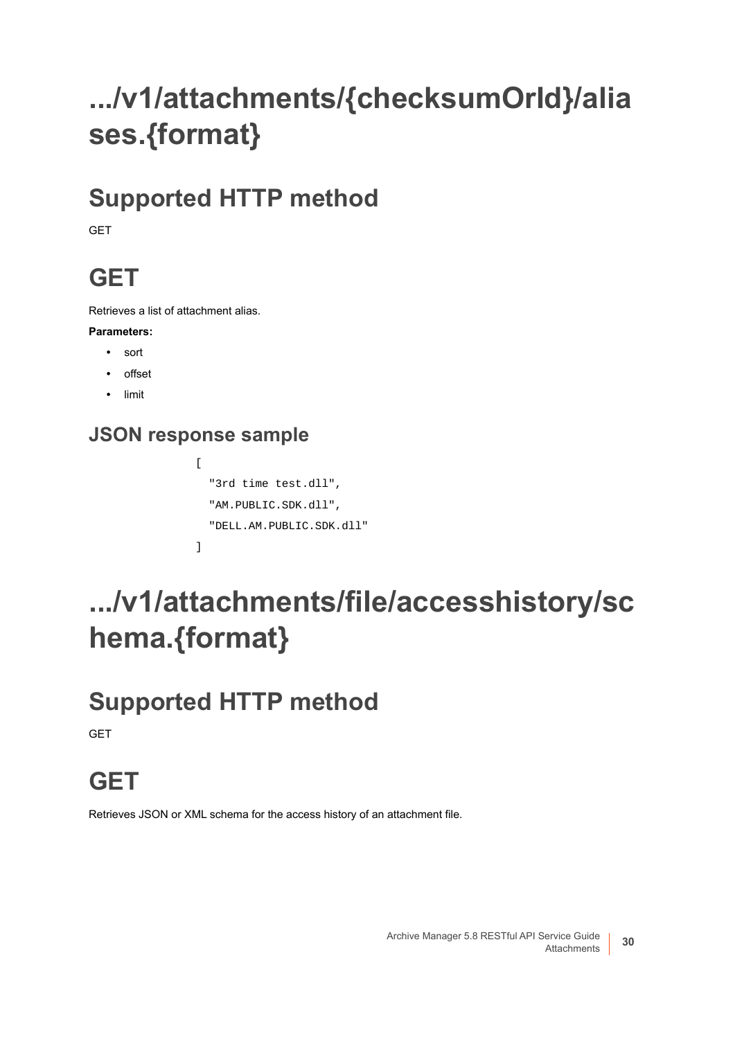# .../v1/attachments/{checksumOrId}/aliases.{format}

## Supported HTTP method

GET

## GET

Retrieves a list of attachment alias.

**Parameters:**

- sort
- offset
- limit

### JSON response sample

```
[
  "3rd time test.dll",
  "AM.PUBLIC.SDK.dll",
  "DELL.AM.PUBLIC.SDK.dll"
]
```

# .../v1/attachments/file/accesshistory/schema.{format}

## Supported HTTP method

GET

## GET

Retrieves JSON or XML schema for the access history of an attachment file.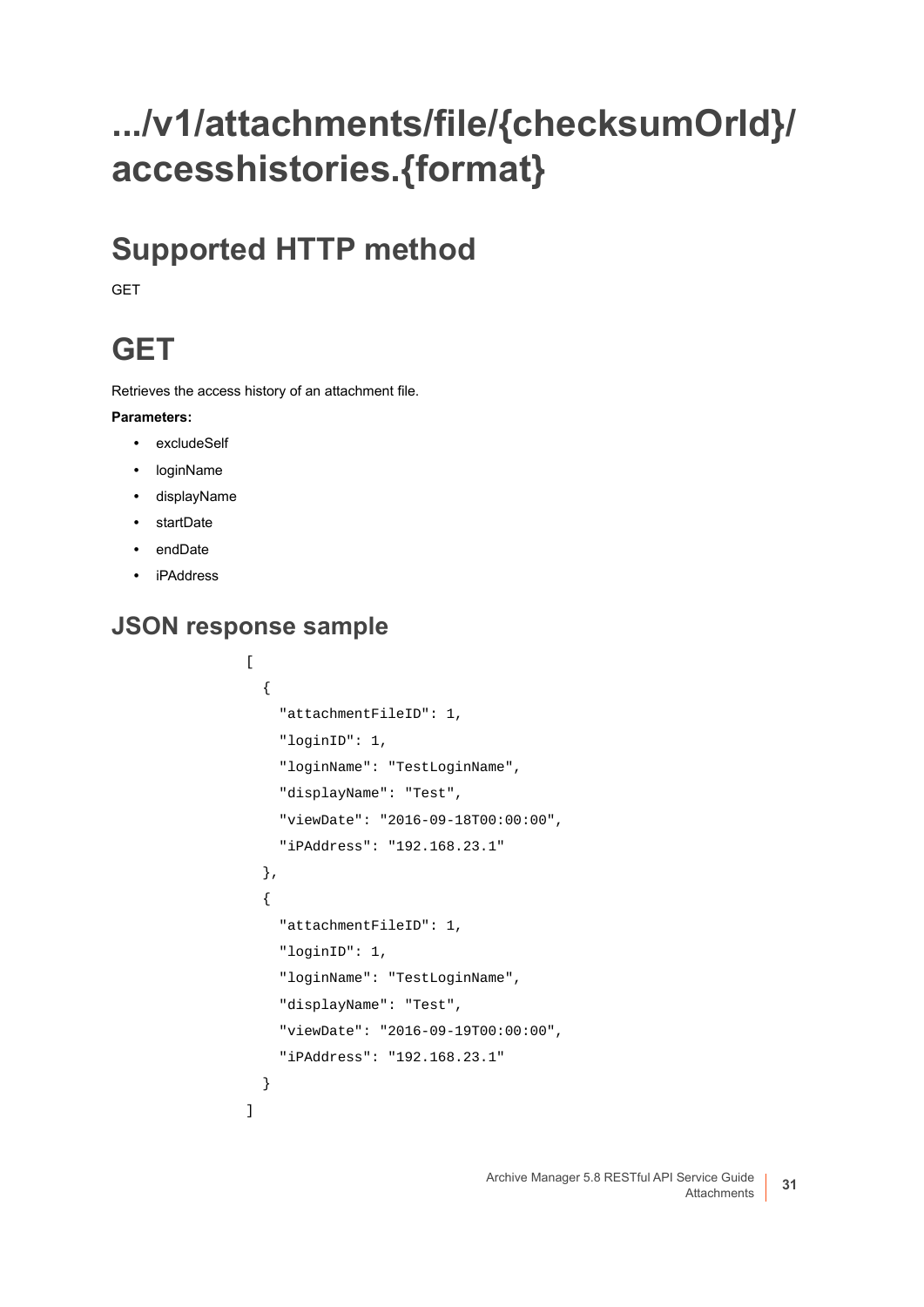# .../v1/attachments/file/{checksumOrId}/accesshistories.{format}

## Supported HTTP method

GET

## GET

Retrieves the access history of an attachment file.

**Parameters:**

- excludeSelf
- loginName
- displayName
- startDate
- endDate
- iPAddress

### JSON response sample

```
[
  {
    "attachmentFileID": 1,
    "loginID": 1,
    "loginName": "TestLoginName",
    "displayName": "Test",
    "viewDate": "2016-09-18T00:00:00",
    "iPAddress": "192.168.23.1"
  },
  {
    "attachmentFileID": 1,
    "loginID": 1,
    "loginName": "TestLoginName",
    "displayName": "Test",
    "viewDate": "2016-09-19T00:00:00",
    "iPAddress": "192.168.23.1"
  }
]
```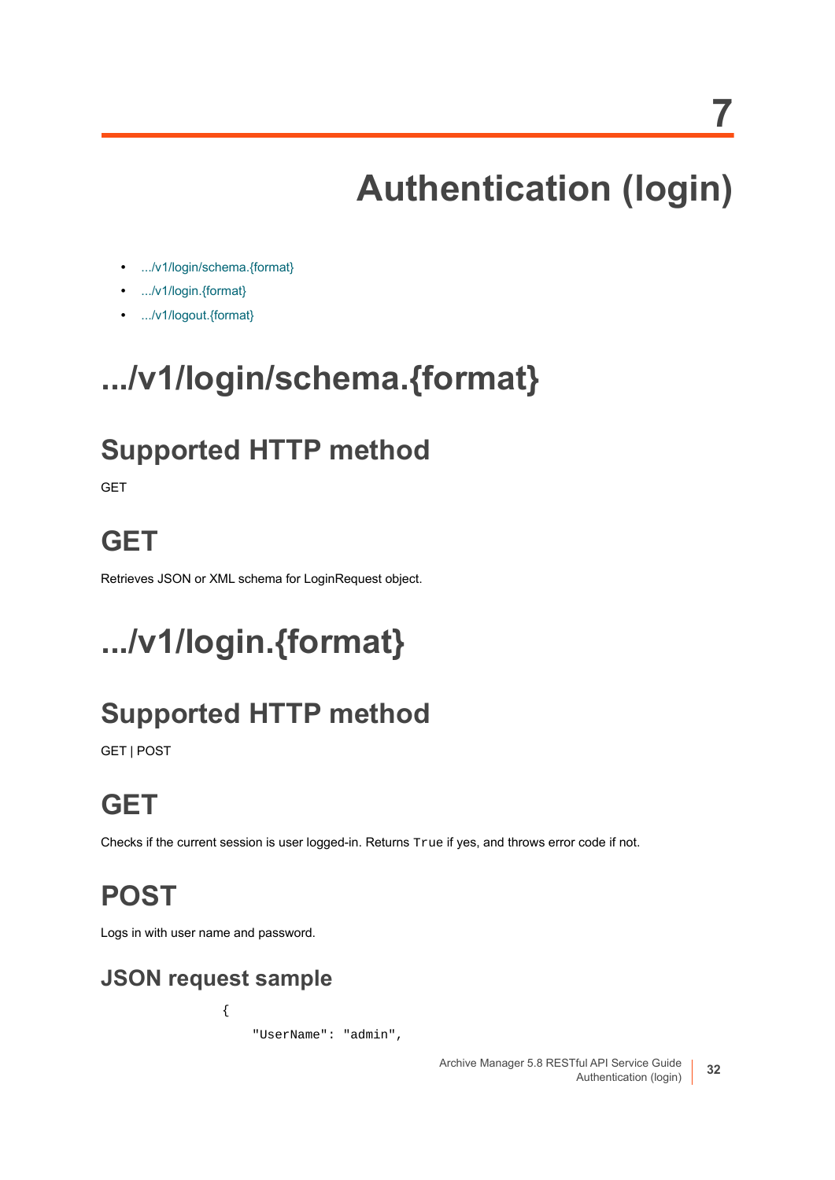# 7 Authentication (login)

- .../v1/login/schema.{format}
- .../v1/login.{format}
- .../v1/logout.{format}

# .../v1/login/schema.{format}

## Supported HTTP method

GET

## GET

Retrieves JSON or XML schema for LoginRequest object.

# .../v1/login.{format}

## Supported HTTP method

GET | POST

## GET

Checks if the current session is user logged-in. Returns `True` if yes, and throws error code if not.

## POST

Logs in with user name and password.

### JSON request sample

```
{
    "UserName": "admin",
```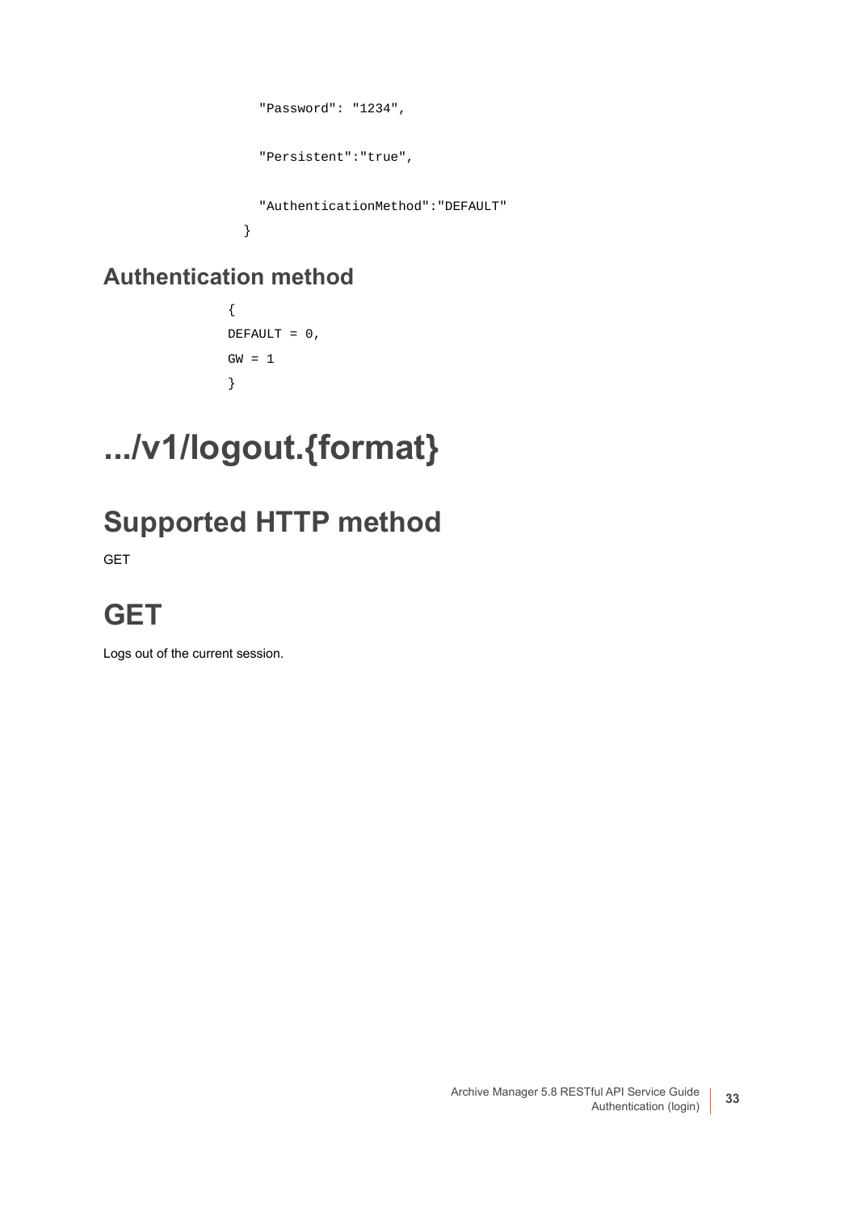```
    "Password": "1234",

    "Persistent":"true",

    "AuthenticationMethod":"DEFAULT"
  }
```

### Authentication method

```
{
DEFAULT = 0,
GW = 1
}
```

# .../v1/logout.{format}

## Supported HTTP method

GET

## GET

Logs out of the current session.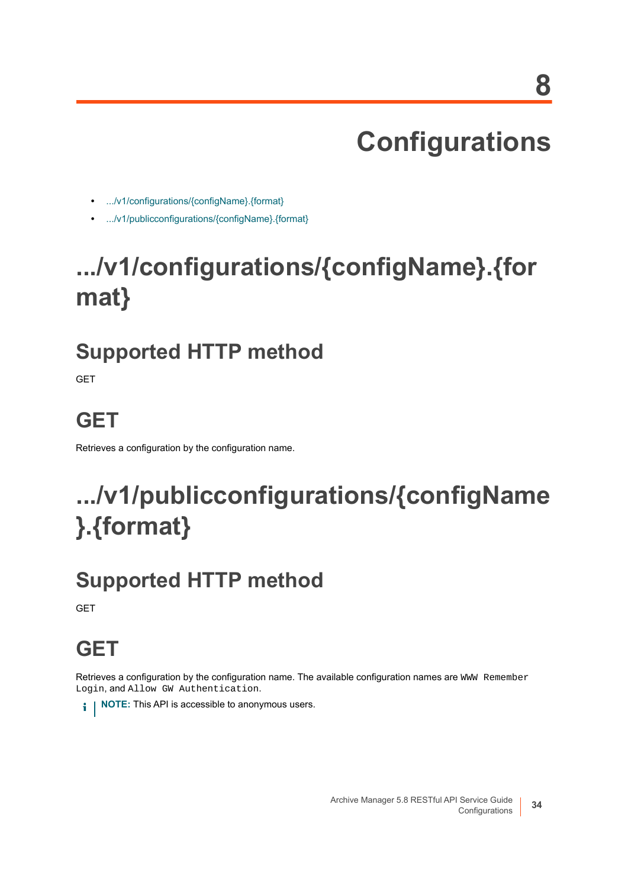# 8 Configurations

- .../v1/configurations/{configName}.{format}
- .../v1/publicconfigurations/{configName}.{format}

## .../v1/configurations/{configName}.{format}

### Supported HTTP method

GET

### GET

Retrieves a configuration by the configuration name.

## .../v1/publicconfigurations/{configName}.{format}

### Supported HTTP method

GET

### GET

Retrieves a configuration by the configuration name. The available configuration names are `WWW Remember Login`, and `Allow GW Authentication`.

**NOTE:** This API is accessible to anonymous users.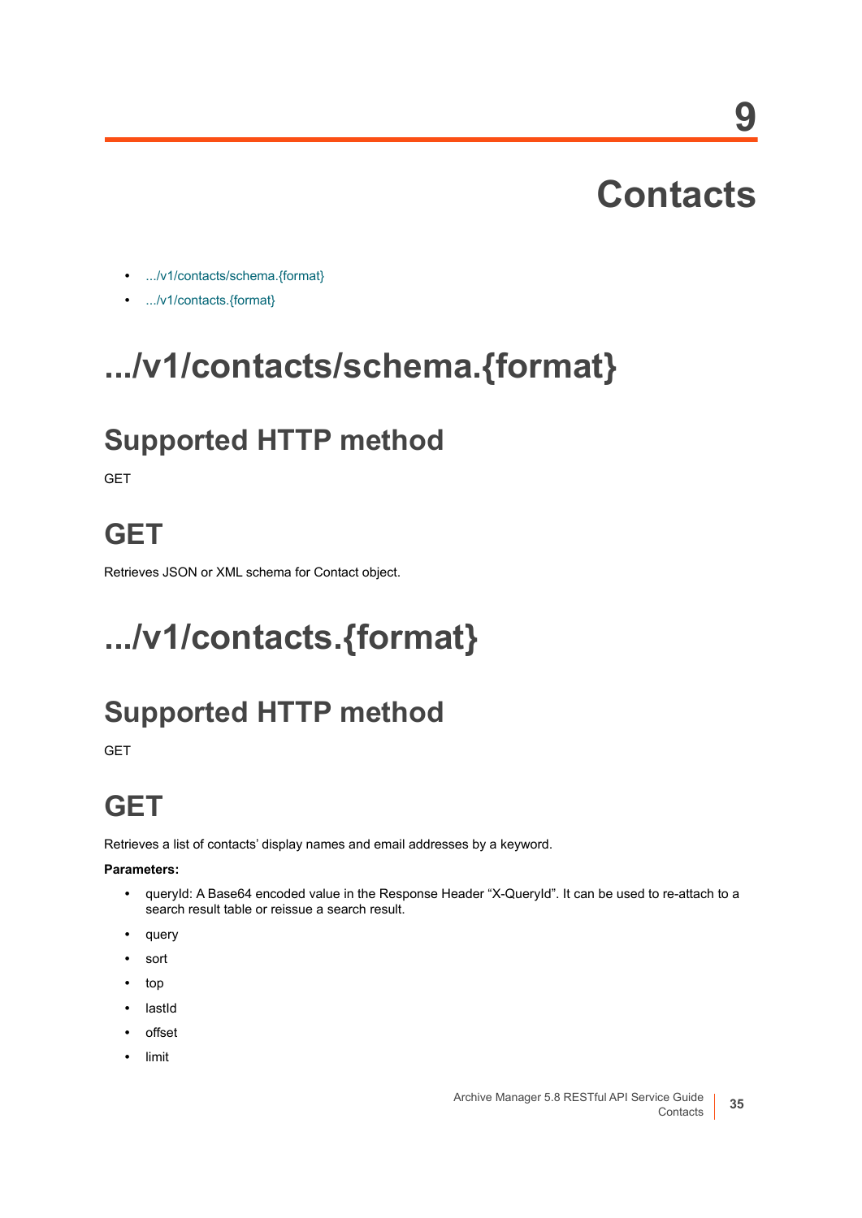# 9 Contacts

- .../v1/contacts/schema.{format}
- .../v1/contacts.{format}

# .../v1/contacts/schema.{format}

## Supported HTTP method

GET

## GET

Retrieves JSON or XML schema for Contact object.

# .../v1/contacts.{format}

## Supported HTTP method

GET

## GET

Retrieves a list of contacts' display names and email addresses by a keyword.

**Parameters:**

- queryId: A Base64 encoded value in the Response Header “X-QueryId”. It can be used to re-attach to a search result table or reissue a search result.
- query
- sort
- top
- lastId
- offset
- limit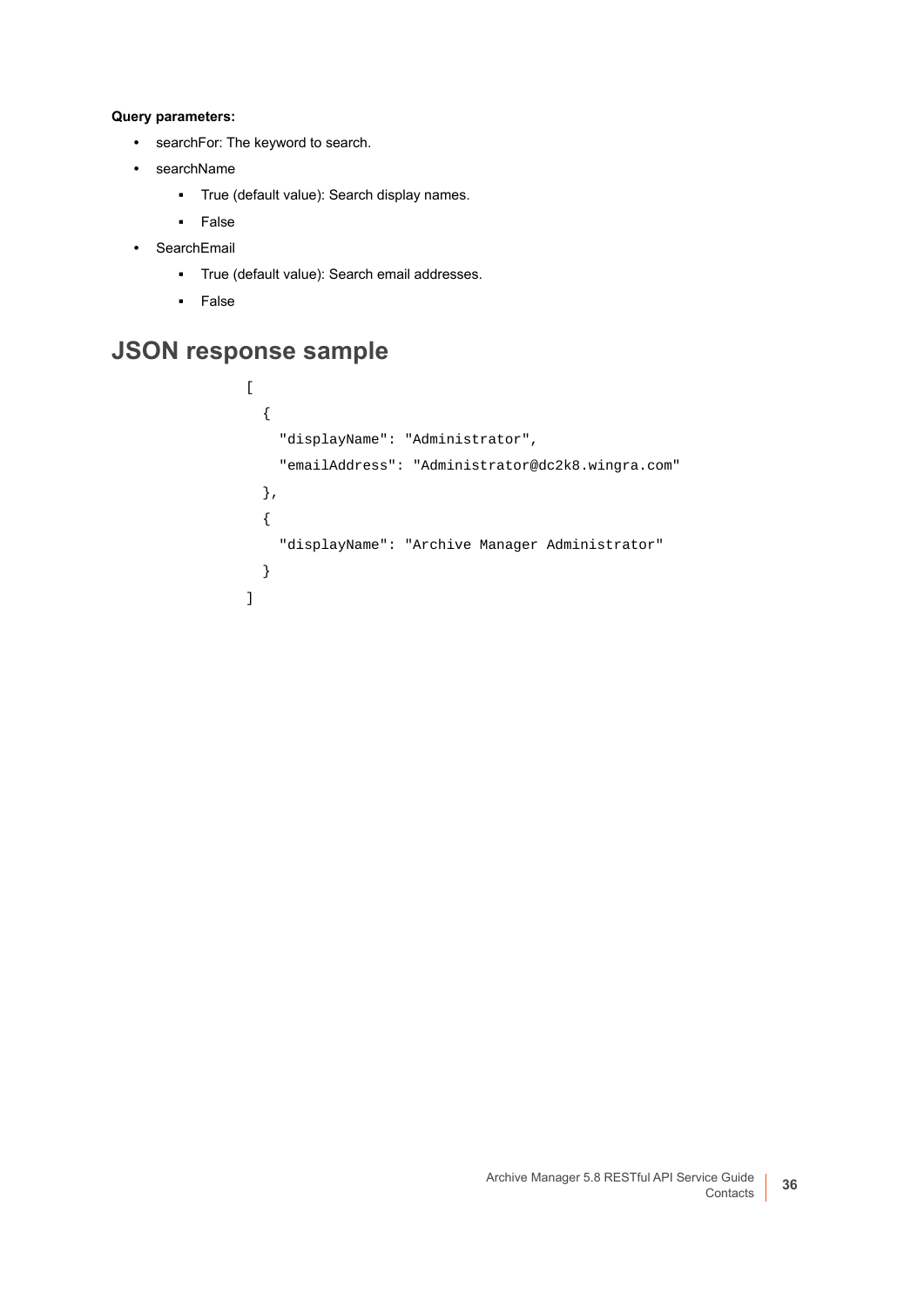**Query parameters:**

- searchFor: The keyword to search.
- searchName
  - True (default value): Search display names.
  - False
- SearchEmail
  - True (default value): Search email addresses.
  - False

## JSON response sample

```
[
  {
    "displayName": "Administrator",
    "emailAddress": "Administrator@dc2k8.wingra.com"
  },
  {
    "displayName": "Archive Manager Administrator"
  }
]
```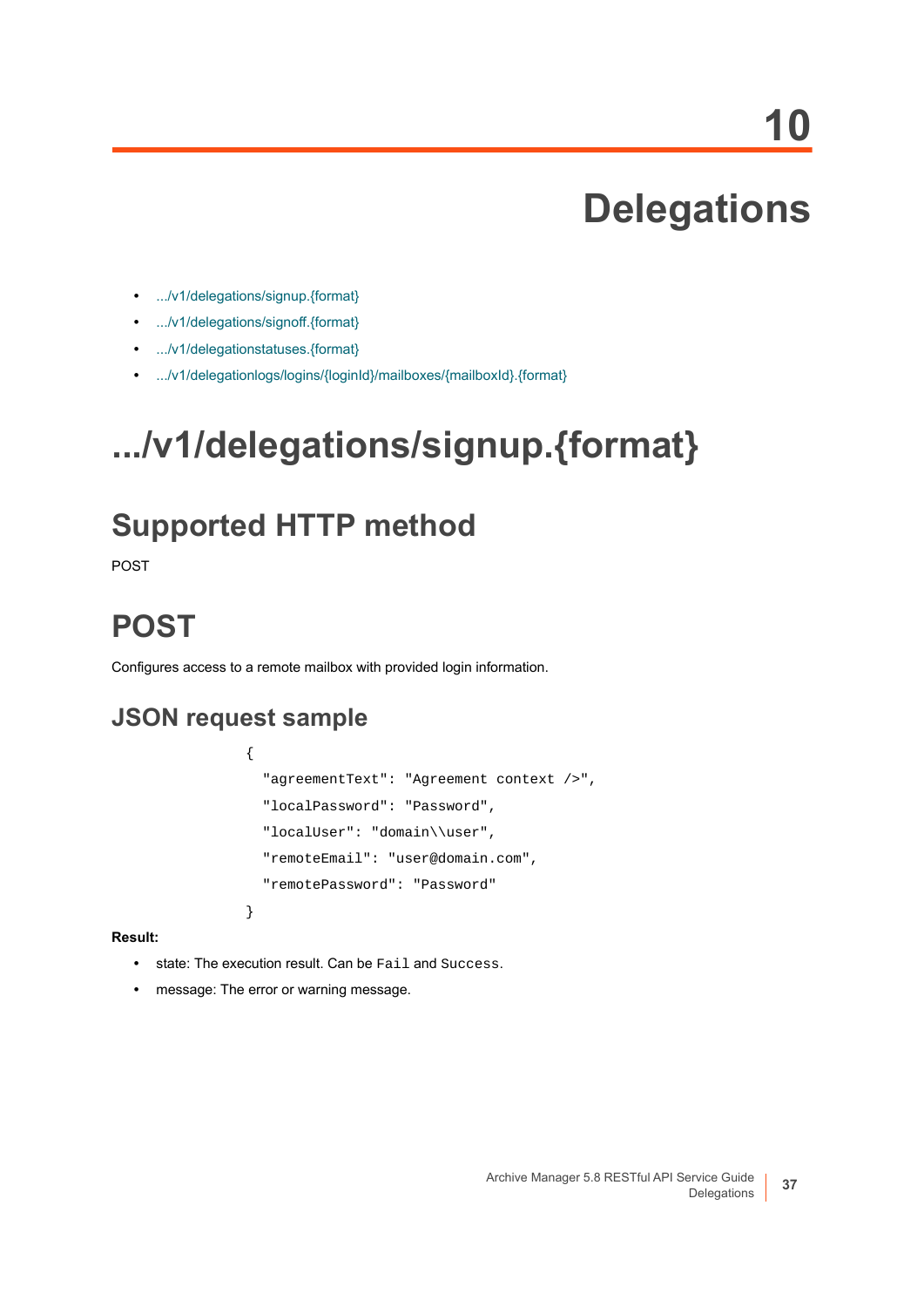# 10 Delegations

- .../v1/delegations/signup.{format}
- .../v1/delegations/signoff.{format}
- .../v1/delegationstatuses.{format}
- .../v1/delegationlogs/logins/{loginId}/mailboxes/{mailboxId}.{format}

# .../v1/delegations/signup.{format}

## Supported HTTP method

POST

## POST

Configures access to a remote mailbox with provided login information.

### JSON request sample

```
{
  "agreementText": "Agreement context />",
  "localPassword": "Password",
  "localUser": "domain\\user",
  "remoteEmail": "user@domain.com",
  "remotePassword": "Password"
}
```

**Result:**

- state: The execution result. Can be `Fail` and `Success`.
- message: The error or warning message.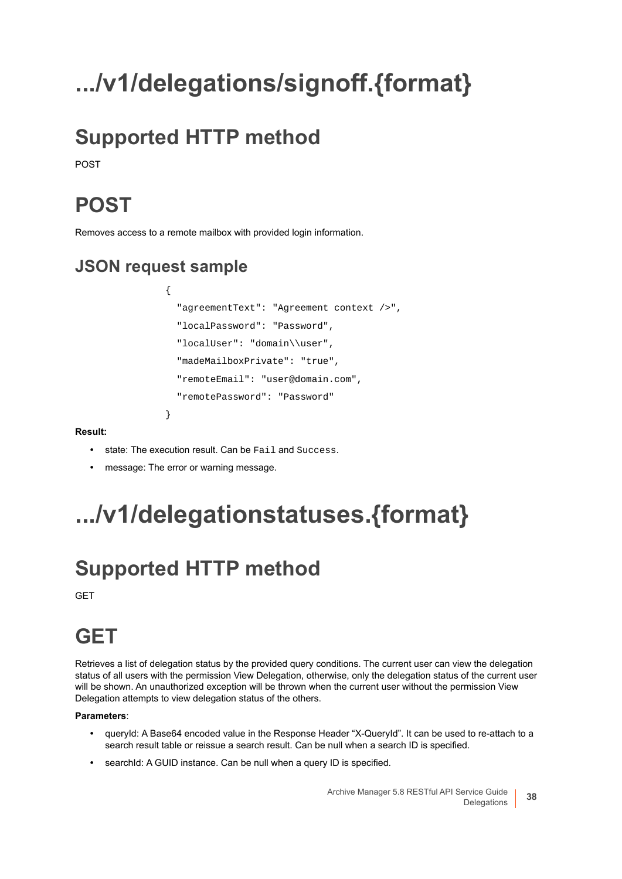# .../v1/delegations/signoff.{format}

## Supported HTTP method

POST

## POST

Removes access to a remote mailbox with provided login information.

### JSON request sample

```
{
  "agreementText": "Agreement context />",
  "localPassword": "Password",
  "localUser": "domain\\user",
  "madeMailboxPrivate": "true",
  "remoteEmail": "user@domain.com",
  "remotePassword": "Password"
}
```

**Result:**

- state: The execution result. Can be `Fail` and `Success`.
- message: The error or warning message.

# .../v1/delegationstatuses.{format}

## Supported HTTP method

GET

## GET

Retrieves a list of delegation status by the provided query conditions. The current user can view the delegation status of all users with the permission View Delegation, otherwise, only the delegation status of the current user will be shown. An unauthorized exception will be thrown when the current user without the permission View Delegation attempts to view delegation status of the others.

**Parameters**:

- queryId: A Base64 encoded value in the Response Header "X-QueryId". It can be used to re-attach to a search result table or reissue a search result. Can be null when a search ID is specified.
- searchId: A GUID instance. Can be null when a query ID is specified.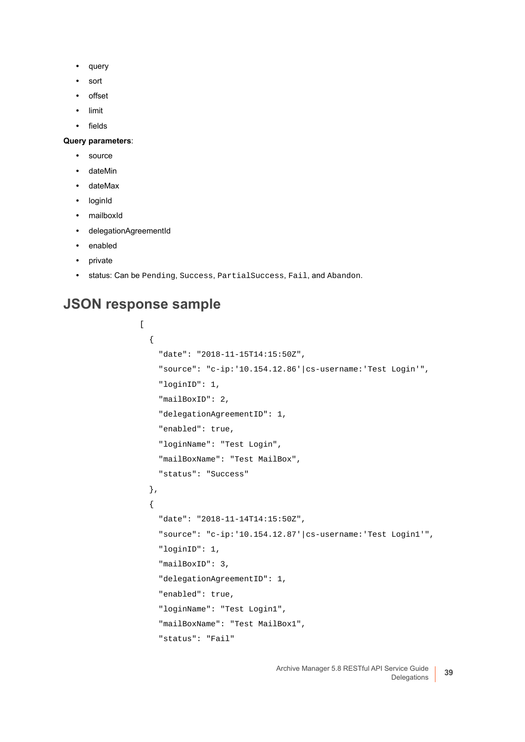- query
- sort
- offset
- limit
- fields

**Query parameters**:

- source
- dateMin
- dateMax
- loginId
- mailboxId
- delegationAgreementId
- enabled
- private
- status: Can be `Pending`, `Success`, `PartialSuccess`, `Fail`, and `Abandon`.

## JSON response sample

```
[
  {
    "date": "2018-11-15T14:15:50Z",
    "source": "c-ip:'10.154.12.86'|cs-username:'Test Login'",
    "loginID": 1,
    "mailBoxID": 2,
    "delegationAgreementID": 1,
    "enabled": true,
    "loginName": "Test Login",
    "mailBoxName": "Test MailBox",
    "status": "Success"
  },
  {
    "date": "2018-11-14T14:15:50Z",
    "source": "c-ip:'10.154.12.87'|cs-username:'Test Login1'",
    "loginID": 1,
    "mailBoxID": 3,
    "delegationAgreementID": 1,
    "enabled": true,
    "loginName": "Test Login1",
    "mailBoxName": "Test MailBox1",
    "status": "Fail"
```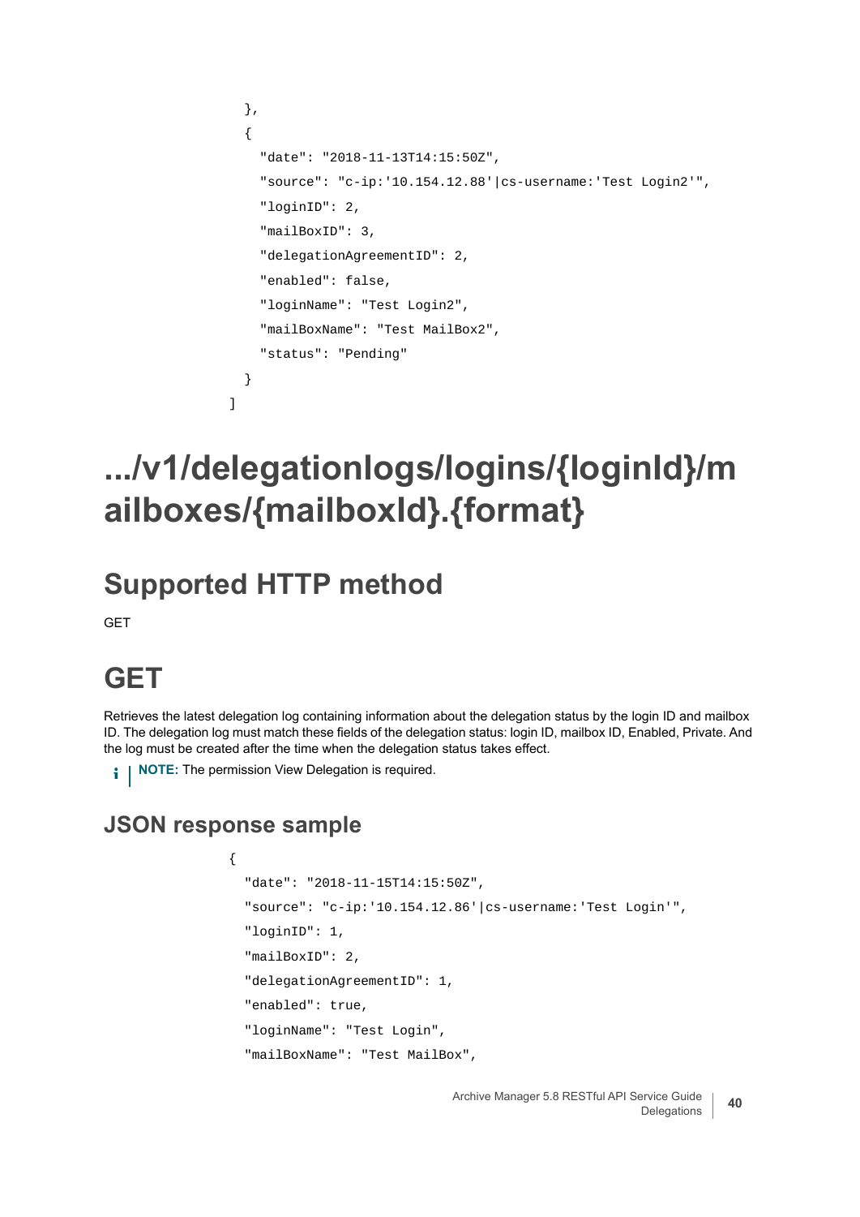```
  },
  {
    "date": "2018-11-13T14:15:50Z",
    "source": "c-ip:'10.154.12.88'|cs-username:'Test Login2'",
    "loginID": 2,
    "mailBoxID": 3,
    "delegationAgreementID": 2,
    "enabled": false,
    "loginName": "Test Login2",
    "mailBoxName": "Test MailBox2",
    "status": "Pending"
  }
]
```

# .../v1/delegationlogs/logins/{loginId}/mailboxes/{mailboxId}.{format}

## Supported HTTP method

GET

# GET

Retrieves the latest delegation log containing information about the delegation status by the login ID and mailbox ID. The delegation log must match these fields of the delegation status: login ID, mailbox ID, Enabled, Private. And the log must be created after the time when the delegation status takes effect.

**NOTE:** The permission View Delegation is required.

### JSON response sample

```
{
  "date": "2018-11-15T14:15:50Z",
  "source": "c-ip:'10.154.12.86'|cs-username:'Test Login'",
  "loginID": 1,
  "mailBoxID": 2,
  "delegationAgreementID": 1,
  "enabled": true,
  "loginName": "Test Login",
  "mailBoxName": "Test MailBox",
```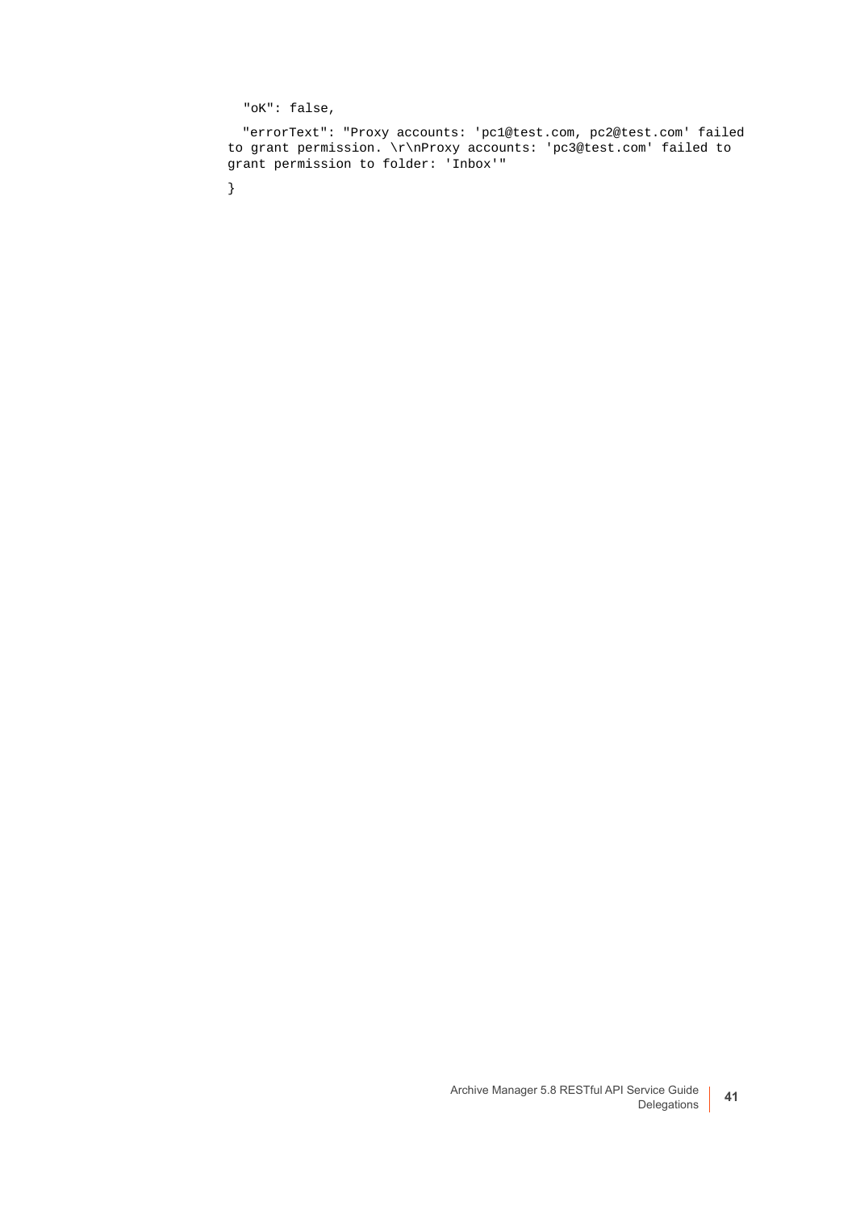```
  "oK": false,
  "errorText": "Proxy accounts: 'pc1@test.com, pc2@test.com' failed
to grant permission. \r\nProxy accounts: 'pc3@test.com' failed to
grant permission to folder: 'Inbox'"
}
```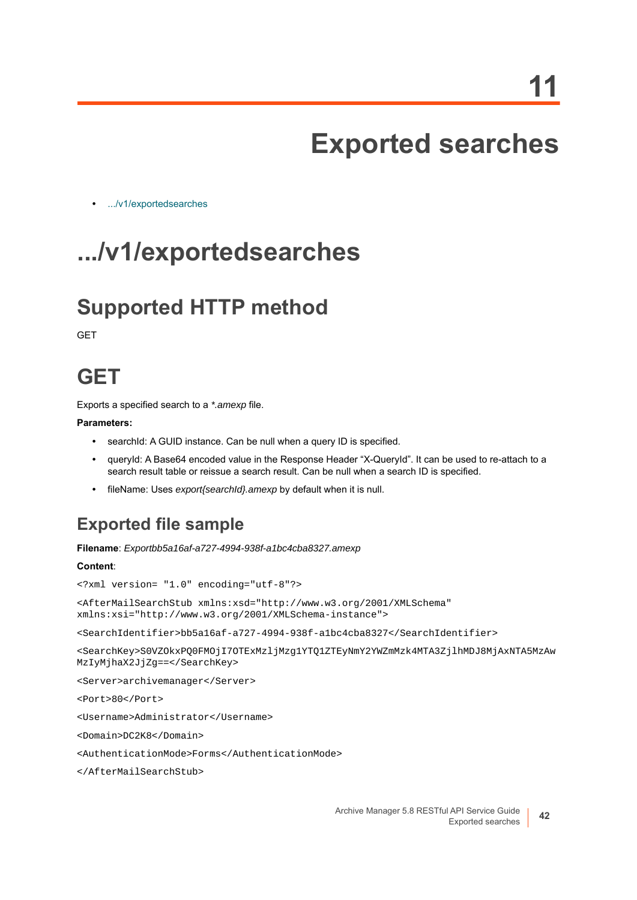# 11 Exported searches

- .../v1/exportedsearches

## .../v1/exportedsearches

### Supported HTTP method

GET

### GET

Exports a specified search to a *\*.amexp* file.

**Parameters:**

- searchId: A GUID instance. Can be null when a query ID is specified.
- queryId: A Base64 encoded value in the Response Header "X-QueryId". It can be used to re-attach to a search result table or reissue a search result. Can be null when a search ID is specified.
- fileName: Uses *export{searchId}.amexp* by default when it is null.

#### Exported file sample

**Filename**: *Exportbb5a16af-a727-4994-938f-a1bc4cba8327.amexp*

**Content**:

```
<?xml version= "1.0" encoding="utf-8"?>

<AfterMailSearchStub xmlns:xsd="http://www.w3.org/2001/XMLSchema"
xmlns:xsi="http://www.w3.org/2001/XMLSchema-instance">

<SearchIdentifier>bb5a16af-a727-4994-938f-a1bc4cba8327</SearchIdentifier>

<SearchKey>S0VZOkxPQ0FMOjI7OTExMzljMzg1YTQ1ZTEyNmY2YWZmMzk4MTA3ZjlhMDJ8MjAxNTA5MzAw
MzIyMjhaX2JjZg==</SearchKey>

<Server>archivemanager</Server>

<Port>80</Port>

<Username>Administrator</Username>

<Domain>DC2K8</Domain>

<AuthenticationMode>Forms</AuthenticationMode>

</AfterMailSearchStub>
```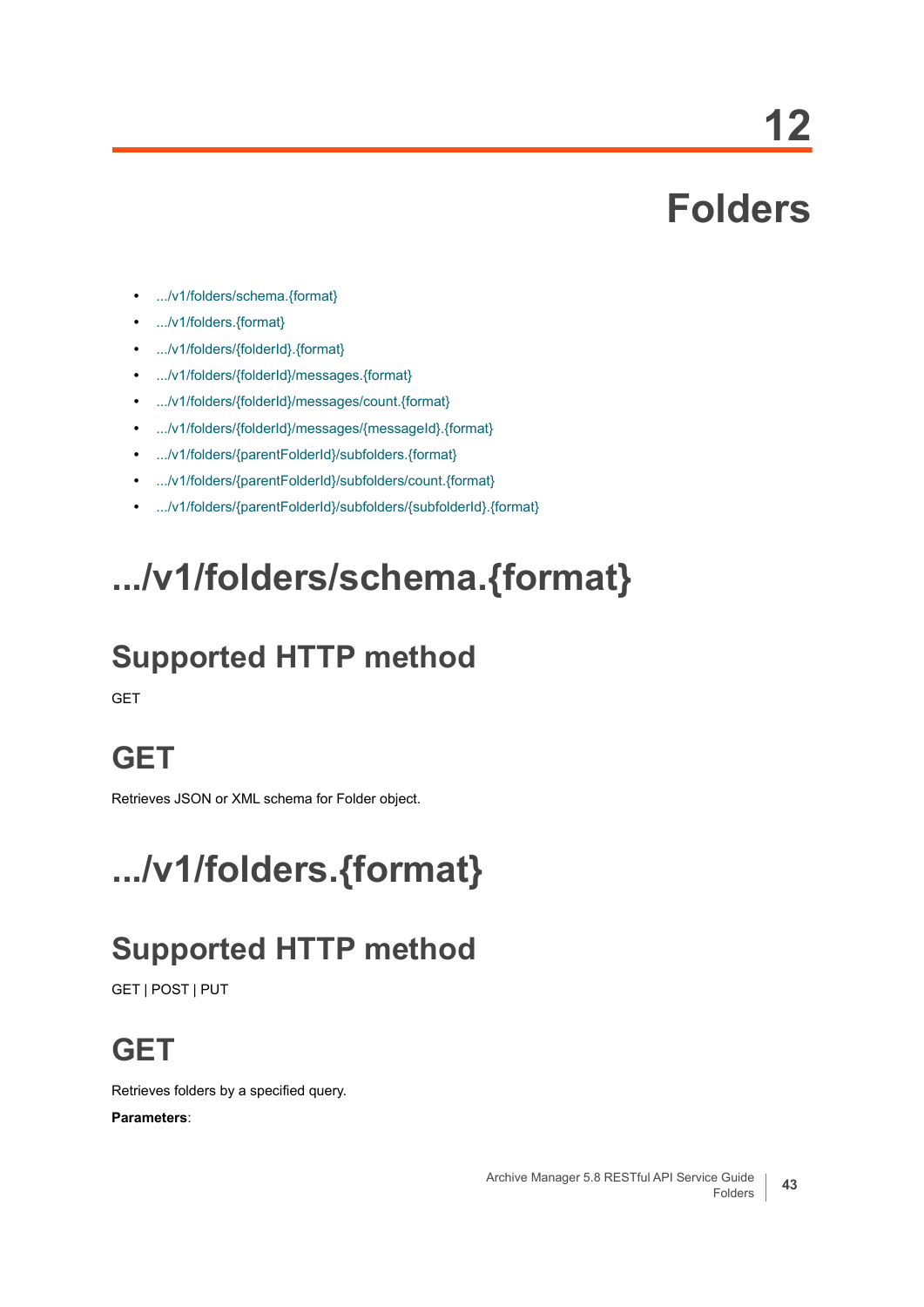# 12

# Folders

- .../v1/folders/schema.{format}
- .../v1/folders.{format}
- .../v1/folders/{folderId}.{format}
- .../v1/folders/{folderId}/messages.{format}
- .../v1/folders/{folderId}/messages/count.{format}
- .../v1/folders/{folderId}/messages/{messageId}.{format}
- .../v1/folders/{parentFolderId}/subfolders.{format}
- .../v1/folders/{parentFolderId}/subfolders/count.{format}
- .../v1/folders/{parentFolderId}/subfolders/{subfolderId}.{format}

# .../v1/folders/schema.{format}

## Supported HTTP method

GET

## GET

Retrieves JSON or XML schema for Folder object.

# .../v1/folders.{format}

## Supported HTTP method

GET | POST | PUT

## GET

Retrieves folders by a specified query.

**Parameters**: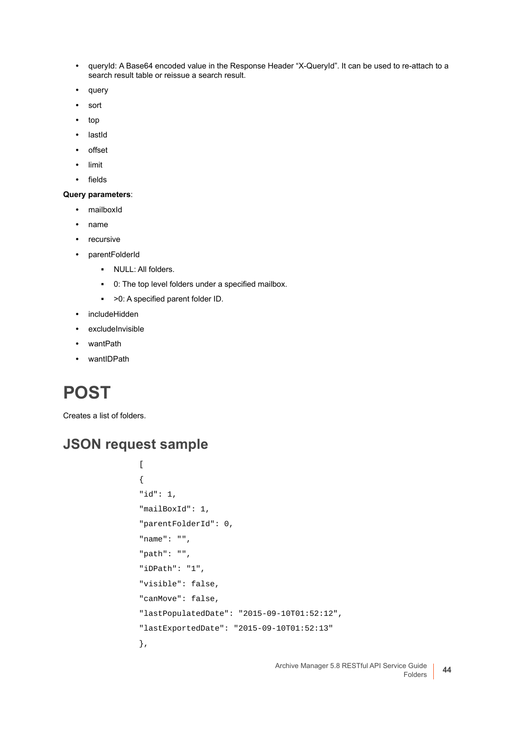- queryId: A Base64 encoded value in the Response Header "X-QueryId". It can be used to re-attach to a search result table or reissue a search result.
- query
- sort
- top
- lastId
- offset
- limit
- fields

**Query parameters**:

- mailboxId
- name
- recursive
- parentFolderId
  - NULL: All folders.
  - 0: The top level folders under a specified mailbox.
  - >0: A specified parent folder ID.
- includeHidden
- excludeInvisible
- wantPath
- wantIDPath

# POST

Creates a list of folders.

## JSON request sample

```
[
{
"id": 1,
"mailBoxId": 1,
"parentFolderId": 0,
"name": "",
"path": "",
"iDPath": "1",
"visible": false,
"canMove": false,
"lastPopulatedDate": "2015-09-10T01:52:12",
"lastExportedDate": "2015-09-10T01:52:13"
},
```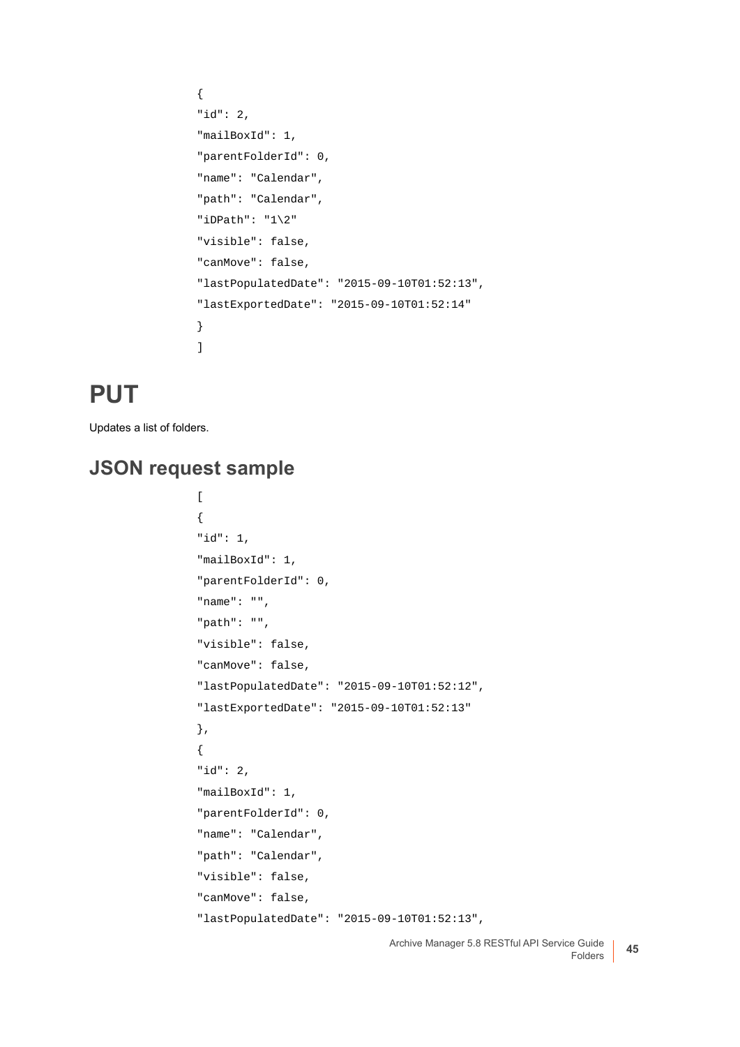```
{
"id": 2,
"mailBoxId": 1,
"parentFolderId": 0,
"name": "Calendar",
"path": "Calendar",
"iDPath": "1\2"
"visible": false,
"canMove": false,
"lastPopulatedDate": "2015-09-10T01:52:13",
"lastExportedDate": "2015-09-10T01:52:14"
}
]
```

# PUT

Updates a list of folders.

## JSON request sample

```
[
{
"id": 1,
"mailBoxId": 1,
"parentFolderId": 0,
"name": "",
"path": "",
"visible": false,
"canMove": false,
"lastPopulatedDate": "2015-09-10T01:52:12",
"lastExportedDate": "2015-09-10T01:52:13"
},
{
"id": 2,
"mailBoxId": 1,
"parentFolderId": 0,
"name": "Calendar",
"path": "Calendar",
"visible": false,
"canMove": false,
"lastPopulatedDate": "2015-09-10T01:52:13",
```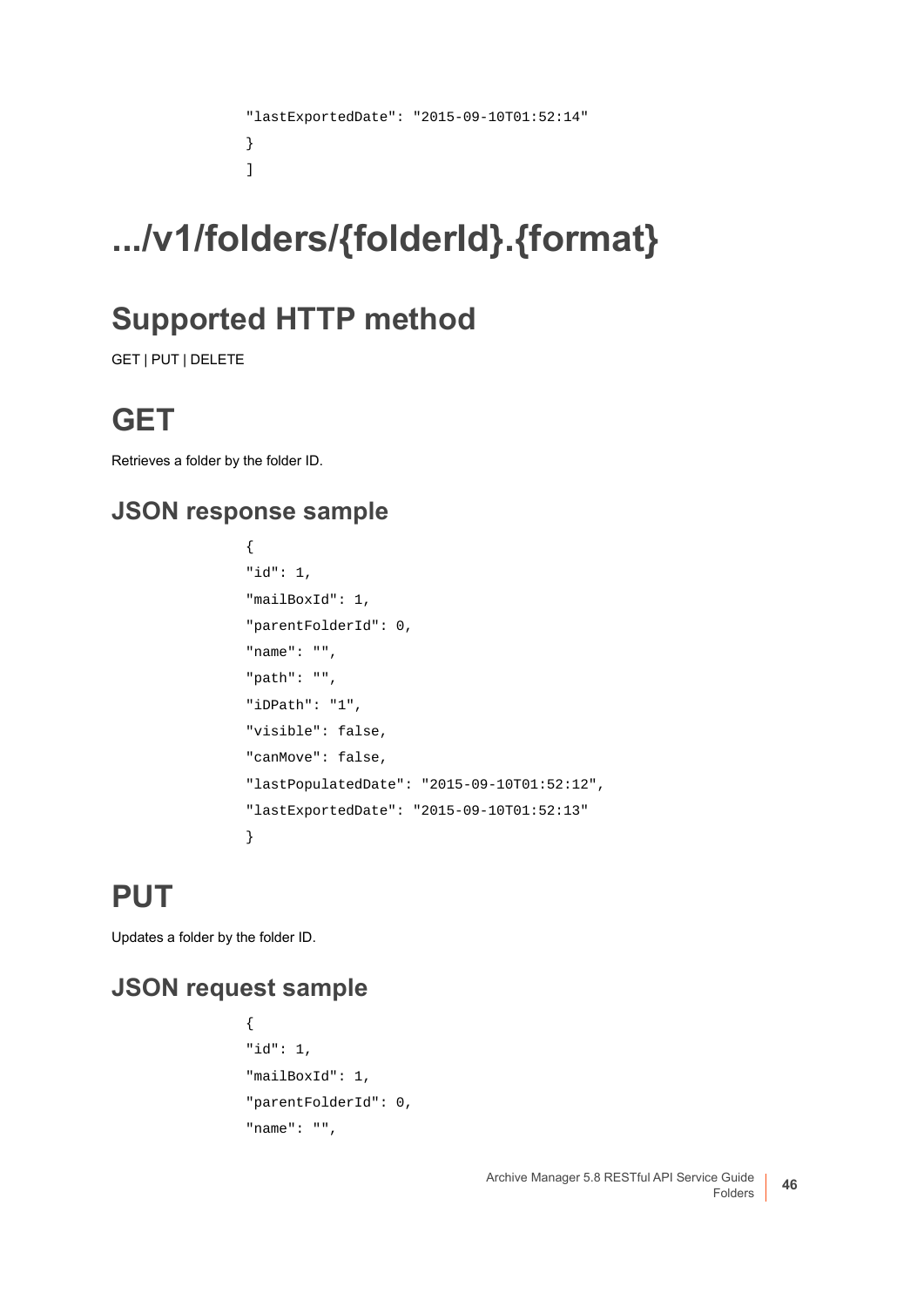```
"lastExportedDate": "2015-09-10T01:52:14"
}
]
```

# .../v1/folders/{folderId}.{format}

## Supported HTTP method

GET | PUT | DELETE

## GET

Retrieves a folder by the folder ID.

### JSON response sample

```
{
"id": 1,
"mailBoxId": 1,
"parentFolderId": 0,
"name": "",
"path": "",
"iDPath": "1",
"visible": false,
"canMove": false,
"lastPopulatedDate": "2015-09-10T01:52:12",
"lastExportedDate": "2015-09-10T01:52:13"
}
```

## PUT

Updates a folder by the folder ID.

### JSON request sample

```
{
"id": 1,
"mailBoxId": 1,
"parentFolderId": 0,
"name": "",
```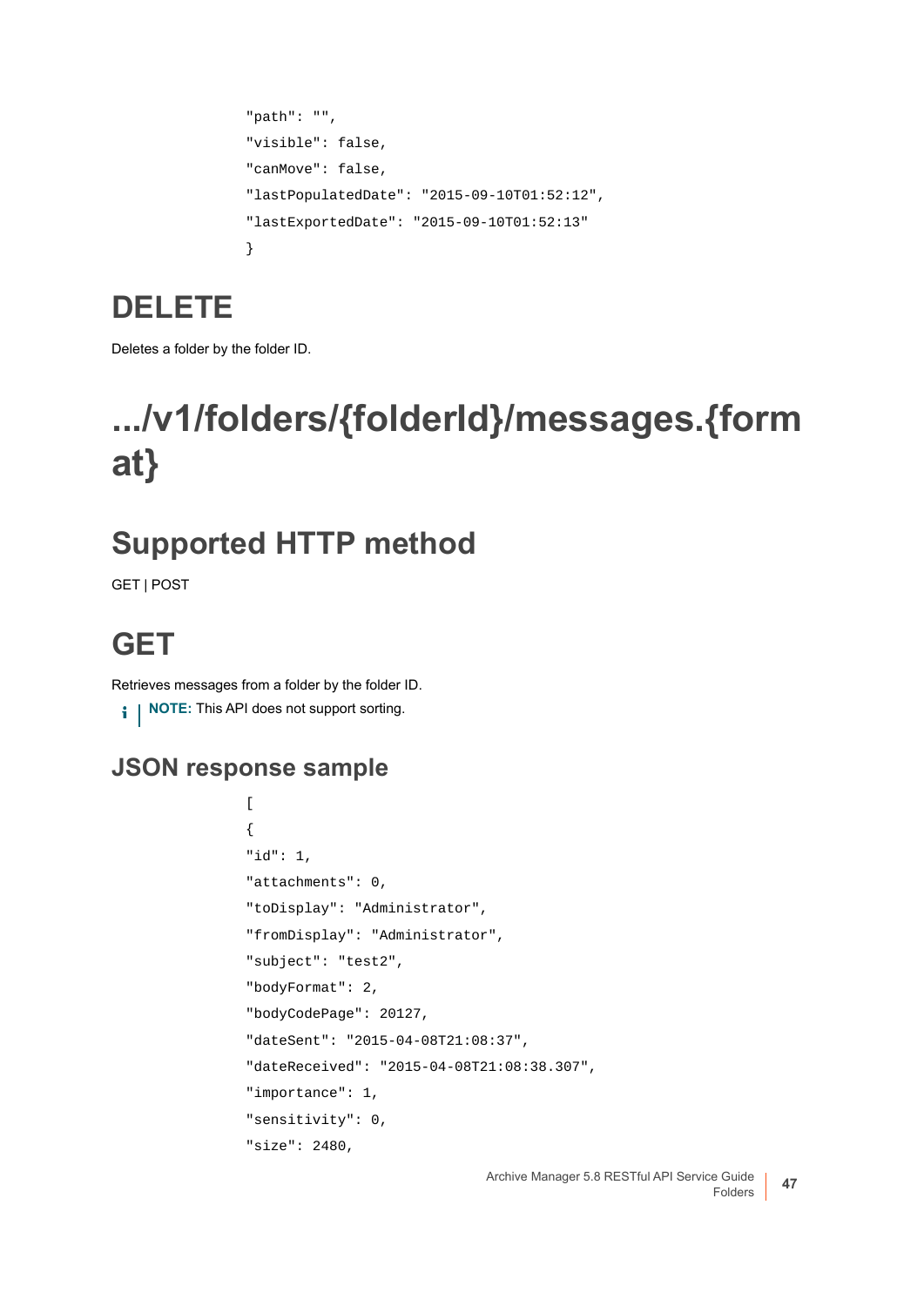```
"path": "",
"visible": false,
"canMove": false,
"lastPopulatedDate": "2015-09-10T01:52:12",
"lastExportedDate": "2015-09-10T01:52:13"
}
```

## DELETE

Deletes a folder by the folder ID.

# .../v1/folders/{folderId}/messages.{format}

## Supported HTTP method

GET | POST

## GET

Retrieves messages from a folder by the folder ID.

**NOTE:** This API does not support sorting.

### JSON response sample

```
[
{
"id": 1,
"attachments": 0,
"toDisplay": "Administrator",
"fromDisplay": "Administrator",
"subject": "test2",
"bodyFormat": 2,
"bodyCodePage": 20127,
"dateSent": "2015-04-08T21:08:37",
"dateReceived": "2015-04-08T21:08:38.307",
"importance": 1,
"sensitivity": 0,
"size": 2480,
```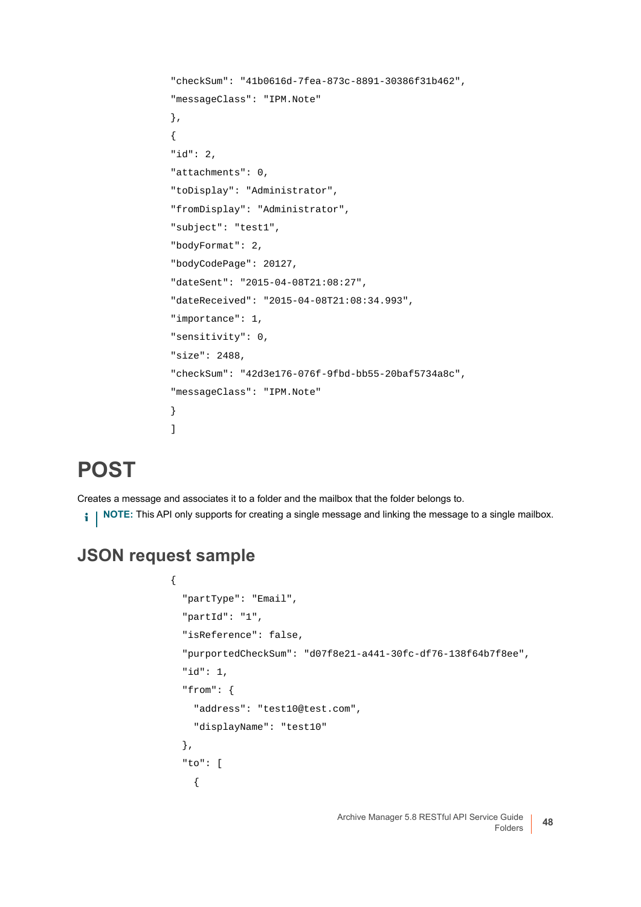```
"checkSum": "41b0616d-7fea-873c-8891-30386f31b462",
"messageClass": "IPM.Note"
},
{
"id": 2,
"attachments": 0,
"toDisplay": "Administrator",
"fromDisplay": "Administrator",
"subject": "test1",
"bodyFormat": 2,
"bodyCodePage": 20127,
"dateSent": "2015-04-08T21:08:27",
"dateReceived": "2015-04-08T21:08:34.993",
"importance": 1,
"sensitivity": 0,
"size": 2488,
"checkSum": "42d3e176-076f-9fbd-bb55-20baf5734a8c",
"messageClass": "IPM.Note"
}
]
```

# POST

Creates a message and associates it to a folder and the mailbox that the folder belongs to.

**NOTE:** This API only supports for creating a single message and linking the message to a single mailbox.

## JSON request sample

```
{
  "partType": "Email",
  "partId": "1",
  "isReference": false,
  "purportedCheckSum": "d07f8e21-a441-30fc-df76-138f64b7f8ee",
  "id": 1,
  "from": {
    "address": "test10@test.com",
    "displayName": "test10"
  },
  "to": [
    {
```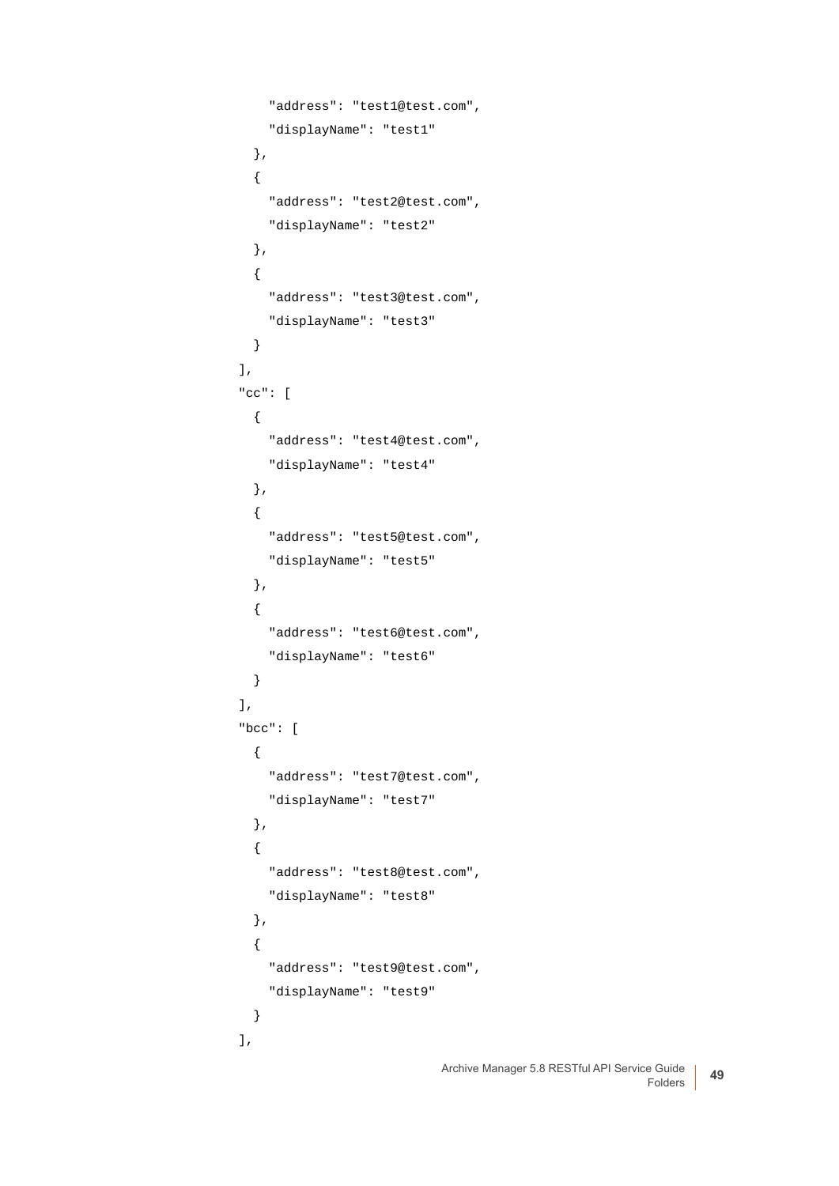```
        "address": "test1@test.com",
        "displayName": "test1"
      },
      {
        "address": "test2@test.com",
        "displayName": "test2"
      },
      {
        "address": "test3@test.com",
        "displayName": "test3"
      }
    ],
    "cc": [
      {
        "address": "test4@test.com",
        "displayName": "test4"
      },
      {
        "address": "test5@test.com",
        "displayName": "test5"
      },
      {
        "address": "test6@test.com",
        "displayName": "test6"
      }
    ],
    "bcc": [
      {
        "address": "test7@test.com",
        "displayName": "test7"
      },
      {
        "address": "test8@test.com",
        "displayName": "test8"
      },
      {
        "address": "test9@test.com",
        "displayName": "test9"
      }
    ],
```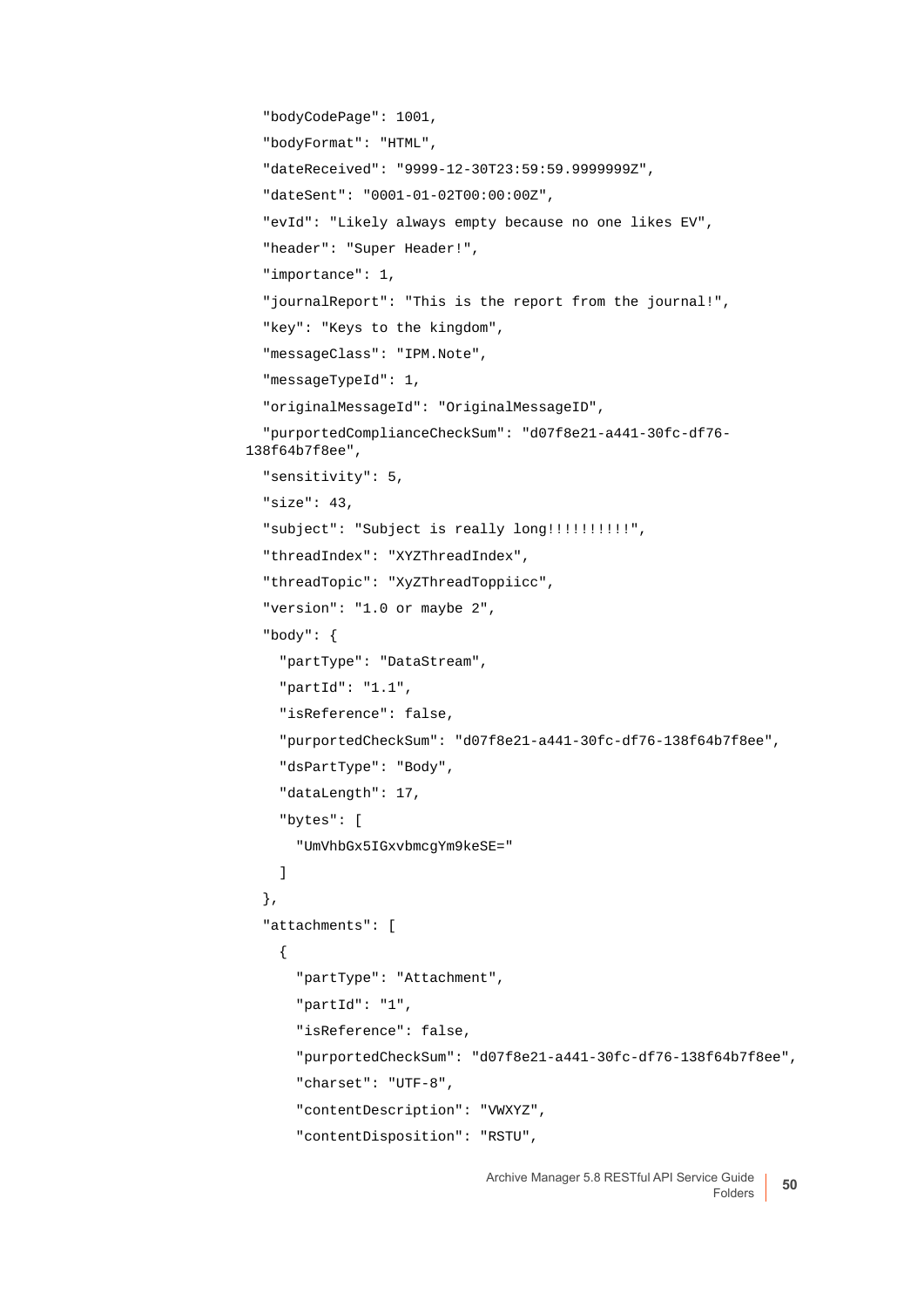```
  "bodyCodePage": 1001,
  "bodyFormat": "HTML",
  "dateReceived": "9999-12-30T23:59:59.9999999Z",
  "dateSent": "0001-01-02T00:00:00Z",
  "evId": "Likely always empty because no one likes EV",
  "header": "Super Header!",
  "importance": 1,
  "journalReport": "This is the report from the journal!",
  "key": "Keys to the kingdom",
  "messageClass": "IPM.Note",
  "messageTypeId": 1,
  "originalMessageId": "OriginalMessageID",
  "purportedComplianceCheckSum": "d07f8e21-a441-30fc-df76-
138f64b7f8ee",
  "sensitivity": 5,
  "size": 43,
  "subject": "Subject is really long!!!!!!!!!!",
  "threadIndex": "XYZThreadIndex",
  "threadTopic": "XyZThreadToppiicc",
  "version": "1.0 or maybe 2",
  "body": {
    "partType": "DataStream",
    "partId": "1.1",
    "isReference": false,
    "purportedCheckSum": "d07f8e21-a441-30fc-df76-138f64b7f8ee",
    "dsPartType": "Body",
    "dataLength": 17,
    "bytes": [
      "UmVhbGx5IGxvbmcgYm9keSE="
    ]
  },
  "attachments": [
    {
      "partType": "Attachment",
      "partId": "1",
      "isReference": false,
      "purportedCheckSum": "d07f8e21-a441-30fc-df76-138f64b7f8ee",
      "charset": "UTF-8",
      "contentDescription": "VWXYZ",
      "contentDisposition": "RSTU",
```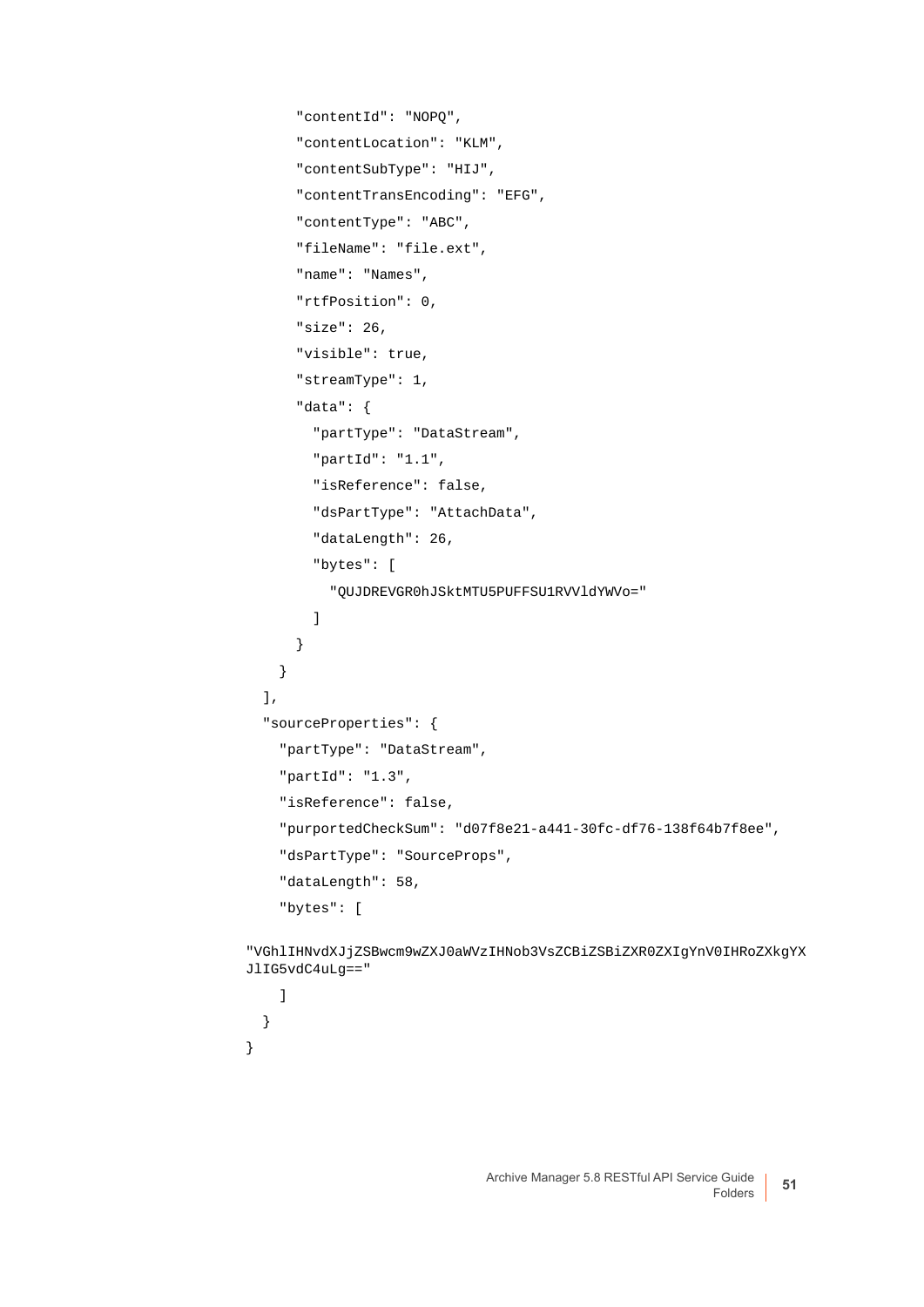```
      "contentId": "NOPQ",
      "contentLocation": "KLM",
      "contentSubType": "HIJ",
      "contentTransEncoding": "EFG",
      "contentType": "ABC",
      "fileName": "file.ext",
      "name": "Names",
      "rtfPosition": 0,
      "size": 26,
      "visible": true,
      "streamType": 1,
      "data": {
        "partType": "DataStream",
        "partId": "1.1",
        "isReference": false,
        "dsPartType": "AttachData",
        "dataLength": 26,
        "bytes": [
          "QUJDREVGR0hJSktMTU5PUFFSU1RVVldYWVo="
        ]
      }
    }
  ],
  "sourceProperties": {
    "partType": "DataStream",
    "partId": "1.3",
    "isReference": false,
    "purportedCheckSum": "d07f8e21-a441-30fc-df76-138f64b7f8ee",
    "dsPartType": "SourceProps",
    "dataLength": 58,
    "bytes": [
"VGhlIHNvdXJjZSBwcm9wZXJ0aWVzIHNob3VsZCBiZSBiZXR0ZXIgYnV0IHRoZXkgYXJlIG5vdC4uLg=="
    ]
  }
}
```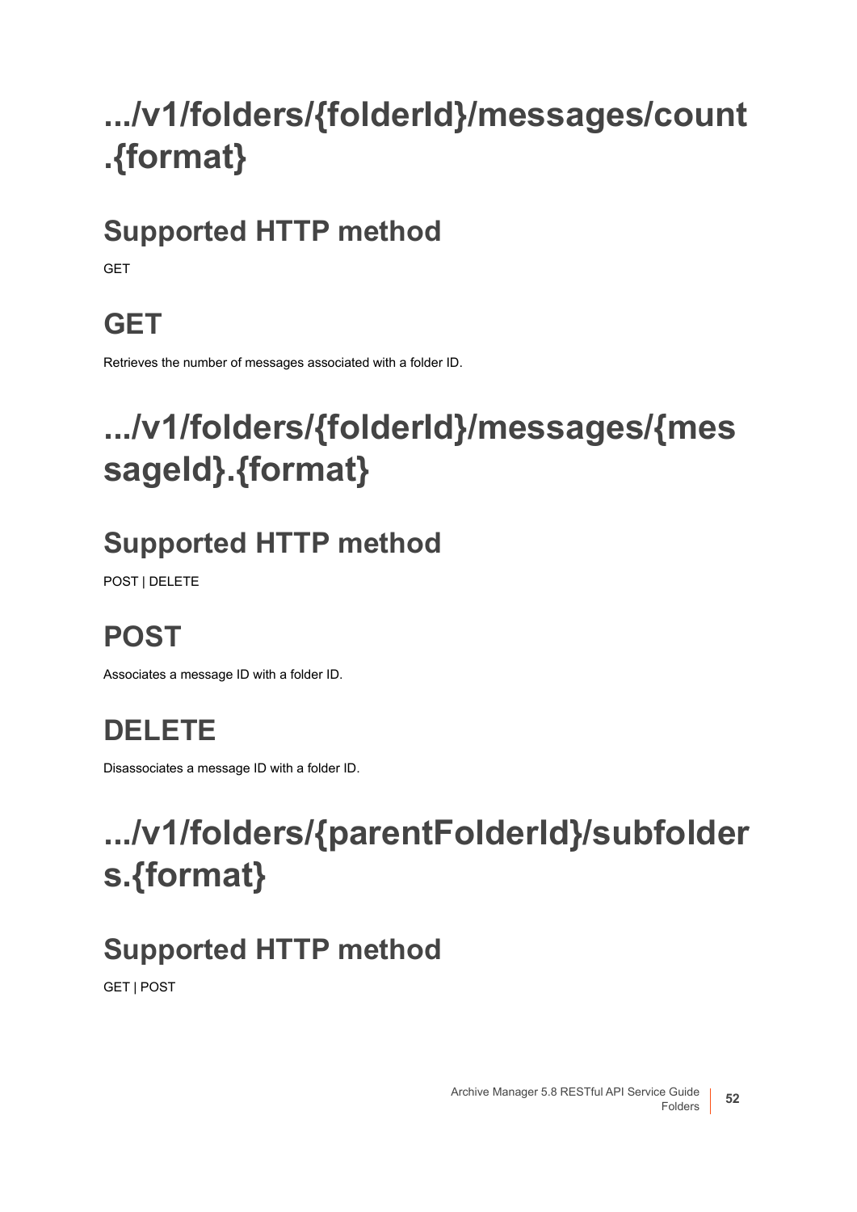# .../v1/folders/{folderId}/messages/count.{format}

## Supported HTTP method

GET

## GET

Retrieves the number of messages associated with a folder ID.

# .../v1/folders/{folderId}/messages/{messageId}.{format}

## Supported HTTP method

POST | DELETE

## POST

Associates a message ID with a folder ID.

## DELETE

Disassociates a message ID with a folder ID.

# .../v1/folders/{parentFolderId}/subfolders.{format}

## Supported HTTP method

GET | POST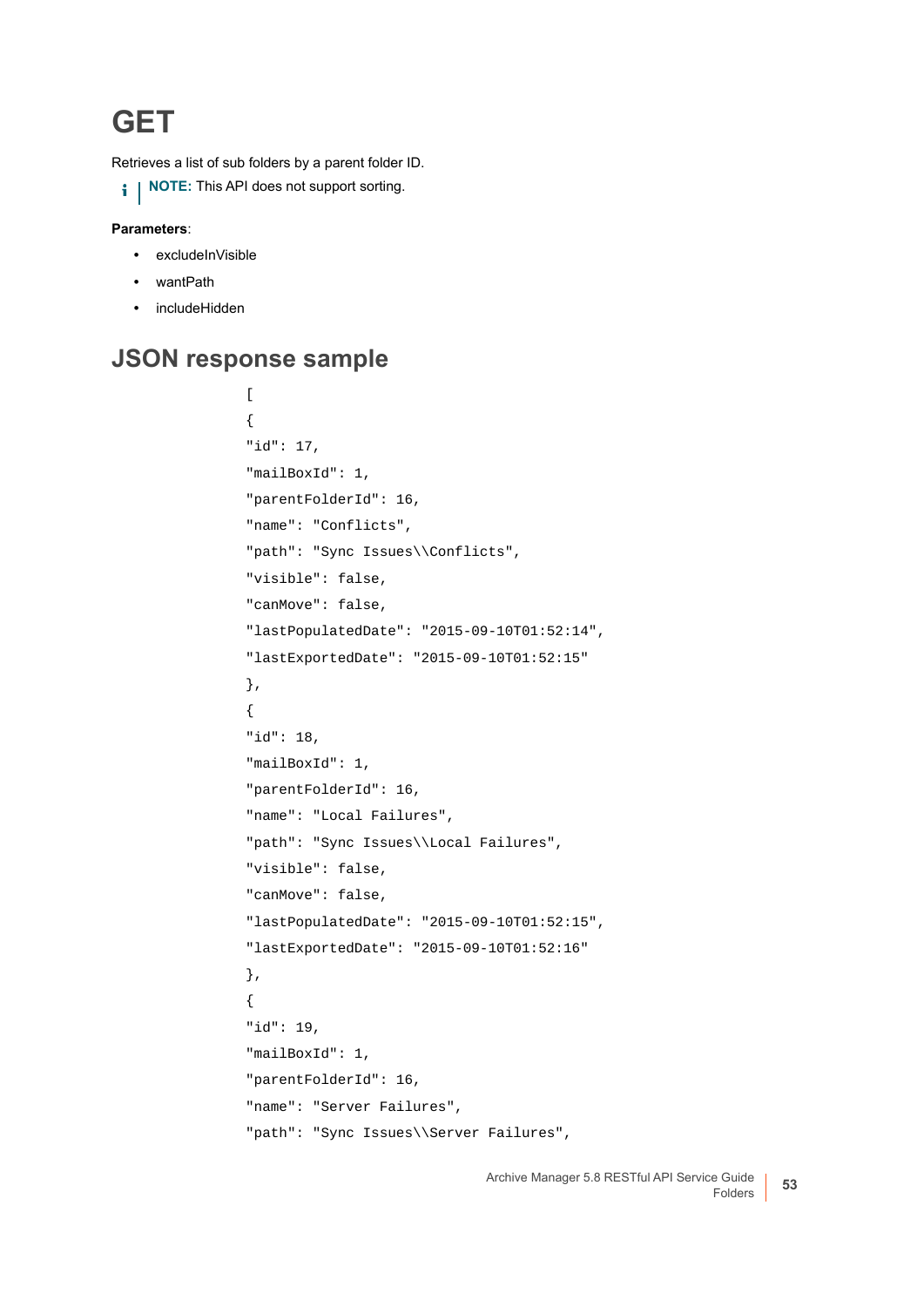# GET

Retrieves a list of sub folders by a parent folder ID.

**NOTE:** This API does not support sorting.

**Parameters**:

- excludeInVisible
- wantPath
- includeHidden

## JSON response sample

```
[
{
"id": 17,
"mailBoxId": 1,
"parentFolderId": 16,
"name": "Conflicts",
"path": "Sync Issues\\Conflicts",
"visible": false,
"canMove": false,
"lastPopulatedDate": "2015-09-10T01:52:14",
"lastExportedDate": "2015-09-10T01:52:15"
},
{
"id": 18,
"mailBoxId": 1,
"parentFolderId": 16,
"name": "Local Failures",
"path": "Sync Issues\\Local Failures",
"visible": false,
"canMove": false,
"lastPopulatedDate": "2015-09-10T01:52:15",
"lastExportedDate": "2015-09-10T01:52:16"
},
{
"id": 19,
"mailBoxId": 1,
"parentFolderId": 16,
"name": "Server Failures",
"path": "Sync Issues\\Server Failures",
```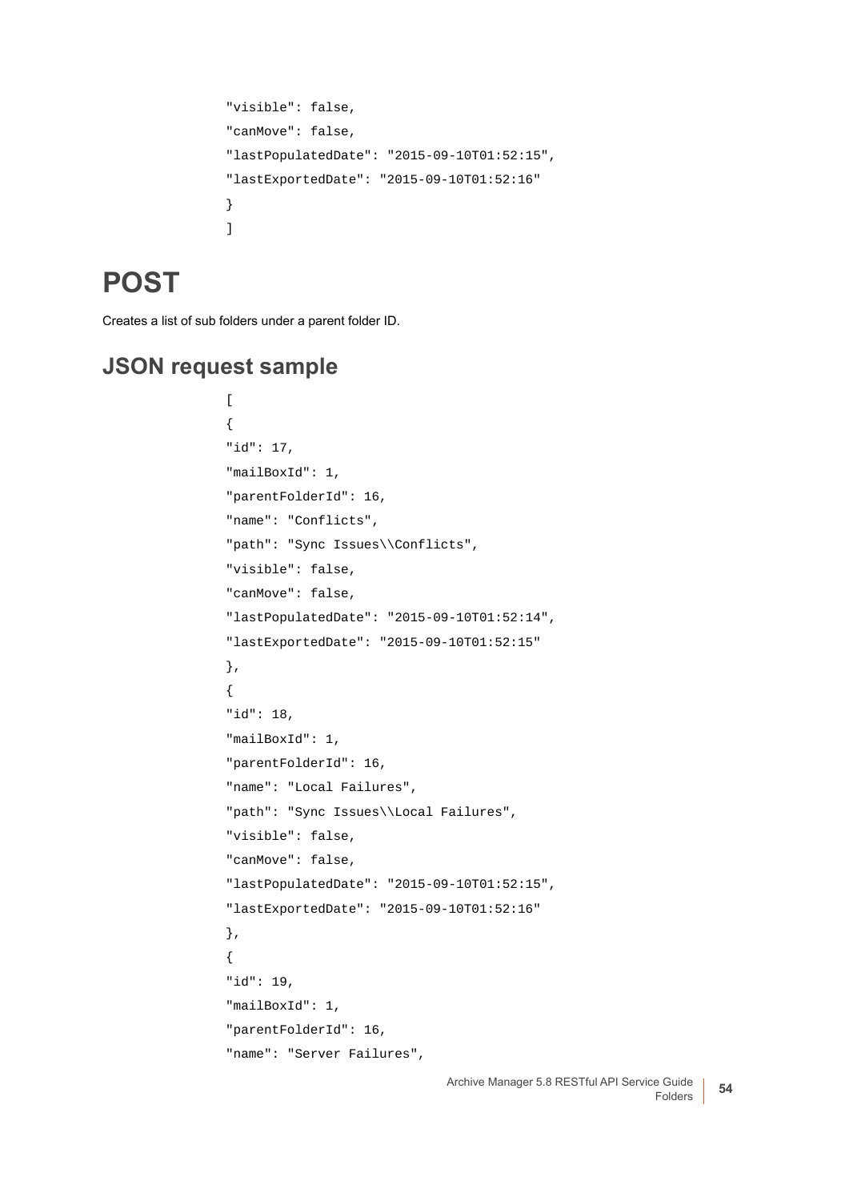```
"visible": false,
"canMove": false,
"lastPopulatedDate": "2015-09-10T01:52:15",
"lastExportedDate": "2015-09-10T01:52:16"
}
]
```

## POST

Creates a list of sub folders under a parent folder ID.

### JSON request sample

```
[
{
"id": 17,
"mailBoxId": 1,
"parentFolderId": 16,
"name": "Conflicts",
"path": "Sync Issues\\Conflicts",
"visible": false,
"canMove": false,
"lastPopulatedDate": "2015-09-10T01:52:14",
"lastExportedDate": "2015-09-10T01:52:15"
},
{
"id": 18,
"mailBoxId": 1,
"parentFolderId": 16,
"name": "Local Failures",
"path": "Sync Issues\\Local Failures",
"visible": false,
"canMove": false,
"lastPopulatedDate": "2015-09-10T01:52:15",
"lastExportedDate": "2015-09-10T01:52:16"
},
{
"id": 19,
"mailBoxId": 1,
"parentFolderId": 16,
"name": "Server Failures",
```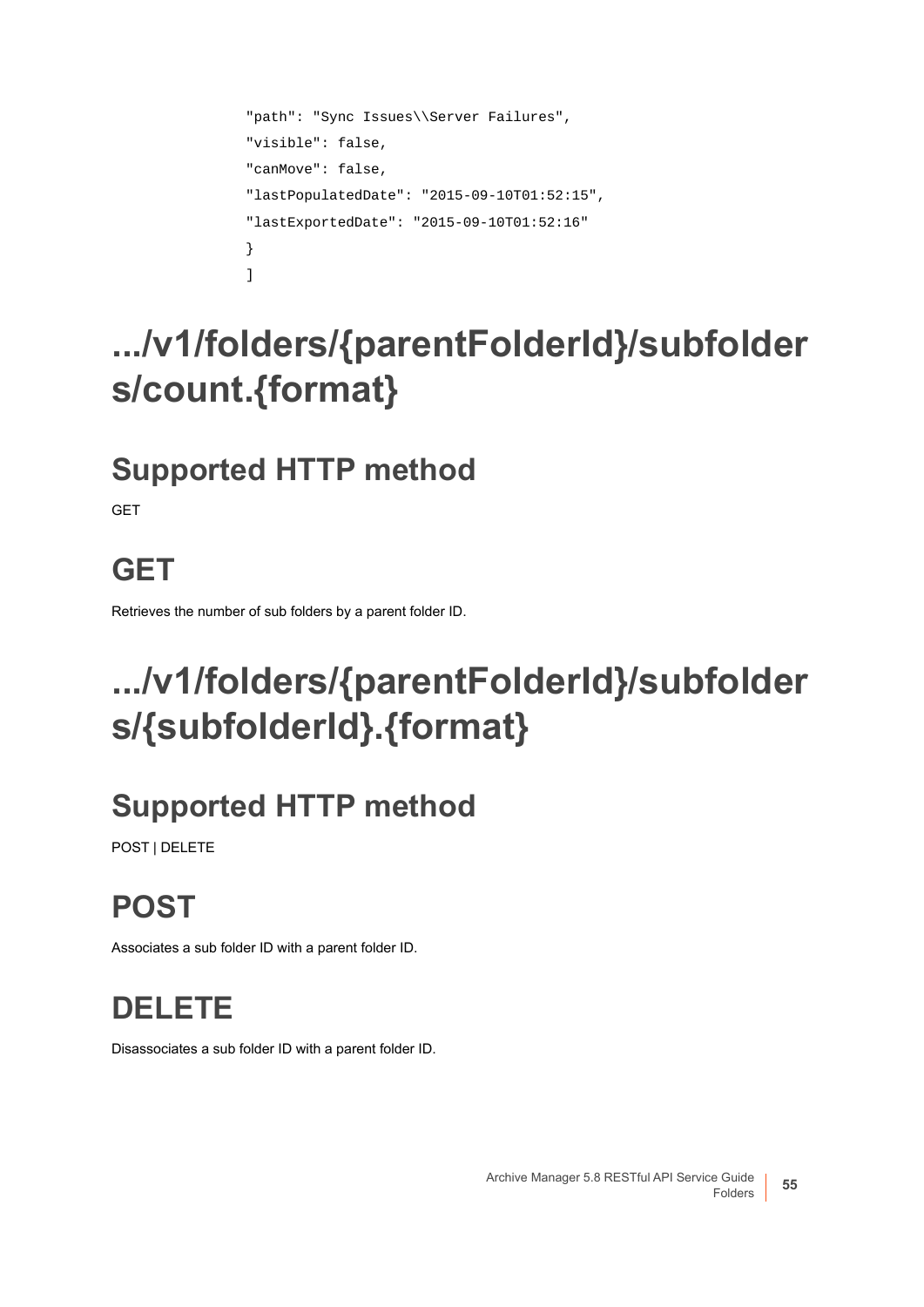```
"path": "Sync Issues\\Server Failures",
"visible": false,
"canMove": false,
"lastPopulatedDate": "2015-09-10T01:52:15",
"lastExportedDate": "2015-09-10T01:52:16"
}
]
```

# .../v1/folders/{parentFolderId}/subfolders/count.{format}

## Supported HTTP method

GET

## GET

Retrieves the number of sub folders by a parent folder ID.

# .../v1/folders/{parentFolderId}/subfolders/{subfolderId}.{format}

## Supported HTTP method

POST | DELETE

## POST

Associates a sub folder ID with a parent folder ID.

## DELETE

Disassociates a sub folder ID with a parent folder ID.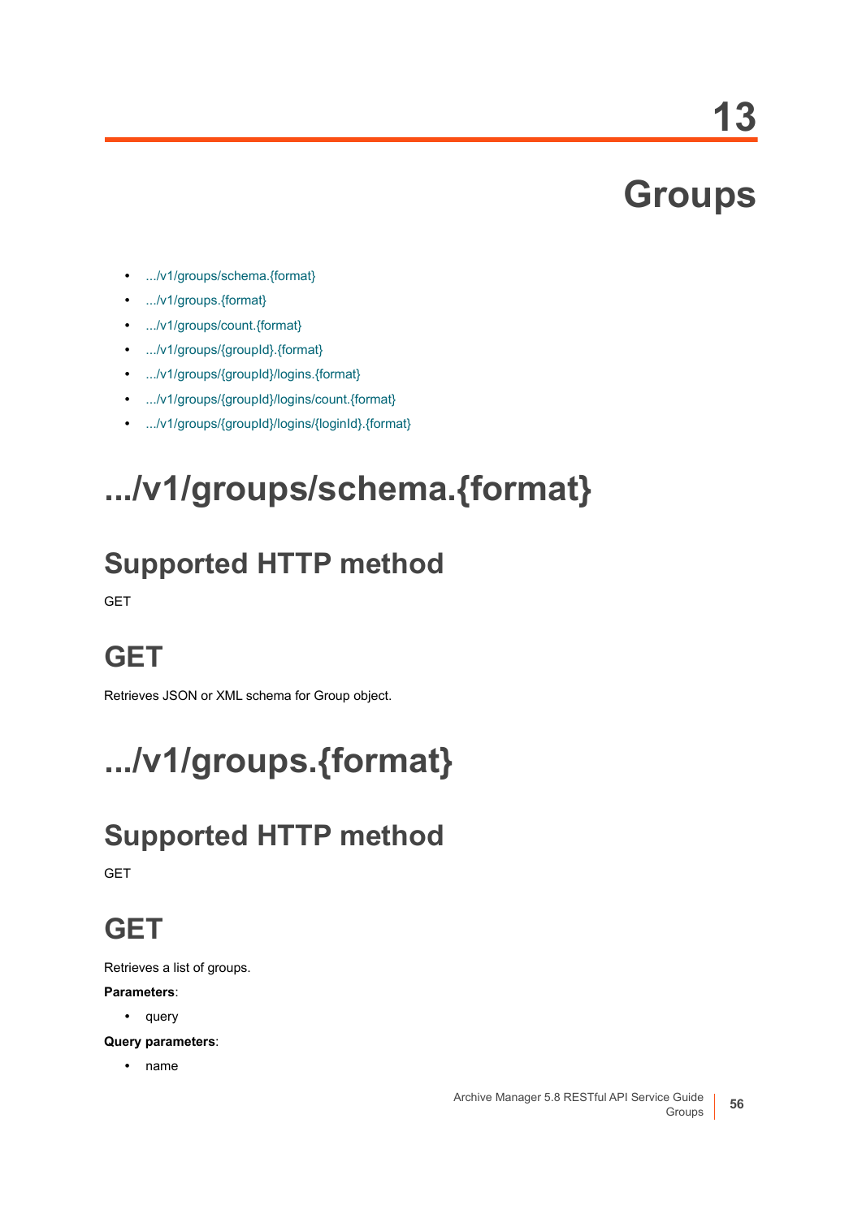# 13 Groups

- .../v1/groups/schema.{format}
- .../v1/groups.{format}
- .../v1/groups/count.{format}
- .../v1/groups/{groupId}.{format}
- .../v1/groups/{groupId}/logins.{format}
- .../v1/groups/{groupId}/logins/count.{format}
- .../v1/groups/{groupId}/logins/{loginId}.{format}

# .../v1/groups/schema.{format}

## Supported HTTP method

GET

## GET

Retrieves JSON or XML schema for Group object.

# .../v1/groups.{format}

## Supported HTTP method

GET

## GET

Retrieves a list of groups.

**Parameters**:

- query

**Query parameters**:

- name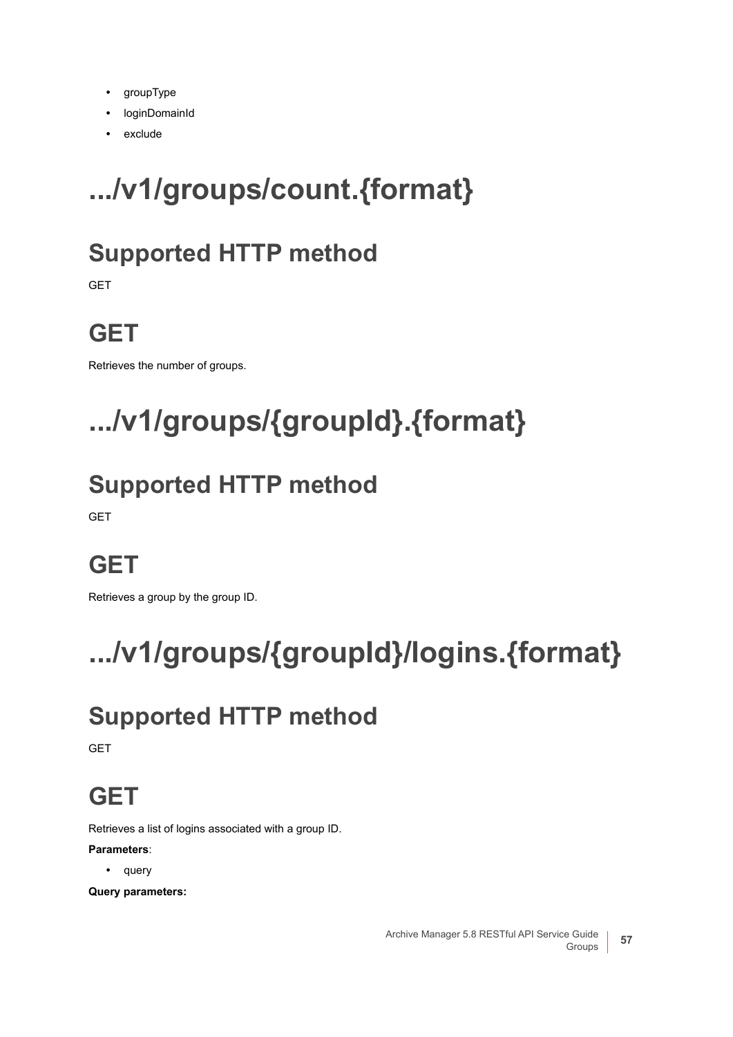- groupType
- loginDomainId
- exclude

# .../v1/groups/count.{format}

## Supported HTTP method

GET

## GET

Retrieves the number of groups.

# .../v1/groups/{groupId}.{format}

## Supported HTTP method

GET

## GET

Retrieves a group by the group ID.

# .../v1/groups/{groupId}/logins.{format}

## Supported HTTP method

GET

## GET

Retrieves a list of logins associated with a group ID.

**Parameters**:

- query

**Query parameters:**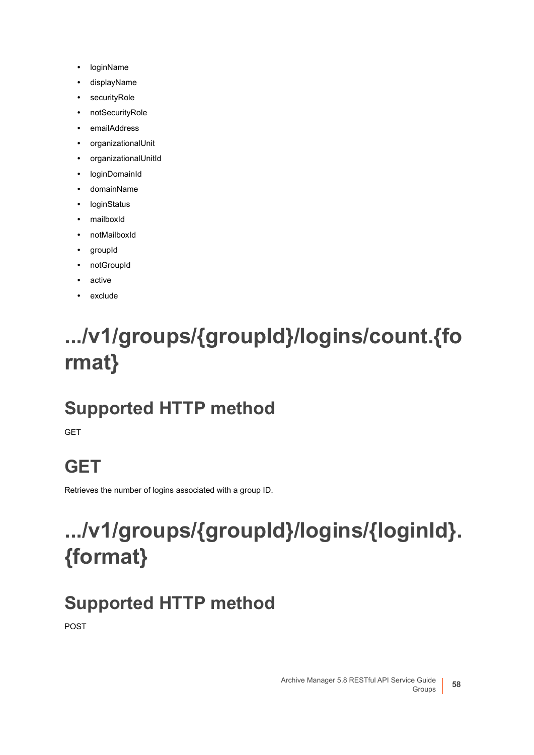- loginName
- displayName
- securityRole
- notSecurityRole
- emailAddress
- organizationalUnit
- organizationalUnitId
- loginDomainId
- domainName
- loginStatus
- mailboxId
- notMailboxId
- groupId
- notGroupId
- active
- exclude

# .../v1/groups/{groupId}/logins/count.{format}

## Supported HTTP method

GET

## GET

Retrieves the number of logins associated with a group ID.

# .../v1/groups/{groupId}/logins/{loginId}.{format}

## Supported HTTP method

POST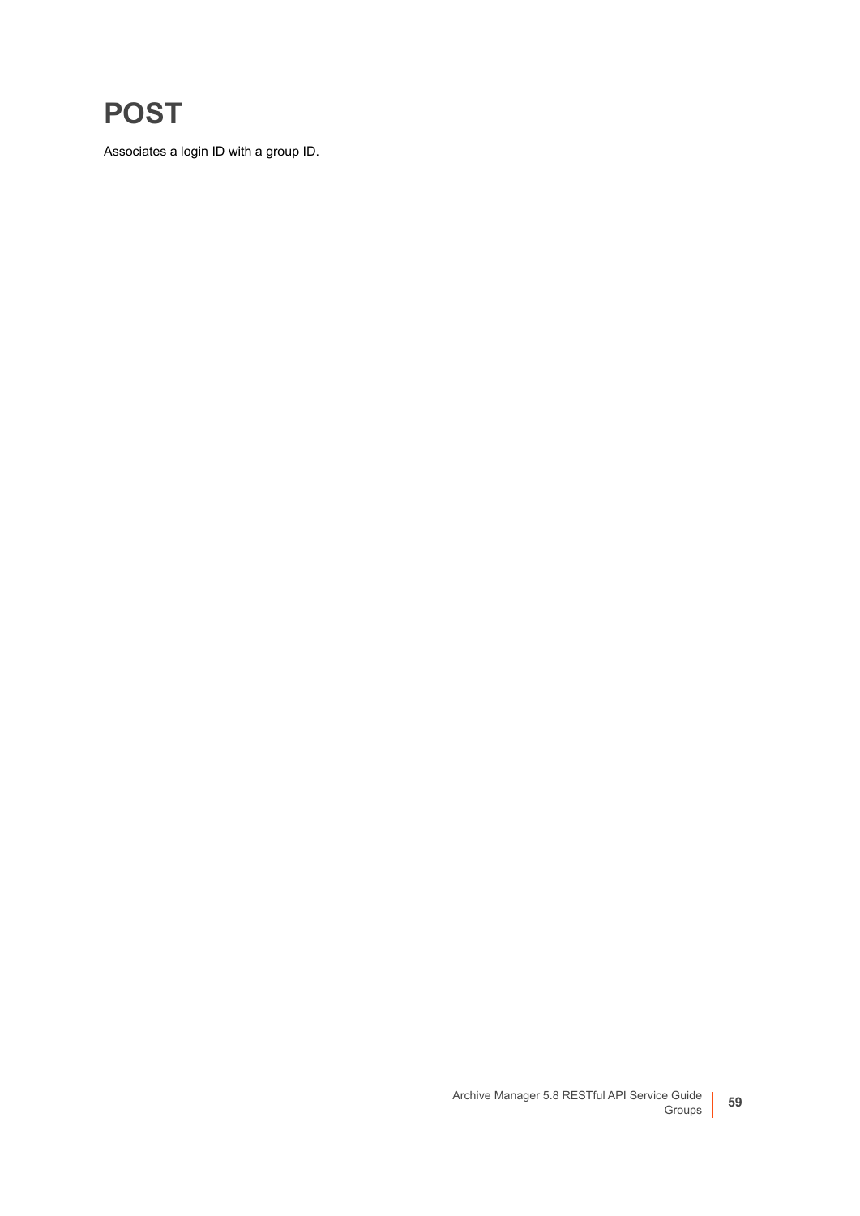# POST

Associates a login ID with a group ID.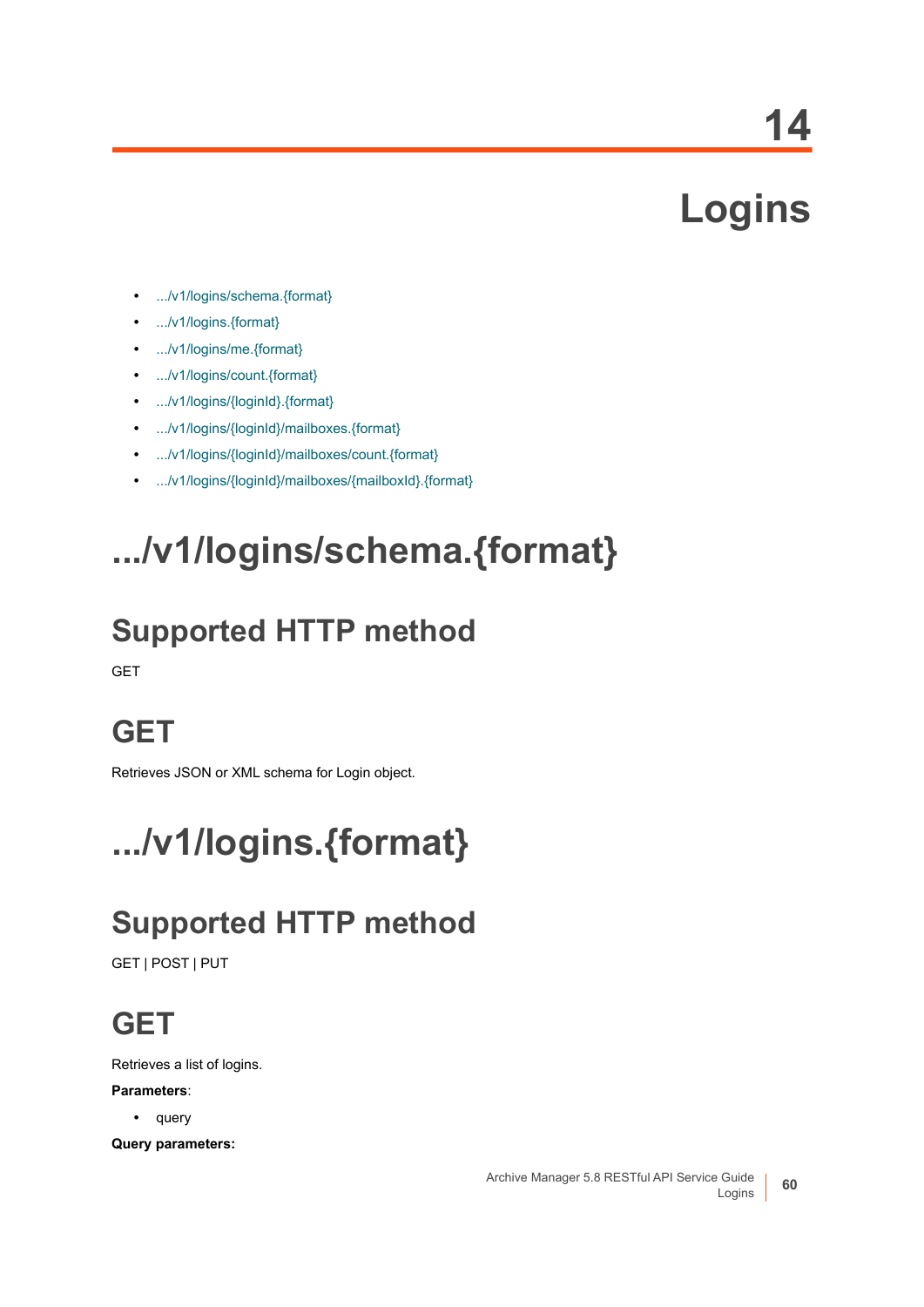# 14

# Logins

- .../v1/logins/schema.{format}
- .../v1/logins.{format}
- .../v1/logins/me.{format}
- .../v1/logins/count.{format}
- .../v1/logins/{loginId}.{format}
- .../v1/logins/{loginId}/mailboxes.{format}
- .../v1/logins/{loginId}/mailboxes/count.{format}
- .../v1/logins/{loginId}/mailboxes/{mailboxId}.{format}

# .../v1/logins/schema.{format}

## Supported HTTP method

GET

## GET

Retrieves JSON or XML schema for Login object.

# .../v1/logins.{format}

## Supported HTTP method

GET | POST | PUT

## GET

Retrieves a list of logins.

**Parameters**:

- query

**Query parameters:**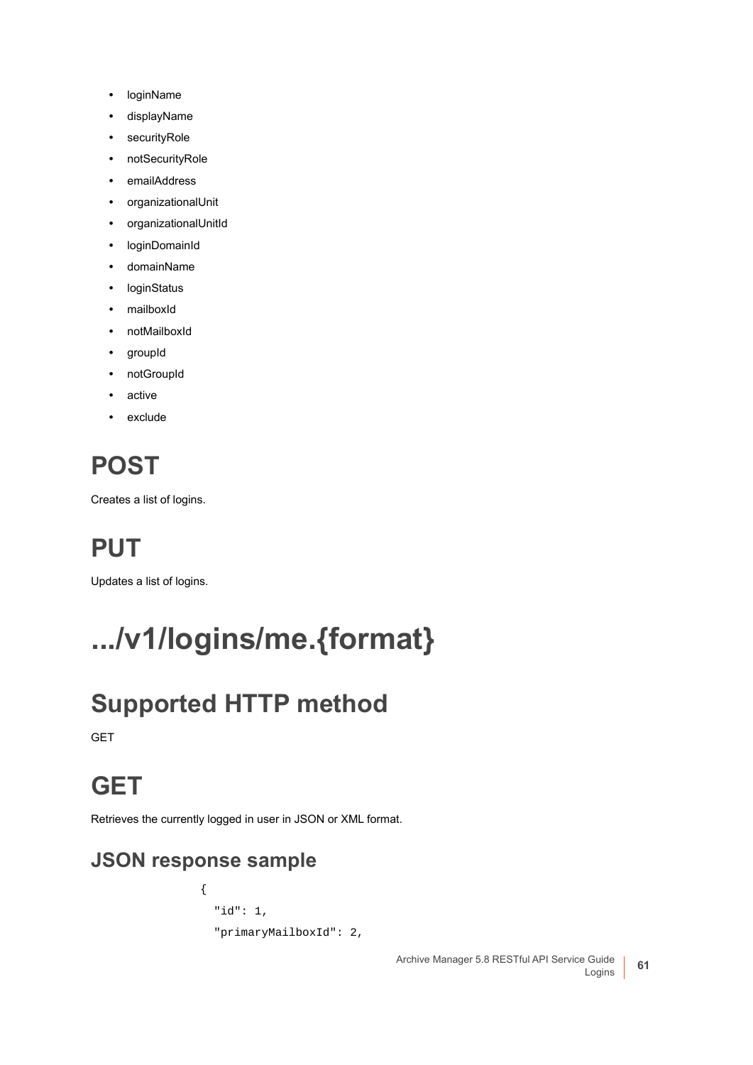- loginName
- displayName
- securityRole
- notSecurityRole
- emailAddress
- organizationalUnit
- organizationalUnitId
- loginDomainId
- domainName
- loginStatus
- mailboxId
- notMailboxId
- groupId
- notGroupId
- active
- exclude

## POST

Creates a list of logins.

## PUT

Updates a list of logins.

# .../v1/logins/me.{format}

## Supported HTTP method

GET

## GET

Retrieves the currently logged in user in JSON or XML format.

### JSON response sample

```
{
  "id": 1,
  "primaryMailboxId": 2,
```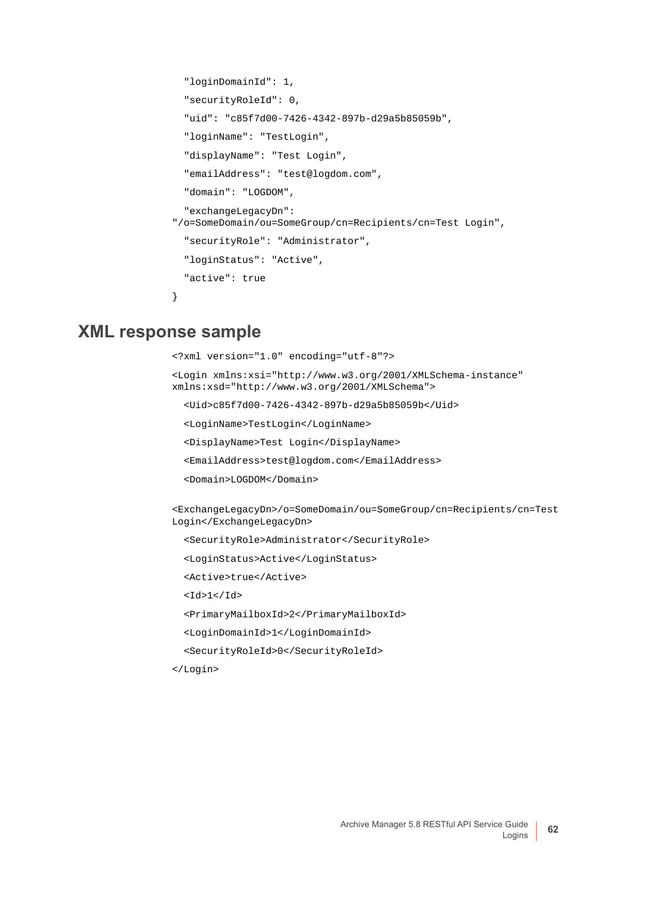```
  "loginDomainId": 1,
  "securityRoleId": 0,
  "uid": "c85f7d00-7426-4342-897b-d29a5b85059b",
  "loginName": "TestLogin",
  "displayName": "Test Login",
  "emailAddress": "test@logdom.com",
  "domain": "LOGDOM",
  "exchangeLegacyDn":
"/o=SomeDomain/ou=SomeGroup/cn=Recipients/cn=Test Login",
  "securityRole": "Administrator",
  "loginStatus": "Active",
  "active": true
}
```

## XML response sample

```
<?xml version="1.0" encoding="utf-8"?>
<Login xmlns:xsi="http://www.w3.org/2001/XMLSchema-instance"
xmlns:xsd="http://www.w3.org/2001/XMLSchema">
  <Uid>c85f7d00-7426-4342-897b-d29a5b85059b</Uid>
  <LoginName>TestLogin</LoginName>
  <DisplayName>Test Login</DisplayName>
  <EmailAddress>test@logdom.com</EmailAddress>
  <Domain>LOGDOM</Domain>

<ExchangeLegacyDn>/o=SomeDomain/ou=SomeGroup/cn=Recipients/cn=Test
Login</ExchangeLegacyDn>
  <SecurityRole>Administrator</SecurityRole>
  <LoginStatus>Active</LoginStatus>
  <Active>true</Active>
  <Id>1</Id>
  <PrimaryMailboxId>2</PrimaryMailboxId>
  <LoginDomainId>1</LoginDomainId>
  <SecurityRoleId>0</SecurityRoleId>
</Login>
```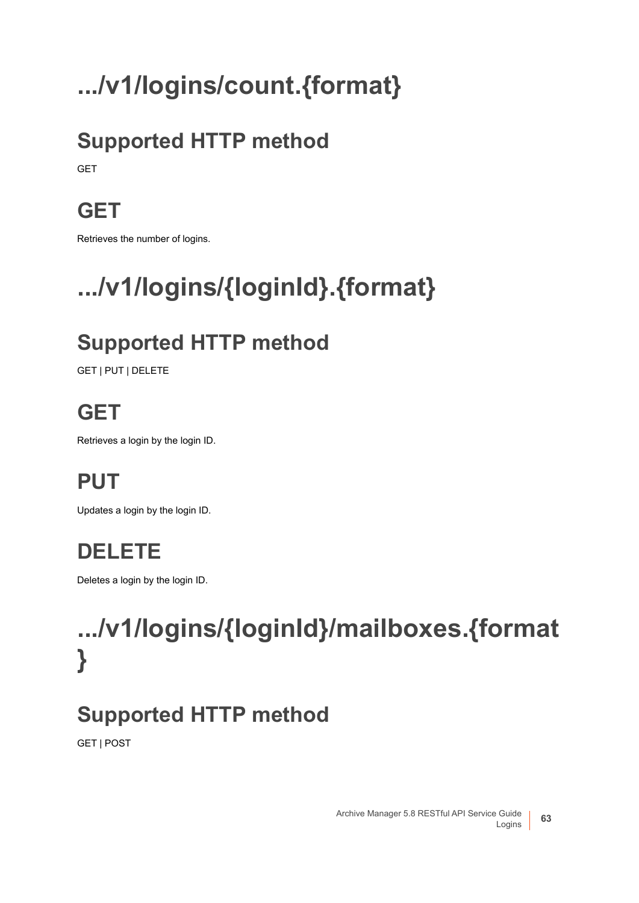# .../v1/logins/count.{format}

## Supported HTTP method

GET

## GET

Retrieves the number of logins.

# .../v1/logins/{loginId}.{format}

## Supported HTTP method

GET | PUT | DELETE

## GET

Retrieves a login by the login ID.

## PUT

Updates a login by the login ID.

## DELETE

Deletes a login by the login ID.

# .../v1/logins/{loginId}/mailboxes.{format}

## Supported HTTP method

GET | POST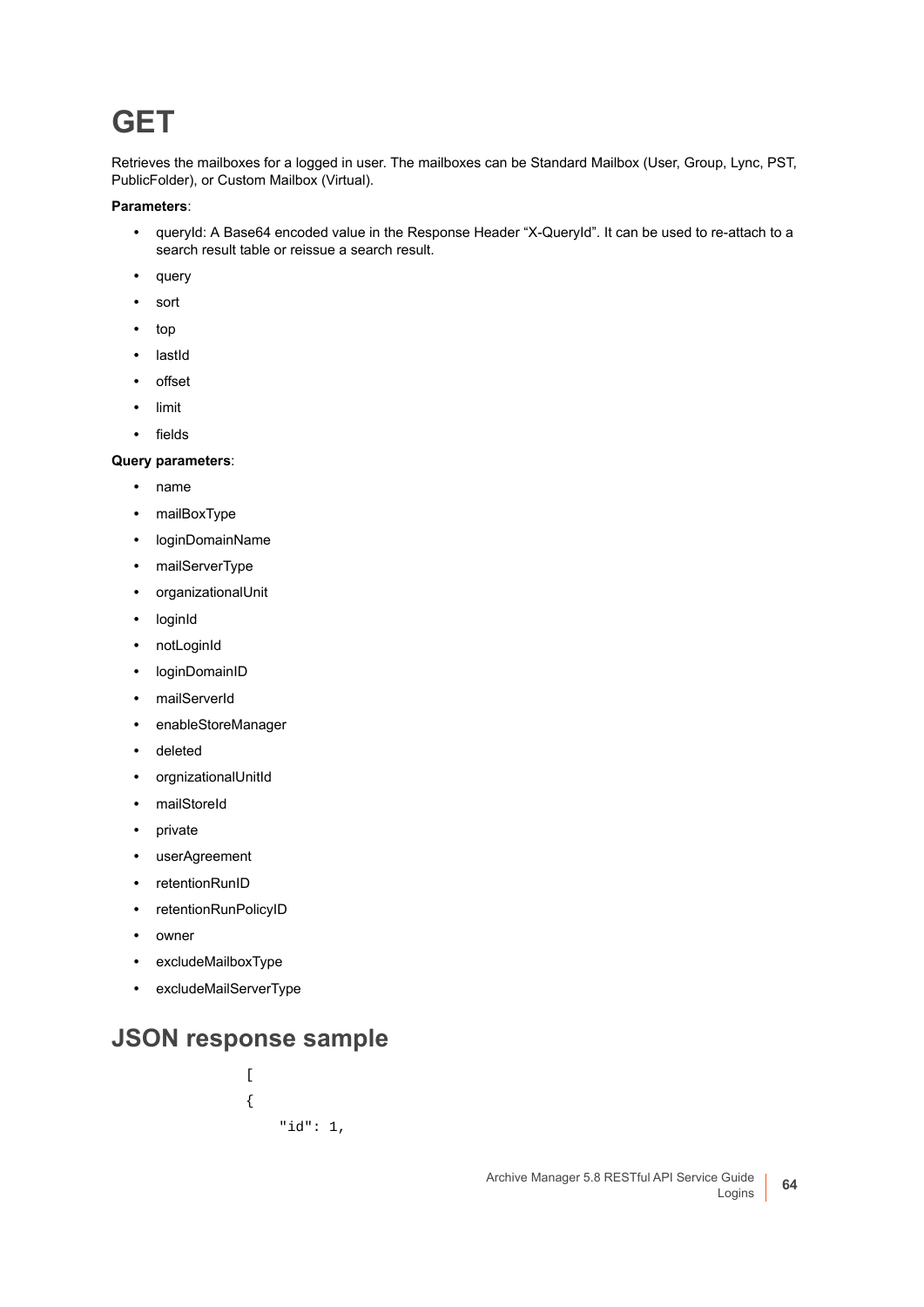# GET

Retrieves the mailboxes for a logged in user. The mailboxes can be Standard Mailbox (User, Group, Lync, PST, PublicFolder), or Custom Mailbox (Virtual).

**Parameters**:

- queryId: A Base64 encoded value in the Response Header “X-QueryId”. It can be used to re-attach to a search result table or reissue a search result.
- query
- sort
- top
- lastId
- offset
- limit
- fields

**Query parameters**:

- name
- mailBoxType
- loginDomainName
- mailServerType
- organizationalUnit
- loginId
- notLoginId
- loginDomainID
- mailServerId
- enableStoreManager
- deleted
- orgnizationalUnitId
- mailStoreId
- private
- userAgreement
- retentionRunID
- retentionRunPolicyID
- owner
- excludeMailboxType
- excludeMailServerType

## JSON response sample

```
[
{
    "id": 1,
```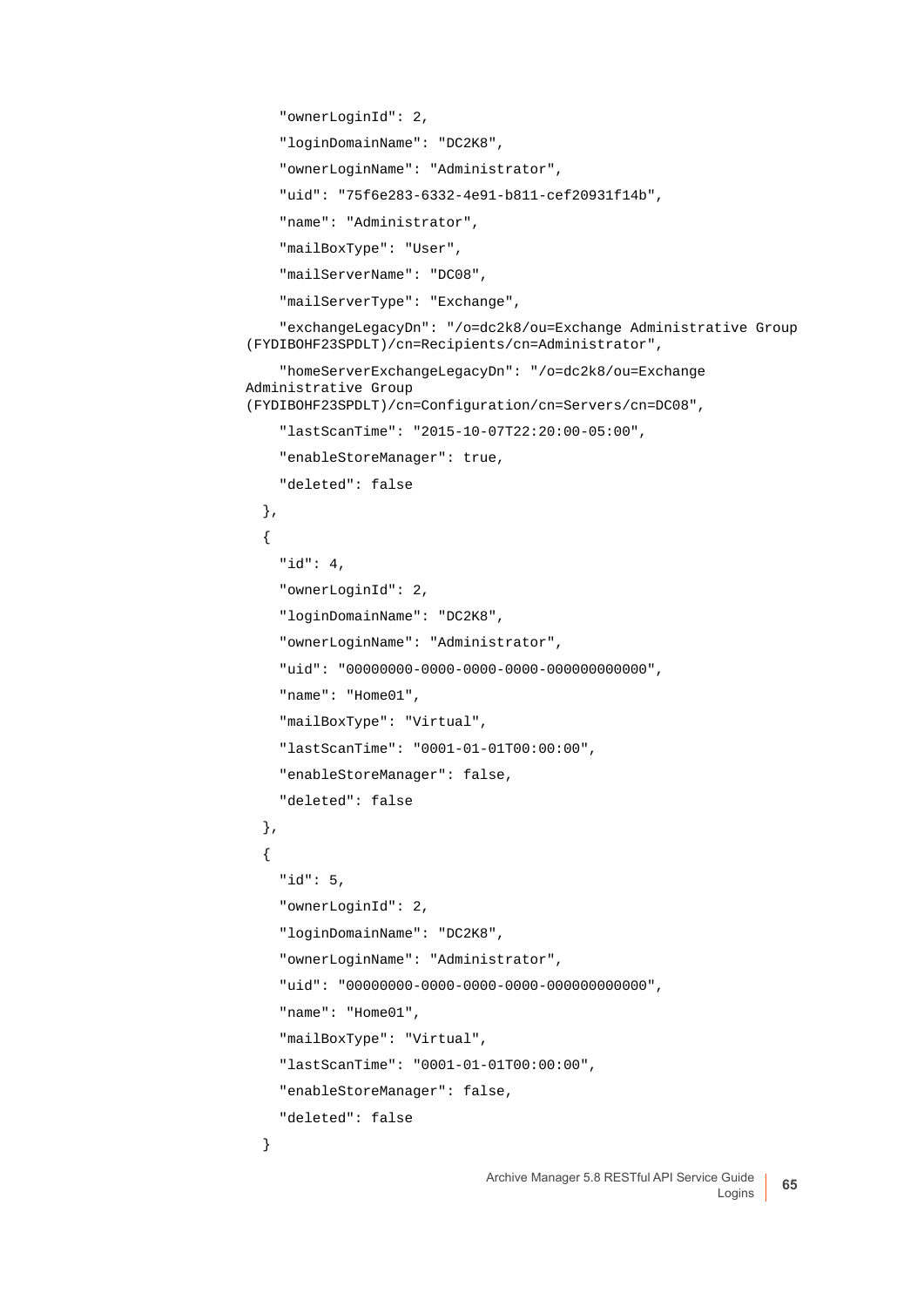```
    "ownerLoginId": 2,
    "loginDomainName": "DC2K8",
    "ownerLoginName": "Administrator",
    "uid": "75f6e283-6332-4e91-b811-cef20931f14b",
    "name": "Administrator",
    "mailBoxType": "User",
    "mailServerName": "DC08",
    "mailServerType": "Exchange",
    "exchangeLegacyDn": "/o=dc2k8/ou=Exchange Administrative Group
(FYDIBOHF23SPDLT)/cn=Recipients/cn=Administrator",
    "homeServerExchangeLegacyDn": "/o=dc2k8/ou=Exchange
Administrative Group
(FYDIBOHF23SPDLT)/cn=Configuration/cn=Servers/cn=DC08",
    "lastScanTime": "2015-10-07T22:20:00-05:00",
    "enableStoreManager": true,
    "deleted": false
  },
  {
    "id": 4,
    "ownerLoginId": 2,
    "loginDomainName": "DC2K8",
    "ownerLoginName": "Administrator",
    "uid": "00000000-0000-0000-0000-000000000000",
    "name": "Home01",
    "mailBoxType": "Virtual",
    "lastScanTime": "0001-01-01T00:00:00",
    "enableStoreManager": false,
    "deleted": false
  },
  {
    "id": 5,
    "ownerLoginId": 2,
    "loginDomainName": "DC2K8",
    "ownerLoginName": "Administrator",
    "uid": "00000000-0000-0000-0000-000000000000",
    "name": "Home01",
    "mailBoxType": "Virtual",
    "lastScanTime": "0001-01-01T00:00:00",
    "enableStoreManager": false,
    "deleted": false
  }
```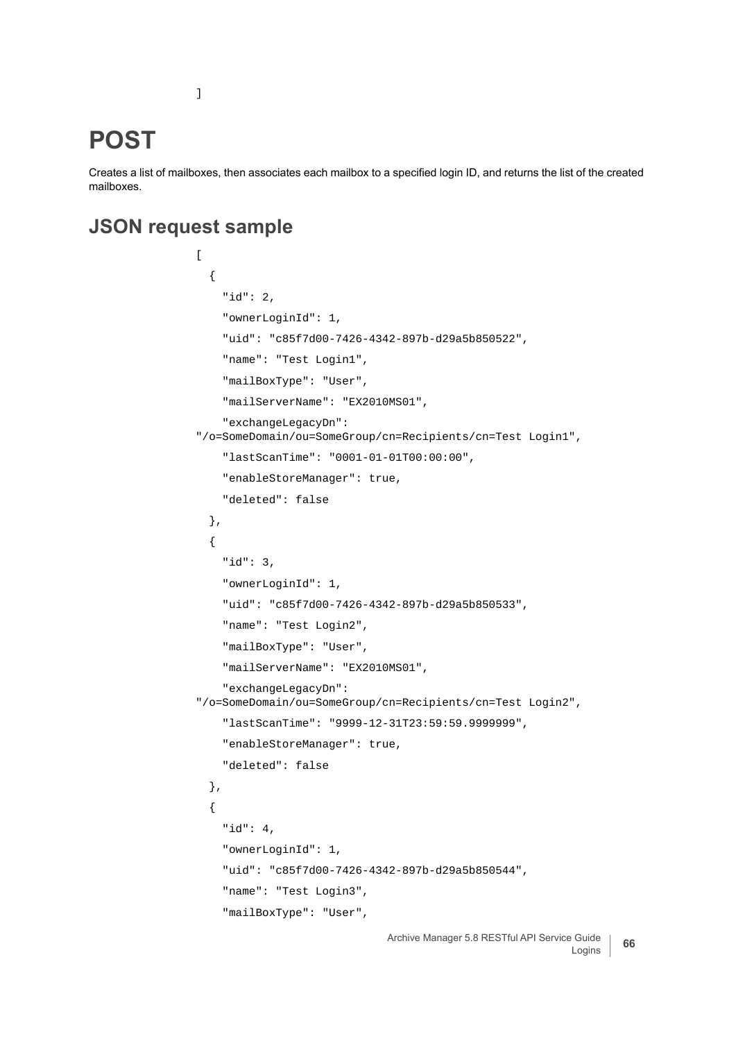```
]
```

# POST

Creates a list of mailboxes, then associates each mailbox to a specified login ID, and returns the list of the created mailboxes.

## JSON request sample

```
[
  {
    "id": 2,
    "ownerLoginId": 1,
    "uid": "c85f7d00-7426-4342-897b-d29a5b850522",
    "name": "Test Login1",
    "mailBoxType": "User",
    "mailServerName": "EX2010MS01",
    "exchangeLegacyDn": 
"/o=SomeDomain/ou=SomeGroup/cn=Recipients/cn=Test Login1",
    "lastScanTime": "0001-01-01T00:00:00",
    "enableStoreManager": true,
    "deleted": false
  },
  {
    "id": 3,
    "ownerLoginId": 1,
    "uid": "c85f7d00-7426-4342-897b-d29a5b850533",
    "name": "Test Login2",
    "mailBoxType": "User",
    "mailServerName": "EX2010MS01",
    "exchangeLegacyDn": 
"/o=SomeDomain/ou=SomeGroup/cn=Recipients/cn=Test Login2",
    "lastScanTime": "9999-12-31T23:59:59.9999999",
    "enableStoreManager": true,
    "deleted": false
  },
  {
    "id": 4,
    "ownerLoginId": 1,
    "uid": "c85f7d00-7426-4342-897b-d29a5b850544",
    "name": "Test Login3",
    "mailBoxType": "User",
```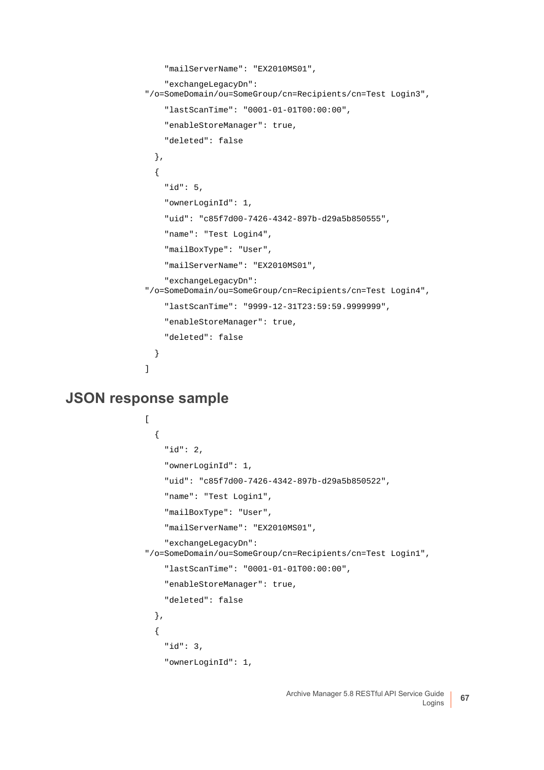```
    "mailServerName": "EX2010MS01",
    "exchangeLegacyDn":
"/o=SomeDomain/ou=SomeGroup/cn=Recipients/cn=Test Login3",
    "lastScanTime": "0001-01-01T00:00:00",
    "enableStoreManager": true,
    "deleted": false
  },
  {
    "id": 5,
    "ownerLoginId": 1,
    "uid": "c85f7d00-7426-4342-897b-d29a5b850555",
    "name": "Test Login4",
    "mailBoxType": "User",
    "mailServerName": "EX2010MS01",
    "exchangeLegacyDn":
"/o=SomeDomain/ou=SomeGroup/cn=Recipients/cn=Test Login4",
    "lastScanTime": "9999-12-31T23:59:59.9999999",
    "enableStoreManager": true,
    "deleted": false
  }
]
```

## JSON response sample

```
[
  {
    "id": 2,
    "ownerLoginId": 1,
    "uid": "c85f7d00-7426-4342-897b-d29a5b850522",
    "name": "Test Login1",
    "mailBoxType": "User",
    "mailServerName": "EX2010MS01",
    "exchangeLegacyDn":
"/o=SomeDomain/ou=SomeGroup/cn=Recipients/cn=Test Login1",
    "lastScanTime": "0001-01-01T00:00:00",
    "enableStoreManager": true,
    "deleted": false
  },
  {
    "id": 3,
    "ownerLoginId": 1,
```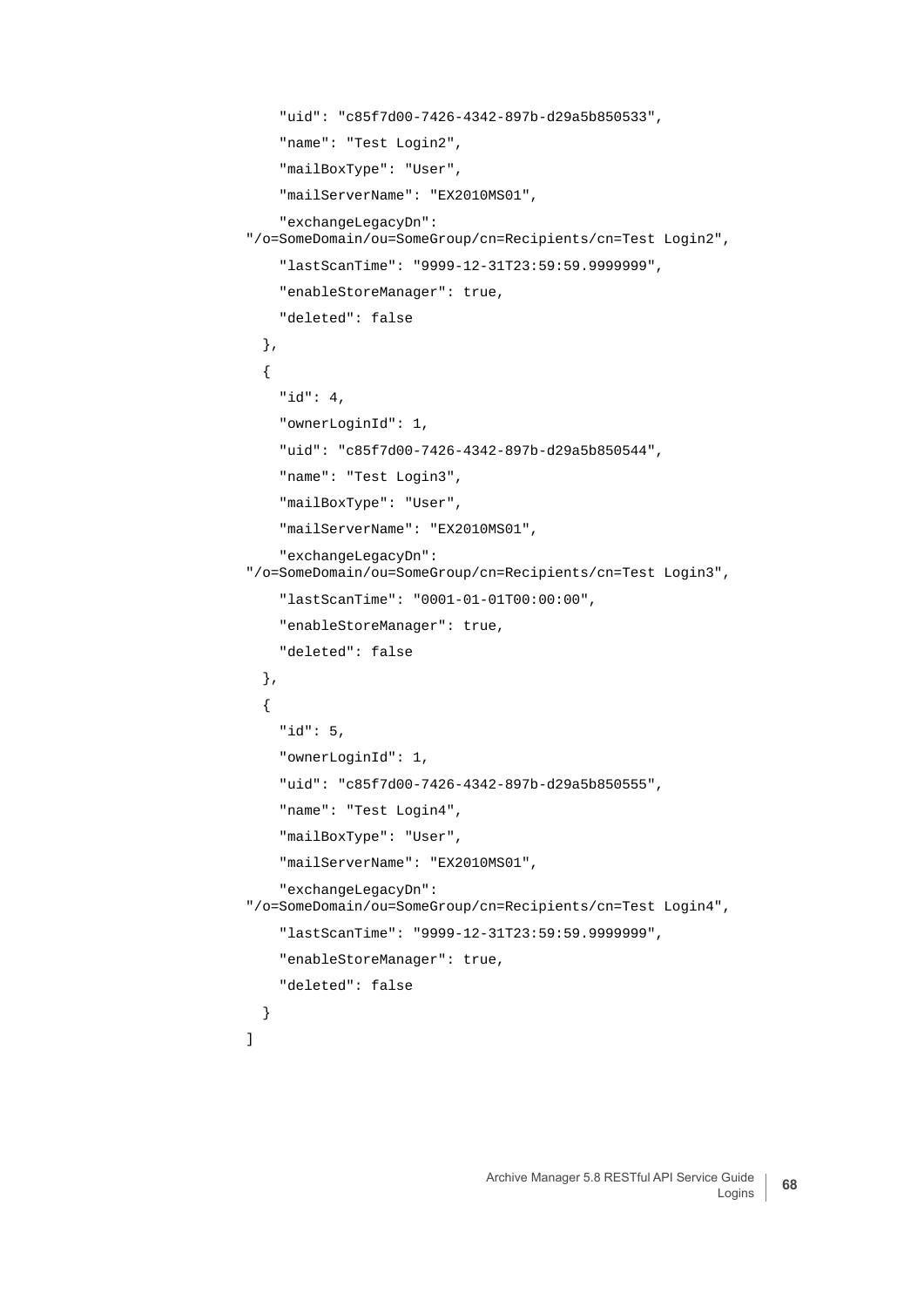```
    "uid": "c85f7d00-7426-4342-897b-d29a5b850533",
    "name": "Test Login2",
    "mailBoxType": "User",
    "mailServerName": "EX2010MS01",
    "exchangeLegacyDn":
"/o=SomeDomain/ou=SomeGroup/cn=Recipients/cn=Test Login2",
    "lastScanTime": "9999-12-31T23:59:59.9999999",
    "enableStoreManager": true,
    "deleted": false
  },
  {
    "id": 4,
    "ownerLoginId": 1,
    "uid": "c85f7d00-7426-4342-897b-d29a5b850544",
    "name": "Test Login3",
    "mailBoxType": "User",
    "mailServerName": "EX2010MS01",
    "exchangeLegacyDn":
"/o=SomeDomain/ou=SomeGroup/cn=Recipients/cn=Test Login3",
    "lastScanTime": "0001-01-01T00:00:00",
    "enableStoreManager": true,
    "deleted": false
  },
  {
    "id": 5,
    "ownerLoginId": 1,
    "uid": "c85f7d00-7426-4342-897b-d29a5b850555",
    "name": "Test Login4",
    "mailBoxType": "User",
    "mailServerName": "EX2010MS01",
    "exchangeLegacyDn":
"/o=SomeDomain/ou=SomeGroup/cn=Recipients/cn=Test Login4",
    "lastScanTime": "9999-12-31T23:59:59.9999999",
    "enableStoreManager": true,
    "deleted": false
  }
]
```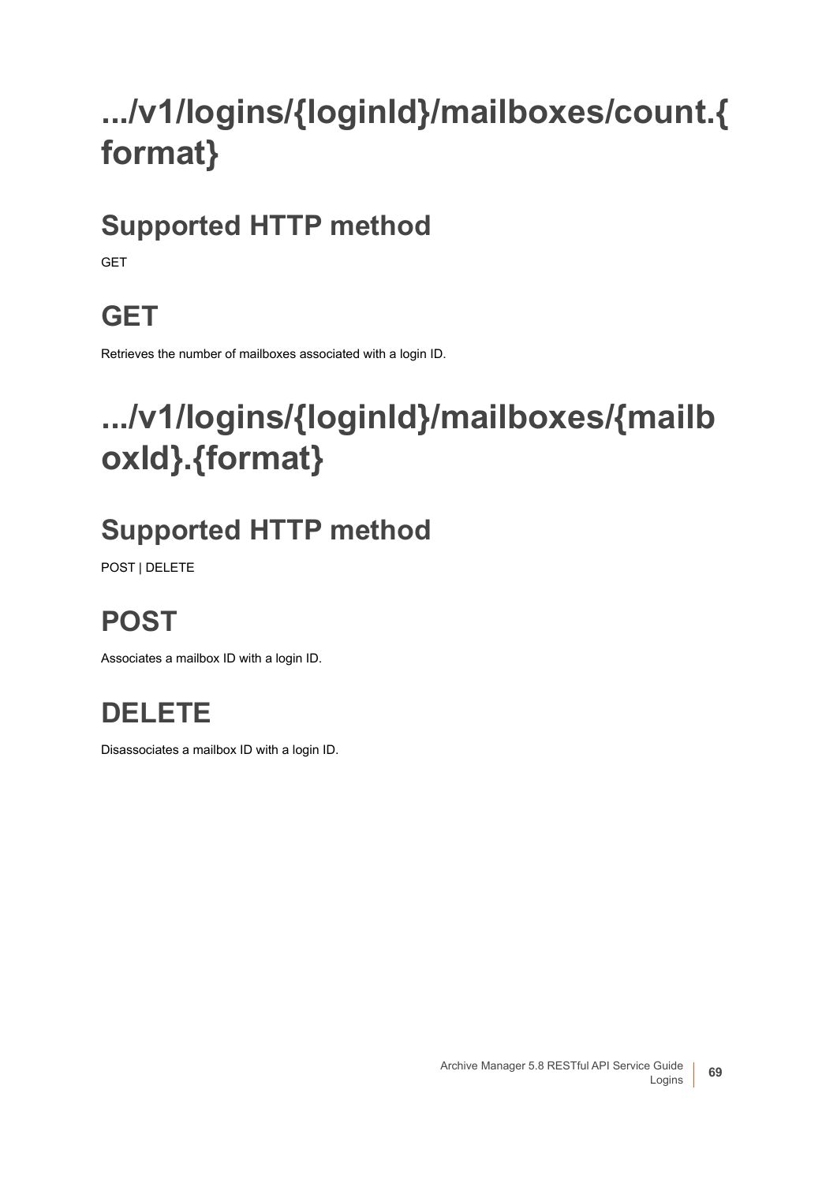# .../v1/logins/{loginId}/mailboxes/count.{format}

## Supported HTTP method

GET

## GET

Retrieves the number of mailboxes associated with a login ID.

# .../v1/logins/{loginId}/mailboxes/{mailboxId}.{format}

## Supported HTTP method

POST | DELETE

## POST

Associates a mailbox ID with a login ID.

## DELETE

Disassociates a mailbox ID with a login ID.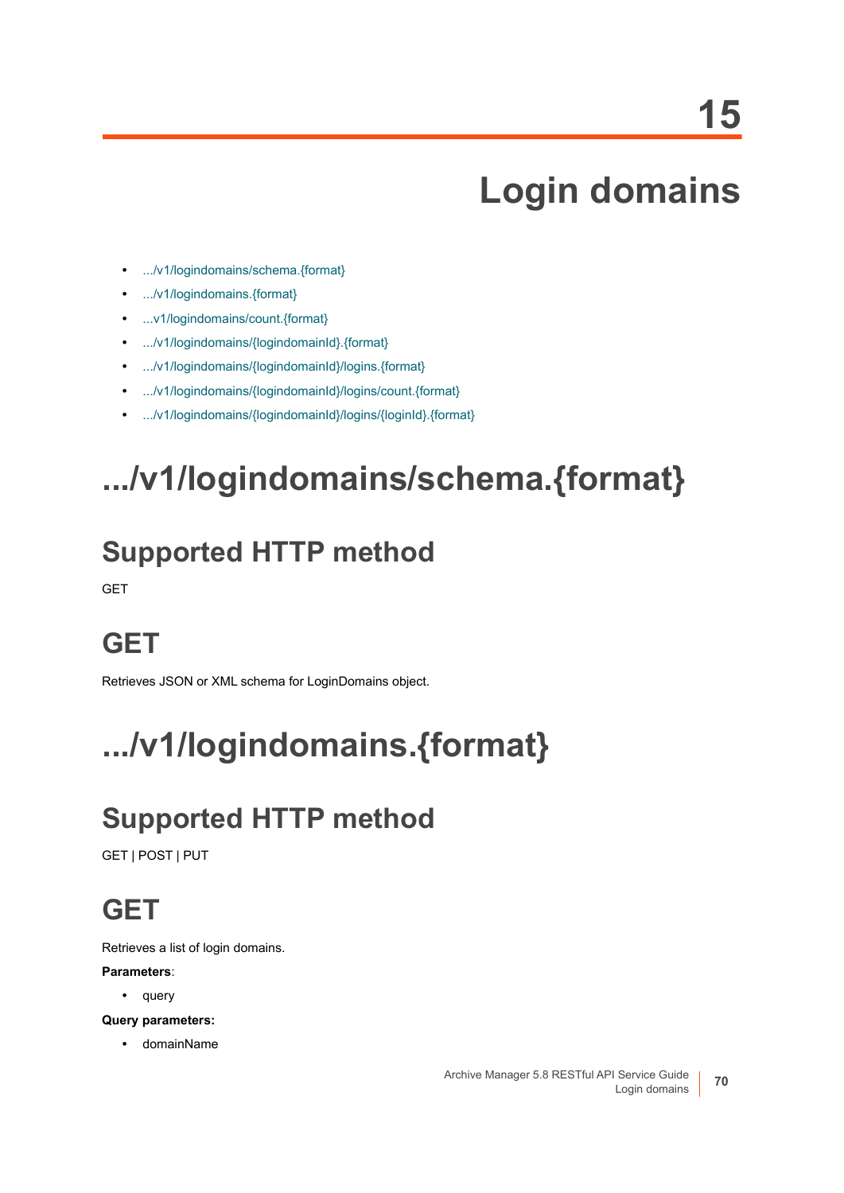# 15 Login domains

- .../v1/logindomains/schema.{format}
- .../v1/logindomains.{format}
- ...v1/logindomains/count.{format}
- .../v1/logindomains/{logindomainId}.{format}
- .../v1/logindomains/{logindomainId}/logins.{format}
- .../v1/logindomains/{logindomainId}/logins/count.{format}
- .../v1/logindomains/{logindomainId}/logins/{loginId}.{format}

# .../v1/logindomains/schema.{format}

## Supported HTTP method

GET

## GET

Retrieves JSON or XML schema for LoginDomains object.

# .../v1/logindomains.{format}

## Supported HTTP method

GET | POST | PUT

## GET

Retrieves a list of login domains.

**Parameters**:

- query

**Query parameters:**

- domainName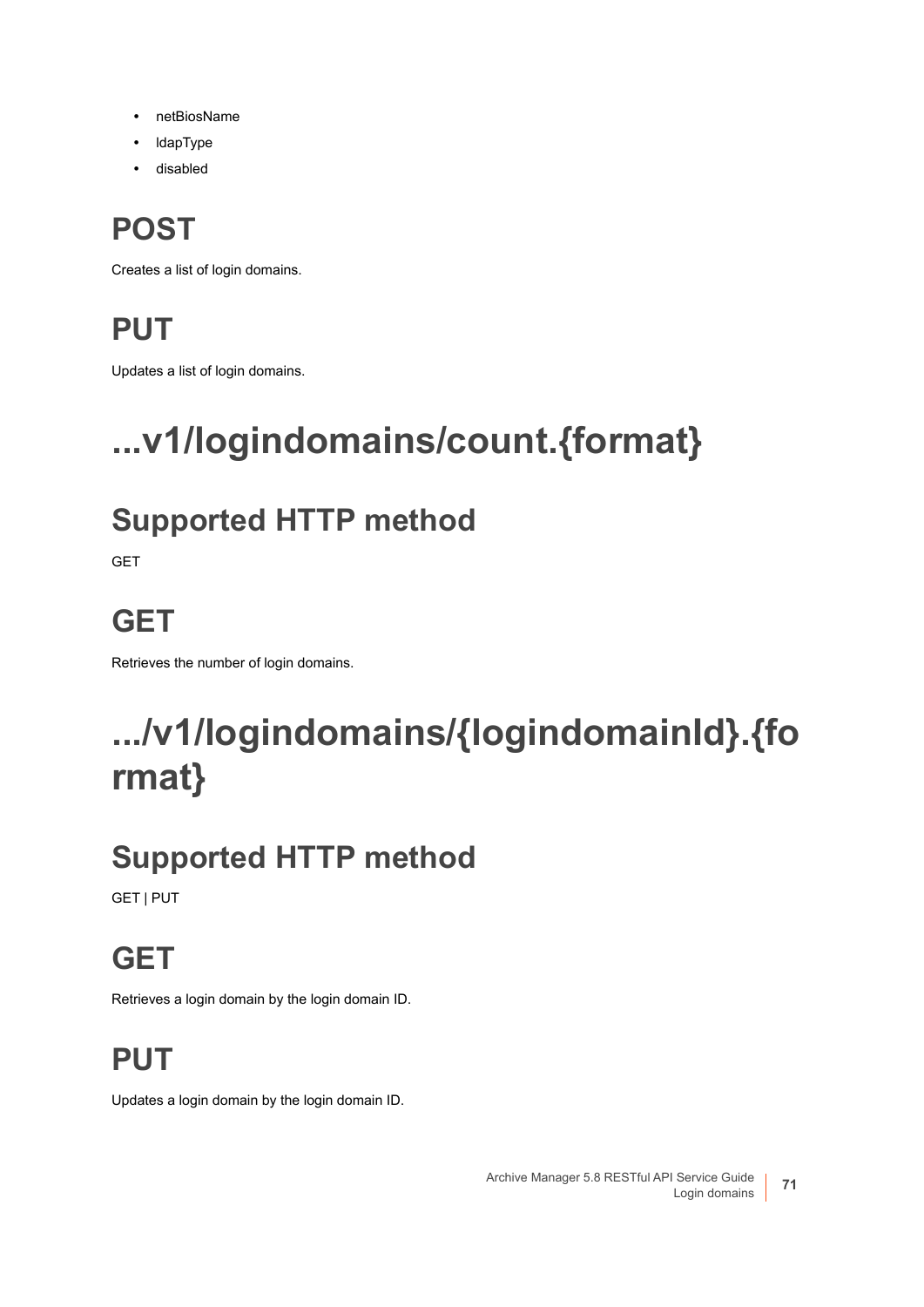- netBiosName
- ldapType
- disabled

## POST

Creates a list of login domains.

## PUT

Updates a list of login domains.

# ...v1/logindomains/count.{format}

## Supported HTTP method

GET

## GET

Retrieves the number of login domains.

# .../v1/logindomains/{logindomainId}.{format}

## Supported HTTP method

GET | PUT

## GET

Retrieves a login domain by the login domain ID.

## PUT

Updates a login domain by the login domain ID.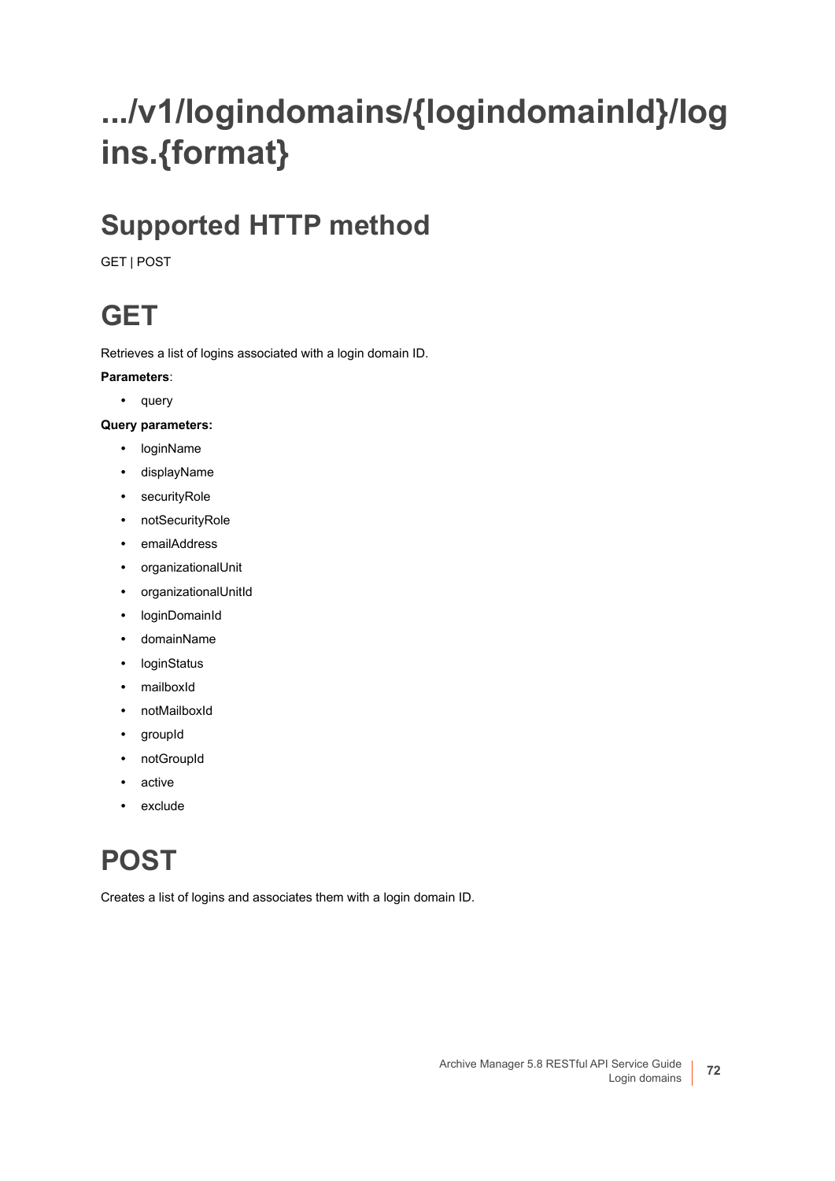# .../v1/logindomains/{logindomainId}/logins.{format}

## Supported HTTP method

GET | POST

## GET

Retrieves a list of logins associated with a login domain ID.

**Parameters**:

- query

**Query parameters:**

- loginName
- displayName
- securityRole
- notSecurityRole
- emailAddress
- organizationalUnit
- organizationalUnitId
- loginDomainId
- domainName
- loginStatus
- mailboxId
- notMailboxId
- groupId
- notGroupId
- active
- exclude

## POST

Creates a list of logins and associates them with a login domain ID.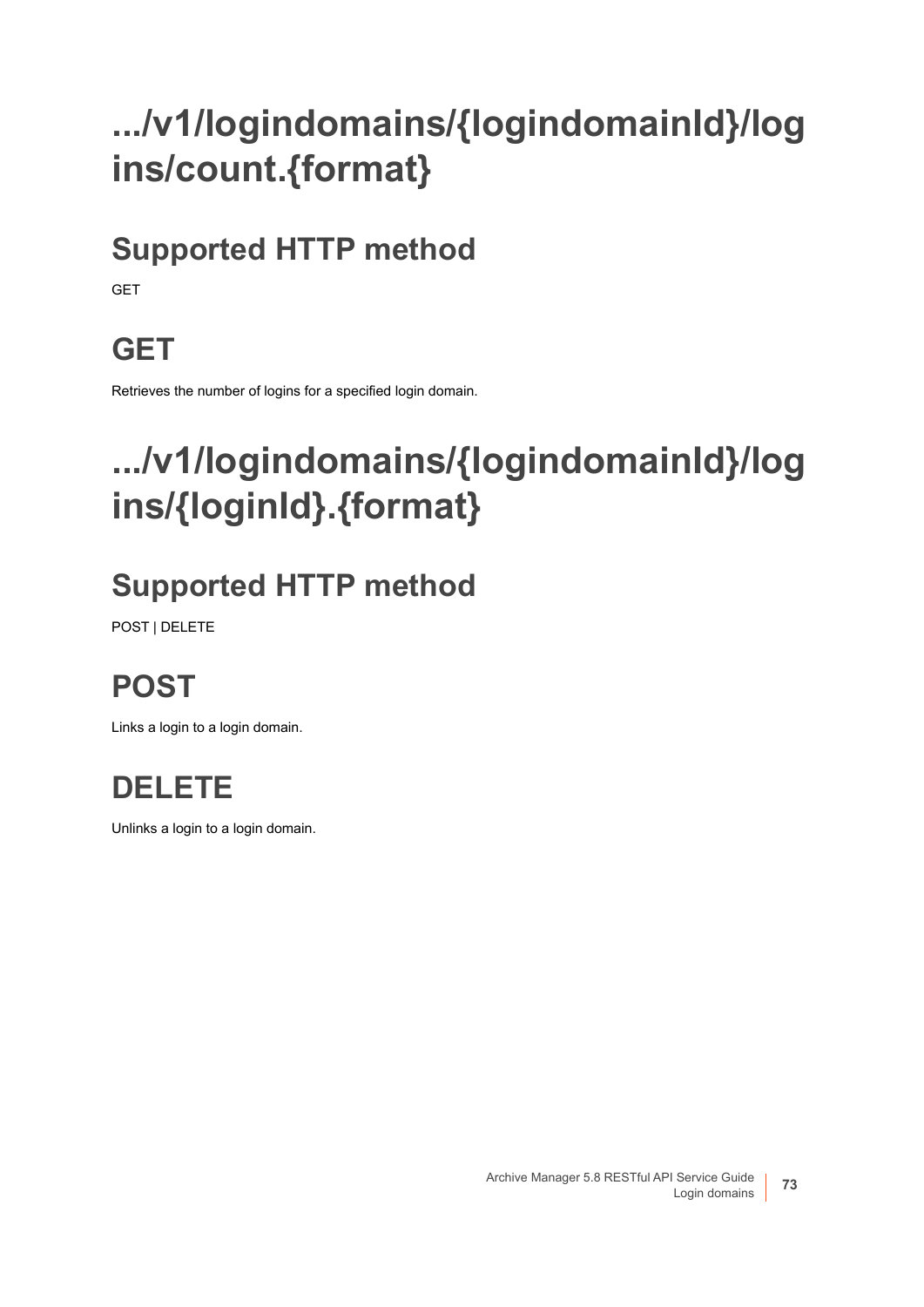# .../v1/logindomains/{logindomainId}/logins/count.{format}

## Supported HTTP method

GET

## GET

Retrieves the number of logins for a specified login domain.

# .../v1/logindomains/{logindomainId}/logins/{loginId}.{format}

## Supported HTTP method

POST | DELETE

## POST

Links a login to a login domain.

## DELETE

Unlinks a login to a login domain.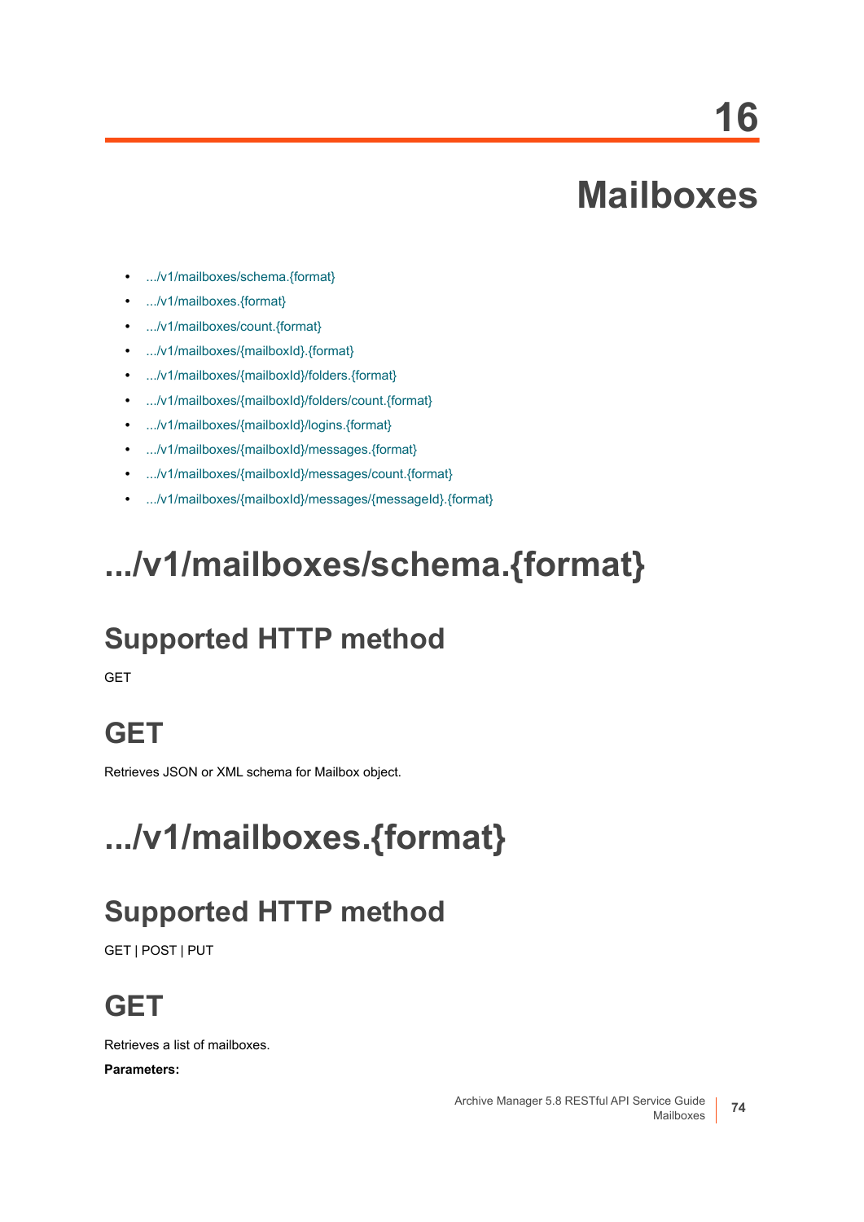# 16

# Mailboxes

- .../v1/mailboxes/schema.{format}
- .../v1/mailboxes.{format}
- .../v1/mailboxes/count.{format}
- .../v1/mailboxes/{mailboxId}.{format}
- .../v1/mailboxes/{mailboxId}/folders.{format}
- .../v1/mailboxes/{mailboxId}/folders/count.{format}
- .../v1/mailboxes/{mailboxId}/logins.{format}
- .../v1/mailboxes/{mailboxId}/messages.{format}
- .../v1/mailboxes/{mailboxId}/messages/count.{format}
- .../v1/mailboxes/{mailboxId}/messages/{messageId}.{format}

## .../v1/mailboxes/schema.{format}

### Supported HTTP method

GET

### GET

Retrieves JSON or XML schema for Mailbox object.

## .../v1/mailboxes.{format}

### Supported HTTP method

GET | POST | PUT

### GET

Retrieves a list of mailboxes.

**Parameters:**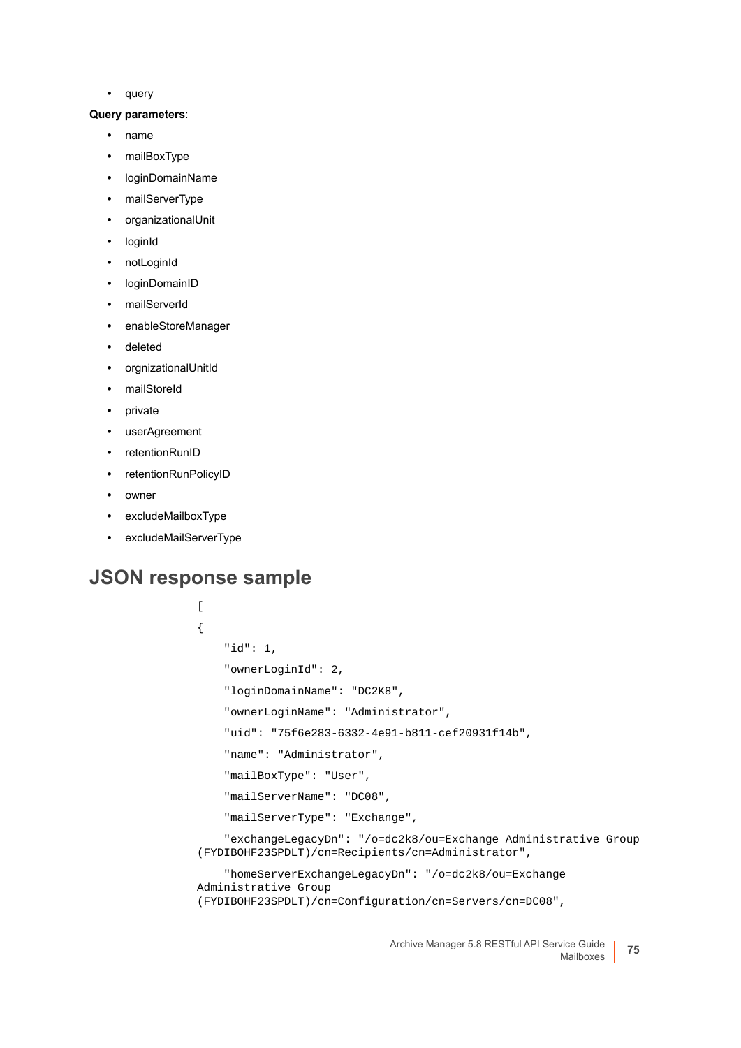- query

**Query parameters**:

- name
- mailBoxType
- loginDomainName
- mailServerType
- organizationalUnit
- loginId
- notLoginId
- loginDomainID
- mailServerId
- enableStoreManager
- deleted
- orgnizationalUnitId
- mailStoreId
- private
- userAgreement
- retentionRunID
- retentionRunPolicyID
- owner
- excludeMailboxType
- excludeMailServerType

## JSON response sample

```
[
{
    "id": 1,
    "ownerLoginId": 2,
    "loginDomainName": "DC2K8",
    "ownerLoginName": "Administrator",
    "uid": "75f6e283-6332-4e91-b811-cef20931f14b",
    "name": "Administrator",
    "mailBoxType": "User",
    "mailServerName": "DC08",
    "mailServerType": "Exchange",
    "exchangeLegacyDn": "/o=dc2k8/ou=Exchange Administrative Group
(FYDIBOHF23SPDLT)/cn=Recipients/cn=Administrator",
    "homeServerExchangeLegacyDn": "/o=dc2k8/ou=Exchange
Administrative Group
(FYDIBOHF23SPDLT)/cn=Configuration/cn=Servers/cn=DC08",
```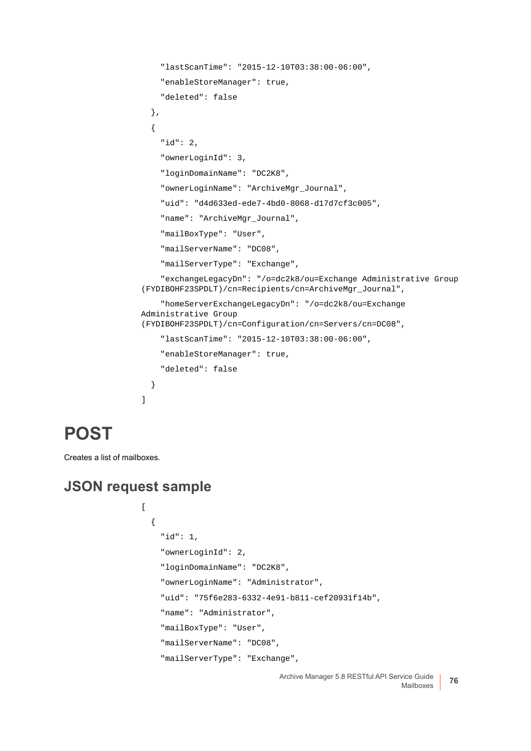```
    "lastScanTime": "2015-12-10T03:38:00-06:00",
    "enableStoreManager": true,
    "deleted": false
  },
  {
    "id": 2,
    "ownerLoginId": 3,
    "loginDomainName": "DC2K8",
    "ownerLoginName": "ArchiveMgr_Journal",
    "uid": "d4d633ed-ede7-4bd0-8068-d17d7cf3c005",
    "name": "ArchiveMgr_Journal",
    "mailBoxType": "User",
    "mailServerName": "DC08",
    "mailServerType": "Exchange",
    "exchangeLegacyDn": "/o=dc2k8/ou=Exchange Administrative Group 
(FYDIBOHF23SPDLT)/cn=Recipients/cn=ArchiveMgr_Journal",
    "homeServerExchangeLegacyDn": "/o=dc2k8/ou=Exchange 
Administrative Group 
(FYDIBOHF23SPDLT)/cn=Configuration/cn=Servers/cn=DC08",
    "lastScanTime": "2015-12-10T03:38:00-06:00",
    "enableStoreManager": true,
    "deleted": false
  }
]
```

# POST

Creates a list of mailboxes.

## JSON request sample

```
[
  {
    "id": 1,
    "ownerLoginId": 2,
    "loginDomainName": "DC2K8",
    "ownerLoginName": "Administrator",
    "uid": "75f6e283-6332-4e91-b811-cef20931f14b",
    "name": "Administrator",
    "mailBoxType": "User",
    "mailServerName": "DC08",
    "mailServerType": "Exchange",
```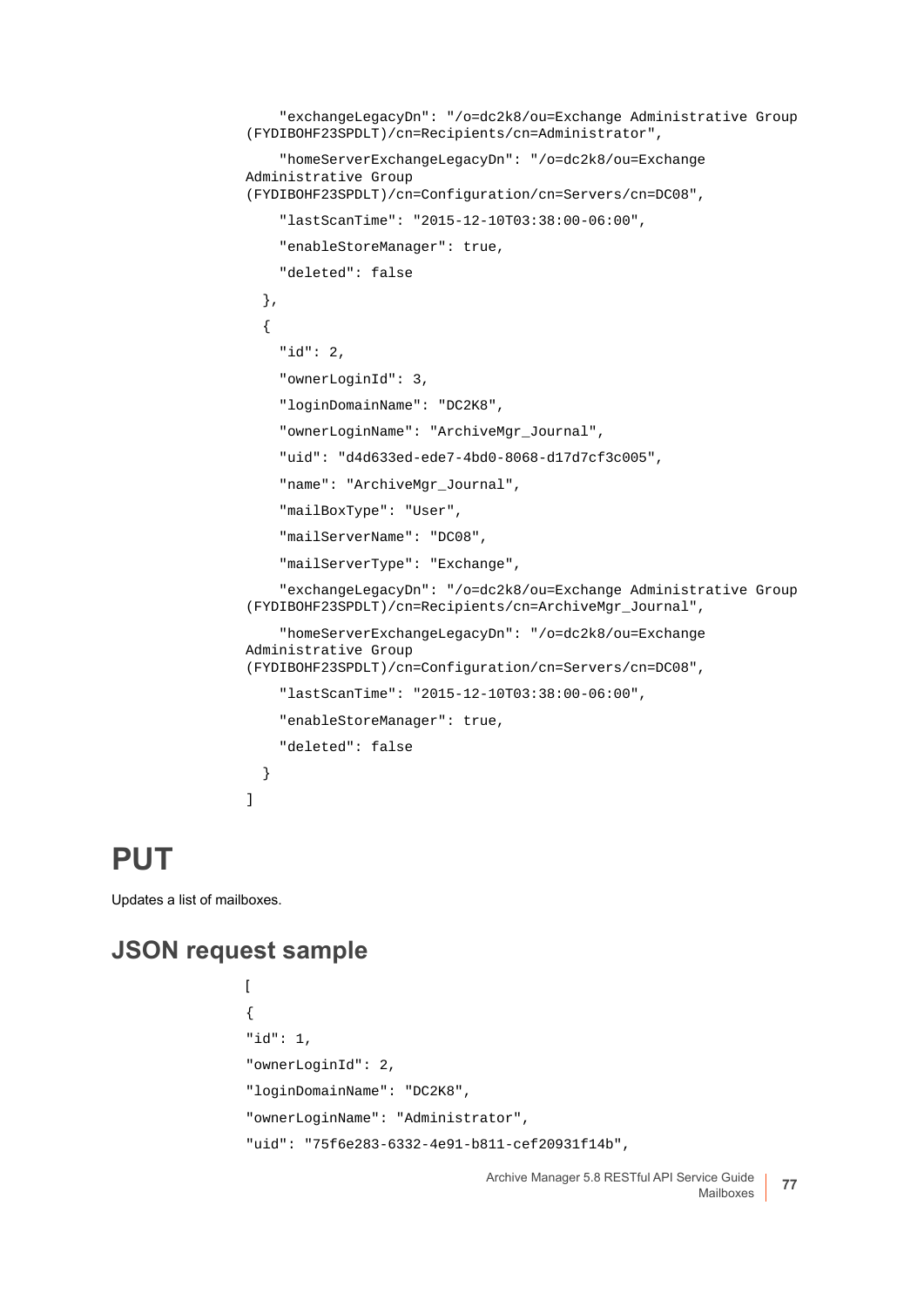```
    "exchangeLegacyDn": "/o=dc2k8/ou=Exchange Administrative Group (FYDIBOHF23SPDLT)/cn=Recipients/cn=Administrator",

    "homeServerExchangeLegacyDn": "/o=dc2k8/ou=Exchange Administrative Group (FYDIBOHF23SPDLT)/cn=Configuration/cn=Servers/cn=DC08",

    "lastScanTime": "2015-12-10T03:38:00-06:00",

    "enableStoreManager": true,

    "deleted": false

  },

  {

    "id": 2,

    "ownerLoginId": 3,

    "loginDomainName": "DC2K8",

    "ownerLoginName": "ArchiveMgr_Journal",

    "uid": "d4d633ed-ede7-4bd0-8068-d17d7cf3c005",

    "name": "ArchiveMgr_Journal",

    "mailBoxType": "User",

    "mailServerName": "DC08",

    "mailServerType": "Exchange",

    "exchangeLegacyDn": "/o=dc2k8/ou=Exchange Administrative Group (FYDIBOHF23SPDLT)/cn=Recipients/cn=ArchiveMgr_Journal",

    "homeServerExchangeLegacyDn": "/o=dc2k8/ou=Exchange Administrative Group (FYDIBOHF23SPDLT)/cn=Configuration/cn=Servers/cn=DC08",

    "lastScanTime": "2015-12-10T03:38:00-06:00",

    "enableStoreManager": true,

    "deleted": false

  }

]
```

# PUT

Updates a list of mailboxes.

## JSON request sample

```
[

{

"id": 1,

"ownerLoginId": 2,

"loginDomainName": "DC2K8",

"ownerLoginName": "Administrator",

"uid": "75f6e283-6332-4e91-b811-cef20931f14b",
```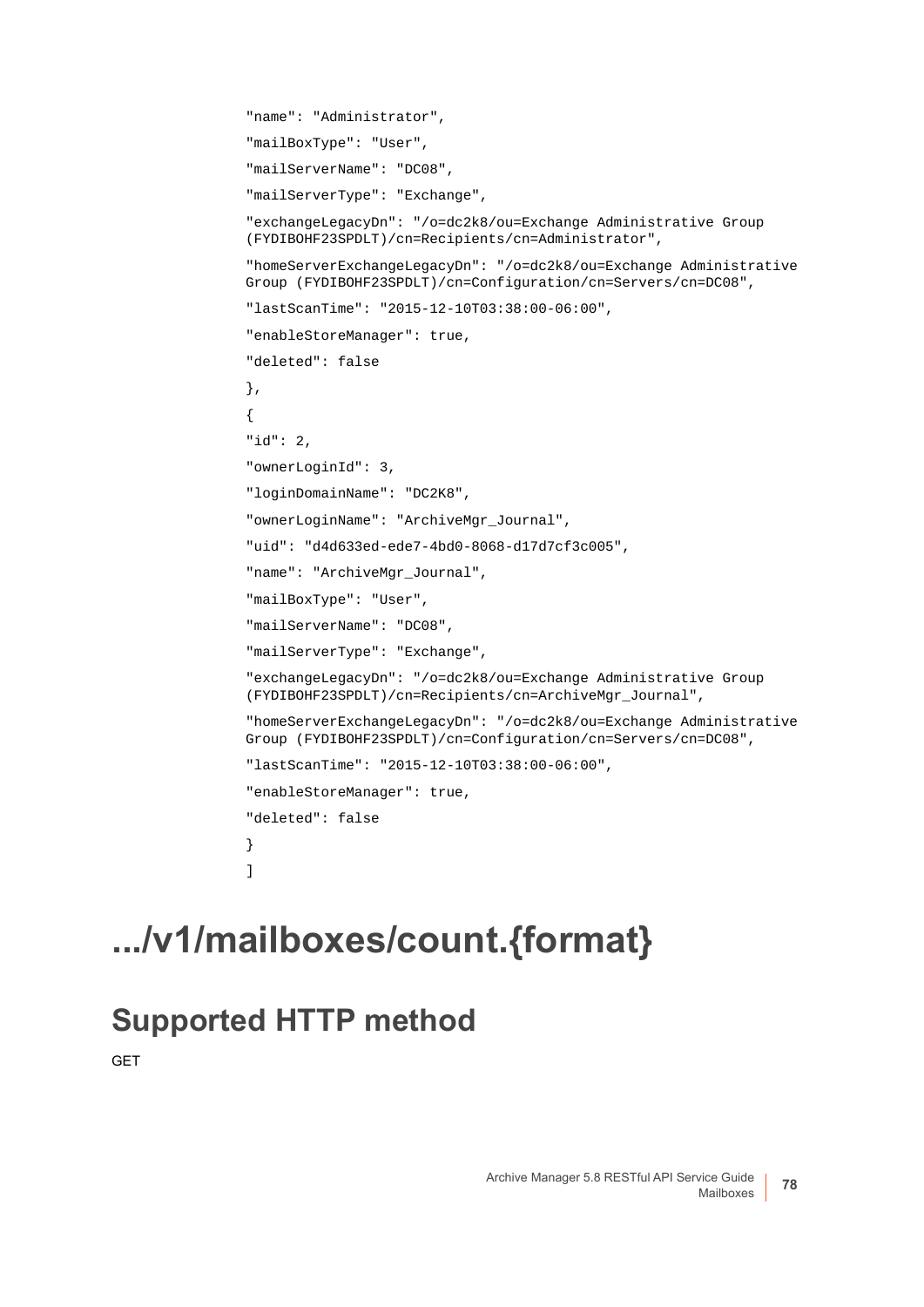```
"name": "Administrator",
"mailBoxType": "User",
"mailServerName": "DC08",
"mailServerType": "Exchange",
"exchangeLegacyDn": "/o=dc2k8/ou=Exchange Administrative Group
(FYDIBOHF23SPDLT)/cn=Recipients/cn=Administrator",
"homeServerExchangeLegacyDn": "/o=dc2k8/ou=Exchange Administrative
Group (FYDIBOHF23SPDLT)/cn=Configuration/cn=Servers/cn=DC08",
"lastScanTime": "2015-12-10T03:38:00-06:00",
"enableStoreManager": true,
"deleted": false
},
{
"id": 2,
"ownerLoginId": 3,
"loginDomainName": "DC2K8",
"ownerLoginName": "ArchiveMgr_Journal",
"uid": "d4d633ed-ede7-4bd0-8068-d17d7cf3c005",
"name": "ArchiveMgr_Journal",
"mailBoxType": "User",
"mailServerName": "DC08",
"mailServerType": "Exchange",
"exchangeLegacyDn": "/o=dc2k8/ou=Exchange Administrative Group
(FYDIBOHF23SPDLT)/cn=Recipients/cn=ArchiveMgr_Journal",
"homeServerExchangeLegacyDn": "/o=dc2k8/ou=Exchange Administrative
Group (FYDIBOHF23SPDLT)/cn=Configuration/cn=Servers/cn=DC08",
"lastScanTime": "2015-12-10T03:38:00-06:00",
"enableStoreManager": true,
"deleted": false
}
]
```

# .../v1/mailboxes/count.{format}

## Supported HTTP method

GET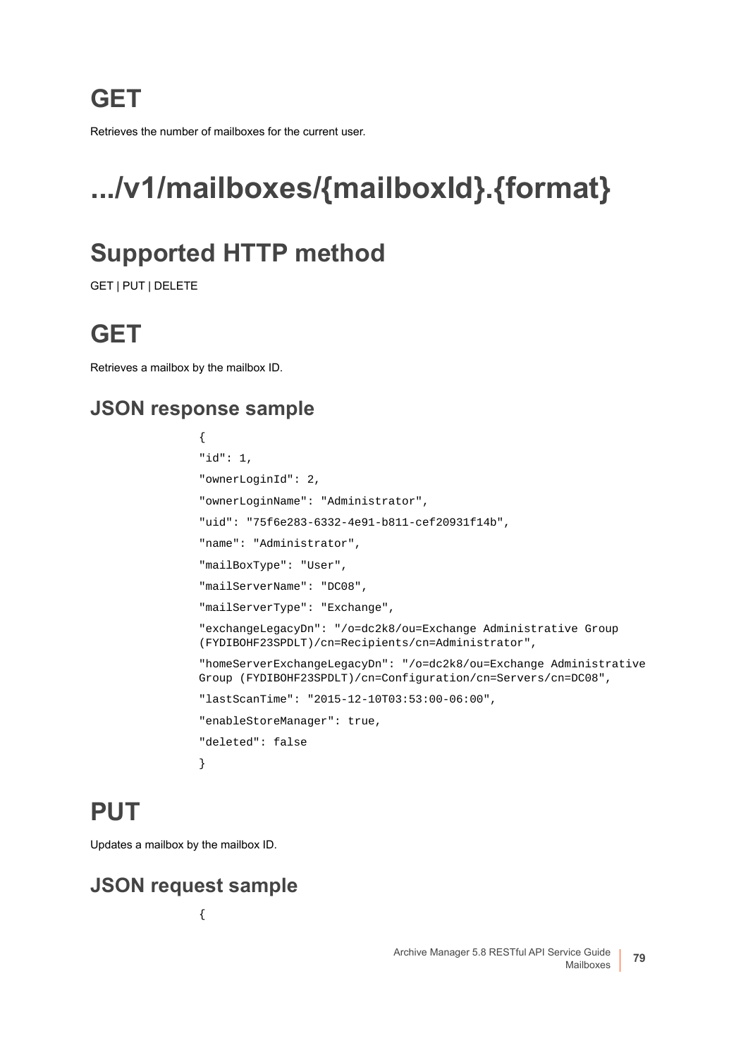## GET

Retrieves the number of mailboxes for the current user.

# .../v1/mailboxes/{mailboxId}.{format}

## Supported HTTP method

GET | PUT | DELETE

## GET

Retrieves a mailbox by the mailbox ID.

### JSON response sample

```
{
"id": 1,
"ownerLoginId": 2,
"ownerLoginName": "Administrator",
"uid": "75f6e283-6332-4e91-b811-cef20931f14b",
"name": "Administrator",
"mailBoxType": "User",
"mailServerName": "DC08",
"mailServerType": "Exchange",
"exchangeLegacyDn": "/o=dc2k8/ou=Exchange Administrative Group
(FYDIBOHF23SPDLT)/cn=Recipients/cn=Administrator",
"homeServerExchangeLegacyDn": "/o=dc2k8/ou=Exchange Administrative
Group (FYDIBOHF23SPDLT)/cn=Configuration/cn=Servers/cn=DC08",
"lastScanTime": "2015-12-10T03:53:00-06:00",
"enableStoreManager": true,
"deleted": false
}
```

## PUT

Updates a mailbox by the mailbox ID.

### JSON request sample

```
{
```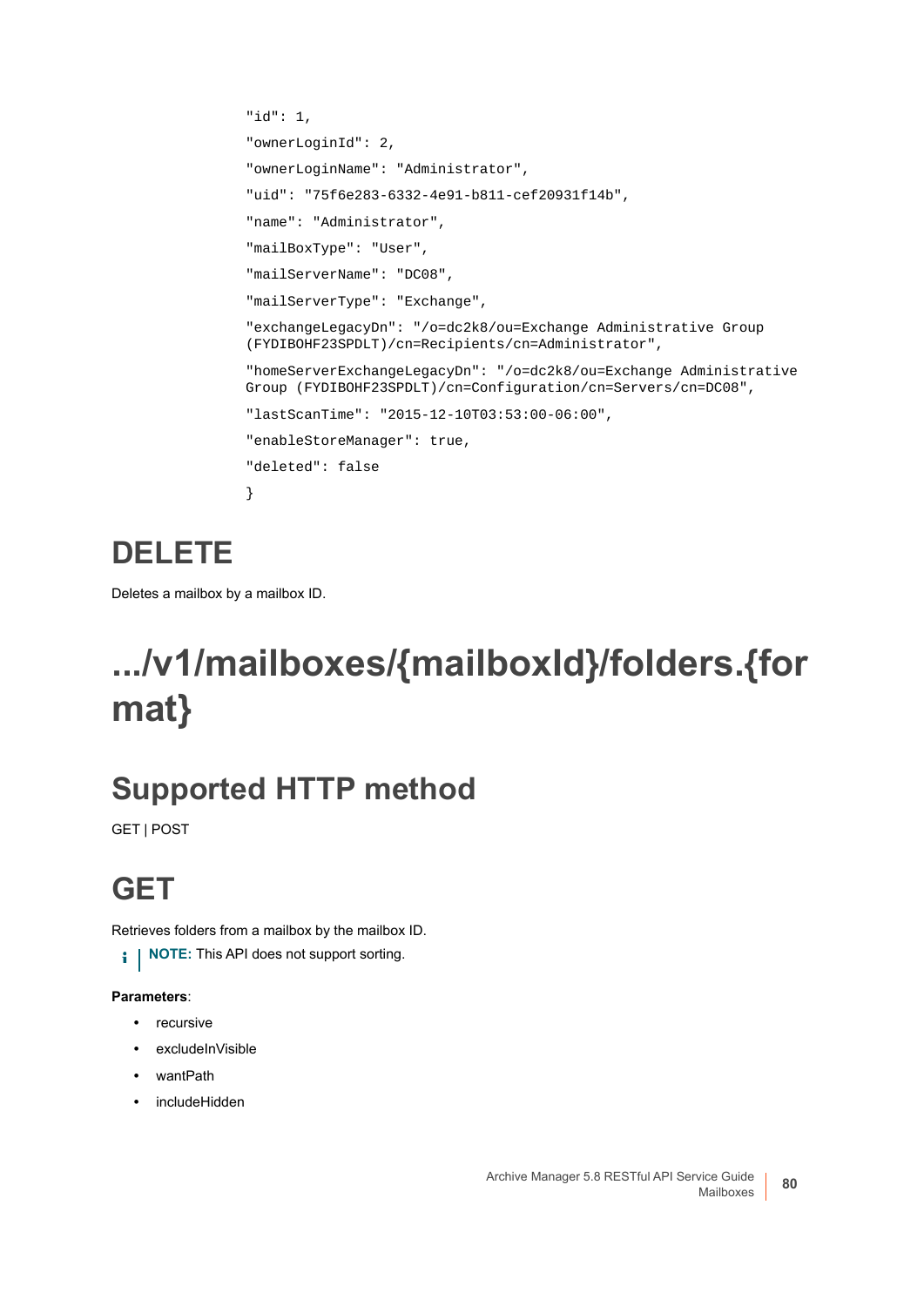```
"id": 1,
"ownerLoginId": 2,
"ownerLoginName": "Administrator",
"uid": "75f6e283-6332-4e91-b811-cef20931f14b",
"name": "Administrator",
"mailBoxType": "User",
"mailServerName": "DC08",
"mailServerType": "Exchange",
"exchangeLegacyDn": "/o=dc2k8/ou=Exchange Administrative Group
(FYDIBOHF23SPDLT)/cn=Recipients/cn=Administrator",
"homeServerExchangeLegacyDn": "/o=dc2k8/ou=Exchange Administrative
Group (FYDIBOHF23SPDLT)/cn=Configuration/cn=Servers/cn=DC08",
"lastScanTime": "2015-12-10T03:53:00-06:00",
"enableStoreManager": true,
"deleted": false
}
```

## DELETE

Deletes a mailbox by a mailbox ID.

# .../v1/mailboxes/{mailboxId}/folders.{format}

## Supported HTTP method

GET | POST

## GET

Retrieves folders from a mailbox by the mailbox ID.

> **NOTE:** This API does not support sorting.

**Parameters**:

- recursive
- excludeInVisible
- wantPath
- includeHidden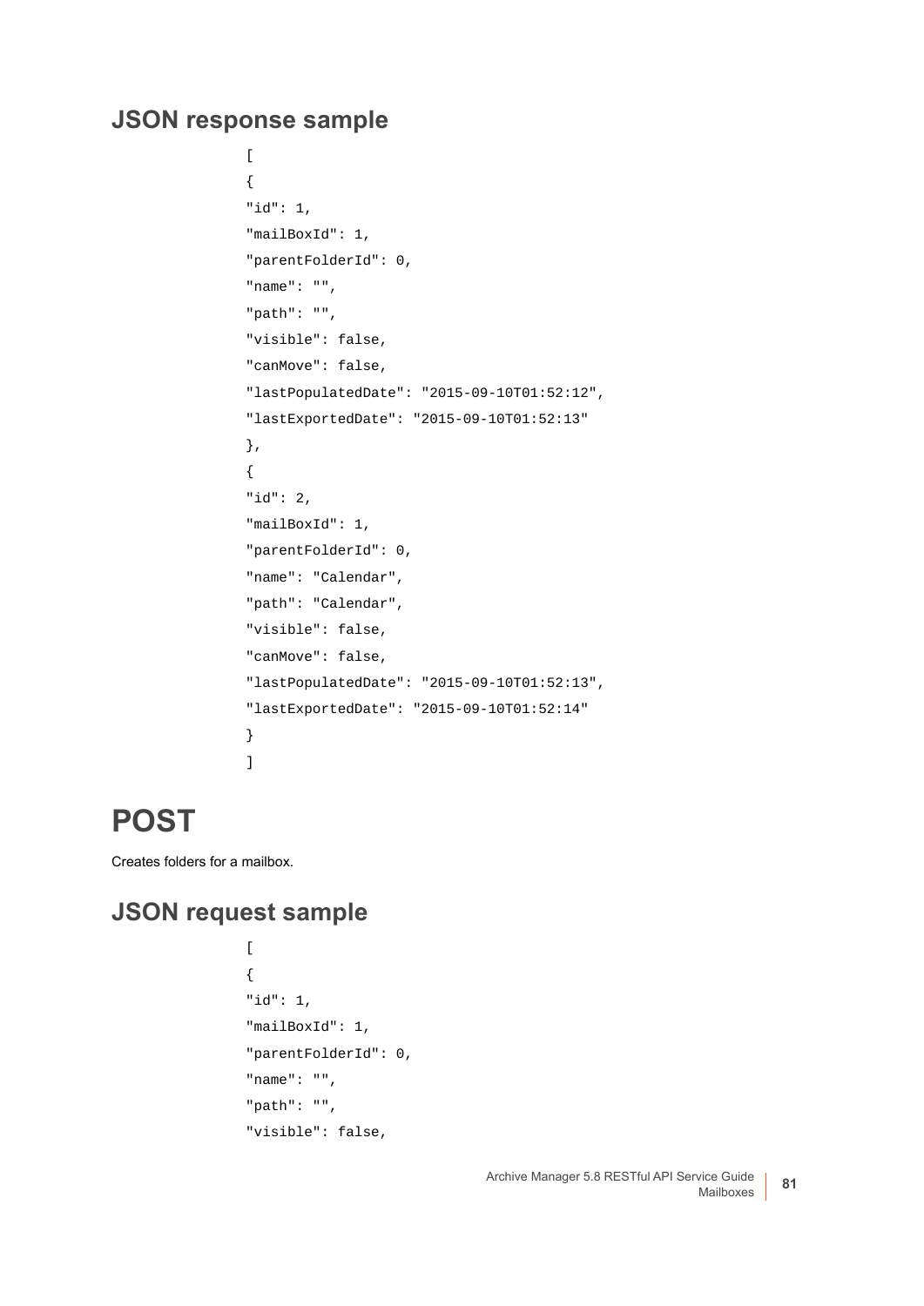## JSON response sample

```
[
{
"id": 1,
"mailBoxId": 1,
"parentFolderId": 0,
"name": "",
"path": "",
"visible": false,
"canMove": false,
"lastPopulatedDate": "2015-09-10T01:52:12",
"lastExportedDate": "2015-09-10T01:52:13"
},
{
"id": 2,
"mailBoxId": 1,
"parentFolderId": 0,
"name": "Calendar",
"path": "Calendar",
"visible": false,
"canMove": false,
"lastPopulatedDate": "2015-09-10T01:52:13",
"lastExportedDate": "2015-09-10T01:52:14"
}
]
```

# POST

Creates folders for a mailbox.

## JSON request sample

```
[
{
"id": 1,
"mailBoxId": 1,
"parentFolderId": 0,
"name": "",
"path": "",
"visible": false,
```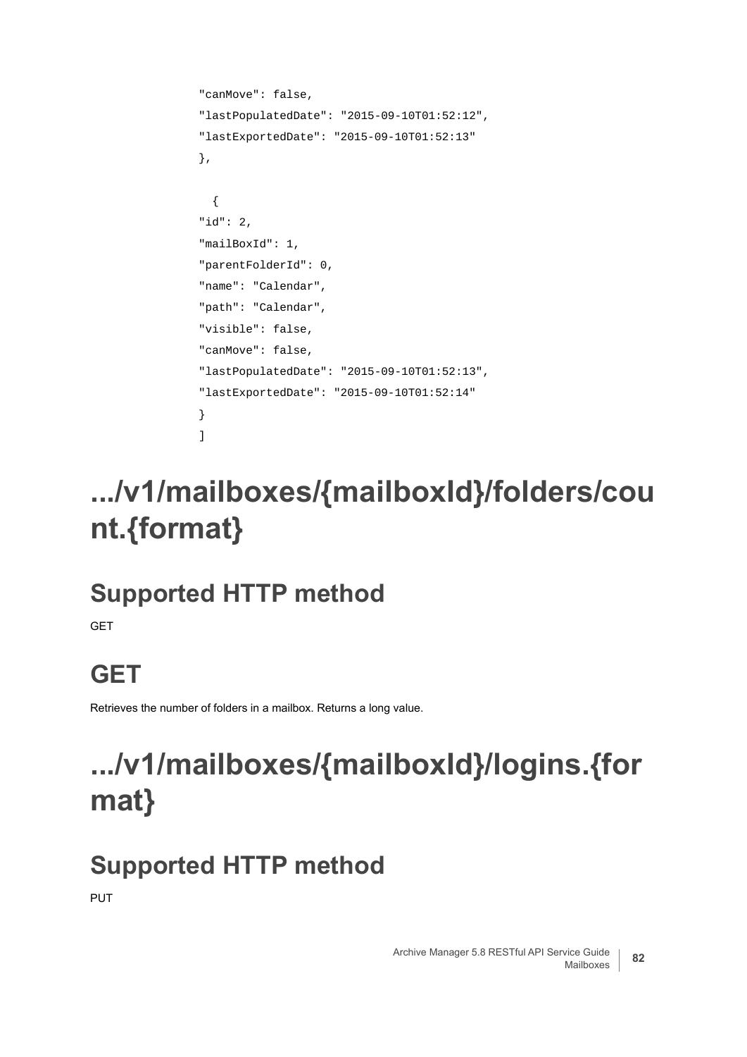```
"canMove": false,
"lastPopulatedDate": "2015-09-10T01:52:12",
"lastExportedDate": "2015-09-10T01:52:13"
},

  {
"id": 2,
"mailBoxId": 1,
"parentFolderId": 0,
"name": "Calendar",
"path": "Calendar",
"visible": false,
"canMove": false,
"lastPopulatedDate": "2015-09-10T01:52:13",
"lastExportedDate": "2015-09-10T01:52:14"
}
]
```

# .../v1/mailboxes/{mailboxId}/folders/count.{format}

## Supported HTTP method

GET

## GET

Retrieves the number of folders in a mailbox. Returns a long value.

# .../v1/mailboxes/{mailboxId}/logins.{format}

## Supported HTTP method

PUT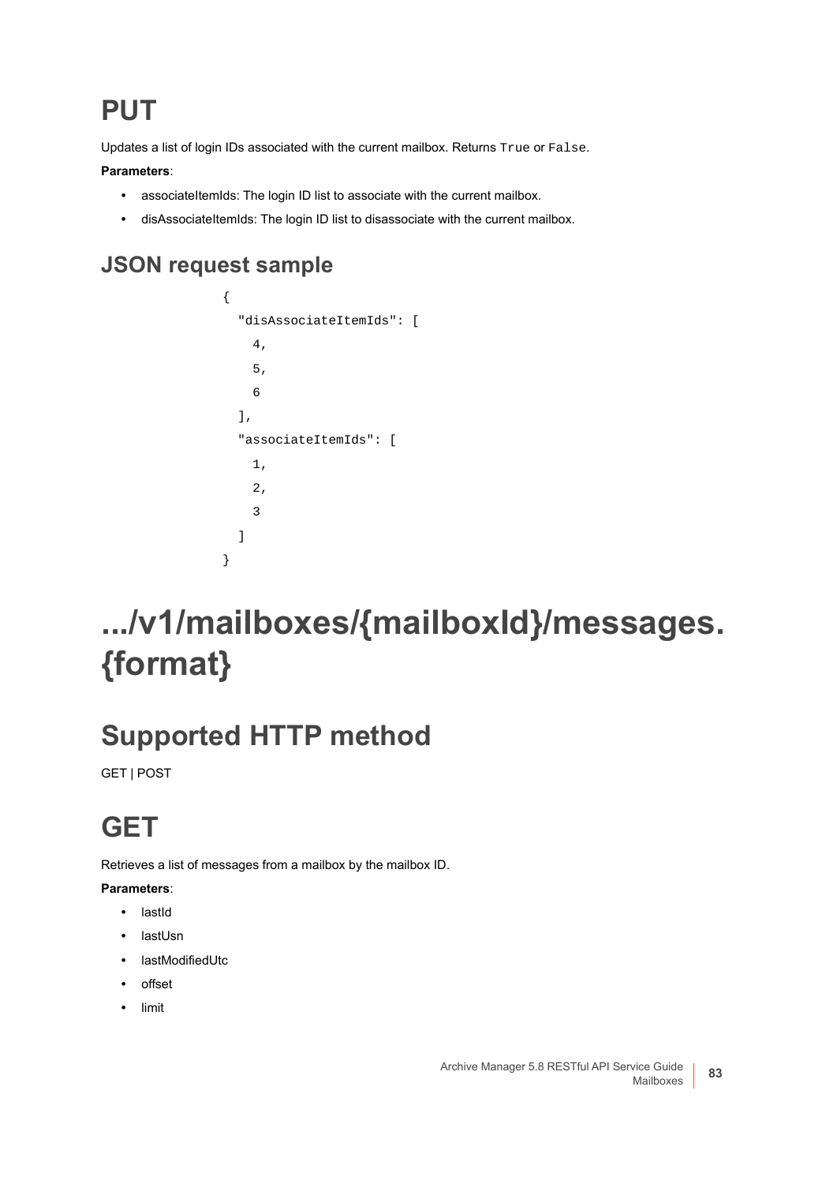## PUT

Updates a list of login IDs associated with the current mailbox. Returns `True` or `False`.

**Parameters**:

- associateItemIds: The login ID list to associate with the current mailbox.
- disAssociateItemIds: The login ID list to disassociate with the current mailbox.

### JSON request sample

```
{
  "disAssociateItemIds": [
    4,
    5,
    6
  ],
  "associateItemIds": [
    1,
    2,
    3
  ]
}
```

# .../v1/mailboxes/{mailboxId}/messages.{format}

## Supported HTTP method

GET | POST

## GET

Retrieves a list of messages from a mailbox by the mailbox ID.

**Parameters**:

- lastId
- lastUsn
- lastModifiedUtc
- offset
- limit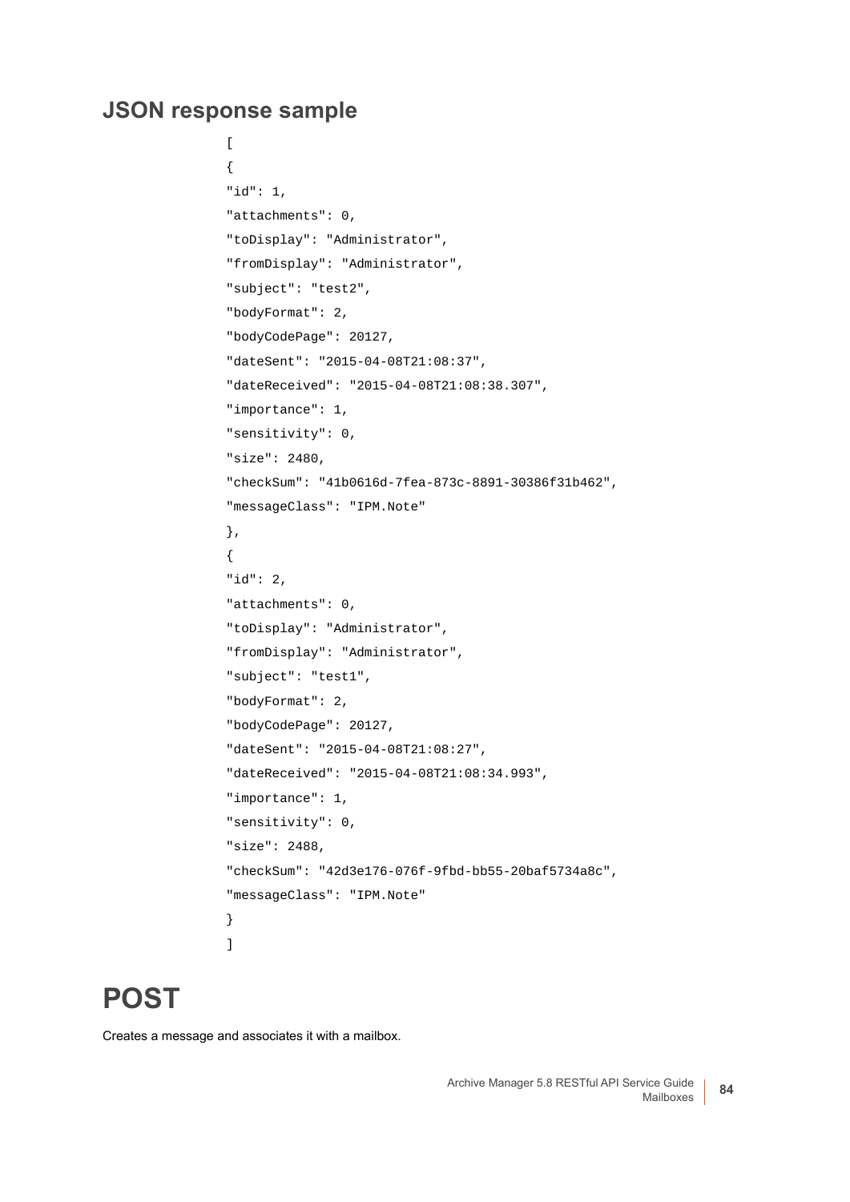## JSON response sample

```
[
{
"id": 1,
"attachments": 0,
"toDisplay": "Administrator",
"fromDisplay": "Administrator",
"subject": "test2",
"bodyFormat": 2,
"bodyCodePage": 20127,
"dateSent": "2015-04-08T21:08:37",
"dateReceived": "2015-04-08T21:08:38.307",
"importance": 1,
"sensitivity": 0,
"size": 2480,
"checkSum": "41b0616d-7fea-873c-8891-30386f31b462",
"messageClass": "IPM.Note"
},
{
"id": 2,
"attachments": 0,
"toDisplay": "Administrator",
"fromDisplay": "Administrator",
"subject": "test1",
"bodyFormat": 2,
"bodyCodePage": 20127,
"dateSent": "2015-04-08T21:08:27",
"dateReceived": "2015-04-08T21:08:34.993",
"importance": 1,
"sensitivity": 0,
"size": 2488,
"checkSum": "42d3e176-076f-9fbd-bb55-20baf5734a8c",
"messageClass": "IPM.Note"
}
]
```

# POST

Creates a message and associates it with a mailbox.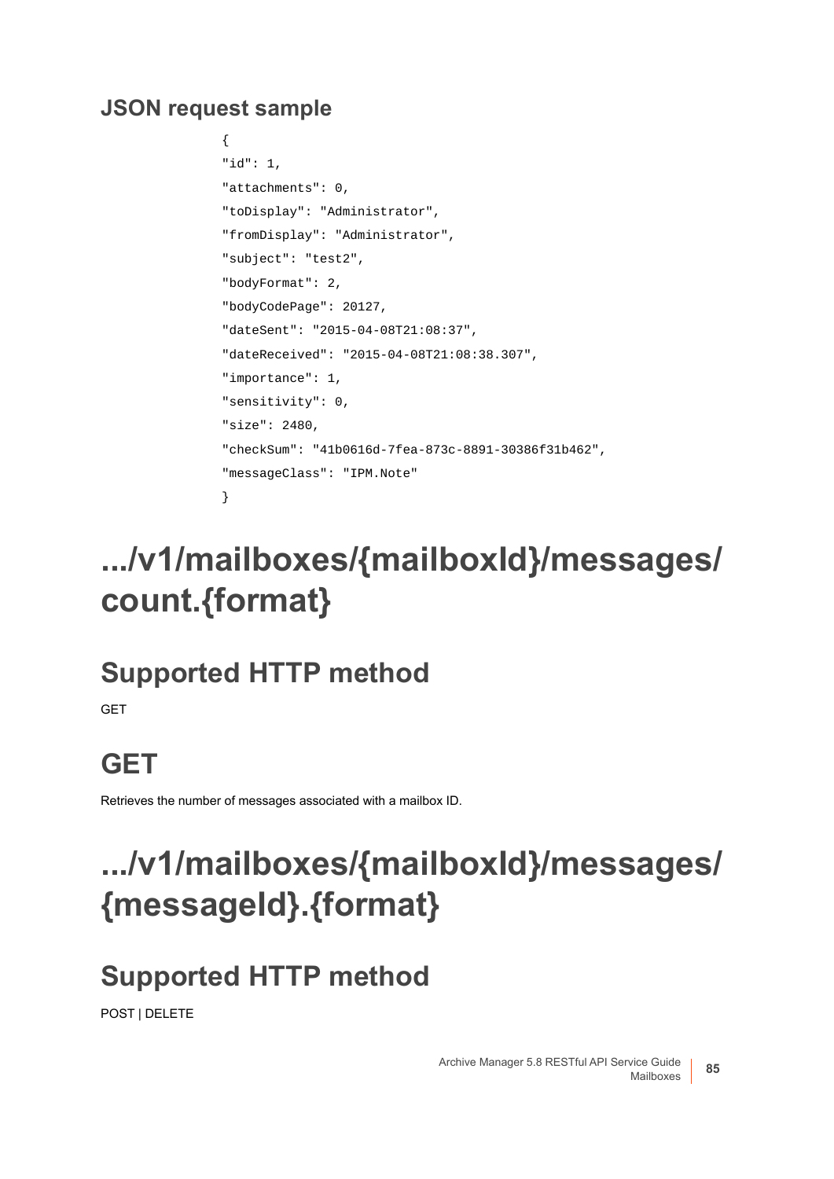### JSON request sample

```
{
"id": 1,
"attachments": 0,
"toDisplay": "Administrator",
"fromDisplay": "Administrator",
"subject": "test2",
"bodyFormat": 2,
"bodyCodePage": 20127,
"dateSent": "2015-04-08T21:08:37",
"dateReceived": "2015-04-08T21:08:38.307",
"importance": 1,
"sensitivity": 0,
"size": 2480,
"checkSum": "41b0616d-7fea-873c-8891-30386f31b462",
"messageClass": "IPM.Note"
}
```

# .../v1/mailboxes/{mailboxId}/messages/count.{format}

## Supported HTTP method

GET

## GET

Retrieves the number of messages associated with a mailbox ID.

# .../v1/mailboxes/{mailboxId}/messages/{messageId}.{format}

## Supported HTTP method

POST | DELETE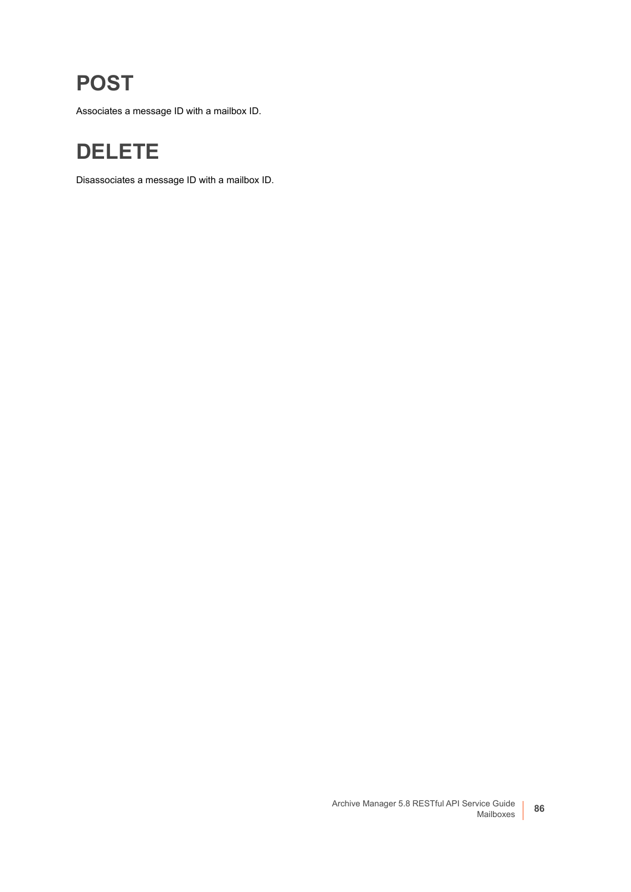# POST

Associates a message ID with a mailbox ID.

# DELETE

Disassociates a message ID with a mailbox ID.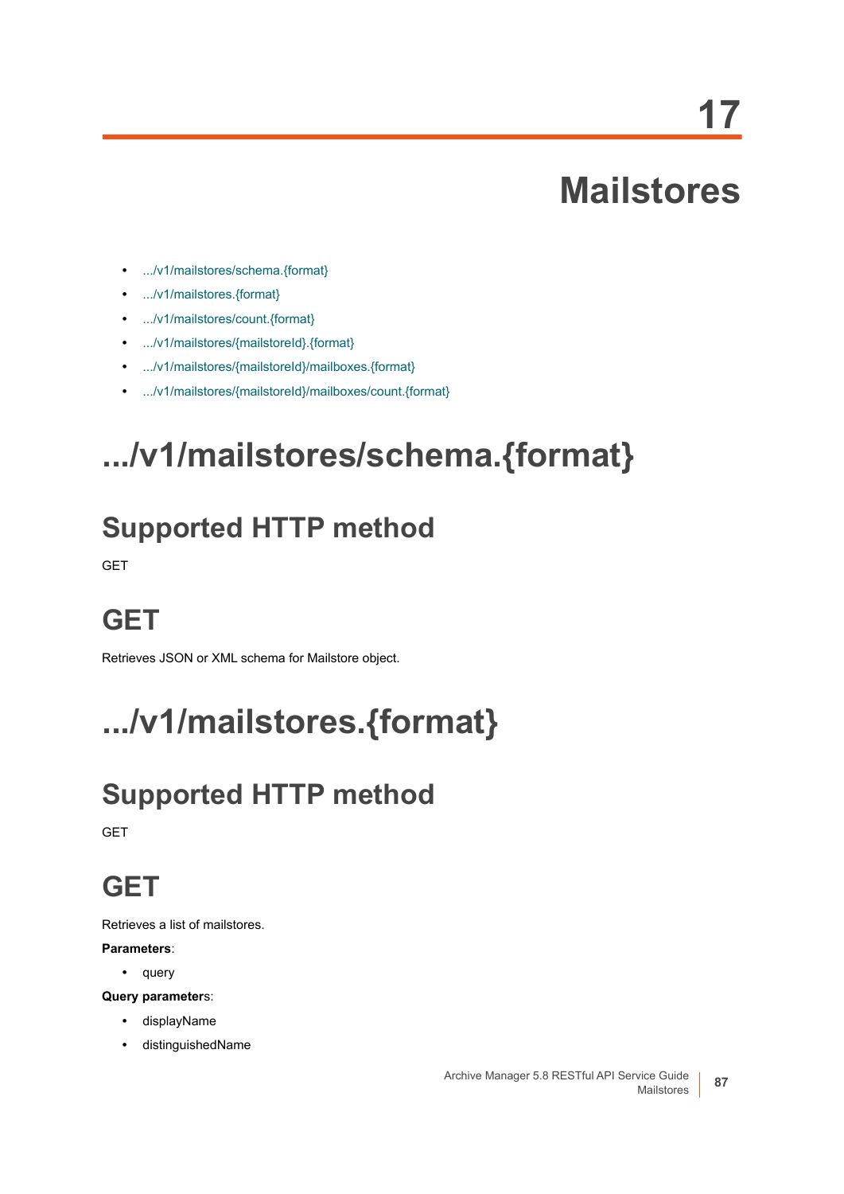# 17

# Mailstores

- .../v1/mailstores/schema.{format}
- .../v1/mailstores.{format}
- .../v1/mailstores/count.{format}
- .../v1/mailstores/{mailstoreId}.{format}
- .../v1/mailstores/{mailstoreId}/mailboxes.{format}
- .../v1/mailstores/{mailstoreId}/mailboxes/count.{format}

# .../v1/mailstores/schema.{format}

## Supported HTTP method

GET

## GET

Retrieves JSON or XML schema for Mailstore object.

# .../v1/mailstores.{format}

## Supported HTTP method

GET

## GET

Retrieves a list of mailstores.

**Parameters**:

- query

**Query parameters**:

- displayName
- distinguishedName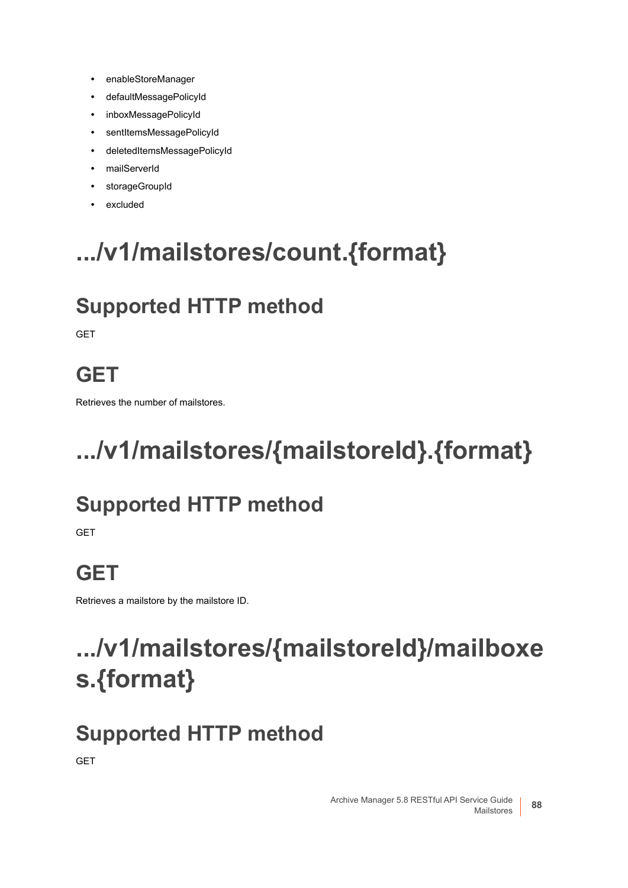- enableStoreManager
- defaultMessagePolicyId
- inboxMessagePolicyId
- sentItemsMessagePolicyId
- deletedItemsMessagePolicyId
- mailServerId
- storageGroupId
- excluded

# .../v1/mailstores/count.{format}

## Supported HTTP method

GET

## GET

Retrieves the number of mailstores.

# .../v1/mailstores/{mailstoreId}.{format}

## Supported HTTP method

GET

## GET

Retrieves a mailstore by the mailstore ID.

# .../v1/mailstores/{mailstoreId}/mailboxes.{format}

## Supported HTTP method

GET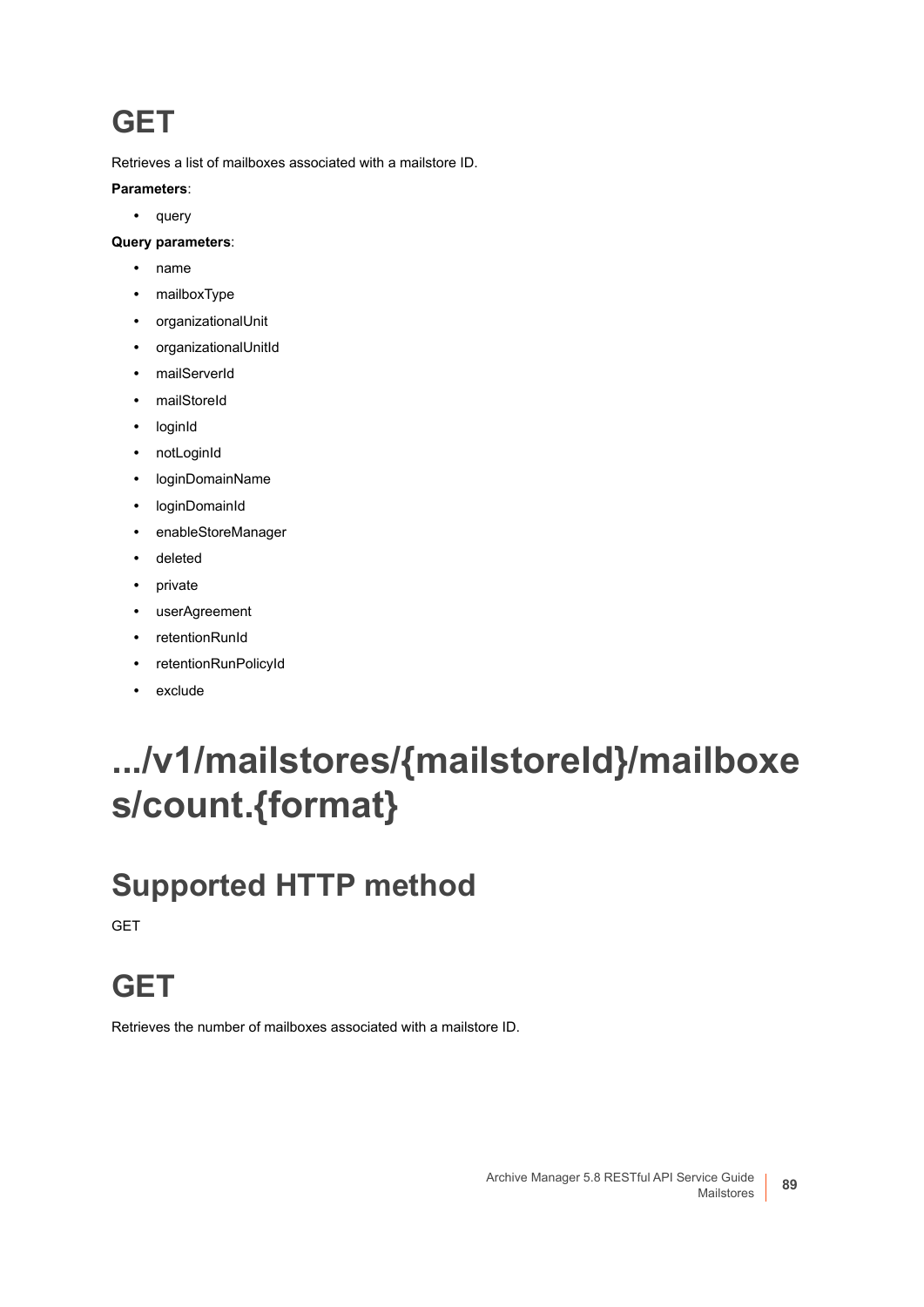## GET

Retrieves a list of mailboxes associated with a mailstore ID.

**Parameters**:

- query

**Query parameters**:

- name
- mailboxType
- organizationalUnit
- organizationalUnitId
- mailServerId
- mailStoreId
- loginId
- notLoginId
- loginDomainName
- loginDomainId
- enableStoreManager
- deleted
- private
- userAgreement
- retentionRunId
- retentionRunPolicyId
- exclude

# .../v1/mailstores/{mailstoreId}/mailboxes/count.{format}

## Supported HTTP method

GET

## GET

Retrieves the number of mailboxes associated with a mailstore ID.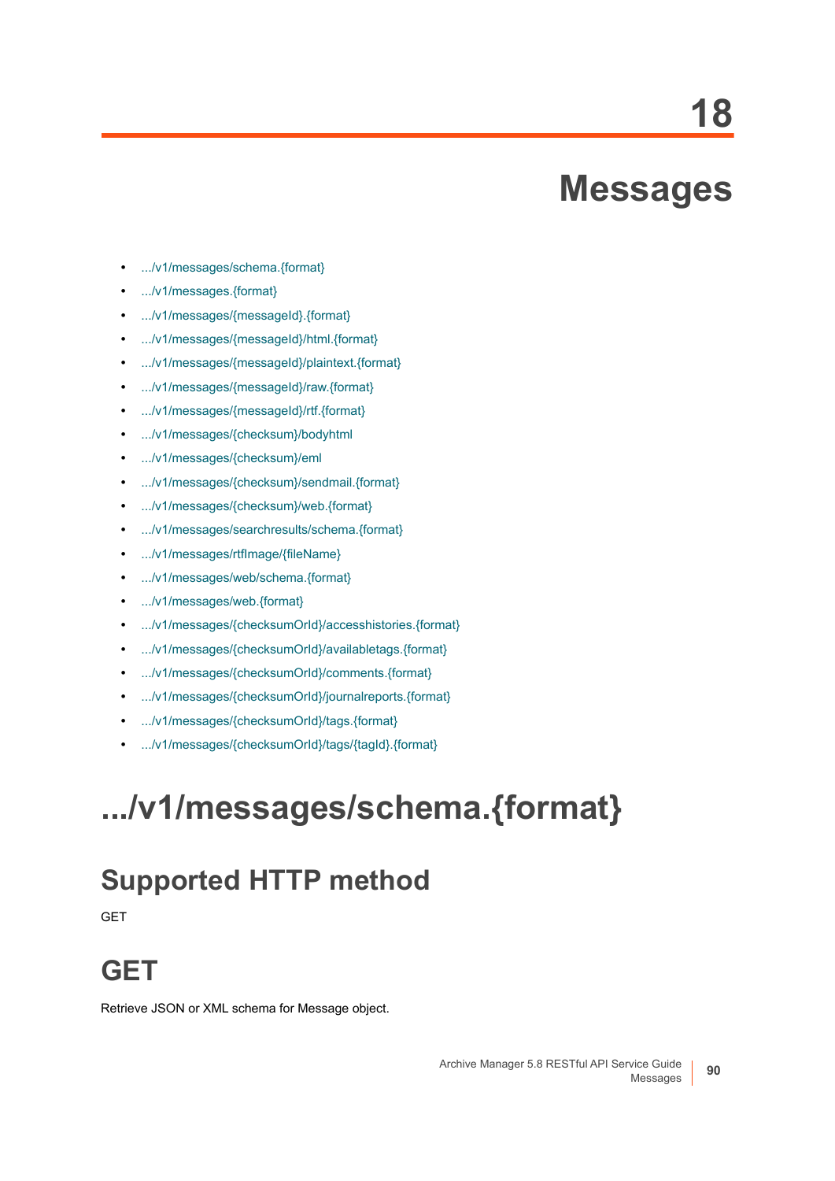# 18

# Messages

- .../v1/messages/schema.{format}
- .../v1/messages.{format}
- .../v1/messages/{messageId}.{format}
- .../v1/messages/{messageId}/html.{format}
- .../v1/messages/{messageId}/plaintext.{format}
- .../v1/messages/{messageId}/raw.{format}
- .../v1/messages/{messageId}/rtf.{format}
- .../v1/messages/{checksum}/bodyhtml
- .../v1/messages/{checksum}/eml
- .../v1/messages/{checksum}/sendmail.{format}
- .../v1/messages/{checksum}/web.{format}
- .../v1/messages/searchresults/schema.{format}
- .../v1/messages/rtfImage/{fileName}
- .../v1/messages/web/schema.{format}
- .../v1/messages/web.{format}
- .../v1/messages/{checksumOrId}/accesshistories.{format}
- .../v1/messages/{checksumOrId}/availabletags.{format}
- .../v1/messages/{checksumOrId}/comments.{format}
- .../v1/messages/{checksumOrId}/journalreports.{format}
- .../v1/messages/{checksumOrId}/tags.{format}
- .../v1/messages/{checksumOrId}/tags/{tagId}.{format}

# .../v1/messages/schema.{format}

## Supported HTTP method

GET

## GET

Retrieve JSON or XML schema for Message object.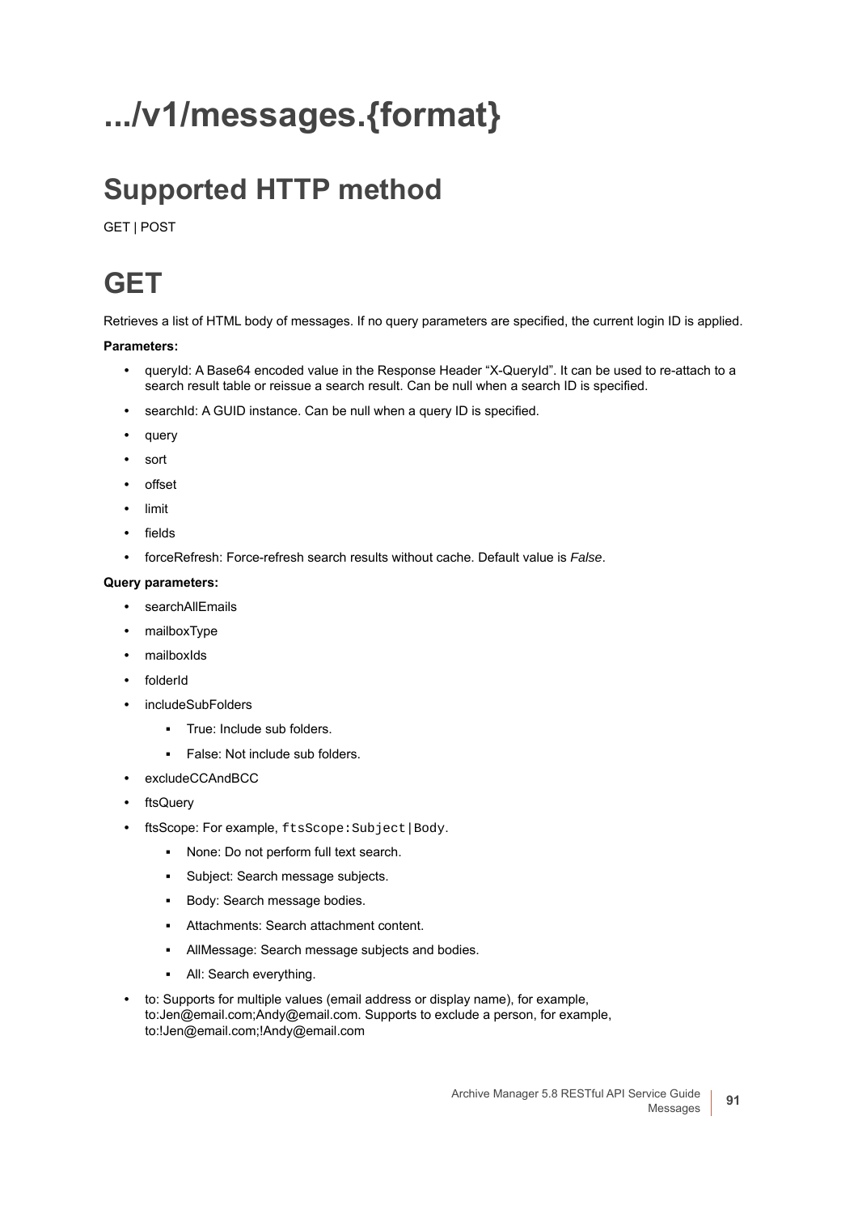# .../v1/messages.{format}

## Supported HTTP method

GET | POST

## GET

Retrieves a list of HTML body of messages. If no query parameters are specified, the current login ID is applied.

**Parameters:**

- queryId: A Base64 encoded value in the Response Header "X-QueryId". It can be used to re-attach to a search result table or reissue a search result. Can be null when a search ID is specified.
- searchId: A GUID instance. Can be null when a query ID is specified.
- query
- sort
- offset
- limit
- fields
- forceRefresh: Force-refresh search results without cache. Default value is *False*.

**Query parameters:**

- searchAllEmails
- mailboxType
- mailboxIds
- folderId
- includeSubFolders
  - True: Include sub folders.
  - False: Not include sub folders.
- excludeCCAndBCC
- ftsQuery
- ftsScope: For example, `ftsScope:Subject|Body`.
  - None: Do not perform full text search.
  - Subject: Search message subjects.
  - Body: Search message bodies.
  - Attachments: Search attachment content.
  - AllMessage: Search message subjects and bodies.
  - All: Search everything.
- to: Supports for multiple values (email address or display name), for example, to:Jen@email.com;Andy@email.com. Supports to exclude a person, for example, to:!Jen@email.com;!Andy@email.com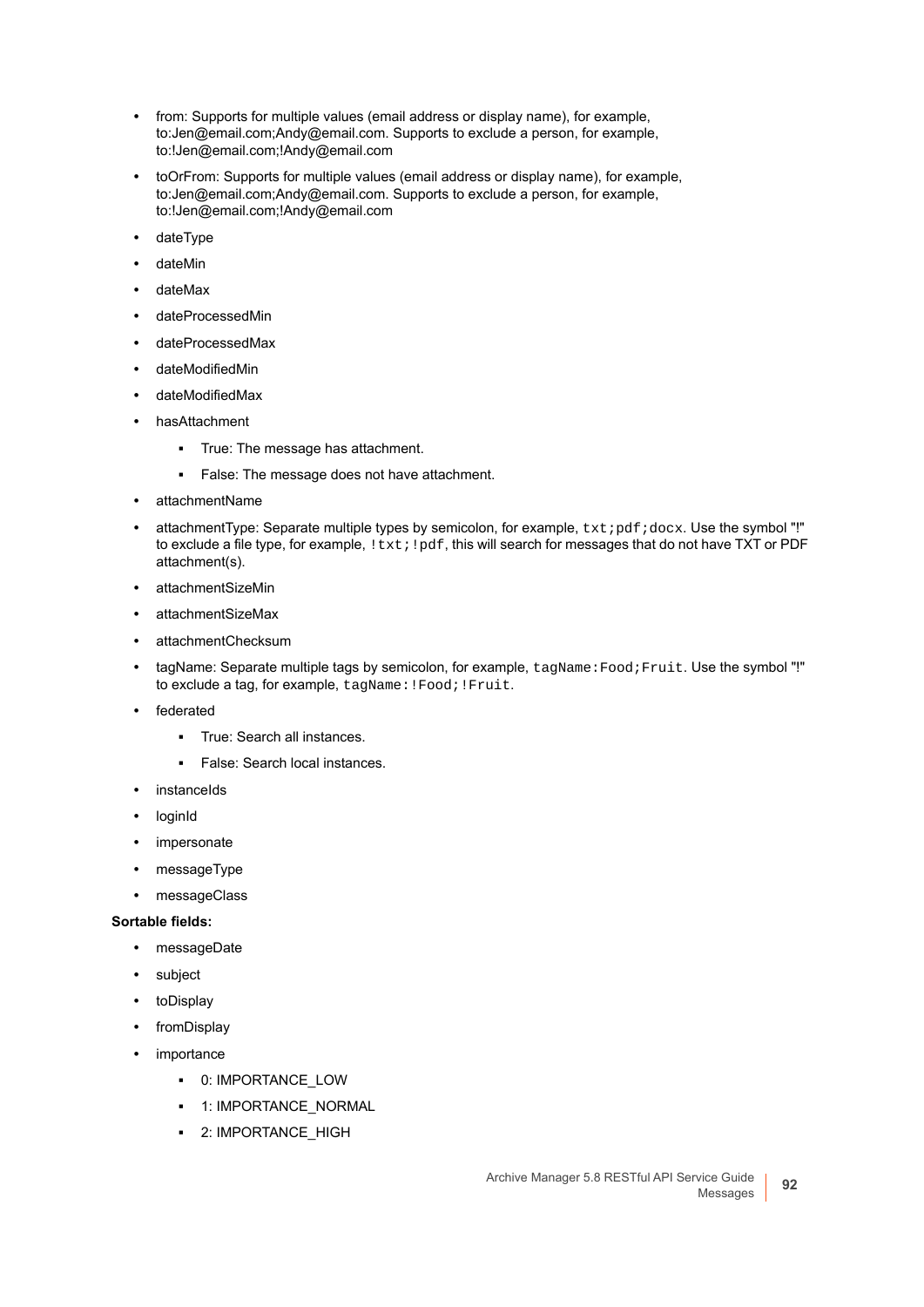- from: Supports for multiple values (email address or display name), for example, to:Jen@email.com;Andy@email.com. Supports to exclude a person, for example, to:!Jen@email.com;!Andy@email.com
- toOrFrom: Supports for multiple values (email address or display name), for example, to:Jen@email.com;Andy@email.com. Supports to exclude a person, for example, to:!Jen@email.com;!Andy@email.com
- dateType
- dateMin
- dateMax
- dateProcessedMin
- dateProcessedMax
- dateModifiedMin
- dateModifiedMax
- hasAttachment
  - True: The message has attachment.
  - False: The message does not have attachment.
- attachmentName
- attachmentType: Separate multiple types by semicolon, for example, `txt;pdf;docx`. Use the symbol "!" to exclude a file type, for example, `!txt;!pdf`, this will search for messages that do not have TXT or PDF attachment(s).
- attachmentSizeMin
- attachmentSizeMax
- attachmentChecksum
- tagName: Separate multiple tags by semicolon, for example, `tagName:Food;Fruit`. Use the symbol "!" to exclude a tag, for example, `tagName:!Food;!Fruit`.
- federated
  - True: Search all instances.
  - False: Search local instances.
- instanceIds
- loginId
- impersonate
- messageType
- messageClass

**Sortable fields:**

- messageDate
- subject
- toDisplay
- fromDisplay
- importance
  - 0: IMPORTANCE_LOW
  - 1: IMPORTANCE_NORMAL
  - 2: IMPORTANCE_HIGH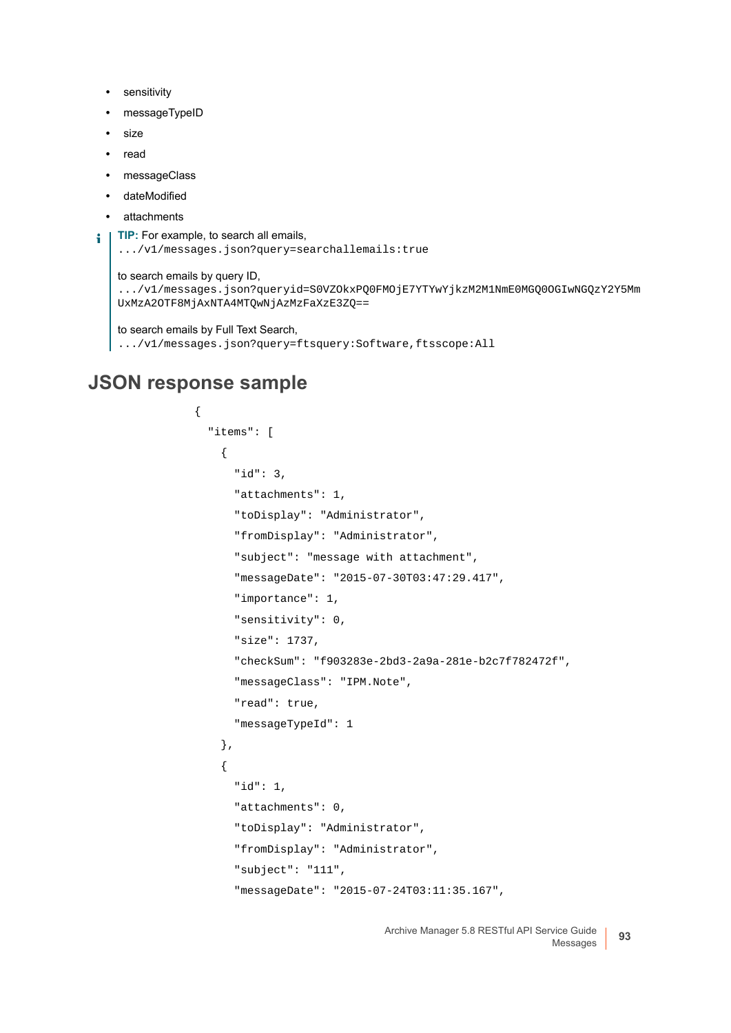- sensitivity
- messageTypeID
- size
- read
- messageClass
- dateModified
- attachments

**TIP:** For example, to search all emails,
`.../v1/messages.json?query=searchallemails:true`

to search emails by query ID,
`.../v1/messages.json?queryid=S0VZOkxPQ0FMOjE7YTYwYjkzM2M1NmE0MGQ0OGIwNGQzY2Y5MmUxMzA2OTF8MjAxNTA4MTQwNjAzMzFaXzE3ZQ==`

to search emails by Full Text Search,
`.../v1/messages.json?query=ftsquery:Software,ftsscope:All`

## JSON response sample

```
{
  "items": [
    {
      "id": 3,
      "attachments": 1,
      "toDisplay": "Administrator",
      "fromDisplay": "Administrator",
      "subject": "message with attachment",
      "messageDate": "2015-07-30T03:47:29.417",
      "importance": 1,
      "sensitivity": 0,
      "size": 1737,
      "checkSum": "f903283e-2bd3-2a9a-281e-b2c7f782472f",
      "messageClass": "IPM.Note",
      "read": true,
      "messageTypeId": 1
    },
    {
      "id": 1,
      "attachments": 0,
      "toDisplay": "Administrator",
      "fromDisplay": "Administrator",
      "subject": "111",
      "messageDate": "2015-07-24T03:11:35.167",
```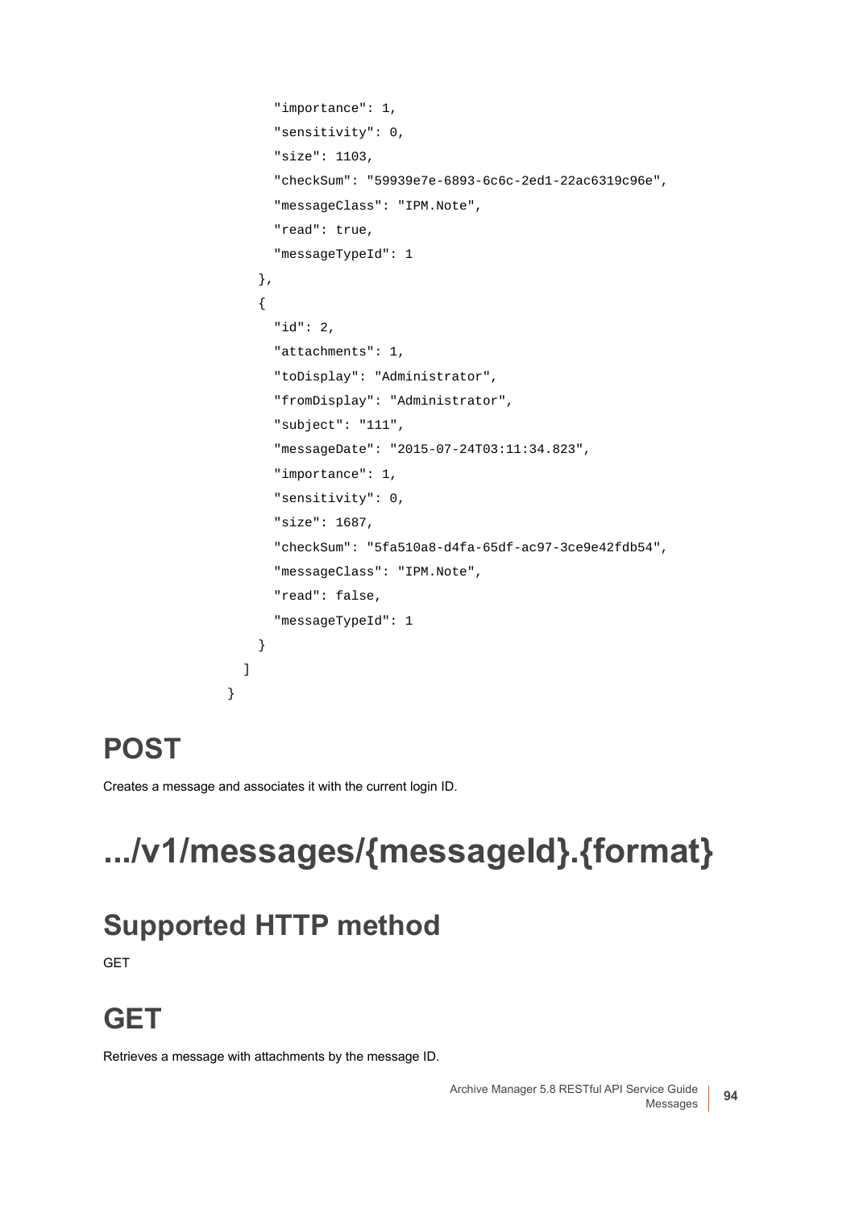```
        "importance": 1,
        "sensitivity": 0,
        "size": 1103,
        "checkSum": "59939e7e-6893-6c6c-2ed1-22ac6319c96e",
        "messageClass": "IPM.Note",
        "read": true,
        "messageTypeId": 1
      },
      {
        "id": 2,
        "attachments": 1,
        "toDisplay": "Administrator",
        "fromDisplay": "Administrator",
        "subject": "111",
        "messageDate": "2015-07-24T03:11:34.823",
        "importance": 1,
        "sensitivity": 0,
        "size": 1687,
        "checkSum": "5fa510a8-d4fa-65df-ac97-3ce9e42fdb54",
        "messageClass": "IPM.Note",
        "read": false,
        "messageTypeId": 1
      }
    ]
  }
```

## POST

Creates a message and associates it with the current login ID.

# .../v1/messages/{messageId}.{format}

## Supported HTTP method

GET

## GET

Retrieves a message with attachments by the message ID.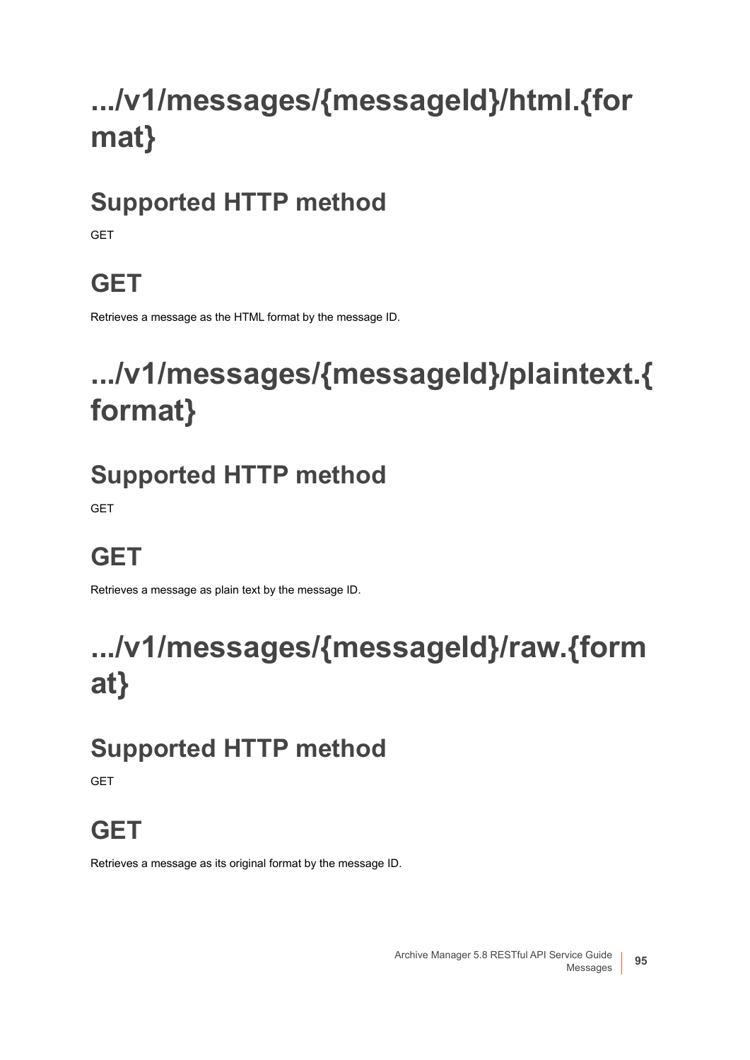# .../v1/messages/{messageId}/html.{format}

## Supported HTTP method

GET

## GET

Retrieves a message as the HTML format by the message ID.

# .../v1/messages/{messageId}/plaintext.{format}

## Supported HTTP method

GET

## GET

Retrieves a message as plain text by the message ID.

# .../v1/messages/{messageId}/raw.{format}

## Supported HTTP method

GET

## GET

Retrieves a message as its original format by the message ID.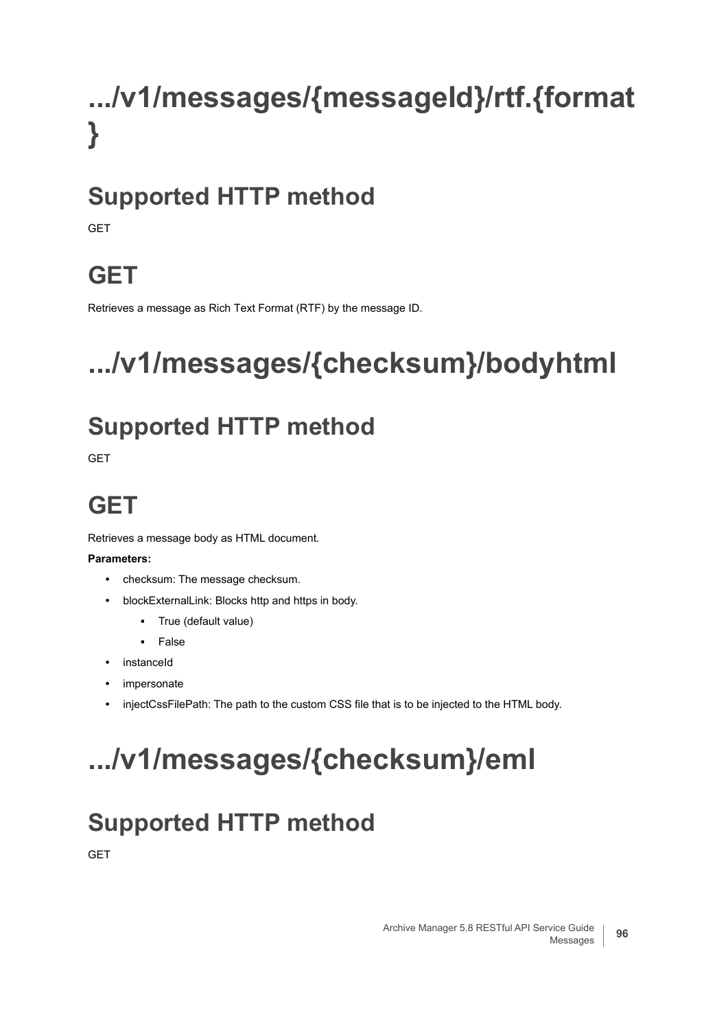# .../v1/messages/{messageId}/rtf.{format}

## Supported HTTP method

GET

## GET

Retrieves a message as Rich Text Format (RTF) by the message ID.

# .../v1/messages/{checksum}/bodyhtml

## Supported HTTP method

GET

## GET

Retrieves a message body as HTML document.

**Parameters:**

- checksum: The message checksum.
- blockExternalLink: Blocks http and https in body.
  - True (default value)
  - False
- instanceId
- impersonate
- injectCssFilePath: The path to the custom CSS file that is to be injected to the HTML body.

# .../v1/messages/{checksum}/eml

## Supported HTTP method

GET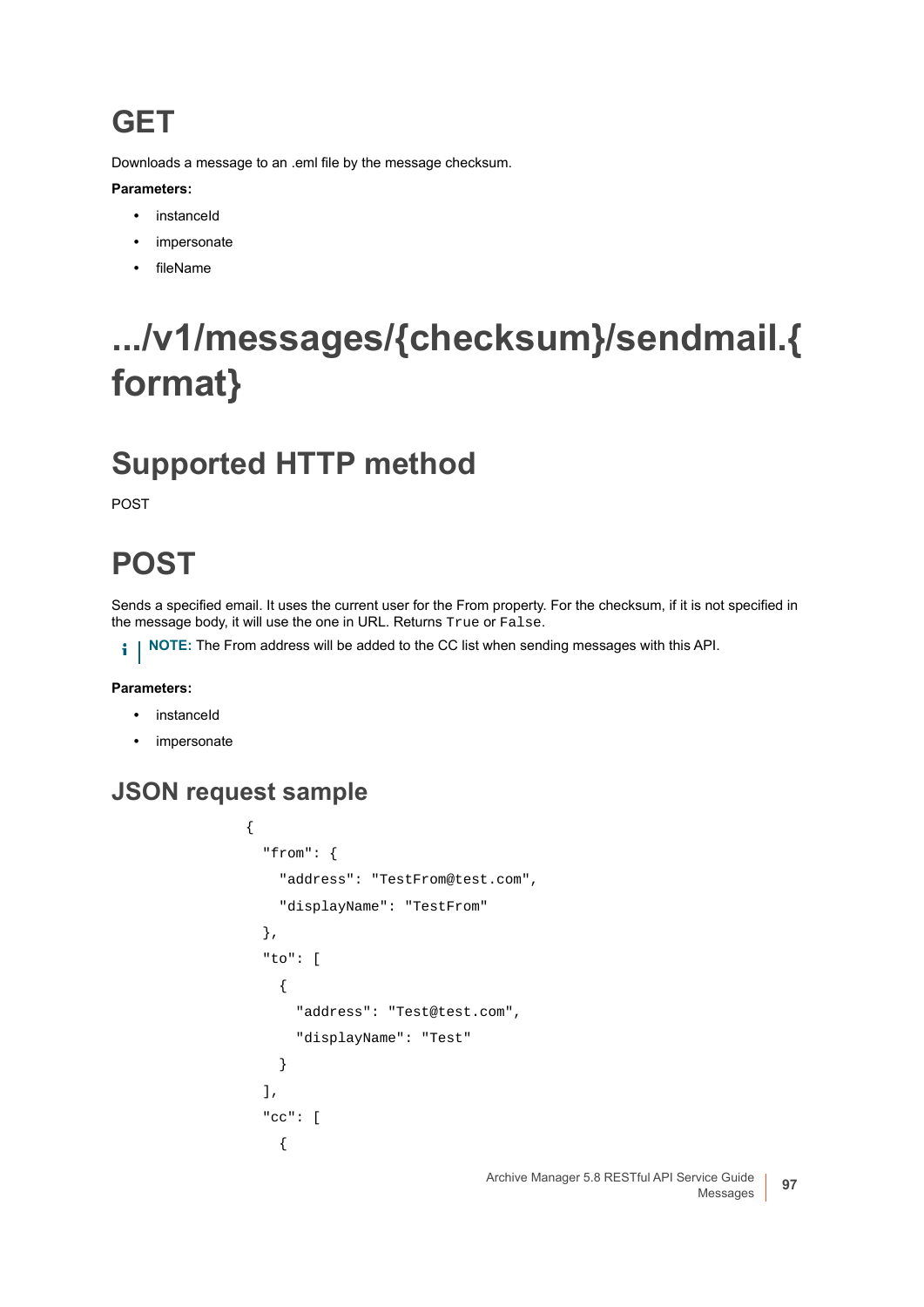## GET

Downloads a message to an .eml file by the message checksum.

**Parameters:**

- instanceId
- impersonate
- fileName

# .../v1/messages/{checksum}/sendmail.{format}

## Supported HTTP method

POST

## POST

Sends a specified email. It uses the current user for the From property. For the checksum, if it is not specified in the message body, it will use the one in URL. Returns `True` or `False`.

**NOTE:** The From address will be added to the CC list when sending messages with this API.

**Parameters:**

- instanceId
- impersonate

### JSON request sample

```
{
  "from": {
    "address": "TestFrom@test.com",
    "displayName": "TestFrom"
  },
  "to": [
    {
      "address": "Test@test.com",
      "displayName": "Test"
    }
  ],
  "cc": [
    {
```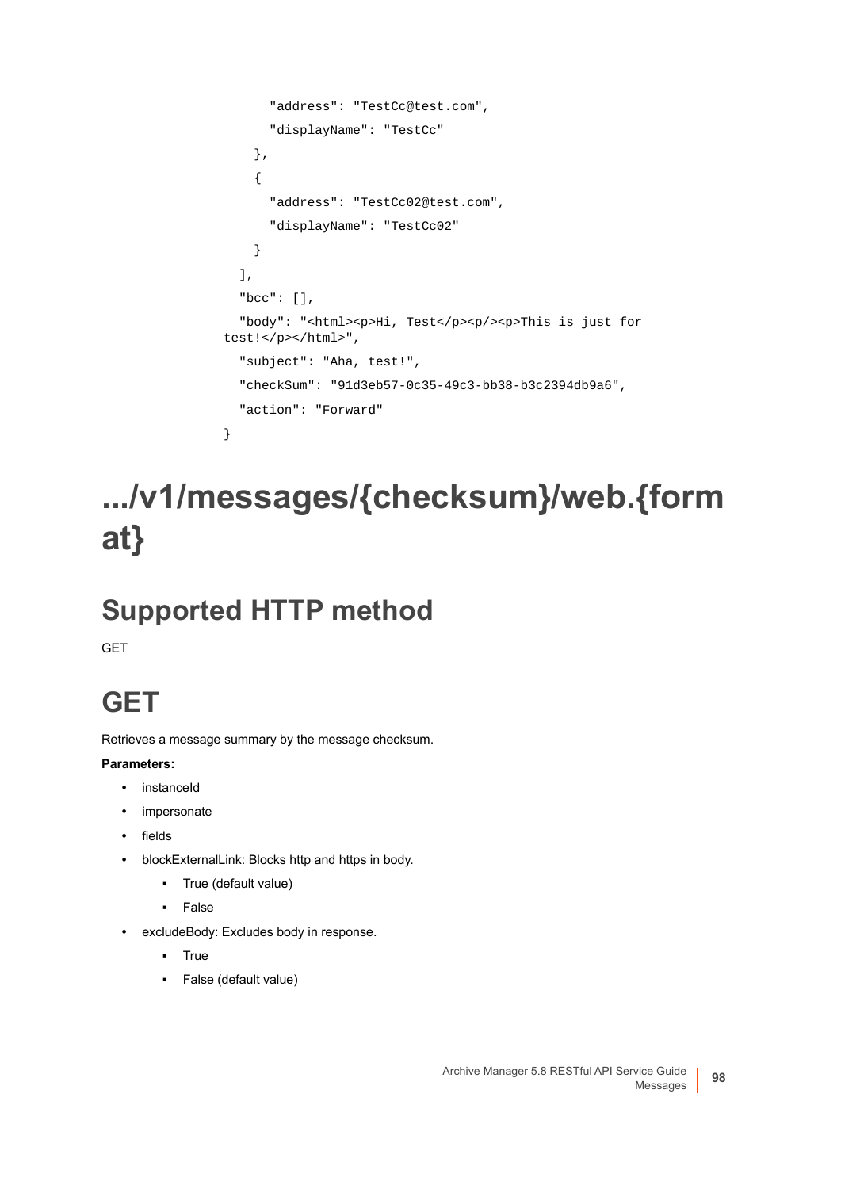```
        "address": "TestCc@test.com",
        "displayName": "TestCc"
      },
      {
        "address": "TestCc02@test.com",
        "displayName": "TestCc02"
      }
    ],
    "bcc": [],
    "body": "<html><p>Hi, Test</p><p/><p>This is just for 
test!</p></html>",
    "subject": "Aha, test!",
    "checkSum": "91d3eb57-0c35-49c3-bb38-b3c2394db9a6",
    "action": "Forward"
  }
```

# .../v1/messages/{checksum}/web.{format}

## Supported HTTP method

GET

## GET

Retrieves a message summary by the message checksum.

**Parameters:**

- instanceId
- impersonate
- fields
- blockExternalLink: Blocks http and https in body.
  - True (default value)
  - False
- excludeBody: Excludes body in response.
  - True
  - False (default value)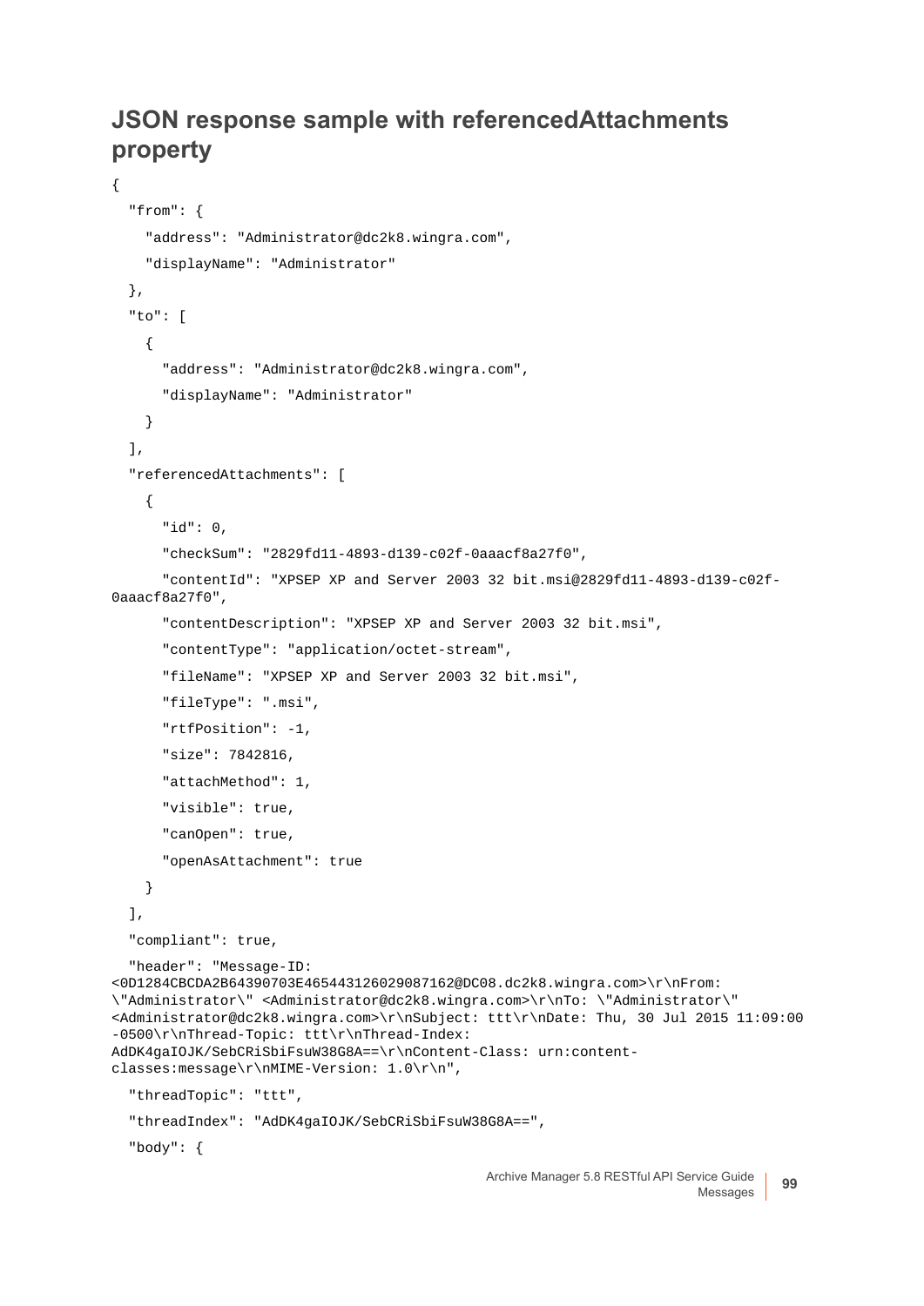## JSON response sample with referencedAttachments property

```
{
  "from": {
    "address": "Administrator@dc2k8.wingra.com",
    "displayName": "Administrator"
  },
  "to": [
    {
      "address": "Administrator@dc2k8.wingra.com",
      "displayName": "Administrator"
    }
  ],
  "referencedAttachments": [
    {
      "id": 0,
      "checkSum": "2829fd11-4893-d139-c02f-0aaacf8a27f0",
      "contentId": "XPSEP XP and Server 2003 32 bit.msi@2829fd11-4893-d139-c02f-
0aaacf8a27f0",
      "contentDescription": "XPSEP XP and Server 2003 32 bit.msi",
      "contentType": "application/octet-stream",
      "fileName": "XPSEP XP and Server 2003 32 bit.msi",
      "fileType": ".msi",
      "rtfPosition": -1,
      "size": 7842816,
      "attachMethod": 1,
      "visible": true,
      "canOpen": true,
      "openAsAttachment": true
    }
  ],
  "compliant": true,
  "header": "Message-ID:
<0D1284CBCDA2B64390703E465443126029087162@DC08.dc2k8.wingra.com>\r\nFrom:
\"Administrator\" <Administrator@dc2k8.wingra.com>\r\nTo: \"Administrator\"
<Administrator@dc2k8.wingra.com>\r\nSubject: ttt\r\nDate: Thu, 30 Jul 2015 11:09:00
-0500\r\nThread-Topic: ttt\r\nThread-Index:
AdDK4gaIOJK/SebCRiSbiFsuW38G8A==\r\nContent-Class: urn:content-
classes:message\r\nMIME-Version: 1.0\r\n",
  "threadTopic": "ttt",
  "threadIndex": "AdDK4gaIOJK/SebCRiSbiFsuW38G8A==",
  "body": {
```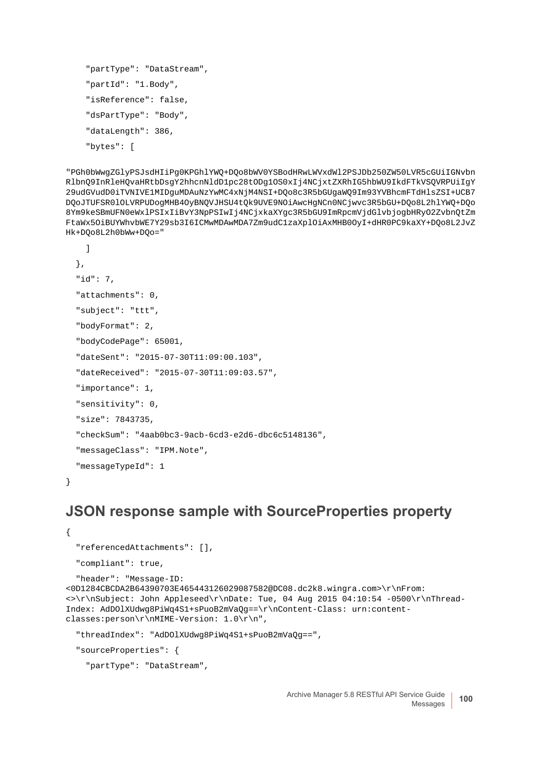```
    "partType": "DataStream",
    "partId": "1.Body",
    "isReference": false,
    "dsPartType": "Body",
    "dataLength": 386,
    "bytes": [

"PGh0bWwgZGlyPSJsdHIiPg0KPGhlYWQ+DQo8bWV0YSBodHRwLWVxdWl2PSJDb250ZW50LVR5cGUiIGNvbnRlbnQ9InRleHQvaHRtbDsgY2hhcnNldD1pc28tODg1OS0xIj4NCjxtZXRhIG5hbWU9IkdFTkVSQVRPUiIgY29udGVudD0iTVNIVE1MIDguMDAuNzYwMC4xNjM4NSI+DQo8c3R5bGUgaWQ9Im93YVBhcmFtdHlsZSI+UCB7DQoJTUFSR0lOLVRPUDogMHB4OyBNQVJHSU4tQk9UVE9NOiAwcHgNCn0NCjwvc3R5bGU+DQo8L2hlYWQ+DQo8Ym9keSBmUFN0eWxlPSIxIiBvY3NpPSIwIj4NCjxkaXYgc3R5bGU9ImRpcmVjdGlvbjogbHRyO2ZvbnQtZmFtaWx5OiBUYWhvbWE7Y29sb3I6ICMwMDAwMDA7Zm9udC1zaXplOiAxMHB0OyI+dHR0PC9kaXY+DQo8L2JvZHk+DQo8L2h0bWw+DQo="

    ]
  },
  "id": 7,
  "attachments": 0,
  "subject": "ttt",
  "bodyFormat": 2,
  "bodyCodePage": 65001,
  "dateSent": "2015-07-30T11:09:00.103",
  "dateReceived": "2015-07-30T11:09:03.57",
  "importance": 1,
  "sensitivity": 0,
  "size": 7843735,
  "checkSum": "4aab0bc3-9acb-6cd3-e2d6-dbc6c5148136",
  "messageClass": "IPM.Note",
  "messageTypeId": 1
}
```

## JSON response sample with SourceProperties property

```
{
  "referencedAttachments": [],
  "compliant": true,
  "header": "Message-ID:
<0D1284CBCDA2B64390703E465443126029087582@DC08.dc2k8.wingra.com>\r\nFrom:
<>\r\nSubject: John Appleseed\r\nDate: Tue, 04 Aug 2015 04:10:54 -0500\r\nThread-
Index: AdDOlXUdwg8PiWq4S1+sPuoB2mVaQg==\r\nContent-Class: urn:content-
classes:person\r\nMIME-Version: 1.0\r\n",
  "threadIndex": "AdDOlXUdwg8PiWq4S1+sPuoB2mVaQg==",
  "sourceProperties": {
    "partType": "DataStream",
```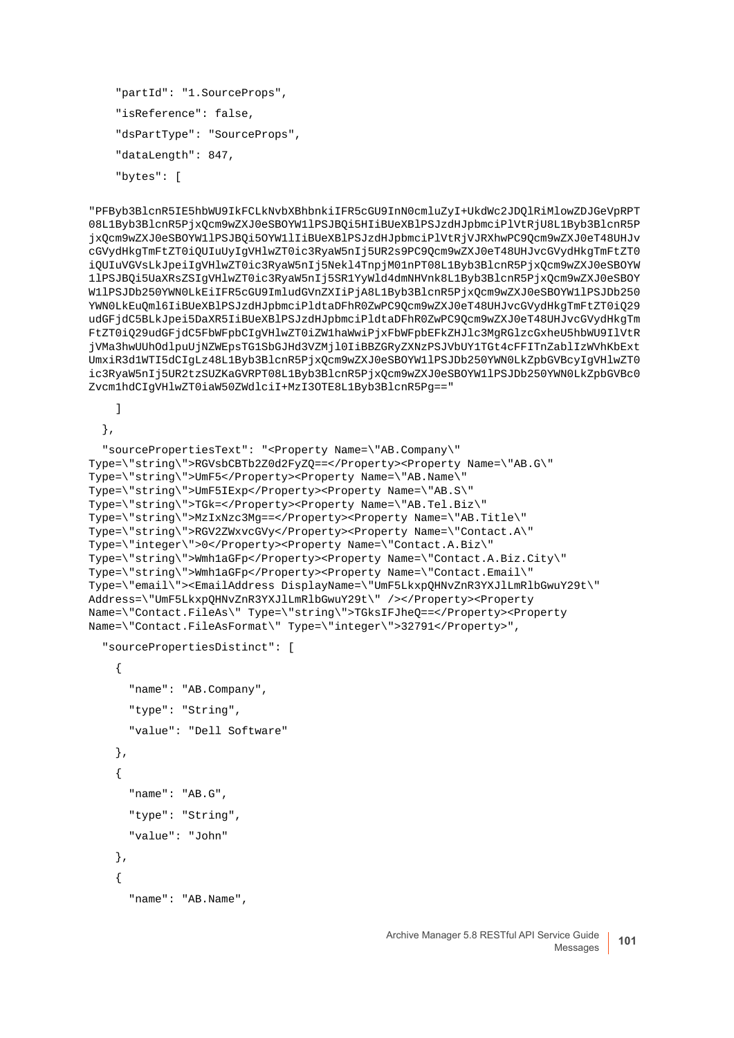```
    "partId": "1.SourceProps",
    "isReference": false,
    "dsPartType": "SourceProps",
    "dataLength": 847,
    "bytes": [

"PFByb3BlcnR5IE5hbWU9IkFCLkNvbXBhbnkiIFR5cGU9InN0cmluZyI+UkdWc2JDQlRiMlowZDJGeVpRPT
08L1Byb3BlcnR5PjxQcm9wZXJ0eSBOYW1lPSJBQi5HIiBUeXBlPSJzdHJpbmciPlVtRjU8L1Byb3BlcnR5P
jxQcm9wZXJ0eSBOYW1lPSJBQi5OYW1lIiBUeXBlPSJzdHJpbmciPlVtRjVJRXhwPC9Qcm9wZXJ0eT48UHJv
cGVydHkgTmFtZT0iQUIuUyIgVHlwZT0ic3RyaW5nIj5UR2s9PC9Qcm9wZXJ0eT48UHJvcGVydHkgTmFtZT0
iQUIuVGVsLkJpeiIgVHlwZT0ic3RyaW5nIj5Nekl4TnpjM01nPT08L1Byb3BlcnR5PjxQcm9wZXJ0eSBOYW
1lPSJBQi5UaXRsZSIgVHlwZT0ic3RyaW5nIj5SR1YyWld4dmNHVnk8L1Byb3BlcnR5PjxQcm9wZXJ0eSBOY
W1lPSJDb250YWN0LkEiIFR5cGU9ImludGVnZXIiPjA8L1Byb3BlcnR5PjxQcm9wZXJ0eSBOYW1lPSJDb250
YWN0LkEuQml6IiBUeXBlPSJzdHJpbmciPldtaDFhR0ZwPC9Qcm9wZXJ0eT48UHJvcGVydHkgTmFtZT0iQ29
udGFjdC5BLkJpei5DaXR5IiBUeXBlPSJzdHJpbmciPldtaDFhR0ZwPC9Qcm9wZXJ0eT48UHJvcGVydHkgTm
FtZT0iQ29udGFjdC5FbWFpbCIgVHlwZT0iZW1haWwiPjxFbWFpbEFkZHJlc3MgRGlzcGxheU5hbWU9IlVtR
jVMa3hwUUhOdlpuUjNZWEpsTG1SbGJHd3VZMjl0IiBBZGRyZXNzPSJVbUY1TGt4cFFITnZablIzWVhKbExt
UmxiR3d1WTI5dCIgLz48L1Byb3BlcnR5PjxQcm9wZXJ0eSBOYW1lPSJDb250YWN0LkZpbGVBcyIgVHlwZT0
ic3RyaW5nIj5UR2tzSUZKaGVRPT08L1Byb3BlcnR5PjxQcm9wZXJ0eSBOYW1lPSJDb250YWN0LkZpbGVBc0
Zvcm1hdCIgVHlwZT0iaW50ZWdlciI+MzI3OTE8L1Byb3BlcnR5Pg=="

    ]
  },

  "sourcePropertiesText": "<Property Name=\"AB.Company\"
Type=\"string\">RGVsbCBTb2Z0d2FyZQ==</Property><Property Name=\"AB.G\"
Type=\"string\">UmF5</Property><Property Name=\"AB.Name\"
Type=\"string\">UmF5IExp</Property><Property Name=\"AB.S\"
Type=\"string\">TGk=</Property><Property Name=\"AB.Tel.Biz\"
Type=\"string\">MzIxNzc3Mg==</Property><Property Name=\"AB.Title\"
Type=\"string\">RGV2ZWxvcGVy</Property><Property Name=\"Contact.A\"
Type=\"integer\">0</Property><Property Name=\"Contact.A.Biz\"
Type=\"string\">Wmh1aGFp</Property><Property Name=\"Contact.A.Biz.City\"
Type=\"string\">Wmh1aGFp</Property><Property Name=\"Contact.Email\"
Type=\"email\"><EmailAddress DisplayName=\"UmF5LkxpQHNvZnR3YXJlLmRlbGwuY29t\"
Address=\"UmF5LkxpQHNvZnR3YXJlLmRlbGwuY29t\" /></Property><Property
Name=\"Contact.FileAs\" Type=\"string\">TGksIFJheQ==</Property><Property
Name=\"Contact.FileAsFormat\" Type=\"integer\">32791</Property>",

  "sourcePropertiesDistinct": [
    {
      "name": "AB.Company",
      "type": "String",
      "value": "Dell Software"
    },
    {
      "name": "AB.G",
      "type": "String",
      "value": "John"
    },
    {
      "name": "AB.Name",
```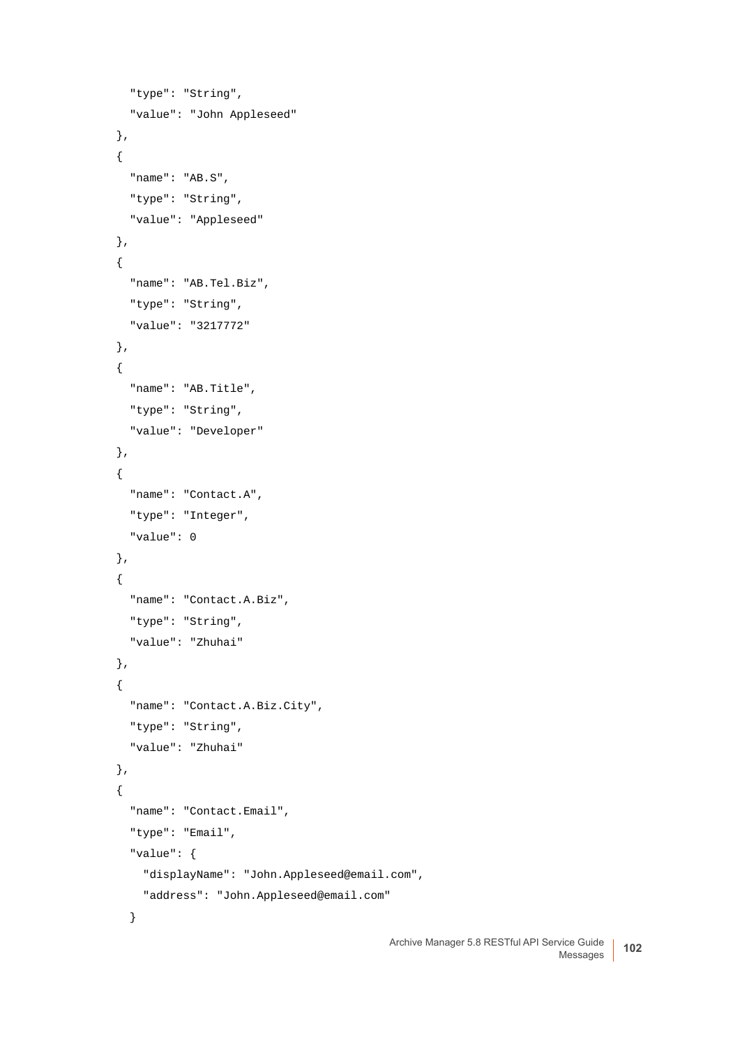```
    "type": "String",
    "value": "John Appleseed"
  },
  {
    "name": "AB.S",
    "type": "String",
    "value": "Appleseed"
  },
  {
    "name": "AB.Tel.Biz",
    "type": "String",
    "value": "3217772"
  },
  {
    "name": "AB.Title",
    "type": "String",
    "value": "Developer"
  },
  {
    "name": "Contact.A",
    "type": "Integer",
    "value": 0
  },
  {
    "name": "Contact.A.Biz",
    "type": "String",
    "value": "Zhuhai"
  },
  {
    "name": "Contact.A.Biz.City",
    "type": "String",
    "value": "Zhuhai"
  },
  {
    "name": "Contact.Email",
    "type": "Email",
    "value": {
      "displayName": "John.Appleseed@email.com",
      "address": "John.Appleseed@email.com"
    }
```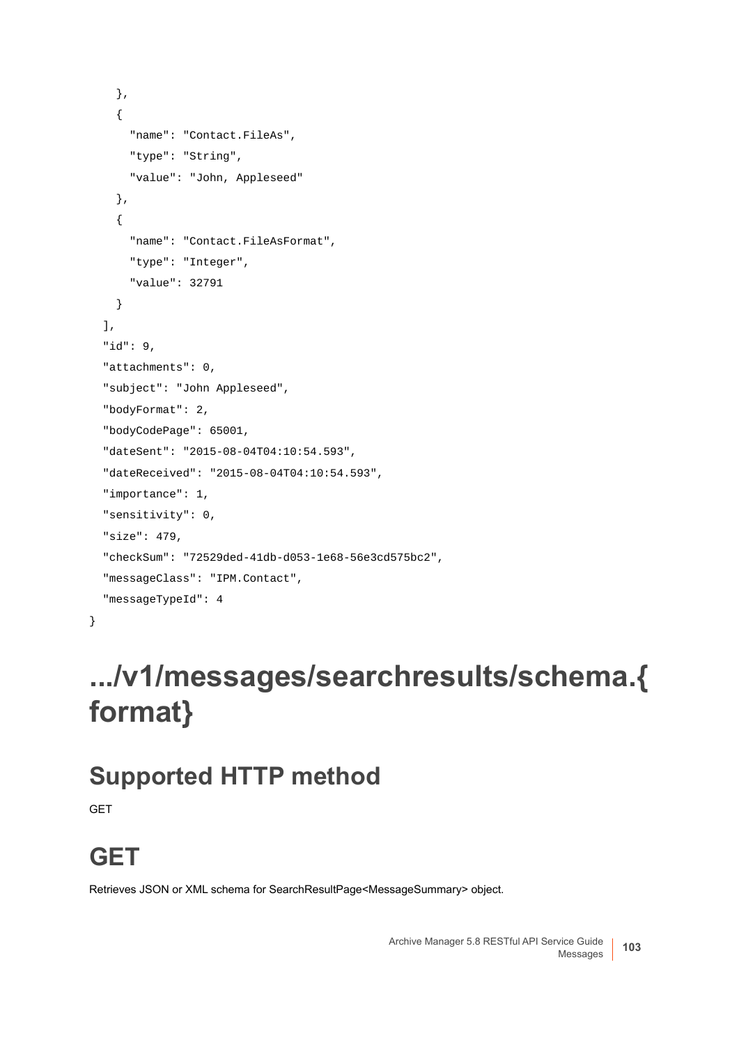```
    },
    {
      "name": "Contact.FileAs",
      "type": "String",
      "value": "John, Appleseed"
    },
    {
      "name": "Contact.FileAsFormat",
      "type": "Integer",
      "value": 32791
    }
  ],
  "id": 9,
  "attachments": 0,
  "subject": "John Appleseed",
  "bodyFormat": 2,
  "bodyCodePage": 65001,
  "dateSent": "2015-08-04T04:10:54.593",
  "dateReceived": "2015-08-04T04:10:54.593",
  "importance": 1,
  "sensitivity": 0,
  "size": 479,
  "checkSum": "72529ded-41db-d053-1e68-56e3cd575bc2",
  "messageClass": "IPM.Contact",
  "messageTypeId": 4
}
```

# .../v1/messages/searchresults/schema.{format}

## Supported HTTP method

GET

## GET

Retrieves JSON or XML schema for SearchResultPage<MessageSummary> object.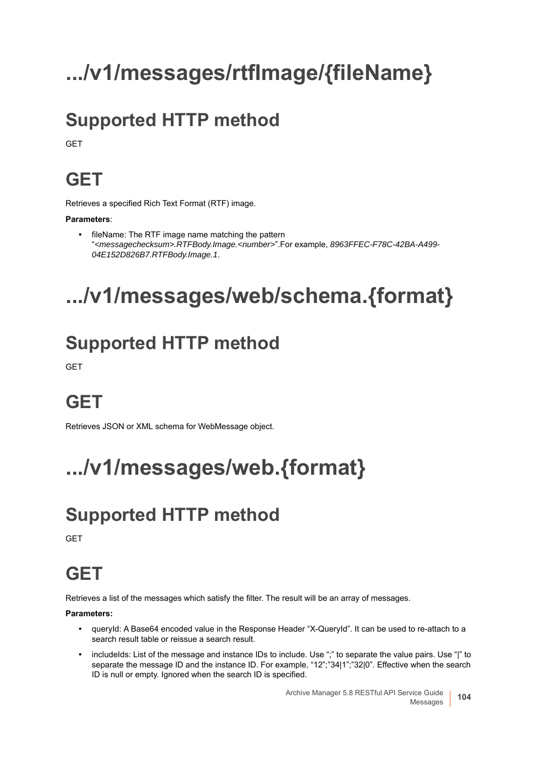# .../v1/messages/rtfImage/{fileName}

## Supported HTTP method

GET

## GET

Retrieves a specified Rich Text Format (RTF) image.

**Parameters**:

- fileName: The RTF image name matching the pattern "*<messagechecksum>.RTFBody.Image.<number>*".For example, *8963FFEC-F78C-42BA-A499-04E152D826B7.RTFBody.Image.1*.

# .../v1/messages/web/schema.{format}

## Supported HTTP method

GET

## GET

Retrieves JSON or XML schema for WebMessage object.

# .../v1/messages/web.{format}

## Supported HTTP method

GET

## GET

Retrieves a list of the messages which satisfy the filter. The result will be an array of messages.

**Parameters:**

- queryId: A Base64 encoded value in the Response Header "X-QueryId". It can be used to re-attach to a search result table or reissue a search result.
- includeIds: List of the message and instance IDs to include. Use ";" to separate the value pairs. Use "|" to separate the message ID and the instance ID. For example, "12";"34|1";"32|0". Effective when the search ID is null or empty. Ignored when the search ID is specified.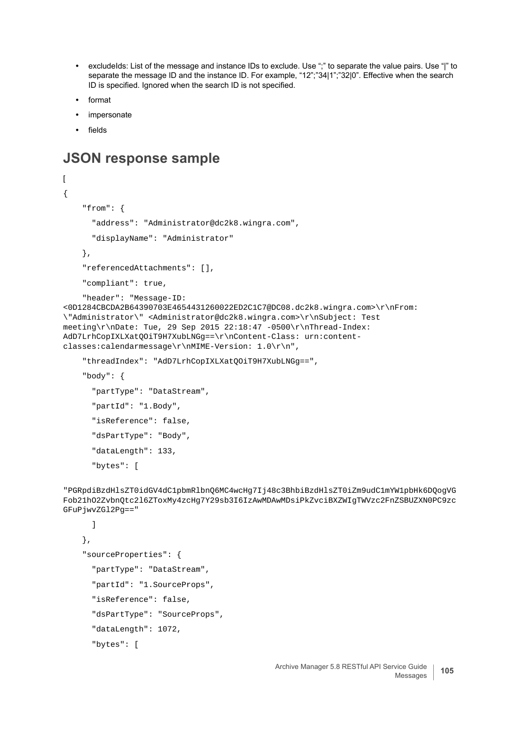- excludeIds: List of the message and instance IDs to exclude. Use ";" to separate the value pairs. Use "|" to separate the message ID and the instance ID. For example, "12";"34|1";"32|0". Effective when the search ID is specified. Ignored when the search ID is not specified.
- format
- impersonate
- fields

## JSON response sample

```
[
{
    "from": {
      "address": "Administrator@dc2k8.wingra.com",
      "displayName": "Administrator"
    },
    "referencedAttachments": [],
    "compliant": true,
    "header": "Message-ID: 
<0D1284CBCDA2B64390703E4654431260022ED2C1C7@DC08.dc2k8.wingra.com>\r\nFrom: 
\"Administrator\" <Administrator@dc2k8.wingra.com>\r\nSubject: Test 
meeting\r\nDate: Tue, 29 Sep 2015 22:18:47 -0500\r\nThread-Index: 
AdD7LrhCopIXLXatQOiT9H7XubLNGg==\r\nContent-Class: urn:content-
classes:calendarmessage\r\nMIME-Version: 1.0\r\n",
    "threadIndex": "AdD7LrhCopIXLXatQOiT9H7XubLNGg==",
    "body": {
      "partType": "DataStream",
      "partId": "1.Body",
      "isReference": false,
      "dsPartType": "Body",
      "dataLength": 133,
      "bytes": [
"PGRpdiBzdHlsZT0idGV4dC1pbmRlbnQ6MC4wcHg7Ij48c3BhbiBzdHlsZT0iZm9udC1mYW1pbHk6DQogVG
Fob21hO2ZvbnQtc2l6ZToxMy4zcHg7Y29sb3I6IzAwMDAwMDsiPkZvciBXZWIgTWVzc2FnZSBUZXN0PC9zc
GFuPjwvZGl2Pg=="
      ]
    },
    "sourceProperties": {
      "partType": "DataStream",
      "partId": "1.SourceProps",
      "isReference": false,
      "dsPartType": "SourceProps",
      "dataLength": 1072,
      "bytes": [
```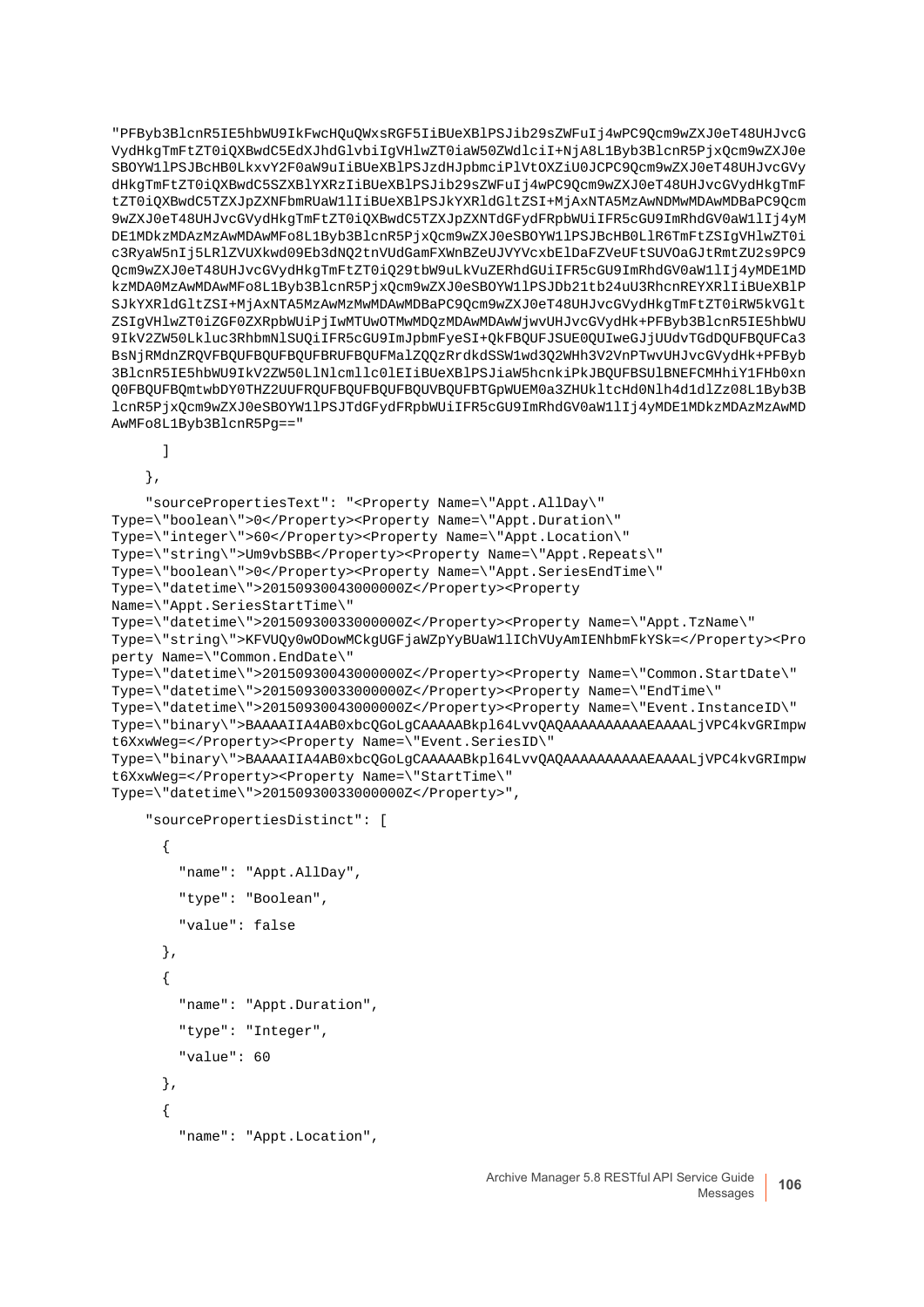```
"PFByb3BlcnR5IE5hbWU9IkFwcHQuQWxsRGF5IiBUeXBlPSJib29sZWFuIj4wPC9Qcm9wZXJ0eT48UHJvcG
VydHkgTmFtZT0iQXBwdC5EdXJhdGlvbiIgVHlwZT0iaW50ZWdlciI+NjA8L1Byb3BlcnR5PjxQcm9wZXJ0e
SBOYW1lPSJBcHB0LkxvY2F0aW9uIiBUeXBlPSJzdHJpbmciPlVtOXZiU0JCPC9Qcm9wZXJ0eT48UHJvcGVy
dHkgTmFtZT0iQXBwdC5SZXBlYXRzIiBUeXBlPSJib29sZWFuIj4wPC9Qcm9wZXJ0eT48UHJvcGVydHkgTmF
tZT0iQXBwdC5TZXJpZXNFbmRUaW1lIiBUeXBlPSJkYXRldGltZSI+MjAxNTA5MzAwNDMwMDAwMDBaPC9Qcm
9wZXJ0eT48UHJvcGVydHkgTmFtZT0iQXBwdC5TZXJpZXNTdGFydFRpbWUiIFR5cGU9ImRhdGV0aW1lIj4yM
DE1MDkzMDAzMzAwMDAwMFo8L1Byb3BlcnR5PjxQcm9wZXJ0eSBOYW1lPSJBcHB0LlR6TmFtZSIgVHlwZT0i
c3RyaW5nIj5LRlZVUXkwd09Eb3dNQ2tnVUdGamFXWnBZeUJVYVcxbElDaFZVeUFtSUVOaGJtRmtZU2s9PC9
Qcm9wZXJ0eT48UHJvcGVydHkgTmFtZT0iQ29tbW9uLkVuZERhdGUiIFR5cGU9ImRhdGV0aW1lIj4yMDE1MD
kzMDA0MzAwMDAwMFo8L1Byb3BlcnR5PjxQcm9wZXJ0eSBOYW1lPSJDb21tb24uU3RhcnREYXRlIiBUeXBlP
SJkYXRldGltZSI+MjAxNTA5MzAwMzMwMDAwMDBaPC9Qcm9wZXJ0eT48UHJvcGVydHkgTmFtZT0iRW5kVGlt
ZSIgVHlwZT0iZGF0ZXRpbWUiPjIwMTUwOTMwMDQzMDAwMDAwWjwvUHJvcGVydHk+PFByb3BlcnR5IE5hbWU
9IkV2ZW50Lkluc3RhbmNlSUQiIFR5cGU9ImJpbmFyeSI+QkFBQUFJSUE0QUIweGJjUUdvTGdDQUFBQUFCa3
BsNjRMdnZRQVFBQUFBQUFBQUFBRUFBQUFMalZQQzRrdkdSSW1wd3Q2WHh3V2VnPTwvUHJvcGVydHk+PFByb
3BlcnR5IE5hbWU9IkV2ZW50LlNlcmllc0lEIiBUeXBlPSJiaW5hcnkiPkJBQUFBSUlBNEFCMHhiY1FHb0xn
Q0FBQUFBQmtwbDY0THZ2UUFRQUFBQUFBQUFBQUVBQUFBTGpWUEM0a3ZHUkltcHd0Nlh4d1dlZz08L1Byb3B
lcnR5PjxQcm9wZXJ0eSBOYW1lPSJTdGFydFRpbWUiIFR5cGU9ImRhdGV0aW1lIj4yMDE1MDkzMDAzMzAwMD
AwMFo8L1Byb3BlcnR5Pg=="

      ]

    },

    "sourcePropertiesText": "<Property Name=\"Appt.AllDay\"
Type=\"boolean\">0</Property><Property Name=\"Appt.Duration\"
Type=\"integer\">60</Property><Property Name=\"Appt.Location\"
Type=\"string\">Um9vbSBB</Property><Property Name=\"Appt.Repeats\"
Type=\"boolean\">0</Property><Property Name=\"Appt.SeriesEndTime\"
Type=\"datetime\">20150930043000000Z</Property><Property
Name=\"Appt.SeriesStartTime\"
Type=\"datetime\">20150930033000000Z</Property><Property Name=\"Appt.TzName\"
Type=\"string\">KFVUQy0wODowMCkgUGFjaWZpYyBUaW1lIChVUyAmIENhbmFkYSk=</Property><Pro
perty Name=\"Common.EndDate\"
Type=\"datetime\">20150930043000000Z</Property><Property Name=\"Common.StartDate\"
Type=\"datetime\">20150930033000000Z</Property><Property Name=\"EndTime\"
Type=\"datetime\">20150930043000000Z</Property><Property Name=\"Event.InstanceID\"
Type=\"binary\">BAAAAIIA4AB0xbcQGoLgCAAAAABkpl64LvvQAQAAAAAAAAAAEAAAALjVPC4kvGRImpw
t6XxwWeg=</Property><Property Name=\"Event.SeriesID\"
Type=\"binary\">BAAAAIIA4AB0xbcQGoLgCAAAAABkpl64LvvQAQAAAAAAAAAAEAAAALjVPC4kvGRImpw
t6XxwWeg=</Property><Property Name=\"StartTime\"
Type=\"datetime\">20150930033000000Z</Property>",

    "sourcePropertiesDistinct": [

      {

        "name": "Appt.AllDay",

        "type": "Boolean",

        "value": false

      },

      {

        "name": "Appt.Duration",

        "type": "Integer",

        "value": 60

      },

      {

        "name": "Appt.Location",
```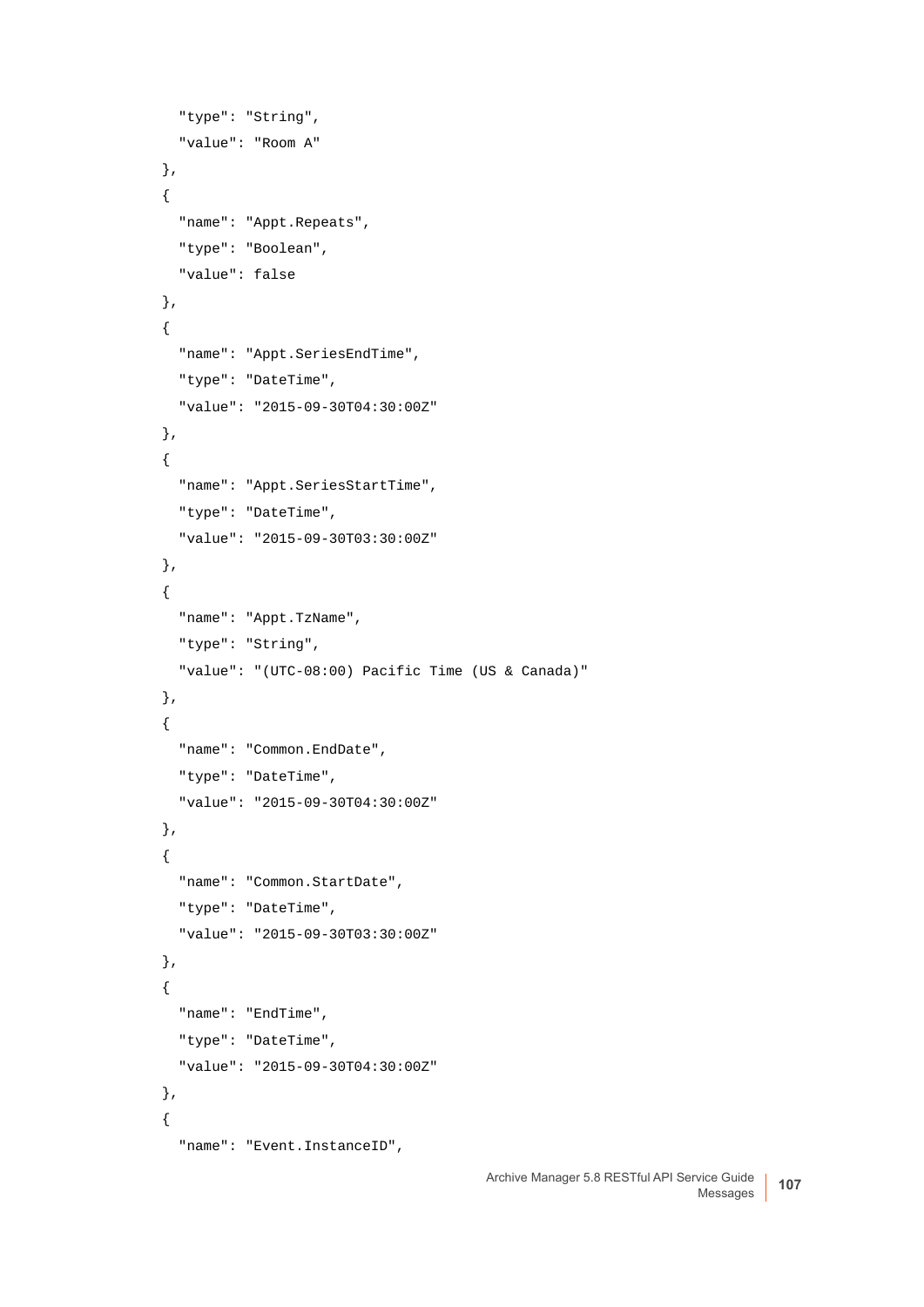```
    "type": "String",
    "value": "Room A"
  },
  {
    "name": "Appt.Repeats",
    "type": "Boolean",
    "value": false
  },
  {
    "name": "Appt.SeriesEndTime",
    "type": "DateTime",
    "value": "2015-09-30T04:30:00Z"
  },
  {
    "name": "Appt.SeriesStartTime",
    "type": "DateTime",
    "value": "2015-09-30T03:30:00Z"
  },
  {
    "name": "Appt.TzName",
    "type": "String",
    "value": "(UTC-08:00) Pacific Time (US & Canada)"
  },
  {
    "name": "Common.EndDate",
    "type": "DateTime",
    "value": "2015-09-30T04:30:00Z"
  },
  {
    "name": "Common.StartDate",
    "type": "DateTime",
    "value": "2015-09-30T03:30:00Z"
  },
  {
    "name": "EndTime",
    "type": "DateTime",
    "value": "2015-09-30T04:30:00Z"
  },
  {
    "name": "Event.InstanceID",
```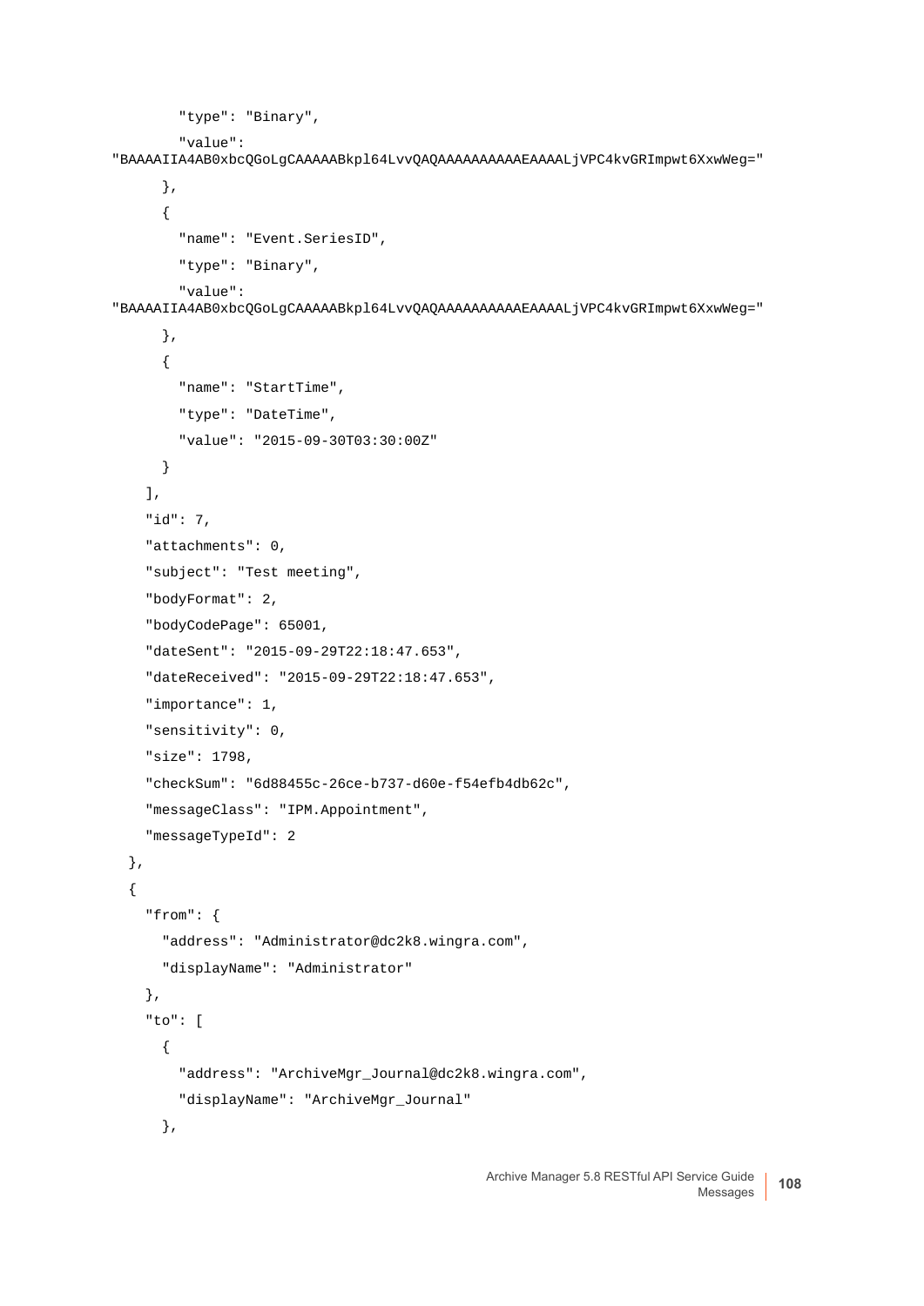```
        "type": "Binary",
        "value":
"BAAAAIIA4AB0xbcQGoLgCAAAAABkpl64LvvQAQAAAAAAAAAAEAAAALjVPC4kvGRImpwt6XxwWeg="
      },
      {
        "name": "Event.SeriesID",
        "type": "Binary",
        "value":
"BAAAAIIA4AB0xbcQGoLgCAAAAABkpl64LvvQAQAAAAAAAAAAEAAAALjVPC4kvGRImpwt6XxwWeg="
      },
      {
        "name": "StartTime",
        "type": "DateTime",
        "value": "2015-09-30T03:30:00Z"
      }
    ],
    "id": 7,
    "attachments": 0,
    "subject": "Test meeting",
    "bodyFormat": 2,
    "bodyCodePage": 65001,
    "dateSent": "2015-09-29T22:18:47.653",
    "dateReceived": "2015-09-29T22:18:47.653",
    "importance": 1,
    "sensitivity": 0,
    "size": 1798,
    "checkSum": "6d88455c-26ce-b737-d60e-f54efb4db62c",
    "messageClass": "IPM.Appointment",
    "messageTypeId": 2
  },
  {
    "from": {
      "address": "Administrator@dc2k8.wingra.com",
      "displayName": "Administrator"
    },
    "to": [
      {
        "address": "ArchiveMgr_Journal@dc2k8.wingra.com",
        "displayName": "ArchiveMgr_Journal"
      },
```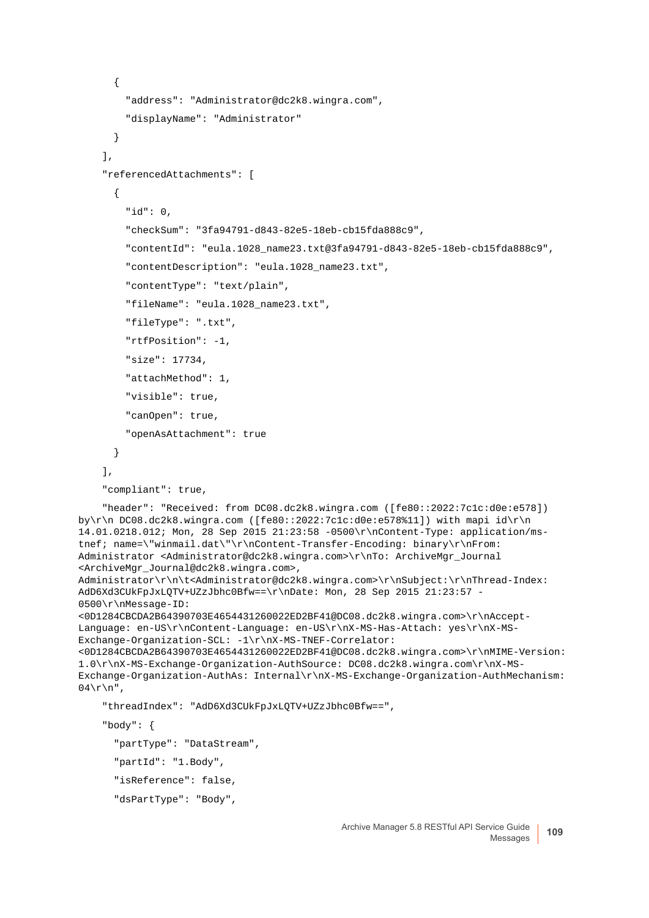```
      {
        "address": "Administrator@dc2k8.wingra.com",
        "displayName": "Administrator"
      }
    ],
    "referencedAttachments": [
      {
        "id": 0,
        "checkSum": "3fa94791-d843-82e5-18eb-cb15fda888c9",
        "contentId": "eula.1028_name23.txt@3fa94791-d843-82e5-18eb-cb15fda888c9",
        "contentDescription": "eula.1028_name23.txt",
        "contentType": "text/plain",
        "fileName": "eula.1028_name23.txt",
        "fileType": ".txt",
        "rtfPosition": -1,
        "size": 17734,
        "attachMethod": 1,
        "visible": true,
        "canOpen": true,
        "openAsAttachment": true
      }
    ],
    "compliant": true,
    "header": "Received: from DC08.dc2k8.wingra.com ([fe80::2022:7c1c:d0e:e578])
by\r\n DC08.dc2k8.wingra.com ([fe80::2022:7c1c:d0e:e578%11]) with mapi id\r\n
14.01.0218.012; Mon, 28 Sep 2015 21:23:58 -0500\r\nContent-Type: application/ms-
tnef; name=\"winmail.dat\"\r\nContent-Transfer-Encoding: binary\r\nFrom:
Administrator <Administrator@dc2k8.wingra.com>\r\nTo: ArchiveMgr_Journal
<ArchiveMgr_Journal@dc2k8.wingra.com>,
Administrator\r\n\t<Administrator@dc2k8.wingra.com>\r\nSubject:\r\nThread-Index:
AdD6Xd3CUkFpJxLQTV+UZzJbhc0Bfw==\r\nDate: Mon, 28 Sep 2015 21:23:57 -
0500\r\nMessage-ID:
<0D1284CBCDA2B64390703E4654431260022ED2BF41@DC08.dc2k8.wingra.com>\r\nAccept-
Language: en-US\r\nContent-Language: en-US\r\nX-MS-Has-Attach: yes\r\nX-MS-
Exchange-Organization-SCL: -1\r\nX-MS-TNEF-Correlator:
<0D1284CBCDA2B64390703E4654431260022ED2BF41@DC08.dc2k8.wingra.com>\r\nMIME-Version:
1.0\r\nX-MS-Exchange-Organization-AuthSource: DC08.dc2k8.wingra.com\r\nX-MS-
Exchange-Organization-AuthAs: Internal\r\nX-MS-Exchange-Organization-AuthMechanism:
04\r\n",
    "threadIndex": "AdD6Xd3CUkFpJxLQTV+UZzJbhc0Bfw==",
    "body": {
      "partType": "DataStream",
      "partId": "1.Body",
      "isReference": false,
      "dsPartType": "Body",
```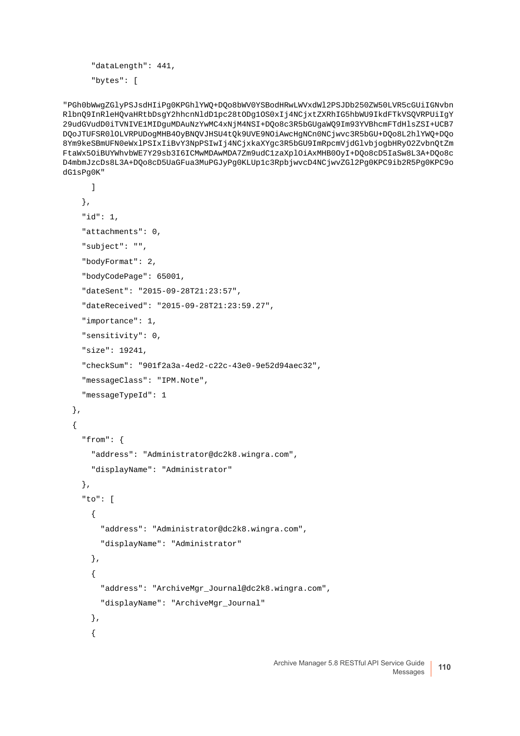```
      "dataLength": 441,
      "bytes": [
"PGh0bWwgZGlyPSJsdHIiPg0KPGhlYWQ+DQo8bWV0YSBodHRwLWVxdWl2PSJDb250ZW50LVR5cGUiIGNvbnRlbnQ9InRleHQvaHRtbDsgY2hhcnNldD1pc28tODg1OS0xIj4NCjxtZXRhIG5hbWU9IkdFTkVSQVRPUiIgY29udGVudD0iTVNIVE1MIDguMDAuNzYwMC4xNjM4NSI+DQo8c3R5bGUgaWQ9Im93YVBhcmFTdHlsZSI+UCB7DQoJTUFSR0lOLVRPUDogMHB4OyBNQVJHSU4tQk9UVE9NOiAwcHgNCn0NCjwvc3R5bGU+DQo8L2hlYWQ+DQo8Ym9keSBmUFN0eWxlPSIxIiBvY3NpPSIwIj4NCjxkaXYgc3R5bGU9ImRpcmVjdGlvbjogbHRyO2ZvbnQtZmFtaWx5OiBUYWhvbWE7Y29sb3I6ICMwMDAwMDA7Zm9udC1zaXplOiAxMHB0OyI+DQo8cD5IaSw8L3A+DQo8cD4mbmJzcDs8L3A+DQo8cD5UaGFua3MuPGJyPg0KLUp1c3RpbjwvcD4NCjwvZGl2Pg0KPC9ib2R5Pg0KPC9odG1sPg0K"
      ]
    },
    "id": 1,
    "attachments": 0,
    "subject": "",
    "bodyFormat": 2,
    "bodyCodePage": 65001,
    "dateSent": "2015-09-28T21:23:57",
    "dateReceived": "2015-09-28T21:23:59.27",
    "importance": 1,
    "sensitivity": 0,
    "size": 19241,
    "checkSum": "901f2a3a-4ed2-c22c-43e0-9e52d94aec32",
    "messageClass": "IPM.Note",
    "messageTypeId": 1
  },
  {
    "from": {
      "address": "Administrator@dc2k8.wingra.com",
      "displayName": "Administrator"
    },
    "to": [
      {
        "address": "Administrator@dc2k8.wingra.com",
        "displayName": "Administrator"
      },
      {
        "address": "ArchiveMgr_Journal@dc2k8.wingra.com",
        "displayName": "ArchiveMgr_Journal"
      },
      {
```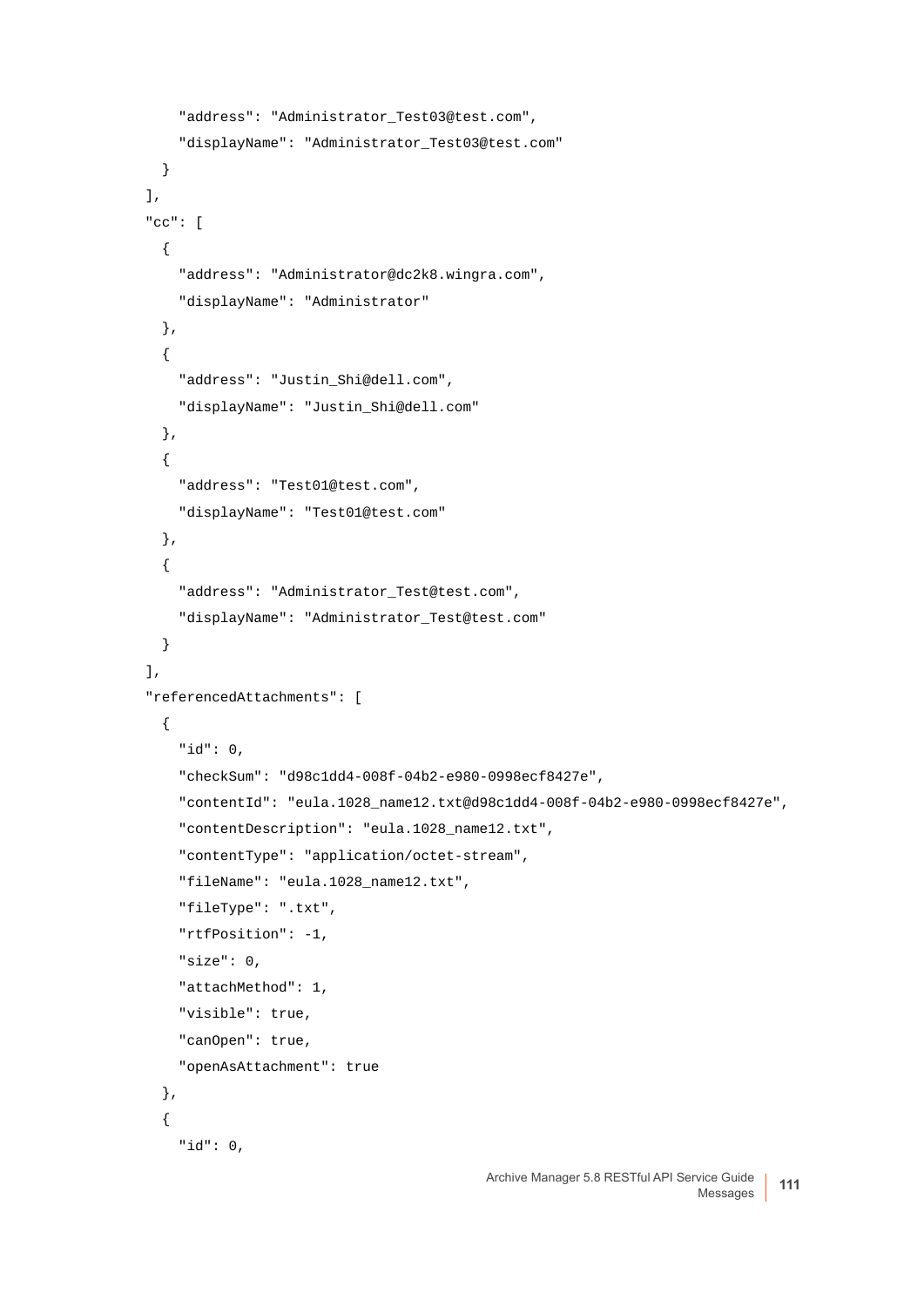```
        "address": "Administrator_Test03@test.com",
        "displayName": "Administrator_Test03@test.com"
      }
    ],
    "cc": [
      {
        "address": "Administrator@dc2k8.wingra.com",
        "displayName": "Administrator"
      },
      {
        "address": "Justin_Shi@dell.com",
        "displayName": "Justin_Shi@dell.com"
      },
      {
        "address": "Test01@test.com",
        "displayName": "Test01@test.com"
      },
      {
        "address": "Administrator_Test@test.com",
        "displayName": "Administrator_Test@test.com"
      }
    ],
    "referencedAttachments": [
      {
        "id": 0,
        "checkSum": "d98c1dd4-008f-04b2-e980-0998ecf8427e",
        "contentId": "eula.1028_name12.txt@d98c1dd4-008f-04b2-e980-0998ecf8427e",
        "contentDescription": "eula.1028_name12.txt",
        "contentType": "application/octet-stream",
        "fileName": "eula.1028_name12.txt",
        "fileType": ".txt",
        "rtfPosition": -1,
        "size": 0,
        "attachMethod": 1,
        "visible": true,
        "canOpen": true,
        "openAsAttachment": true
      },
      {
        "id": 0,
```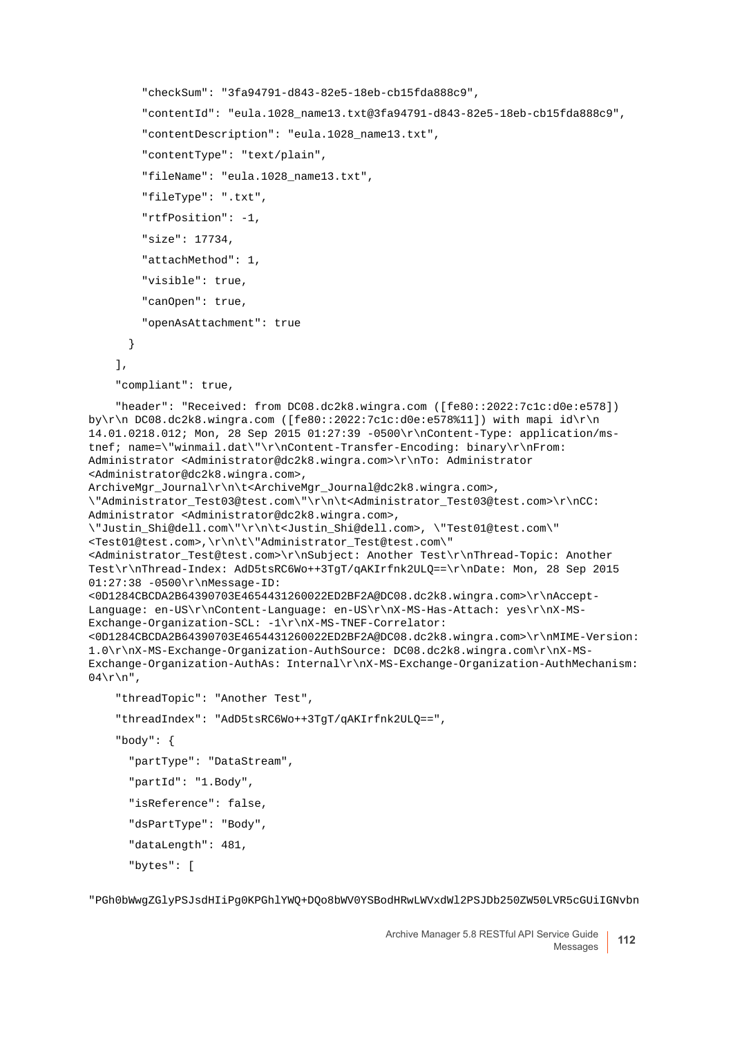```
        "checkSum": "3fa94791-d843-82e5-18eb-cb15fda888c9",
        "contentId": "eula.1028_name13.txt@3fa94791-d843-82e5-18eb-cb15fda888c9",
        "contentDescription": "eula.1028_name13.txt",
        "contentType": "text/plain",
        "fileName": "eula.1028_name13.txt",
        "fileType": ".txt",
        "rtfPosition": -1,
        "size": 17734,
        "attachMethod": 1,
        "visible": true,
        "canOpen": true,
        "openAsAttachment": true
      }
    ],
    "compliant": true,
    "header": "Received: from DC08.dc2k8.wingra.com ([fe80::2022:7c1c:d0e:e578])
by\r\n DC08.dc2k8.wingra.com ([fe80::2022:7c1c:d0e:e578%11]) with mapi id\r\n
14.01.0218.012; Mon, 28 Sep 2015 01:27:39 -0500\r\nContent-Type: application/ms-
tnef; name=\"winmail.dat\"\r\nContent-Transfer-Encoding: binary\r\nFrom:
Administrator <Administrator@dc2k8.wingra.com>\r\nTo: Administrator
<Administrator@dc2k8.wingra.com>,
ArchiveMgr_Journal\r\n\t<ArchiveMgr_Journal@dc2k8.wingra.com>,
\"Administrator_Test03@test.com\"\r\n\t<Administrator_Test03@test.com>\r\nCC:
Administrator <Administrator@dc2k8.wingra.com>,
\"Justin_Shi@dell.com\"\r\n\t<Justin_Shi@dell.com>, \"Test01@test.com\"
<Test01@test.com>,\r\n\t\"Administrator_Test@test.com\"
<Administrator_Test@test.com>\r\nSubject: Another Test\r\nThread-Topic: Another
Test\r\nThread-Index: AdD5tsRC6Wo++3TgT/qAKIrfnk2ULQ==\r\nDate: Mon, 28 Sep 2015
01:27:38 -0500\r\nMessage-ID:
<0D1284CBCDA2B64390703E4654431260022ED2BF2A@DC08.dc2k8.wingra.com>\r\nAccept-
Language: en-US\r\nContent-Language: en-US\r\nX-MS-Has-Attach: yes\r\nX-MS-
Exchange-Organization-SCL: -1\r\nX-MS-TNEF-Correlator:
<0D1284CBCDA2B64390703E4654431260022ED2BF2A@DC08.dc2k8.wingra.com>\r\nMIME-Version:
1.0\r\nX-MS-Exchange-Organization-AuthSource: DC08.dc2k8.wingra.com\r\nX-MS-
Exchange-Organization-AuthAs: Internal\r\nX-MS-Exchange-Organization-AuthMechanism:
04\r\n",
    "threadTopic": "Another Test",
    "threadIndex": "AdD5tsRC6Wo++3TgT/qAKIrfnk2ULQ==",
    "body": {
      "partType": "DataStream",
      "partId": "1.Body",
      "isReference": false,
      "dsPartType": "Body",
      "dataLength": 481,
      "bytes": [

"PGh0bWwgZGlyPSJsdHIiPg0KPGhlYWQ+DQo8bWV0YSBodHRwLWVxdWl2PSJDb250ZW50LVR5cGUiIGNvbn
```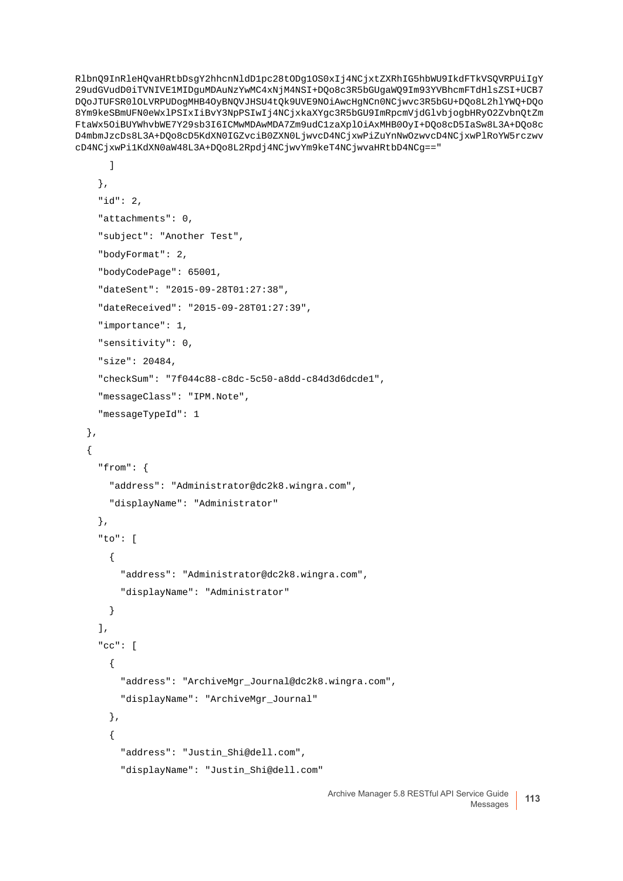```
RlbnQ9InRleHQvaHRtbDsgY2hhcnNldD1pc28tODg1OS0xIj4NCjxtZXRhIG5hbWU9IkdFTkVSQVRPUiIgY
29udGVudD0iTVNIVE1MIDguMDAuNzYwMC4xNjM4NSI+DQo8c3R5bGUgaWQ9Im93YVBhcmFTdHlsZSI+UCB7
DQoJTUFSR0lOLVRPUDogMHB4OyBNQVJHSU4tQk9UVE9NOiAwcHgNCn0NCjwvc3R5bGU+DQo8L2hlYWQ+DQo
8Ym9keSBmUFN0eWxlPSIxIiBvY3NpPSIwIj4NCjxkaXYgc3R5bGU9ImRpcmVjdGlvbjogbHRyO2ZvbnQtZm
FtaWx5OiBUYWhvbWE7Y29sb3I6ICMwMDAwMDA7Zm9udC1zaXplOiAxMHB0OyI+DQo8cD5IaSw8L3A+DQo8c
D4mbmJzcDs8L3A+DQo8cD5KdXN0IGZvciB0ZXN0LjwvcD4NCjxwPiZuYnNwOzwvcD4NCjxwPlRoYW5rczwv
cD4NCjxwPi1KdXN0aW48L3A+DQo8L2Rpdj4NCjwvYm9keT4NCjwvaHRtbD4NCg=="
      ]
    },
    "id": 2,
    "attachments": 0,
    "subject": "Another Test",
    "bodyFormat": 2,
    "bodyCodePage": 65001,
    "dateSent": "2015-09-28T01:27:38",
    "dateReceived": "2015-09-28T01:27:39",
    "importance": 1,
    "sensitivity": 0,
    "size": 20484,
    "checkSum": "7f044c88-c8dc-5c50-a8dd-c84d3d6dcde1",
    "messageClass": "IPM.Note",
    "messageTypeId": 1
  },
  {
    "from": {
      "address": "Administrator@dc2k8.wingra.com",
      "displayName": "Administrator"
    },
    "to": [
      {
        "address": "Administrator@dc2k8.wingra.com",
        "displayName": "Administrator"
      }
    ],
    "cc": [
      {
        "address": "ArchiveMgr_Journal@dc2k8.wingra.com",
        "displayName": "ArchiveMgr_Journal"
      },
      {
        "address": "Justin_Shi@dell.com",
        "displayName": "Justin_Shi@dell.com"
```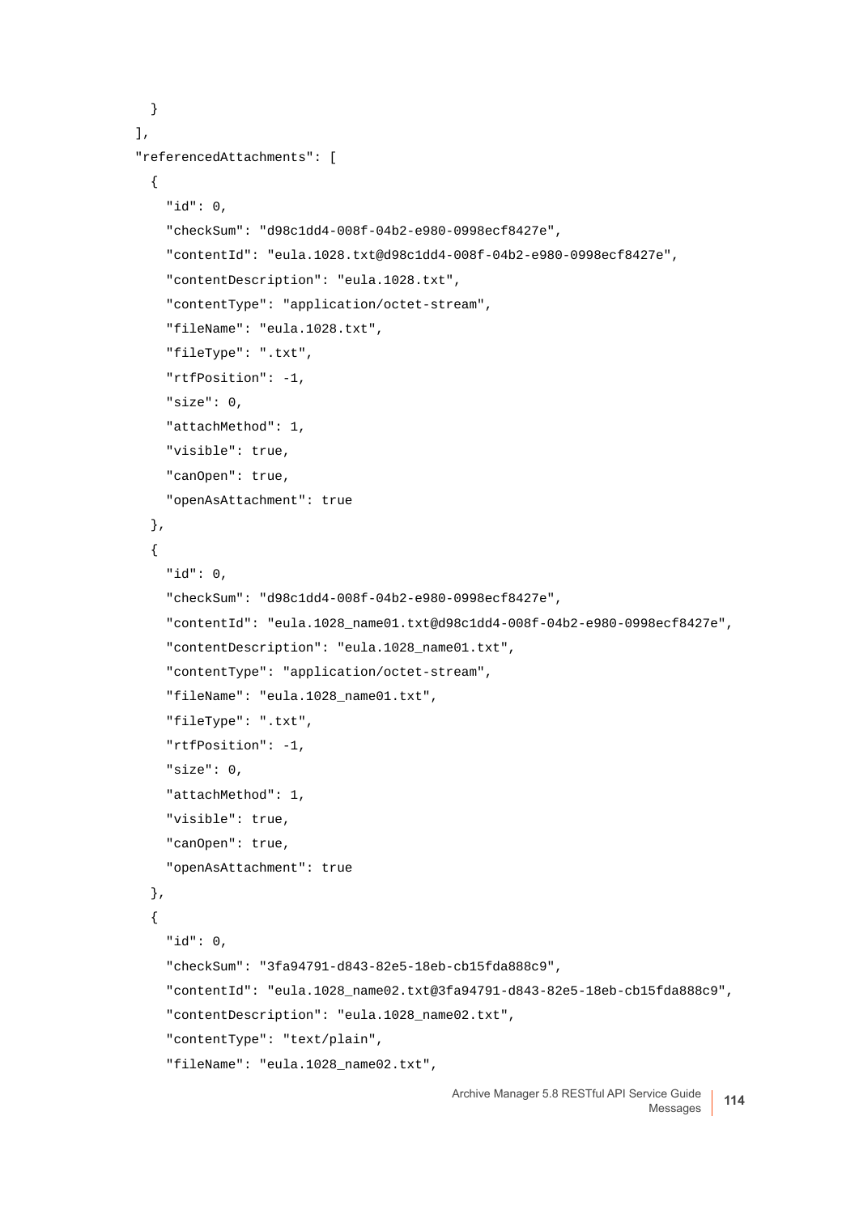```
    }
  ],
  "referencedAttachments": [
    {
      "id": 0,
      "checkSum": "d98c1dd4-008f-04b2-e980-0998ecf8427e",
      "contentId": "eula.1028.txt@d98c1dd4-008f-04b2-e980-0998ecf8427e",
      "contentDescription": "eula.1028.txt",
      "contentType": "application/octet-stream",
      "fileName": "eula.1028.txt",
      "fileType": ".txt",
      "rtfPosition": -1,
      "size": 0,
      "attachMethod": 1,
      "visible": true,
      "canOpen": true,
      "openAsAttachment": true
    },
    {
      "id": 0,
      "checkSum": "d98c1dd4-008f-04b2-e980-0998ecf8427e",
      "contentId": "eula.1028_name01.txt@d98c1dd4-008f-04b2-e980-0998ecf8427e",
      "contentDescription": "eula.1028_name01.txt",
      "contentType": "application/octet-stream",
      "fileName": "eula.1028_name01.txt",
      "fileType": ".txt",
      "rtfPosition": -1,
      "size": 0,
      "attachMethod": 1,
      "visible": true,
      "canOpen": true,
      "openAsAttachment": true
    },
    {
      "id": 0,
      "checkSum": "3fa94791-d843-82e5-18eb-cb15fda888c9",
      "contentId": "eula.1028_name02.txt@3fa94791-d843-82e5-18eb-cb15fda888c9",
      "contentDescription": "eula.1028_name02.txt",
      "contentType": "text/plain",
      "fileName": "eula.1028_name02.txt",
```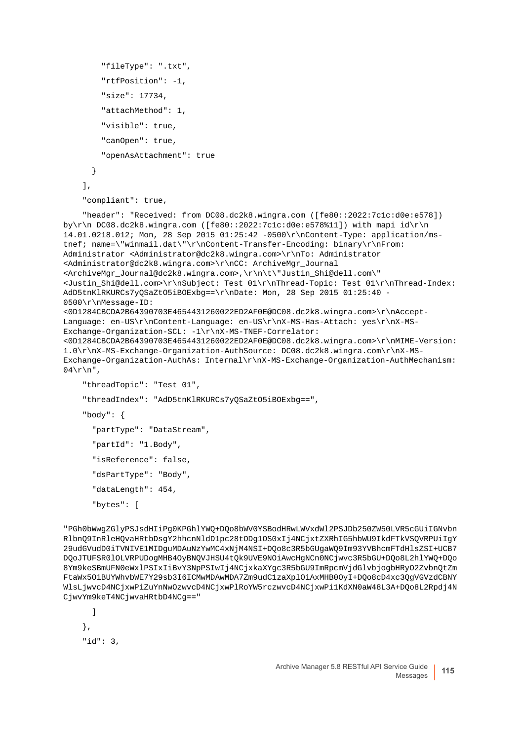```
        "fileType": ".txt",
        "rtfPosition": -1,
        "size": 17734,
        "attachMethod": 1,
        "visible": true,
        "canOpen": true,
        "openAsAttachment": true
      }
    ],
    "compliant": true,
    "header": "Received: from DC08.dc2k8.wingra.com ([fe80::2022:7c1c:d0e:e578])
by\r\n DC08.dc2k8.wingra.com ([fe80::2022:7c1c:d0e:e578%11]) with mapi id\r\n
14.01.0218.012; Mon, 28 Sep 2015 01:25:42 -0500\r\nContent-Type: application/ms-
tnef; name=\"winmail.dat\"\r\nContent-Transfer-Encoding: binary\r\nFrom:
Administrator <Administrator@dc2k8.wingra.com>\r\nTo: Administrator
<Administrator@dc2k8.wingra.com>\r\nCC: ArchiveMgr_Journal
<ArchiveMgr_Journal@dc2k8.wingra.com>,\r\n\t\"Justin_Shi@dell.com\"
<Justin_Shi@dell.com>\r\nSubject: Test 01\r\nThread-Topic: Test 01\r\nThread-Index:
AdD5tnKlRKURCs7yQSaZtO5iBOExbg==\r\nDate: Mon, 28 Sep 2015 01:25:40 -
0500\r\nMessage-ID:
<0D1284CBCDA2B64390703E4654431260022ED2AF0E@DC08.dc2k8.wingra.com>\r\nAccept-
Language: en-US\r\nContent-Language: en-US\r\nX-MS-Has-Attach: yes\r\nX-MS-
Exchange-Organization-SCL: -1\r\nX-MS-TNEF-Correlator:
<0D1284CBCDA2B64390703E4654431260022ED2AF0E@DC08.dc2k8.wingra.com>\r\nMIME-Version:
1.0\r\nX-MS-Exchange-Organization-AuthSource: DC08.dc2k8.wingra.com\r\nX-MS-
Exchange-Organization-AuthAs: Internal\r\nX-MS-Exchange-Organization-AuthMechanism:
04\r\n",
    "threadTopic": "Test 01",
    "threadIndex": "AdD5tnKlRKURCs7yQSaZtO5iBOExbg==",
    "body": {
      "partType": "DataStream",
      "partId": "1.Body",
      "isReference": false,
      "dsPartType": "Body",
      "dataLength": 454,
      "bytes": [
"PGh0bWwgZGlyPSJsdHIiPg0KPGhlYWQ+DQo8bWV0YSBodHRwLWVxdWl2PSJDb250ZW50LVR5cGUiIGNvbn
RlbnQ9InRleHQvaHRtbDsgY2hhcnNldD1pc28tODg1OS0xIj4NCjxtZXRhIG5hbWU9IkdFTkVSQVRPUiIgY
29udGVudD0iTVNIVE1MIDguMDAuNzYwMC4xNjM4NSI+DQo8c3R5bGUgaWQ9Im93YVBhcmFTdHlsZSI+UCB7
DQoJTUFSR0lOLVRPUDogMHB4OyBNQVJHSU4tQk9UVE9NOiAwcHgNCn0NCjwvc3R5bGU+DQo8L2hlYWQ+DQo
8Ym9keSBmUFN0eWxlPSIxIiBvY3NpPSIwIj4NCjxkaXYgc3R5bGU9ImRpcmVjdGlvbjogbHRyO2ZvbnQtZm
FtaWx5OiBUYWhvbWE7Y29sb3I6ICMwMDAwMDA7Zm9udC1zaXplOiAxMHB0OyI+DQo8cD4xc3QgVGVzdCBNY
WlsLjwvcD4NCjxwPiZuYnNwOzwvcD4NCjxwPlRoYW5rczwvcD4NCjxwPi1KdXN0aW48L3A+DQo8L2Rpdj4N
CjwvYm9keT4NCjwvaHRtbD4NCg=="
      ]
    },
    "id": 3,
```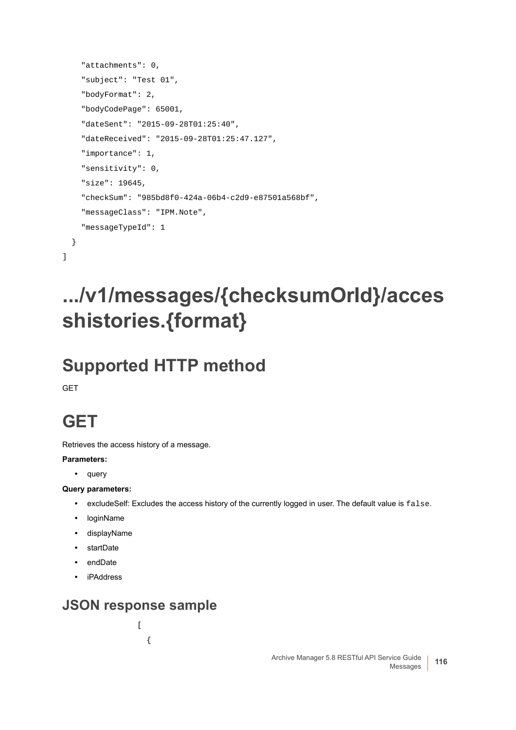```
    "attachments": 0,
    "subject": "Test 01",
    "bodyFormat": 2,
    "bodyCodePage": 65001,
    "dateSent": "2015-09-28T01:25:40",
    "dateReceived": "2015-09-28T01:25:47.127",
    "importance": 1,
    "sensitivity": 0,
    "size": 19645,
    "checkSum": "985bd8f0-424a-06b4-c2d9-e87501a568bf",
    "messageClass": "IPM.Note",
    "messageTypeId": 1
  }
]
```

# .../v1/messages/{checksumOrId}/acceshistories.{format}

## Supported HTTP method

GET

## GET

Retrieves the access history of a message.

**Parameters:**

- query

**Query parameters:**

- excludeSelf: Excludes the access history of the currently logged in user. The default value is `false`.
- loginName
- displayName
- startDate
- endDate
- iPAddress

### JSON response sample

```
[
  {
```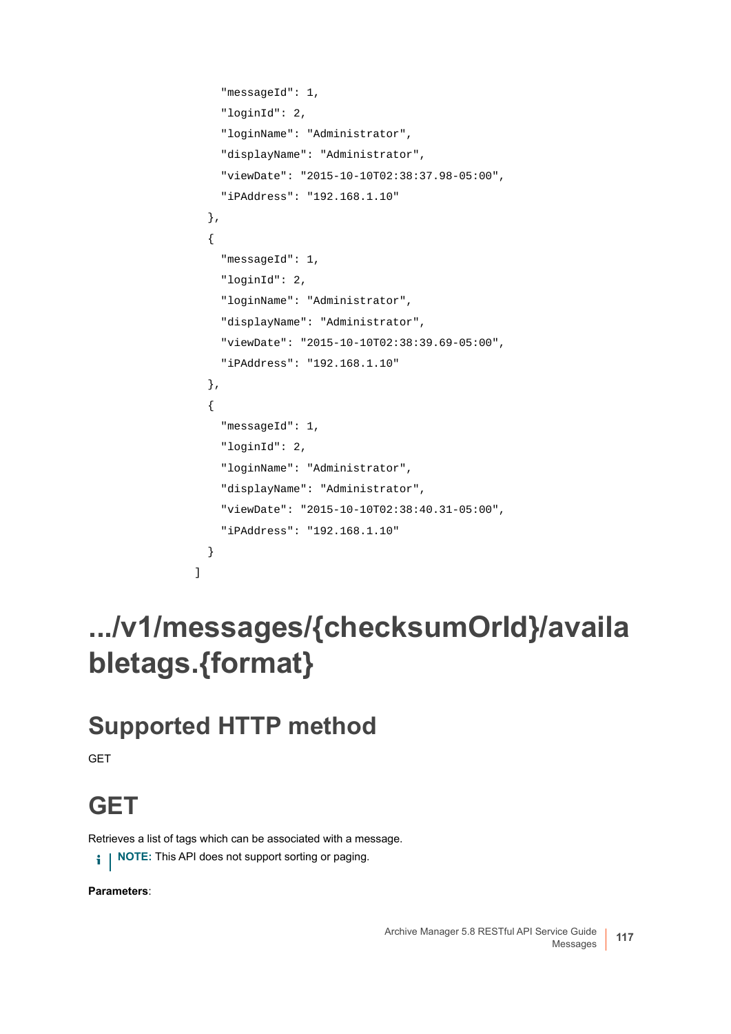```
    "messageId": 1,
    "loginId": 2,
    "loginName": "Administrator",
    "displayName": "Administrator",
    "viewDate": "2015-10-10T02:38:37.98-05:00",
    "iPAddress": "192.168.1.10"
  },
  {
    "messageId": 1,
    "loginId": 2,
    "loginName": "Administrator",
    "displayName": "Administrator",
    "viewDate": "2015-10-10T02:38:39.69-05:00",
    "iPAddress": "192.168.1.10"
  },
  {
    "messageId": 1,
    "loginId": 2,
    "loginName": "Administrator",
    "displayName": "Administrator",
    "viewDate": "2015-10-10T02:38:40.31-05:00",
    "iPAddress": "192.168.1.10"
  }
]
```

# .../v1/messages/{checksumOrId}/availabletags.{format}

## Supported HTTP method

GET

## GET

Retrieves a list of tags which can be associated with a message.

**NOTE:** This API does not support sorting or paging.

**Parameters**: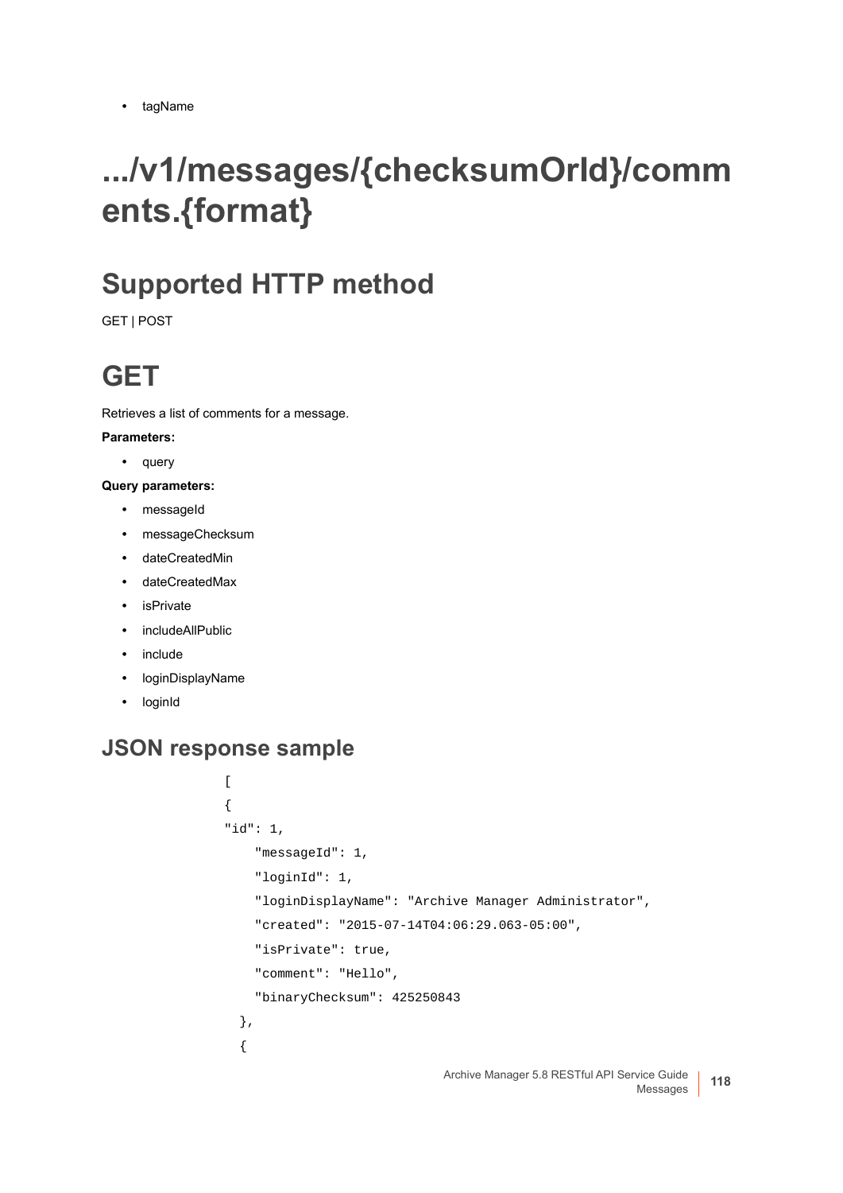- tagName

# .../v1/messages/{checksumOrId}/comments.{format}

## Supported HTTP method

GET | POST

## GET

Retrieves a list of comments for a message.

**Parameters:**

- query

**Query parameters:**

- messageId
- messageChecksum
- dateCreatedMin
- dateCreatedMax
- isPrivate
- includeAllPublic
- include
- loginDisplayName
- loginId

### JSON response sample

```
[
{
"id": 1,
    "messageId": 1,
    "loginId": 1,
    "loginDisplayName": "Archive Manager Administrator",
    "created": "2015-07-14T04:06:29.063-05:00",
    "isPrivate": true,
    "comment": "Hello",
    "binaryChecksum": 425250843
  },
  {
```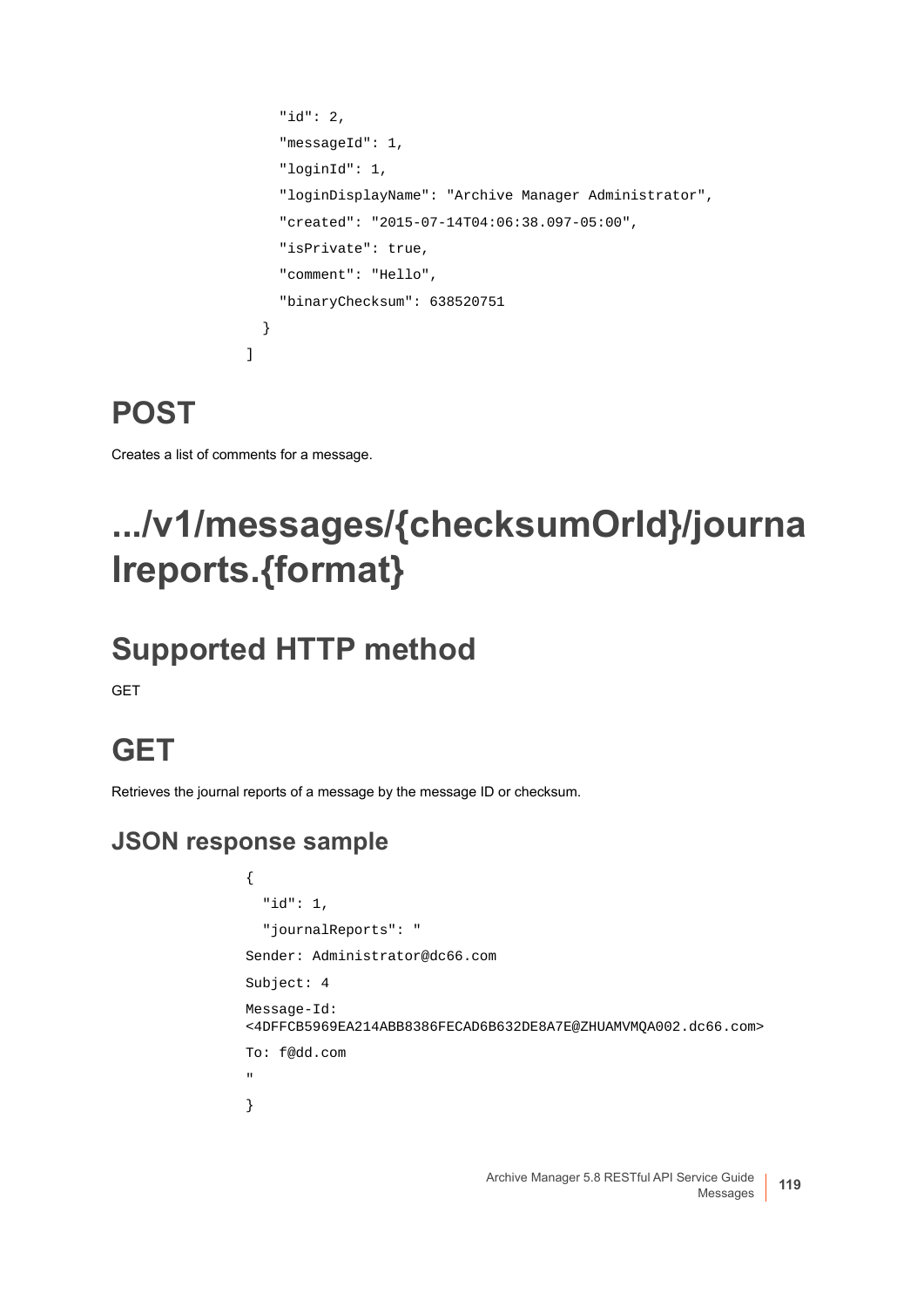```
    "id": 2,
    "messageId": 1,
    "loginId": 1,
    "loginDisplayName": "Archive Manager Administrator",
    "created": "2015-07-14T04:06:38.097-05:00",
    "isPrivate": true,
    "comment": "Hello",
    "binaryChecksum": 638520751
  }
]
```

## POST

Creates a list of comments for a message.

# .../v1/messages/{checksumOrId}/journalreports.{format}

## Supported HTTP method

GET

## GET

Retrieves the journal reports of a message by the message ID or checksum.

### JSON response sample

```
{
  "id": 1,
  "journalReports": "
Sender: Administrator@dc66.com
Subject: 4
Message-Id:
<4DFFCB5969EA214ABB8386FECAD6B632DE8A7E@ZHUAMVMQA002.dc66.com>
To: f@dd.com
"
}
```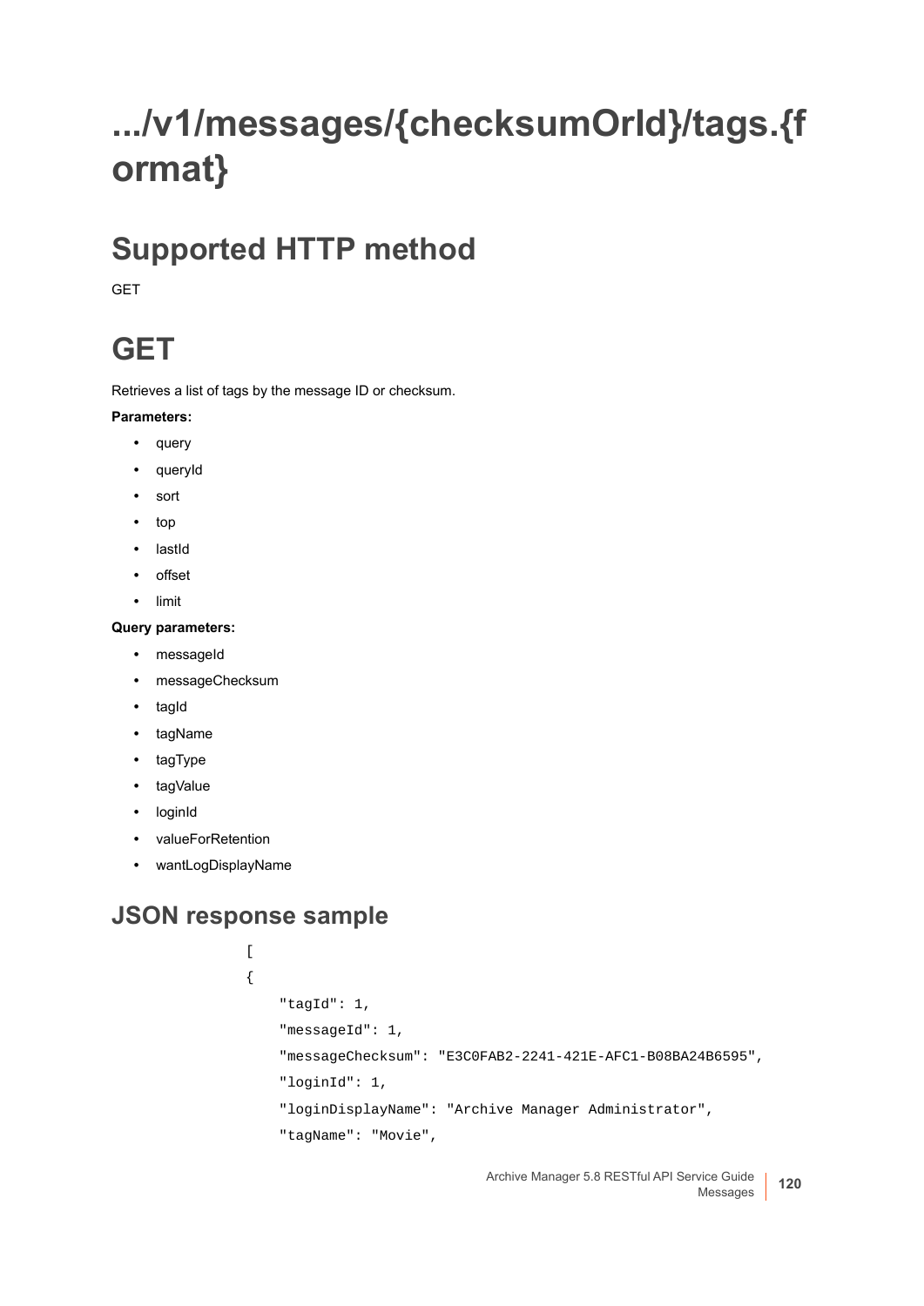# .../v1/messages/{checksumOrId}/tags.{format}

## Supported HTTP method

GET

## GET

Retrieves a list of tags by the message ID or checksum.

**Parameters:**

- query
- queryId
- sort
- top
- lastId
- offset
- limit

**Query parameters:**

- messageId
- messageChecksum
- tagId
- tagName
- tagType
- tagValue
- loginId
- valueForRetention
- wantLogDisplayName

### JSON response sample

```
[
{
    "tagId": 1,
    "messageId": 1,
    "messageChecksum": "E3C0FAB2-2241-421E-AFC1-B08BA24B6595",
    "loginId": 1,
    "loginDisplayName": "Archive Manager Administrator",
    "tagName": "Movie",
```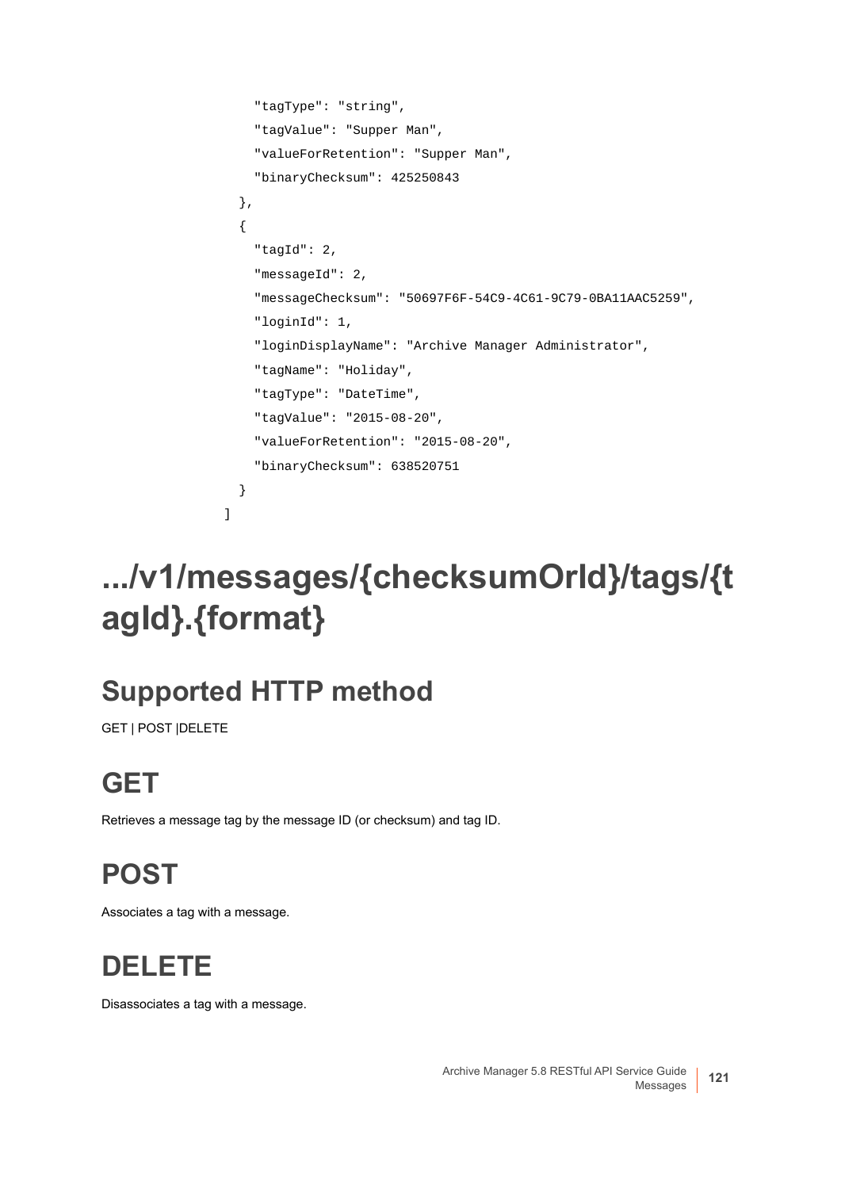```
    "tagType": "string",
    "tagValue": "Supper Man",
    "valueForRetention": "Supper Man",
    "binaryChecksum": 425250843
  },
  {
    "tagId": 2,
    "messageId": 2,
    "messageChecksum": "50697F6F-54C9-4C61-9C79-0BA11AAC5259",
    "loginId": 1,
    "loginDisplayName": "Archive Manager Administrator",
    "tagName": "Holiday",
    "tagType": "DateTime",
    "tagValue": "2015-08-20",
    "valueForRetention": "2015-08-20",
    "binaryChecksum": 638520751
  }
]
```

# .../v1/messages/{checksumOrId}/tags/{tagId}.{format}

## Supported HTTP method

GET | POST |DELETE

## GET

Retrieves a message tag by the message ID (or checksum) and tag ID.

## POST

Associates a tag with a message.

## DELETE

Disassociates a tag with a message.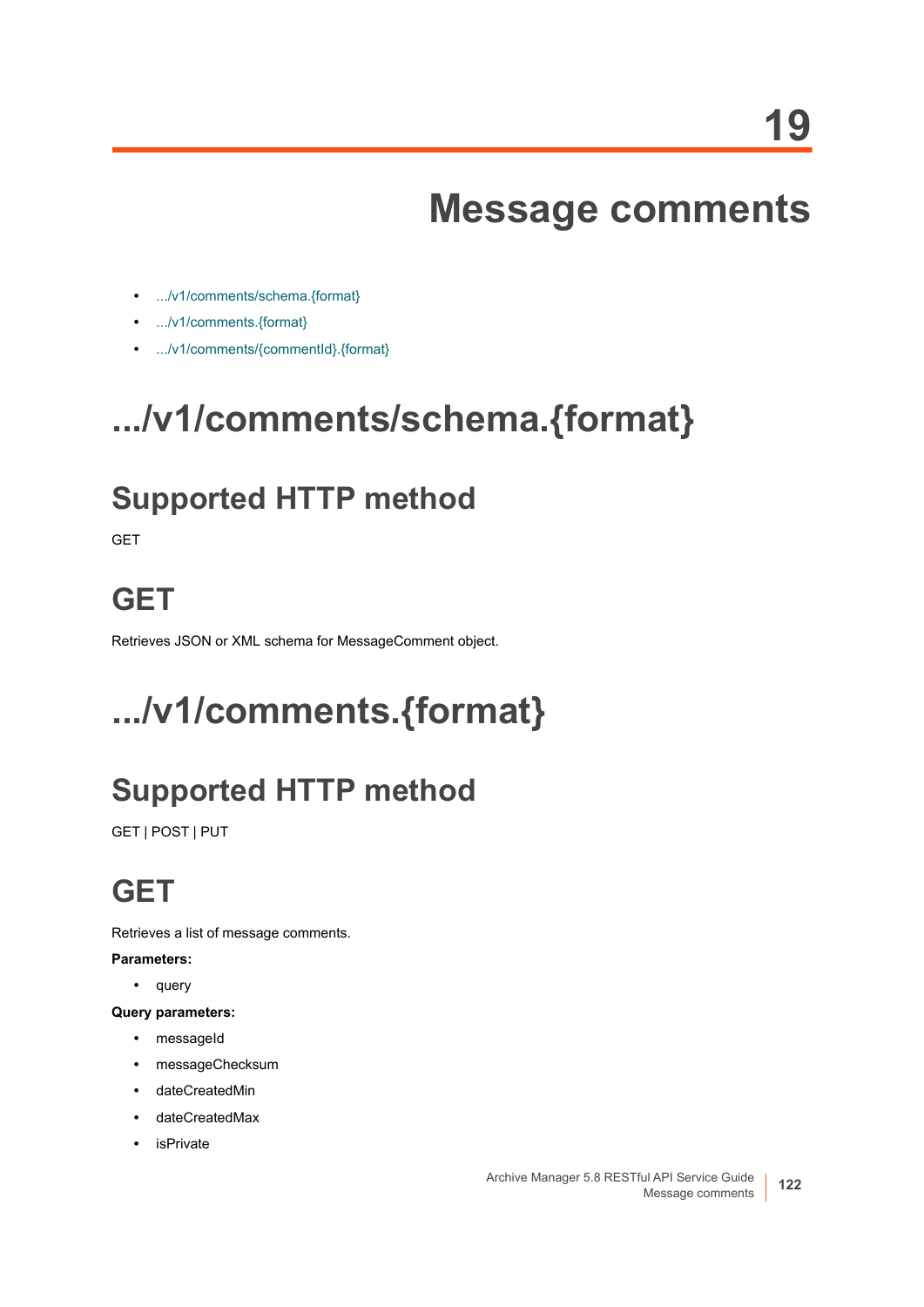# 19 Message comments

- .../v1/comments/schema.{format}
- .../v1/comments.{format}
- .../v1/comments/{commentId}.{format}

# .../v1/comments/schema.{format}

## Supported HTTP method

GET

## GET

Retrieves JSON or XML schema for MessageComment object.

# .../v1/comments.{format}

## Supported HTTP method

GET | POST | PUT

## GET

Retrieves a list of message comments.

**Parameters:**

- query

**Query parameters:**

- messageId
- messageChecksum
- dateCreatedMin
- dateCreatedMax
- isPrivate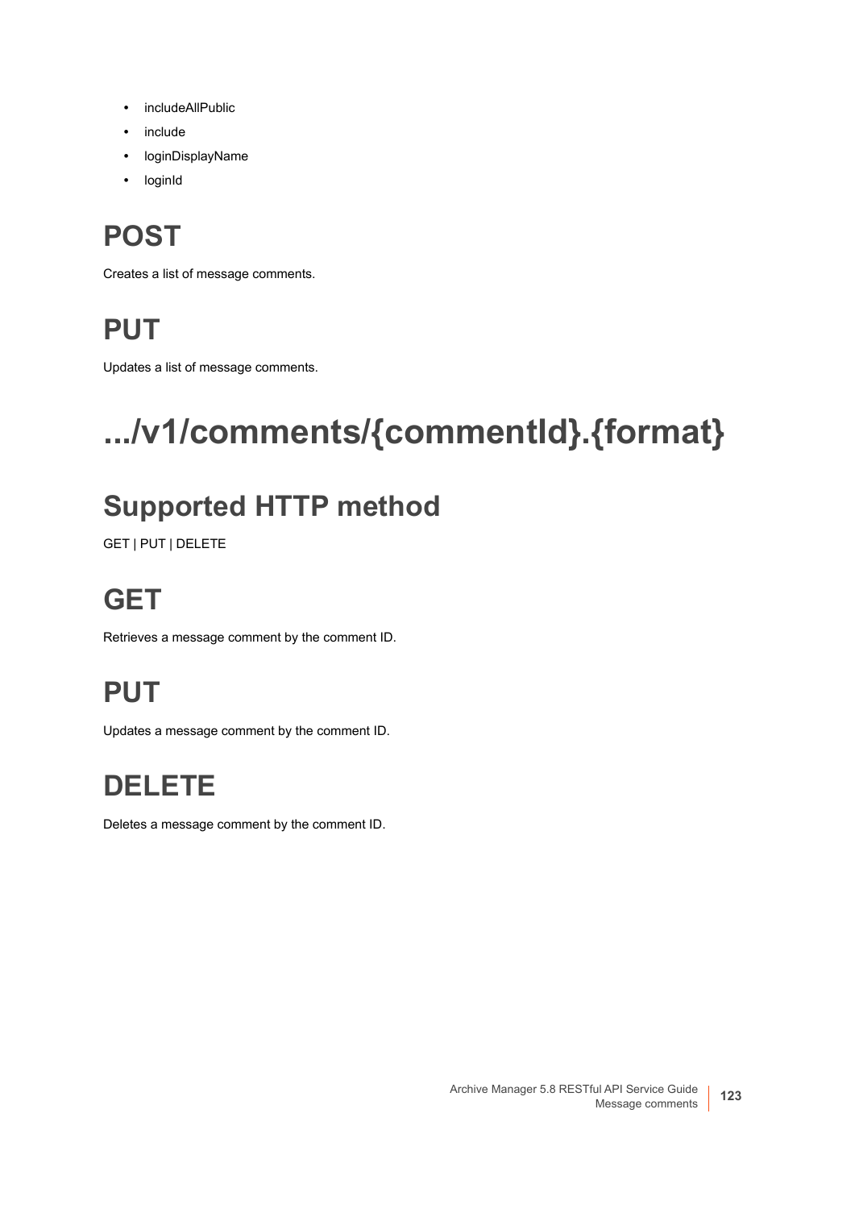- includeAllPublic
- include
- loginDisplayName
- loginId

## POST

Creates a list of message comments.

## PUT

Updates a list of message comments.

# .../v1/comments/{commentId}.{format}

## Supported HTTP method

GET | PUT | DELETE

## GET

Retrieves a message comment by the comment ID.

## PUT

Updates a message comment by the comment ID.

## DELETE

Deletes a message comment by the comment ID.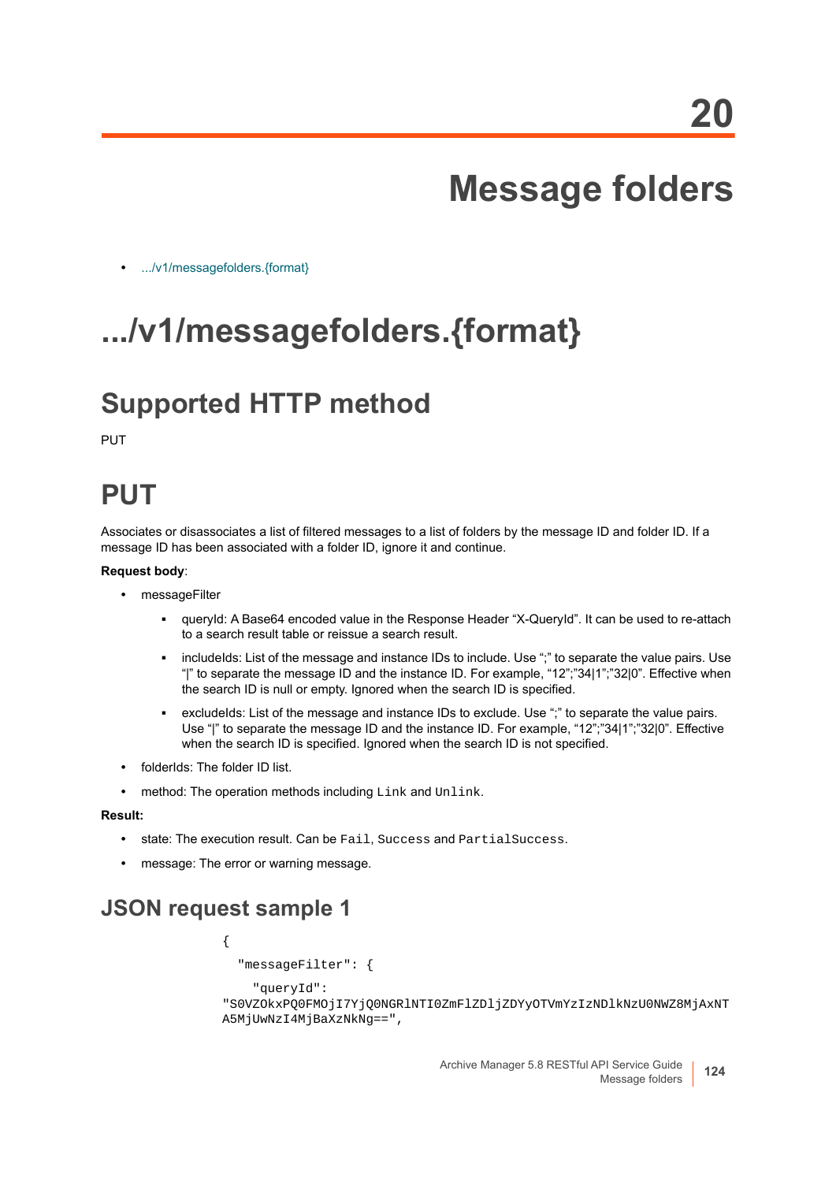# 20 Message folders

- .../v1/messagefolders.{format}

# .../v1/messagefolders.{format}

## Supported HTTP method

PUT

## PUT

Associates or disassociates a list of filtered messages to a list of folders by the message ID and folder ID. If a message ID has been associated with a folder ID, ignore it and continue.

**Request body**:

- messageFilter
  - queryId: A Base64 encoded value in the Response Header “X-QueryId”. It can be used to re-attach to a search result table or reissue a search result.
  - includeIds: List of the message and instance IDs to include. Use “;” to separate the value pairs. Use “|” to separate the message ID and the instance ID. For example, “12”;”34|1”;”32|0”. Effective when the search ID is null or empty. Ignored when the search ID is specified.
  - excludeIds: List of the message and instance IDs to exclude. Use “;” to separate the value pairs. Use “|” to separate the message ID and the instance ID. For example, “12”;”34|1”;”32|0”. Effective when the search ID is specified. Ignored when the search ID is not specified.
- folderIds: The folder ID list.
- method: The operation methods including `Link` and `Unlink`.

**Result:**

- state: The execution result. Can be `Fail`, `Success` and `PartialSuccess`.
- message: The error or warning message.

### JSON request sample 1

```
{
  "messageFilter": {
    "queryId":
"S0VZOkxPQ0FMOjI7YjQ0NGRlNTI0ZmFlZDljZDYyOTVmYzIzNDlkNzU0NWZ8MjAxNT
A5MjUwNzI4MjBaXzNkNg==",
```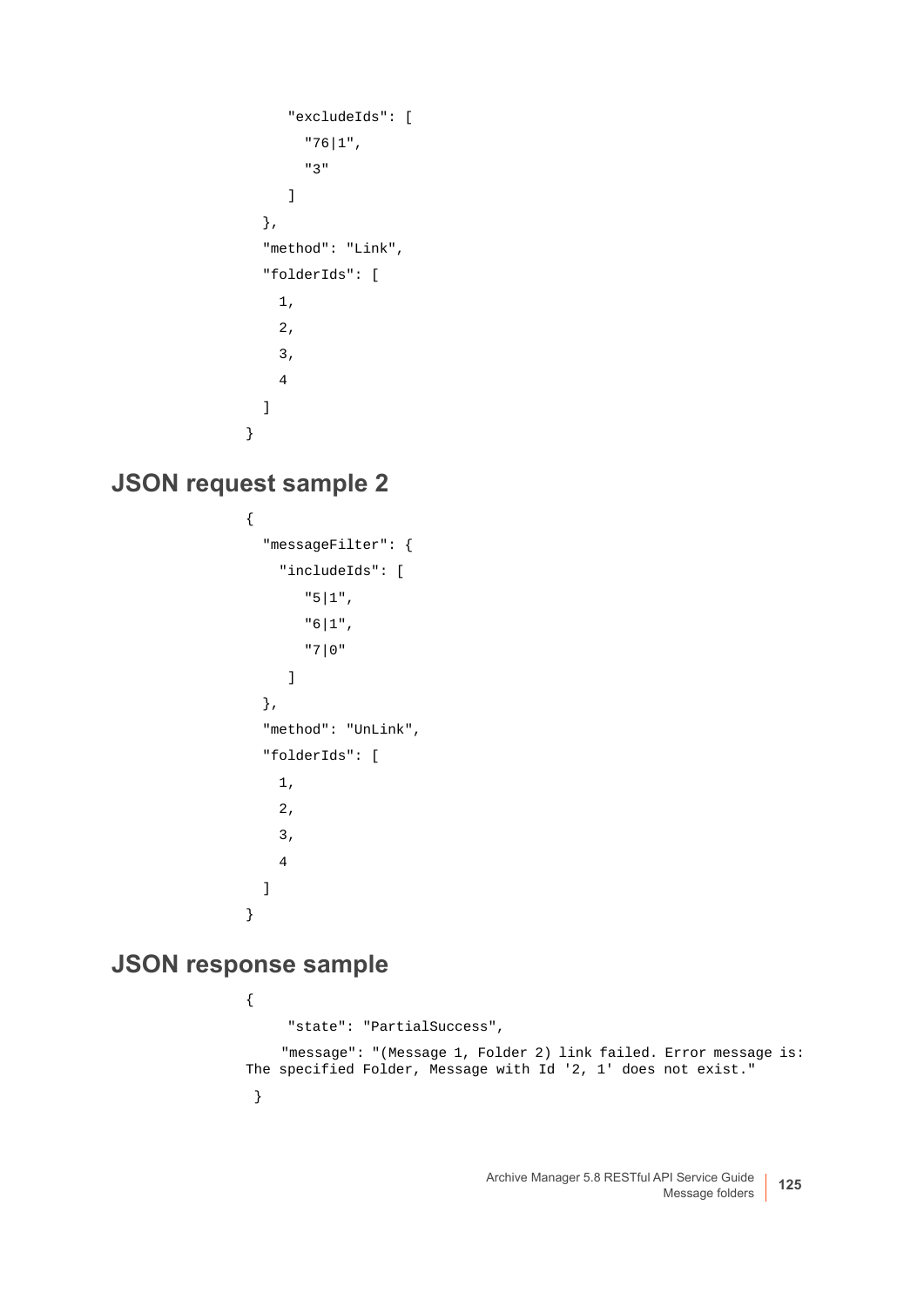```
    "excludeIds": [
      "76|1",
      "3"
    ]
  },
  "method": "Link",
  "folderIds": [
    1,
    2,
    3,
    4
  ]
}
```

## JSON request sample 2

```
{
  "messageFilter": {
    "includeIds": [
      "5|1",
      "6|1",
      "7|0"
    ]
  },
  "method": "UnLink",
  "folderIds": [
    1,
    2,
    3,
    4
  ]
}
```

## JSON response sample

```
{
    "state": "PartialSuccess",
    "message": "(Message 1, Folder 2) link failed. Error message is: The specified Folder, Message with Id '2, 1' does not exist."
}
```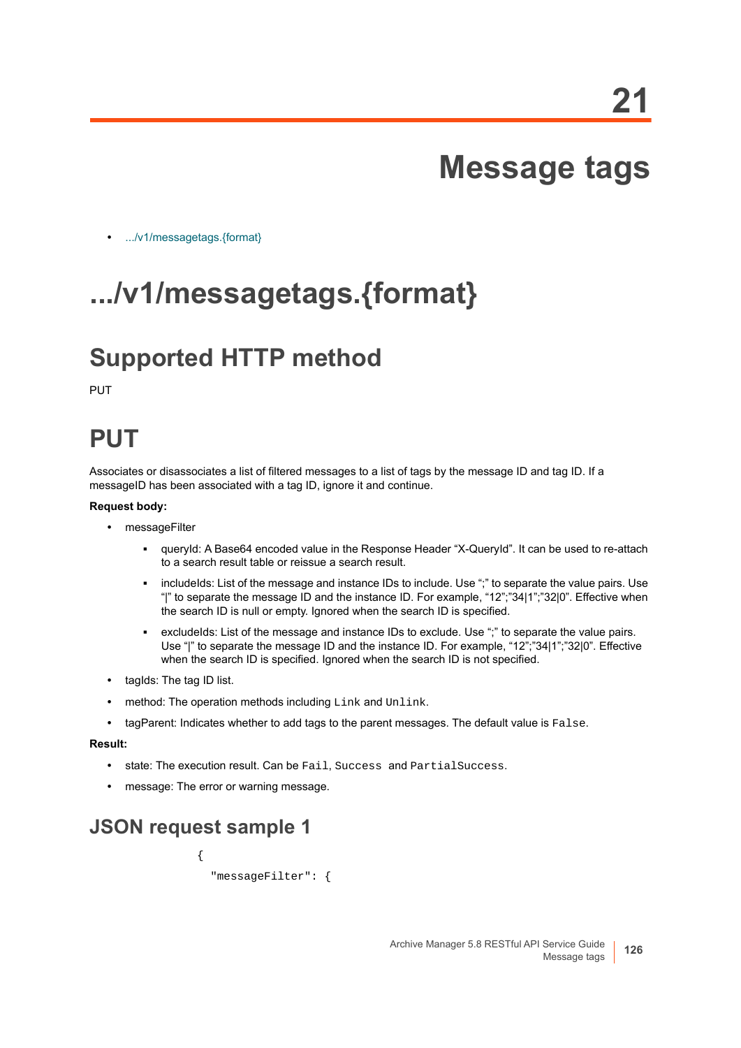# 21

# Message tags

- .../v1/messagetags.{format}

# .../v1/messagetags.{format}

## Supported HTTP method

PUT

## PUT

Associates or disassociates a list of filtered messages to a list of tags by the message ID and tag ID. If a messageID has been associated with a tag ID, ignore it and continue.

**Request body:**

- messageFilter
  - queryId: A Base64 encoded value in the Response Header "X-QueryId". It can be used to re-attach to a search result table or reissue a search result.
  - includeIds: List of the message and instance IDs to include. Use ";" to separate the value pairs. Use "|" to separate the message ID and the instance ID. For example, "12";"34|1";"32|0". Effective when the search ID is null or empty. Ignored when the search ID is specified.
  - excludeIds: List of the message and instance IDs to exclude. Use ";" to separate the value pairs. Use "|" to separate the message ID and the instance ID. For example, "12";"34|1";"32|0". Effective when the search ID is specified. Ignored when the search ID is not specified.
- tagIds: The tag ID list.
- method: The operation methods including `Link` and `Unlink`.
- tagParent: Indicates whether to add tags to the parent messages. The default value is `False`.

**Result:**

- state: The execution result. Can be `Fail`, `Success` and `PartialSuccess`.
- message: The error or warning message.

### JSON request sample 1

```
{
  "messageFilter": {
```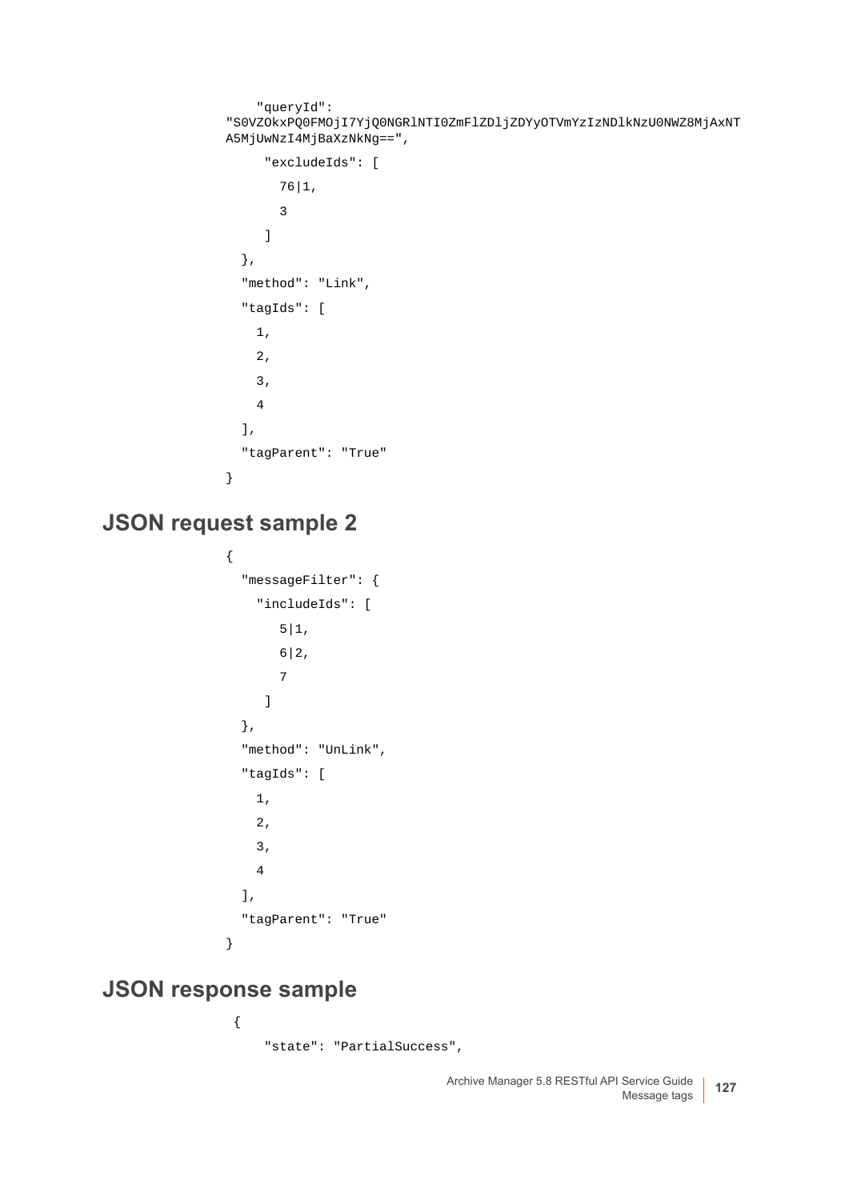```
    "queryId":
"S0VZOkxPQ0FMOjI7YjQ0NGRlNTI0ZmFlZDljZDYyOTVmYzIzNDlkNzU0NWZ8MjAxNTA5MjUwNzI4MjBaXzNkNg==",
     "excludeIds": [
       76|1,
       3
     ]
  },
  "method": "Link",
  "tagIds": [
    1,
    2,
    3,
    4
  ],
  "tagParent": "True"
}
```

## JSON request sample 2

```
{
  "messageFilter": {
    "includeIds": [
       5|1,
       6|2,
       7
     ]
  },
  "method": "UnLink",
  "tagIds": [
    1,
    2,
    3,
    4
  ],
  "tagParent": "True"
}
```

## JSON response sample

```
 {
     "state": "PartialSuccess",
```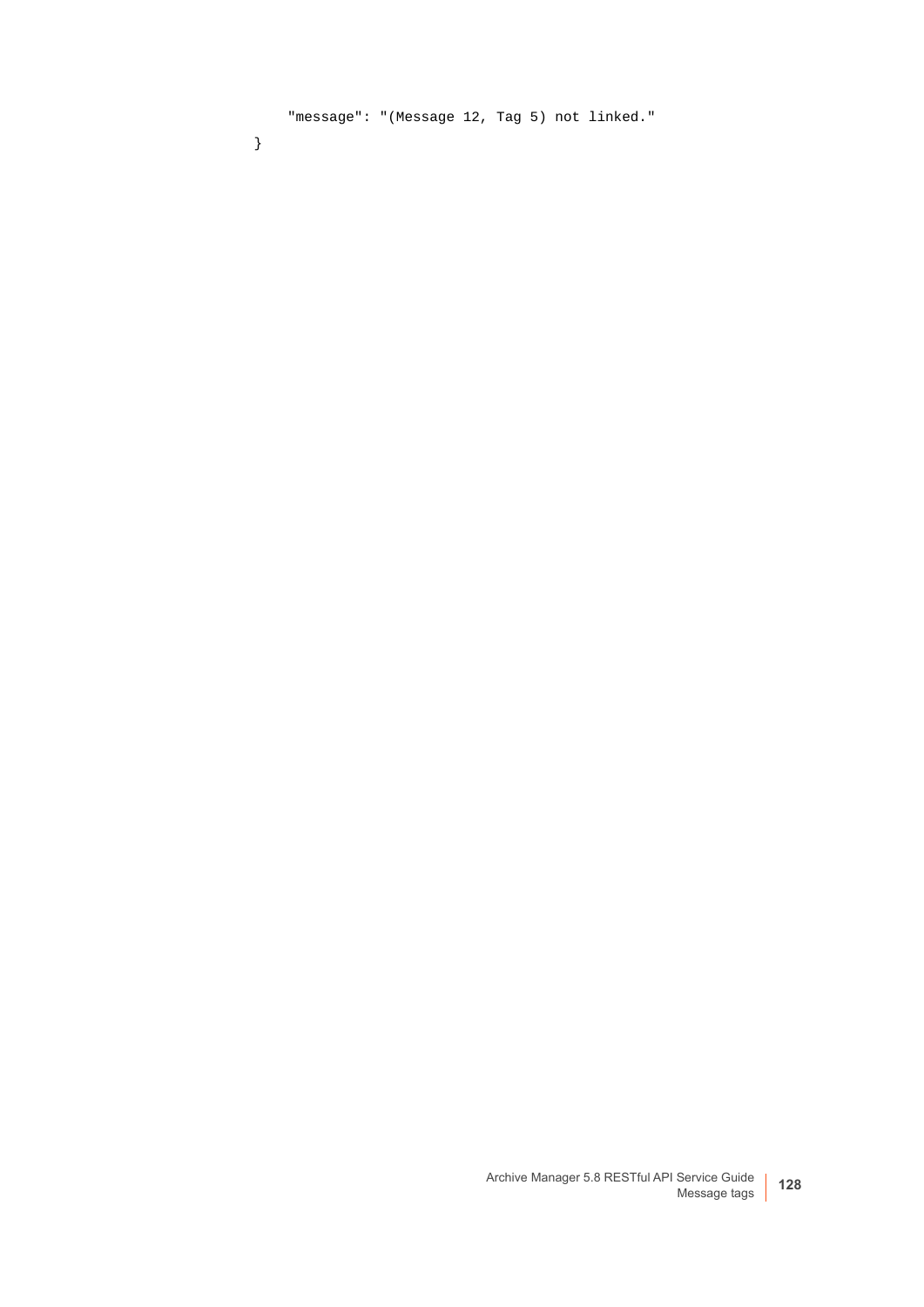```
    "message": "(Message 12, Tag 5) not linked."
}
```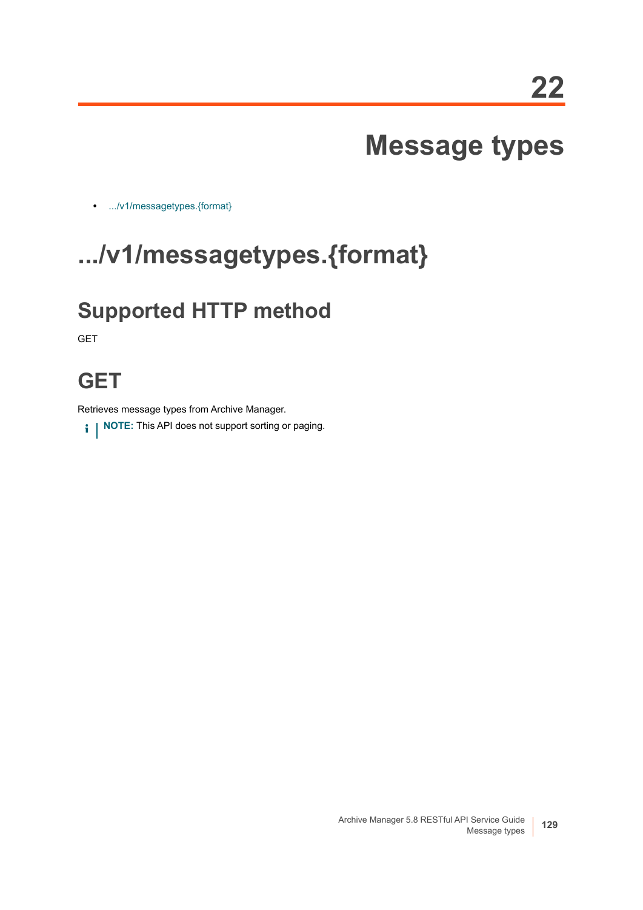# 22

# Message types

- .../v1/messagetypes.{format}

## .../v1/messagetypes.{format}

### Supported HTTP method

GET

### GET

Retrieves message types from Archive Manager.

**NOTE:** This API does not support sorting or paging.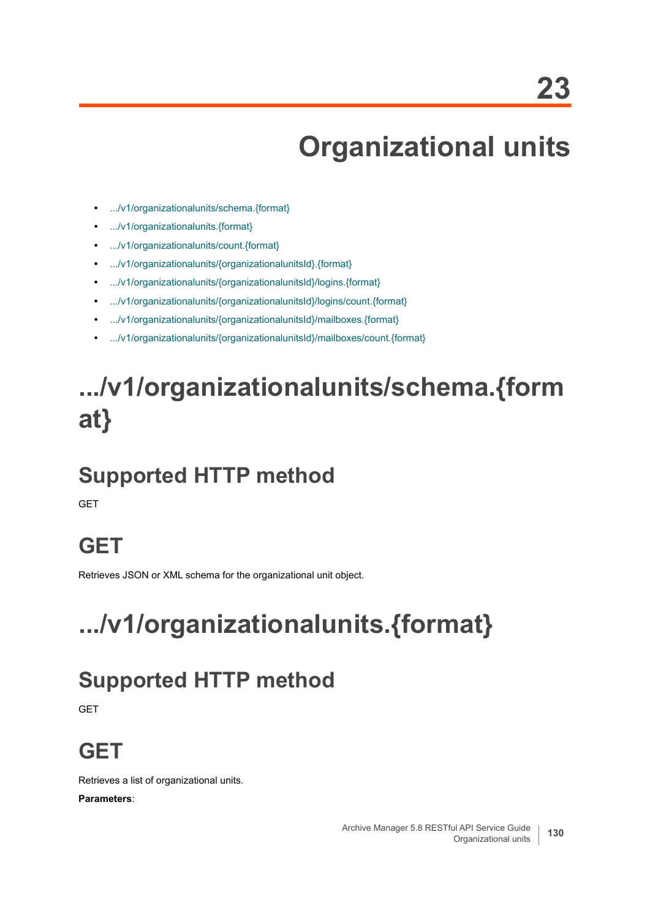# 23 Organizational units

- .../v1/organizationalunits/schema.{format}
- .../v1/organizationalunits.{format}
- .../v1/organizationalunits/count.{format}
- .../v1/organizationalunits/{organizationalunitsId}.{format}
- .../v1/organizationalunits/{organizationalunitsId}/logins.{format}
- .../v1/organizationalunits/{organizationalunitsId}/logins/count.{format}
- .../v1/organizationalunits/{organizationalunitsId}/mailboxes.{format}
- .../v1/organizationalunits/{organizationalunitsId}/mailboxes/count.{format}

# .../v1/organizationalunits/schema.{format}

## Supported HTTP method

GET

## GET

Retrieves JSON or XML schema for the organizational unit object.

# .../v1/organizationalunits.{format}

## Supported HTTP method

GET

## GET

Retrieves a list of organizational units.

**Parameters**: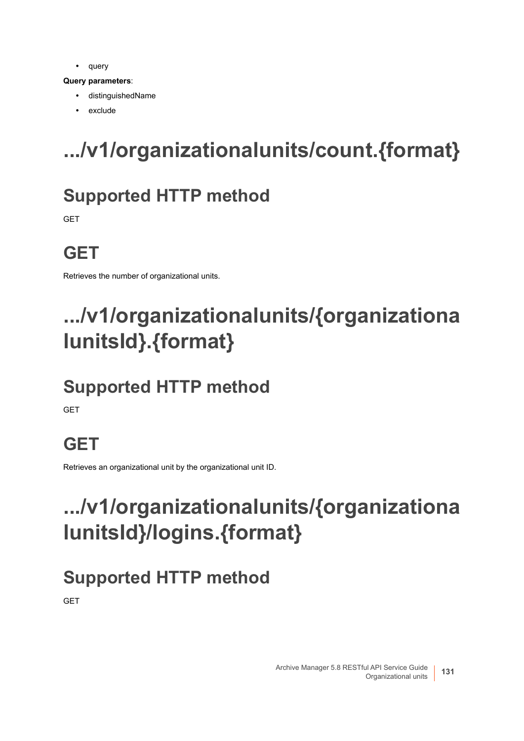- query

**Query parameters**:

- distinguishedName
- exclude

# .../v1/organizationalunits/count.{format}

## Supported HTTP method

GET

## GET

Retrieves the number of organizational units.

# .../v1/organizationalunits/{organizationalunitsId}.{format}

## Supported HTTP method

GET

## GET

Retrieves an organizational unit by the organizational unit ID.

# .../v1/organizationalunits/{organizationalunitsId}/logins.{format}

## Supported HTTP method

GET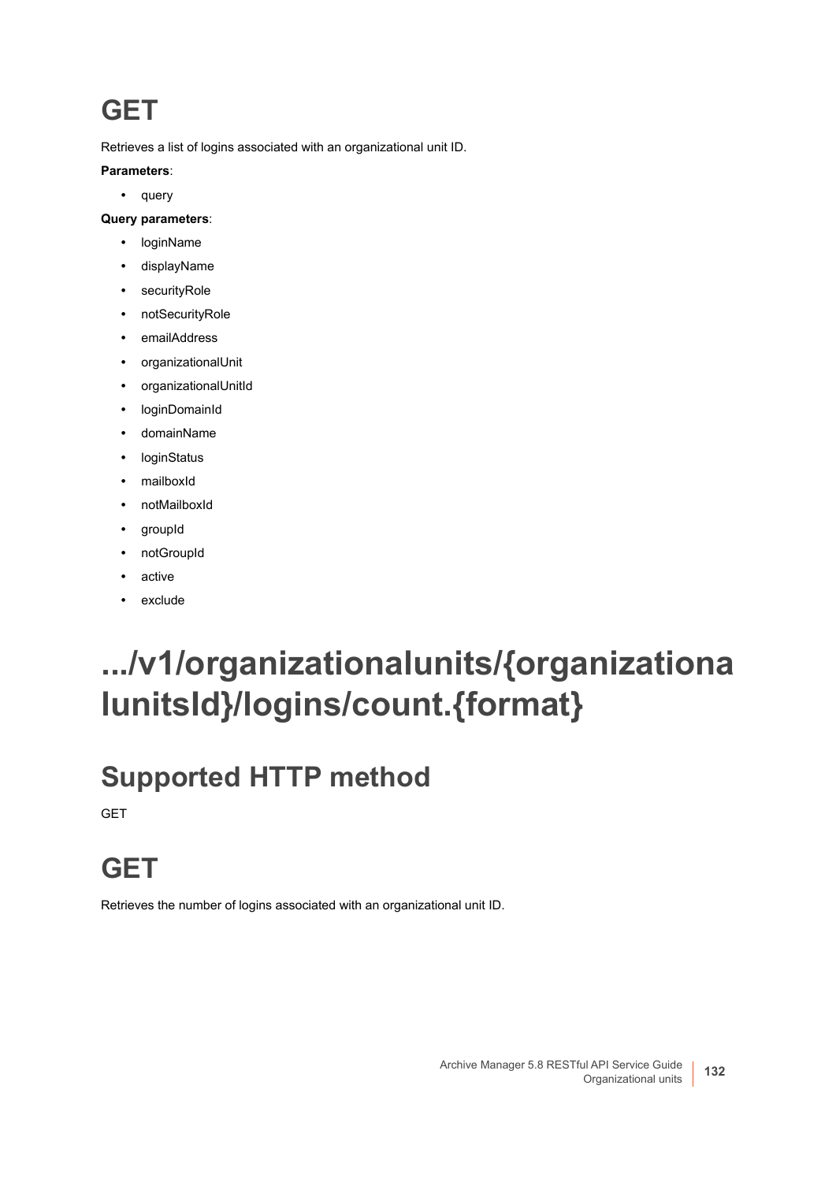## GET

Retrieves a list of logins associated with an organizational unit ID.

**Parameters**:

- query

**Query parameters**:

- loginName
- displayName
- securityRole
- notSecurityRole
- emailAddress
- organizationalUnit
- organizationalUnitId
- loginDomainId
- domainName
- loginStatus
- mailboxId
- notMailboxId
- groupId
- notGroupId
- active
- exclude

# .../v1/organizationalunits/{organizationalunitsId}/logins/count.{format}

## Supported HTTP method

GET

## GET

Retrieves the number of logins associated with an organizational unit ID.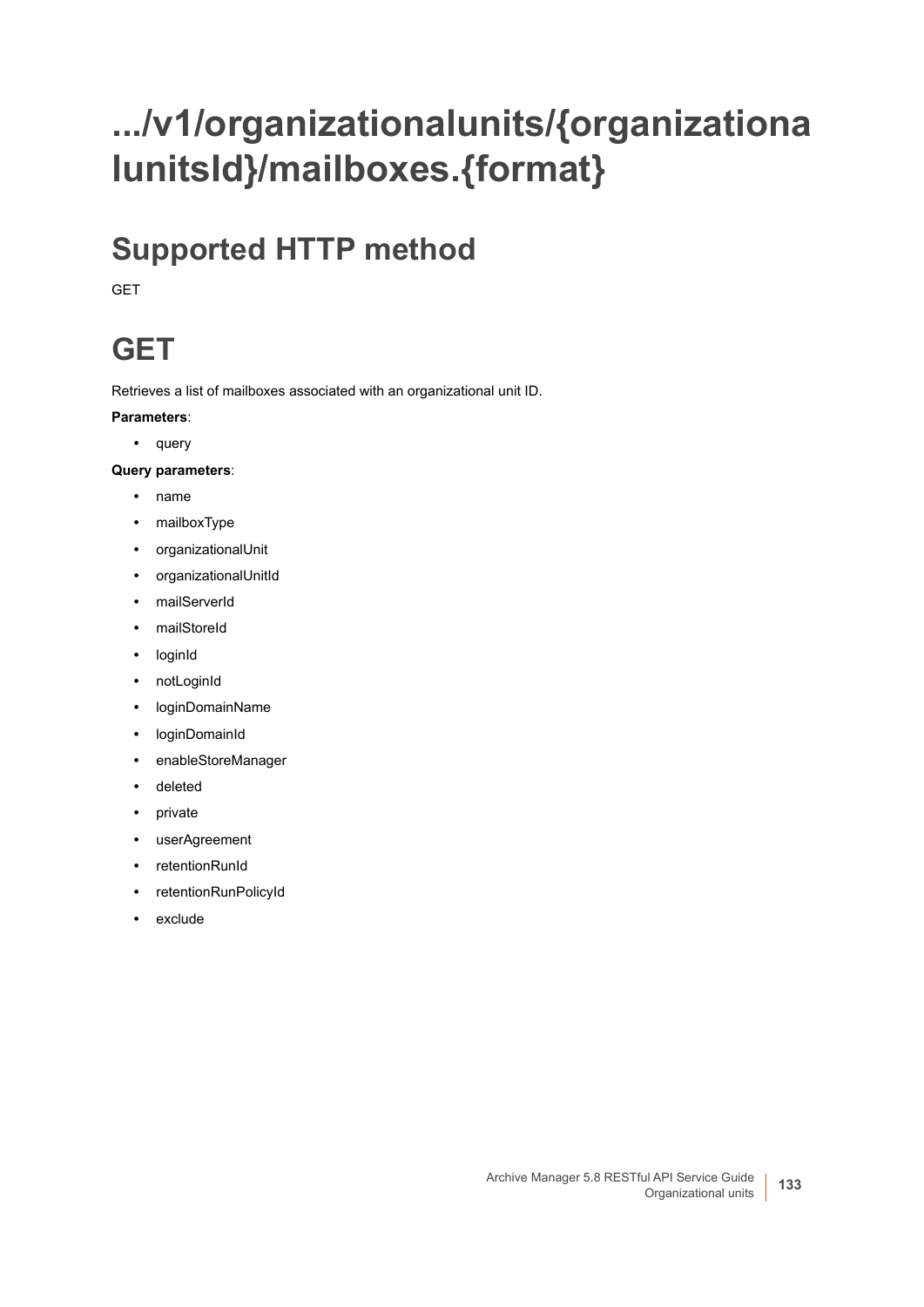# .../v1/organizationalunits/{organizationalunitsId}/mailboxes.{format}

## Supported HTTP method

GET

## GET

Retrieves a list of mailboxes associated with an organizational unit ID.

**Parameters**:

- query

**Query parameters**:

- name
- mailboxType
- organizationalUnit
- organizationalUnitId
- mailServerId
- mailStoreId
- loginId
- notLoginId
- loginDomainName
- loginDomainId
- enableStoreManager
- deleted
- private
- userAgreement
- retentionRunId
- retentionRunPolicyId
- exclude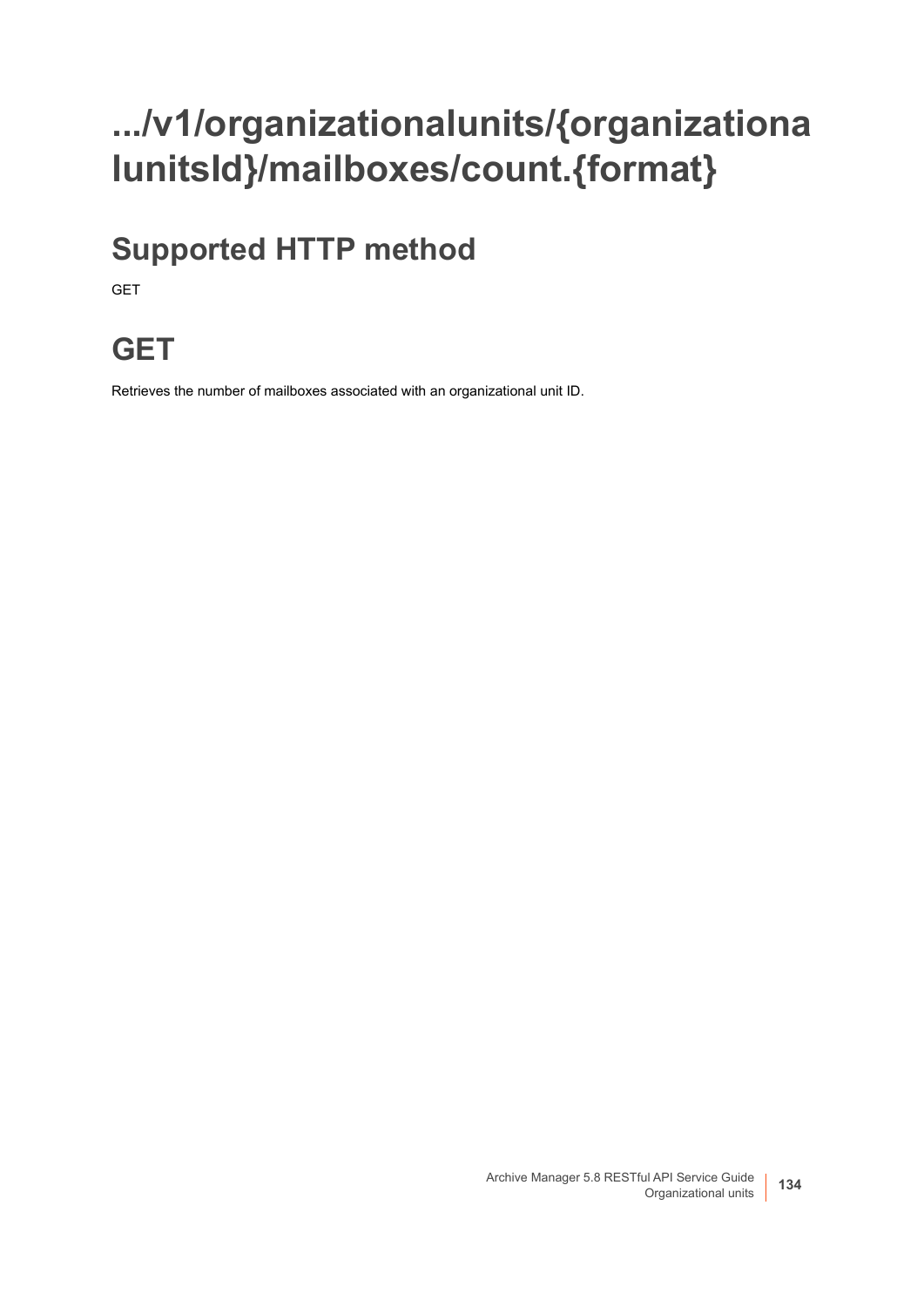# .../v1/organizationalunits/{organizationalunitsId}/mailboxes/count.{format}

## Supported HTTP method

GET

## GET

Retrieves the number of mailboxes associated with an organizational unit ID.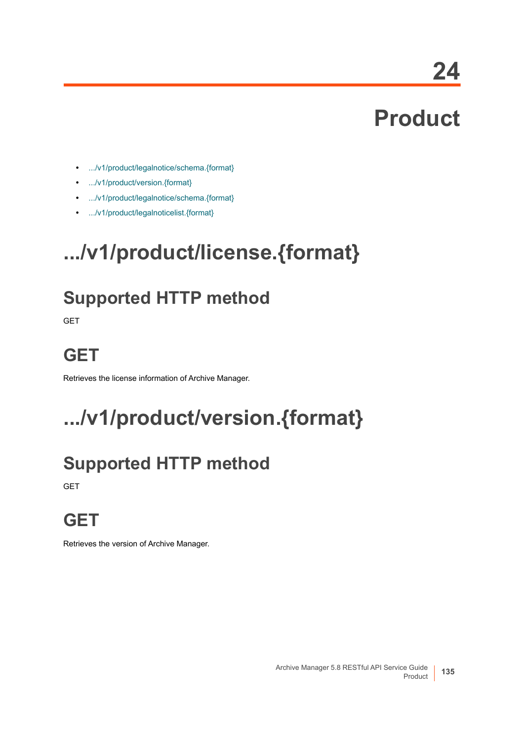# 24

# Product

- .../v1/product/legalnotice/schema.{format}
- .../v1/product/version.{format}
- .../v1/product/legalnotice/schema.{format}
- .../v1/product/legalnoticelist.{format}

# .../v1/product/license.{format}

## Supported HTTP method

GET

## GET

Retrieves the license information of Archive Manager.

# .../v1/product/version.{format}

## Supported HTTP method

GET

## GET

Retrieves the version of Archive Manager.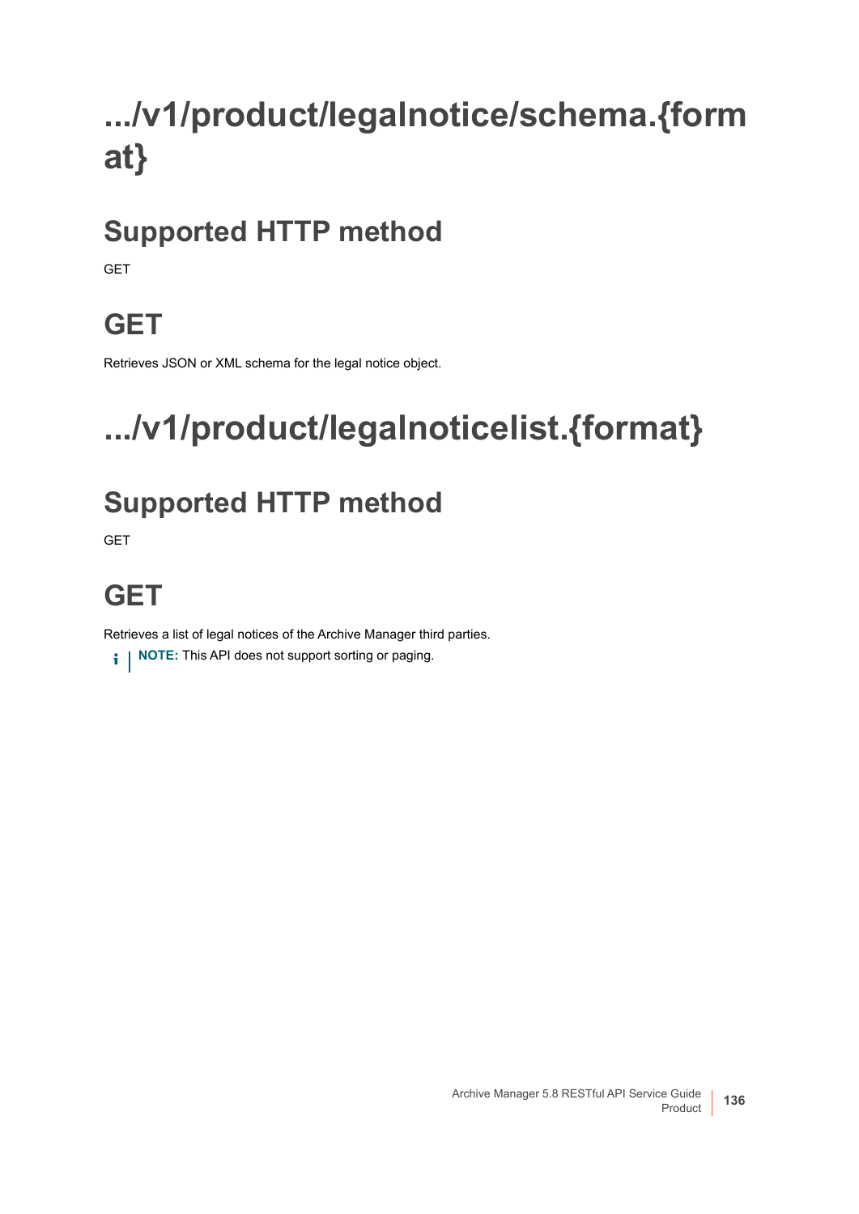# .../v1/product/legalnotice/schema.{format}

## Supported HTTP method

GET

## GET

Retrieves JSON or XML schema for the legal notice object.

# .../v1/product/legalnoticelist.{format}

## Supported HTTP method

GET

## GET

Retrieves a list of legal notices of the Archive Manager third parties.

**NOTE:** This API does not support sorting or paging.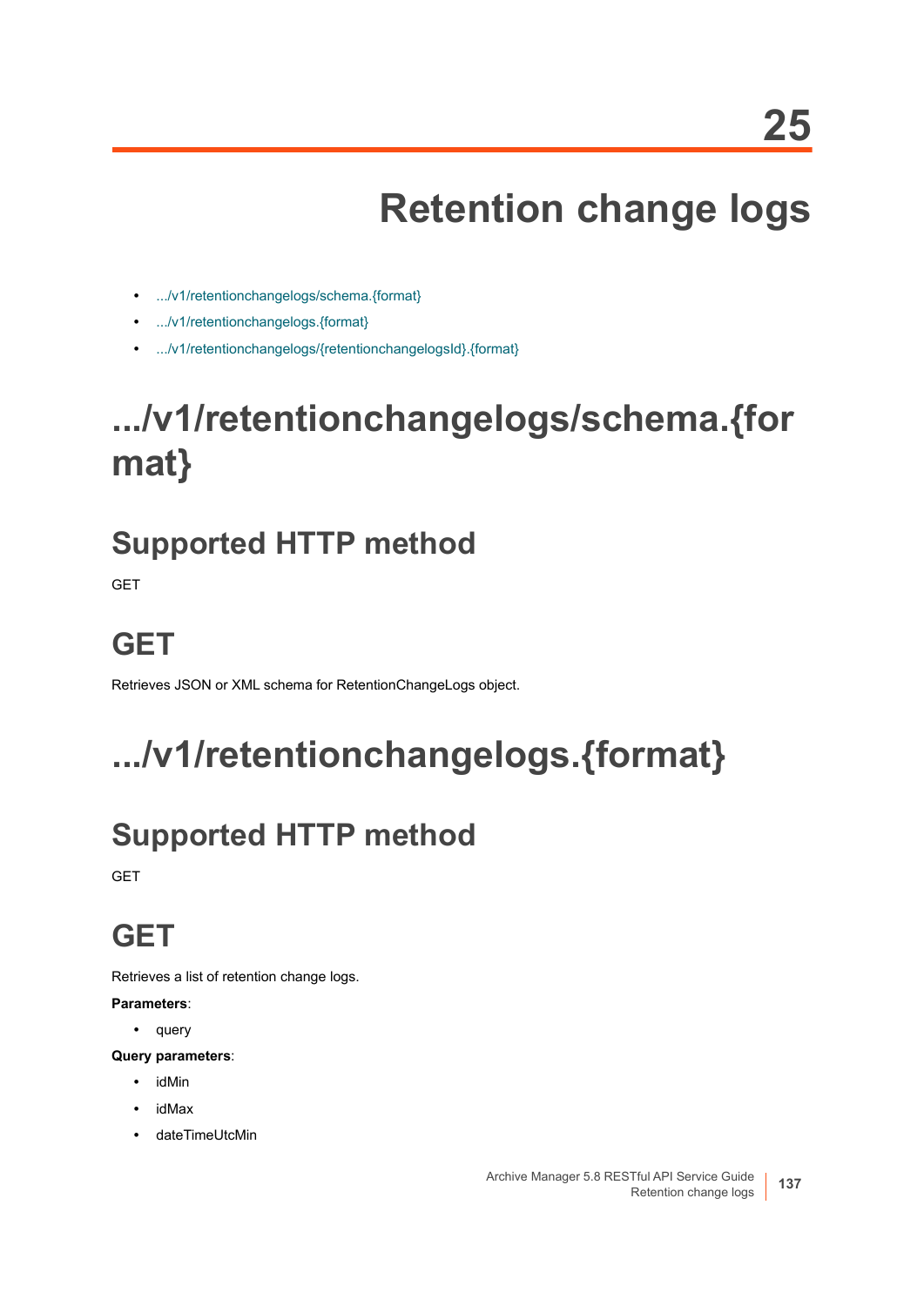# 25

# Retention change logs

- .../v1/retentionchangelogs/schema.{format}
- .../v1/retentionchangelogs.{format}
- .../v1/retentionchangelogs/{retentionchangelogsId}.{format}

## .../v1/retentionchangelogs/schema.{format}

### Supported HTTP method

GET

### GET

Retrieves JSON or XML schema for RetentionChangeLogs object.

## .../v1/retentionchangelogs.{format}

### Supported HTTP method

GET

### GET

Retrieves a list of retention change logs.

**Parameters**:

- query

**Query parameters**:

- idMin
- idMax
- dateTimeUtcMin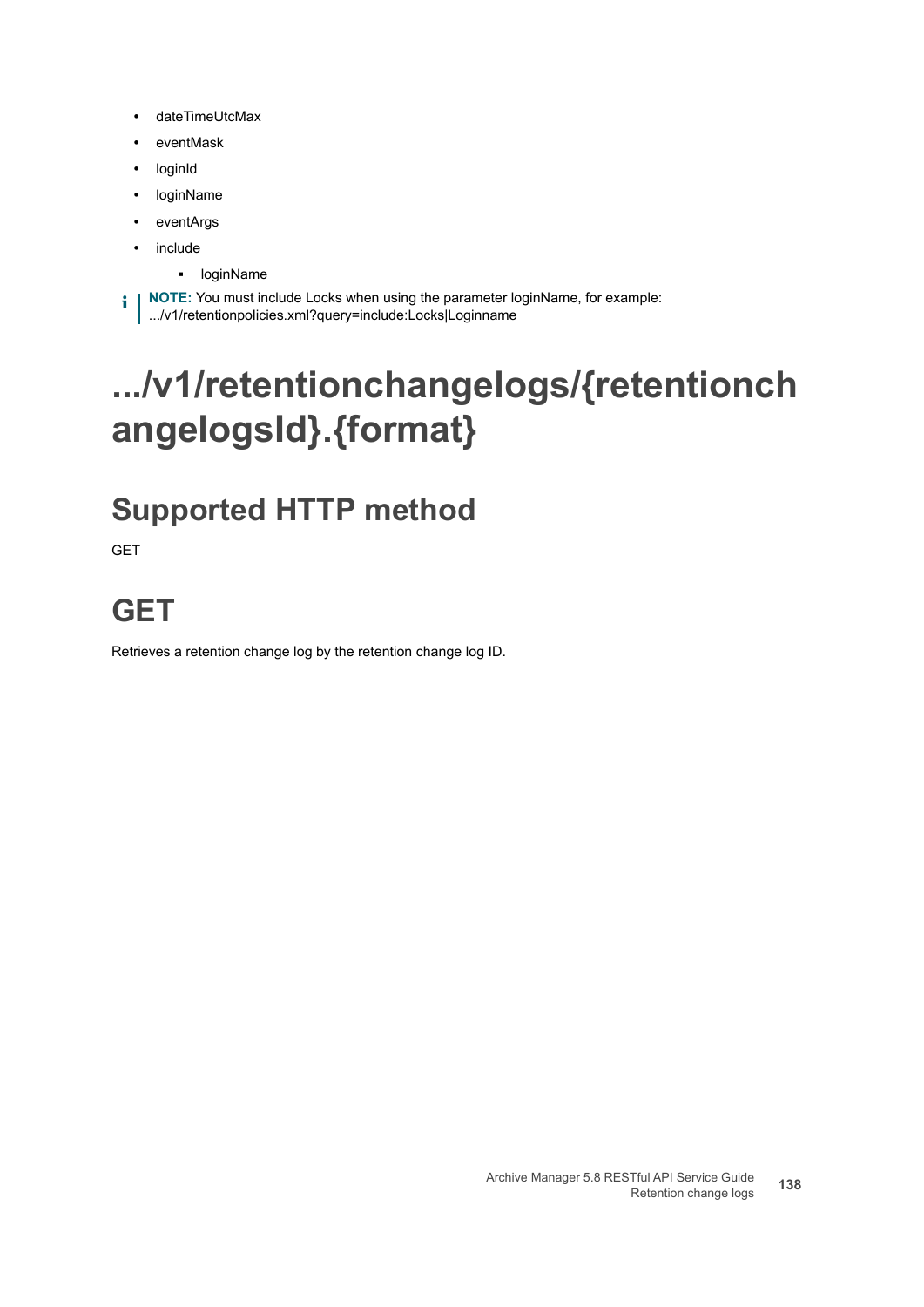- dateTimeUtcMax
- eventMask
- loginId
- loginName
- eventArgs
- include
    - loginName

**NOTE:** You must include Locks when using the parameter loginName, for example: .../v1/retentionpolicies.xml?query=include:Locks|Loginname

# .../v1/retentionchangelogs/{retentionchangelogsId}.{format}

## Supported HTTP method

GET

## GET

Retrieves a retention change log by the retention change log ID.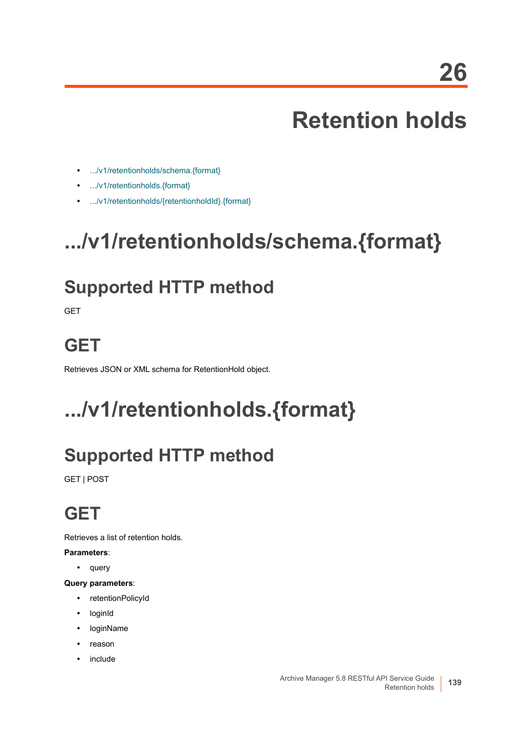# 26

# Retention holds

- .../v1/retentionholds/schema.{format}
- .../v1/retentionholds.{format}
- .../v1/retentionholds/{retentionholdId}.{format}

## .../v1/retentionholds/schema.{format}

### Supported HTTP method

GET

### GET

Retrieves JSON or XML schema for RetentionHold object.

## .../v1/retentionholds.{format}

### Supported HTTP method

GET | POST

### GET

Retrieves a list of retention holds.

**Parameters**:

- query

**Query parameters**:

- retentionPolicyId
- loginId
- loginName
- reason
- include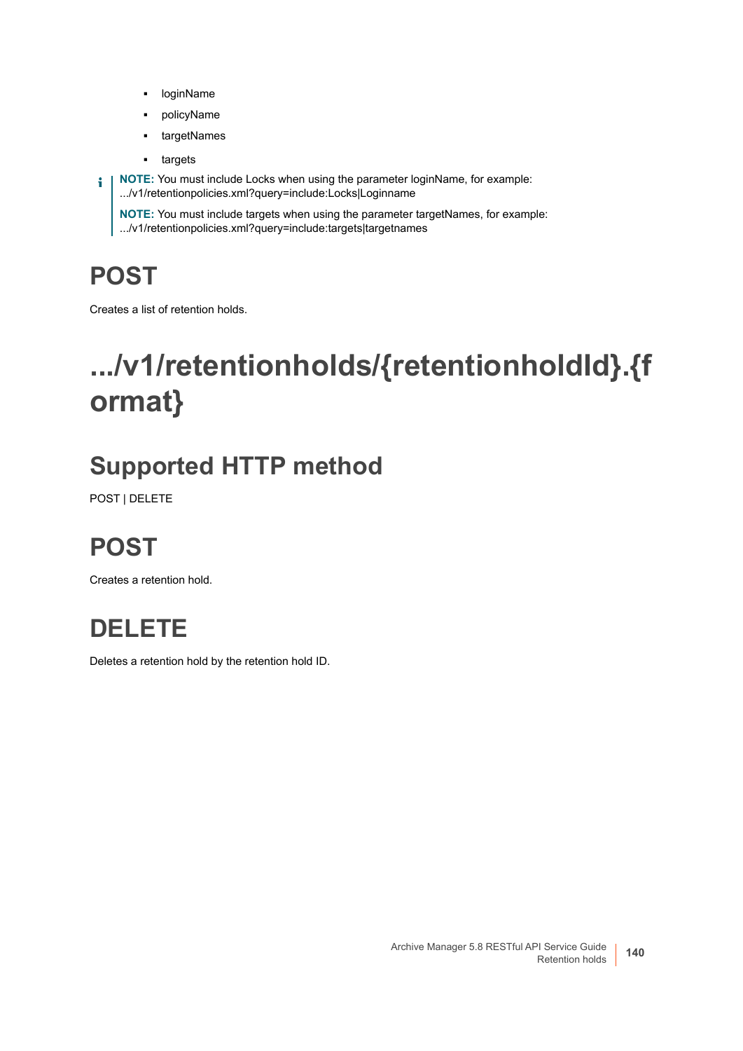- loginName
- policyName
- targetNames
- targets

**NOTE:** You must include Locks when using the parameter loginName, for example: .../v1/retentionpolicies.xml?query=include:Locks|Loginname

**NOTE:** You must include targets when using the parameter targetNames, for example: .../v1/retentionpolicies.xml?query=include:targets|targetnames

## POST

Creates a list of retention holds.

# .../v1/retentionholds/{retentionholdId}.{format}

## Supported HTTP method

POST | DELETE

## POST

Creates a retention hold.

## DELETE

Deletes a retention hold by the retention hold ID.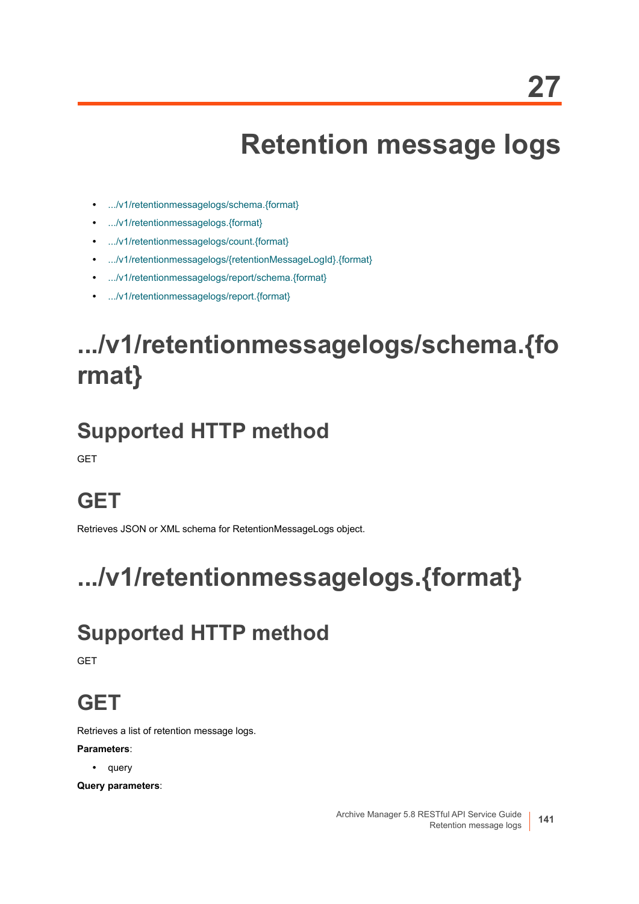# 27

# Retention message logs

- .../v1/retentionmessagelogs/schema.{format}
- .../v1/retentionmessagelogs.{format}
- .../v1/retentionmessagelogs/count.{format}
- .../v1/retentionmessagelogs/{retentionMessageLogId}.{format}
- .../v1/retentionmessagelogs/report/schema.{format}
- .../v1/retentionmessagelogs/report.{format}

## .../v1/retentionmessagelogs/schema.{format}

### Supported HTTP method

GET

### GET

Retrieves JSON or XML schema for RetentionMessageLogs object.

## .../v1/retentionmessagelogs.{format}

### Supported HTTP method

GET

### GET

Retrieves a list of retention message logs.

**Parameters**:

- query

**Query parameters**: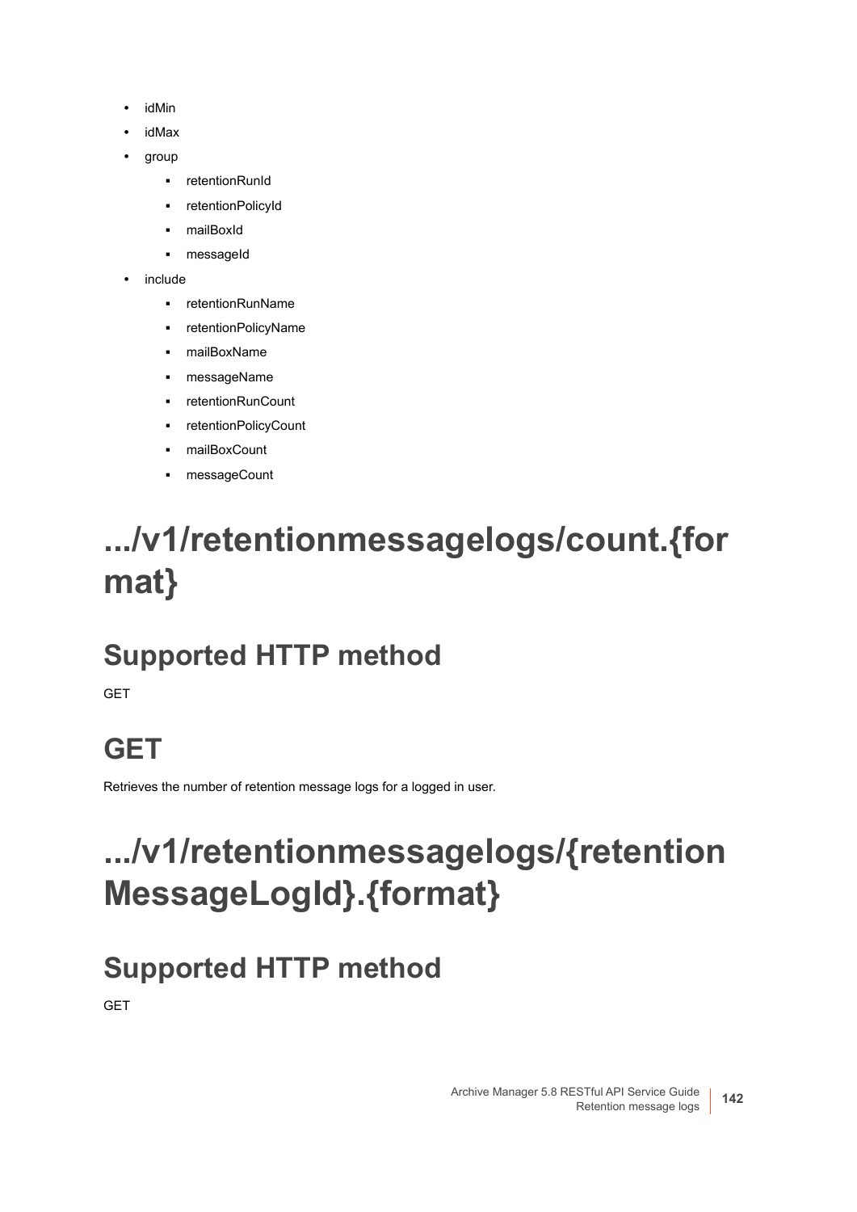- idMin
- idMax
- group
  - retentionRunId
  - retentionPolicyId
  - mailBoxId
  - messageId
- include
  - retentionRunName
  - retentionPolicyName
  - mailBoxName
  - messageName
  - retentionRunCount
  - retentionPolicyCount
  - mailBoxCount
  - messageCount

# .../v1/retentionmessagelogs/count.{format}

## Supported HTTP method

GET

## GET

Retrieves the number of retention message logs for a logged in user.

# .../v1/retentionmessagelogs/{retentionMessageLogId}.{format}

## Supported HTTP method

GET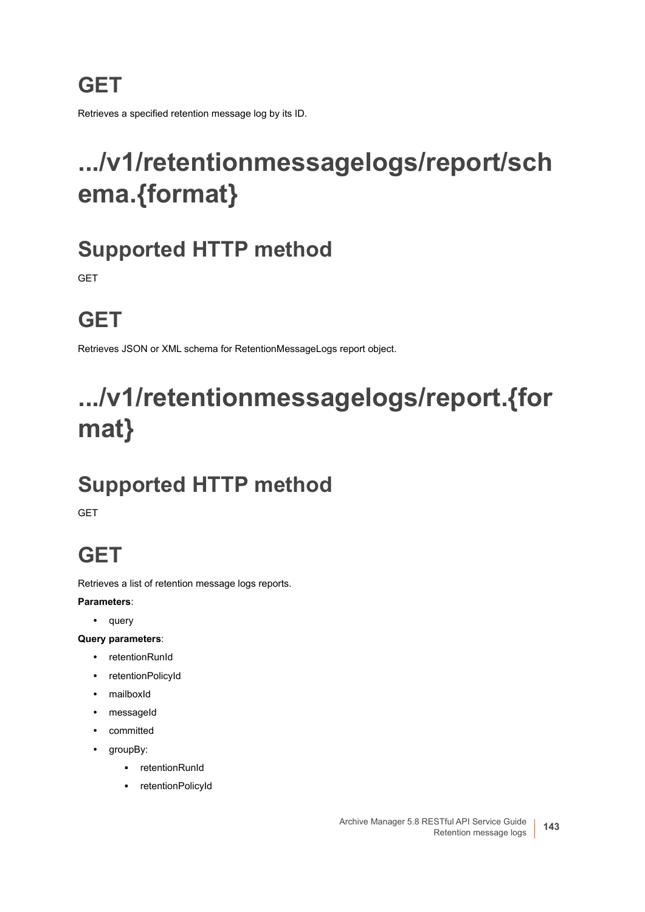## GET

Retrieves a specified retention message log by its ID.

# .../v1/retentionmessagelogs/report/schema.{format}

## Supported HTTP method

GET

## GET

Retrieves JSON or XML schema for RetentionMessageLogs report object.

# .../v1/retentionmessagelogs/report.{format}

## Supported HTTP method

GET

## GET

Retrieves a list of retention message logs reports.

**Parameters**:

- query

**Query parameters**:

- retentionRunId
- retentionPolicyId
- mailboxId
- messageId
- committed
- groupBy:
  - retentionRunId
  - retentionPolicyId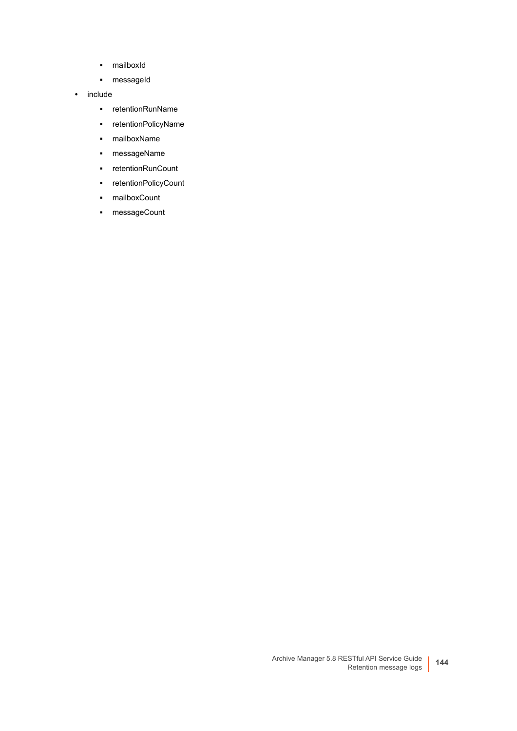- mailboxId
    - messageId
- include
    - retentionRunName
    - retentionPolicyName
    - mailboxName
    - messageName
    - retentionRunCount
    - retentionPolicyCount
    - mailboxCount
    - messageCount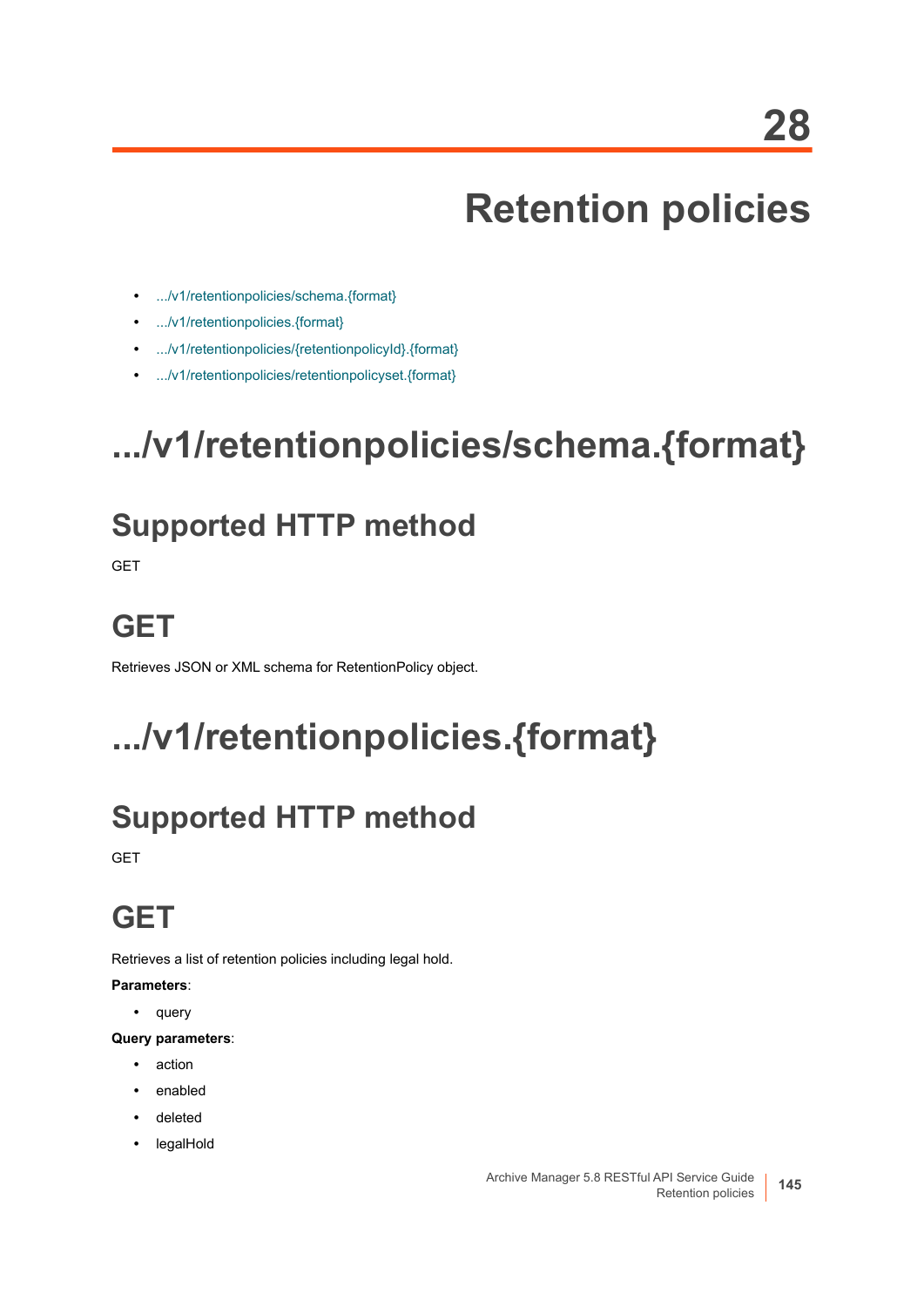# 28

# Retention policies

- .../v1/retentionpolicies/schema.{format}
- .../v1/retentionpolicies.{format}
- .../v1/retentionpolicies/{retentionpolicyId}.{format}
- .../v1/retentionpolicies/retentionpolicyset.{format}

# .../v1/retentionpolicies/schema.{format}

## Supported HTTP method

GET

## GET

Retrieves JSON or XML schema for RetentionPolicy object.

# .../v1/retentionpolicies.{format}

## Supported HTTP method

GET

## GET

Retrieves a list of retention policies including legal hold.

**Parameters**:

- query

**Query parameters**:

- action
- enabled
- deleted
- legalHold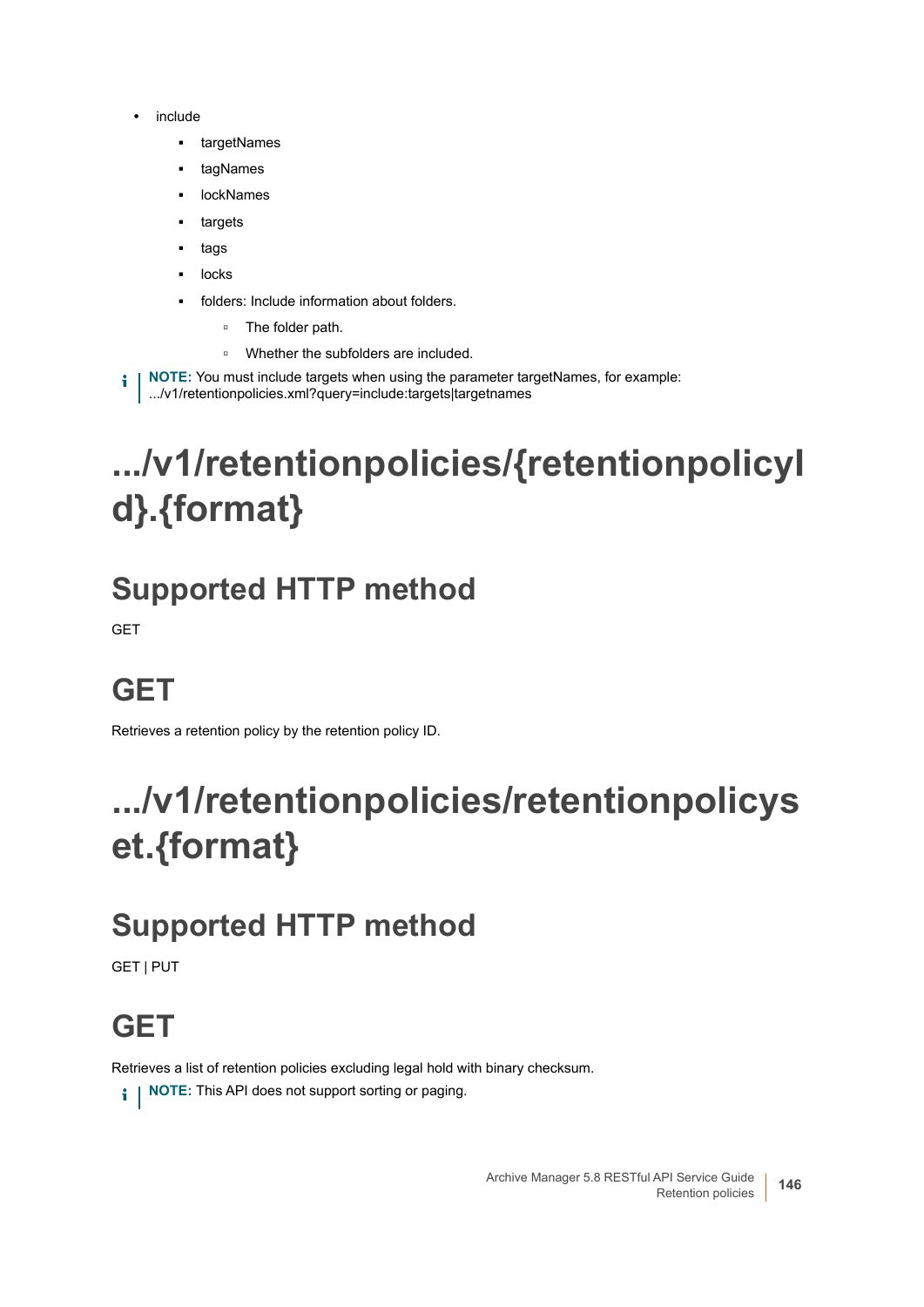- include
  - targetNames
  - tagNames
  - lockNames
  - targets
  - tags
  - locks
  - folders: Include information about folders.
    - The folder path.
    - Whether the subfolders are included.

**NOTE:** You must include targets when using the parameter targetNames, for example: .../v1/retentionpolicies.xml?query=include:targets|targetnames

# .../v1/retentionpolicies/{retentionpolicyId}.{format}

## Supported HTTP method

GET

## GET

Retrieves a retention policy by the retention policy ID.

# .../v1/retentionpolicies/retentionpolicyset.{format}

## Supported HTTP method

GET | PUT

## GET

Retrieves a list of retention policies excluding legal hold with binary checksum.

**NOTE:** This API does not support sorting or paging.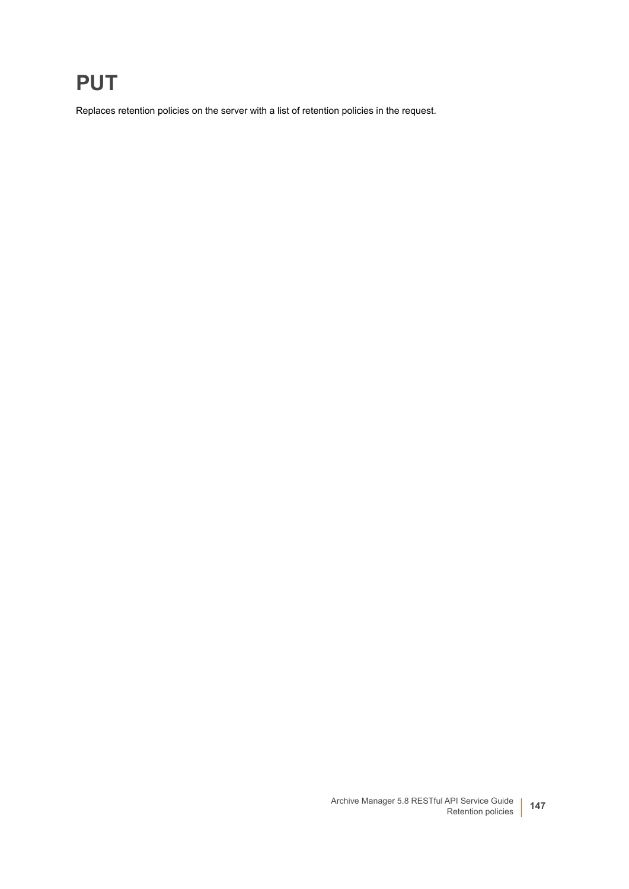# PUT

Replaces retention policies on the server with a list of retention policies in the request.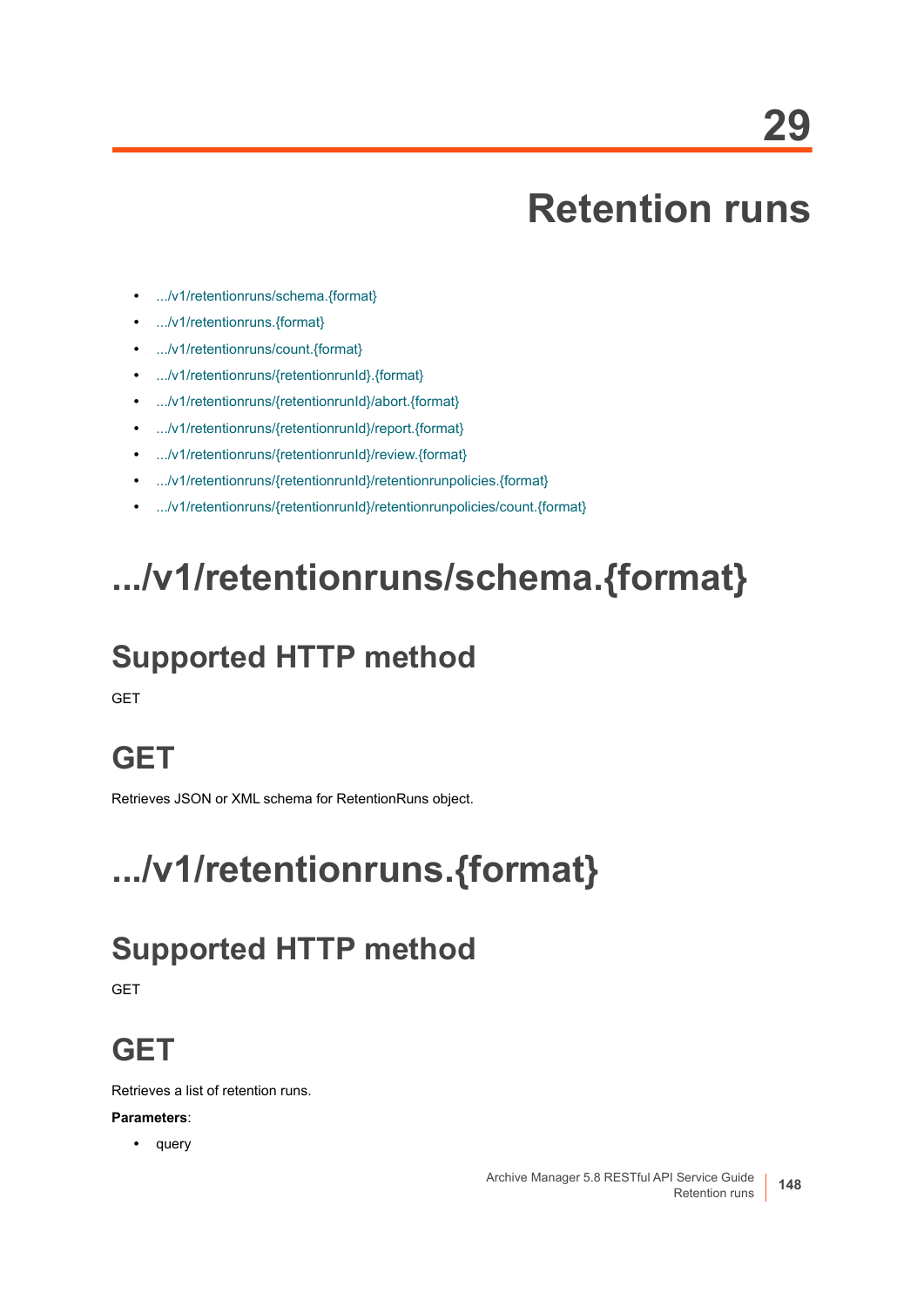# 29

# Retention runs

- .../v1/retentionruns/schema.{format}
- .../v1/retentionruns.{format}
- .../v1/retentionruns/count.{format}
- .../v1/retentionruns/{retentionrunId}.{format}
- .../v1/retentionruns/{retentionrunId}/abort.{format}
- .../v1/retentionruns/{retentionrunId}/report.{format}
- .../v1/retentionruns/{retentionrunId}/review.{format}
- .../v1/retentionruns/{retentionrunId}/retentionrunpolicies.{format}
- .../v1/retentionruns/{retentionrunId}/retentionrunpolicies/count.{format}

# .../v1/retentionruns/schema.{format}

## Supported HTTP method

GET

## GET

Retrieves JSON or XML schema for RetentionRuns object.

# .../v1/retentionruns.{format}

## Supported HTTP method

GET

## GET

Retrieves a list of retention runs.

**Parameters**:

- query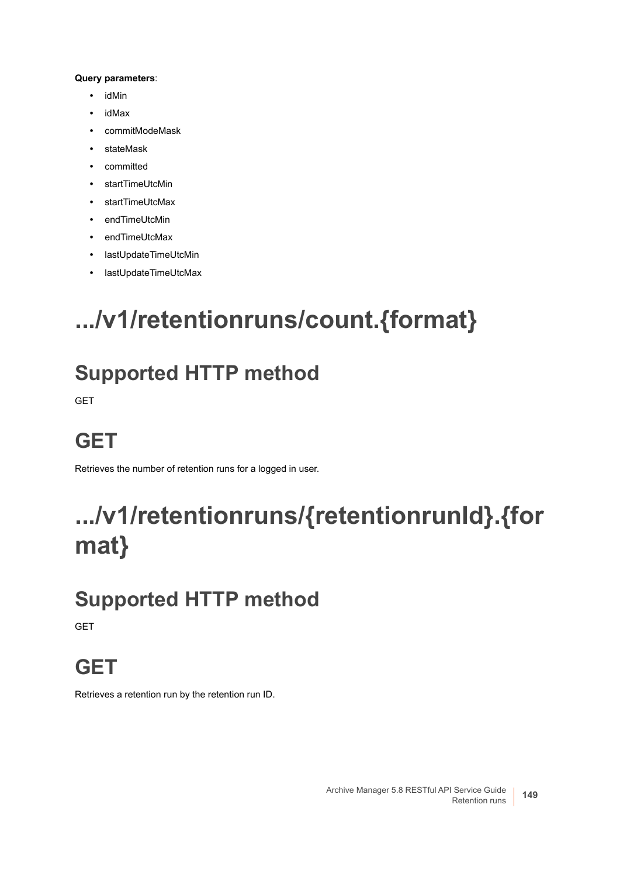**Query parameters**:

- idMin
- idMax
- commitModeMask
- stateMask
- committed
- startTimeUtcMin
- startTimeUtcMax
- endTimeUtcMin
- endTimeUtcMax
- lastUpdateTimeUtcMin
- lastUpdateTimeUtcMax

# .../v1/retentionruns/count.{format}

## Supported HTTP method

GET

## GET

Retrieves the number of retention runs for a logged in user.

# .../v1/retentionruns/{retentionrunId}.{format}

## Supported HTTP method

GET

## GET

Retrieves a retention run by the retention run ID.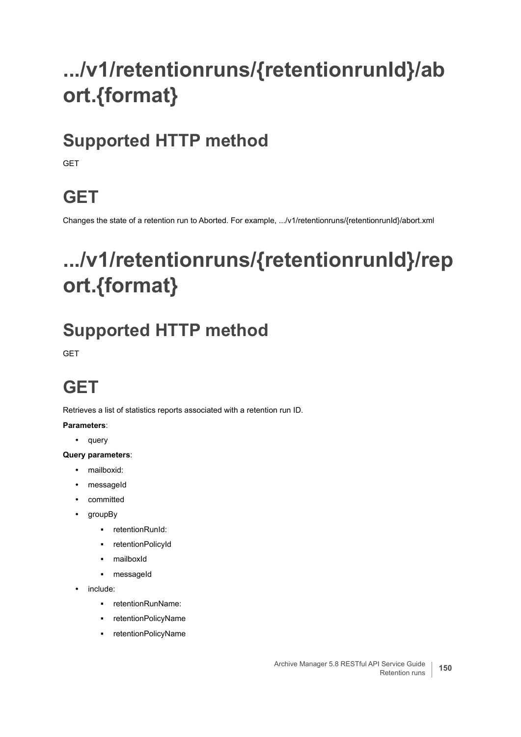# .../v1/retentionruns/{retentionrunId}/abort.{format}

## Supported HTTP method

GET

## GET

Changes the state of a retention run to Aborted. For example, .../v1/retentionruns/{retentionrunId}/abort.xml

# .../v1/retentionruns/{retentionrunId}/report.{format}

## Supported HTTP method

GET

## GET

Retrieves a list of statistics reports associated with a retention run ID.

**Parameters**:

- query

**Query parameters**:

- mailboxid:
- messageId
- committed
- groupBy
  - retentionRunId:
  - retentionPolicyId
  - mailboxId
  - messageId
- include:
  - retentionRunName:
  - retentionPolicyName
  - retentionPolicyName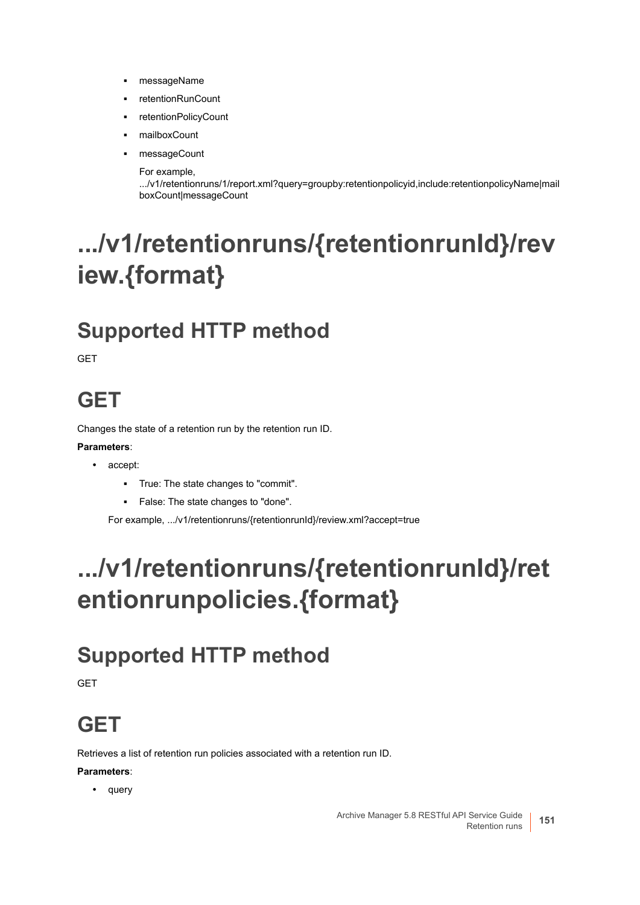- messageName
- retentionRunCount
- retentionPolicyCount
- mailboxCount
- messageCount

  For example, .../v1/retentionruns/1/report.xml?query=groupby:retentionpolicyid,include:retentionpolicyName|mailboxCount|messageCount

# .../v1/retentionruns/{retentionrunId}/review.{format}

## Supported HTTP method

GET

## GET

Changes the state of a retention run by the retention run ID.

**Parameters**:

- accept:
  - True: The state changes to "commit".
  - False: The state changes to "done".

  For example, .../v1/retentionruns/{retentionrunId}/review.xml?accept=true

# .../v1/retentionruns/{retentionrunId}/retentionrunpolicies.{format}

## Supported HTTP method

GET

## GET

Retrieves a list of retention run policies associated with a retention run ID.

**Parameters**:

- query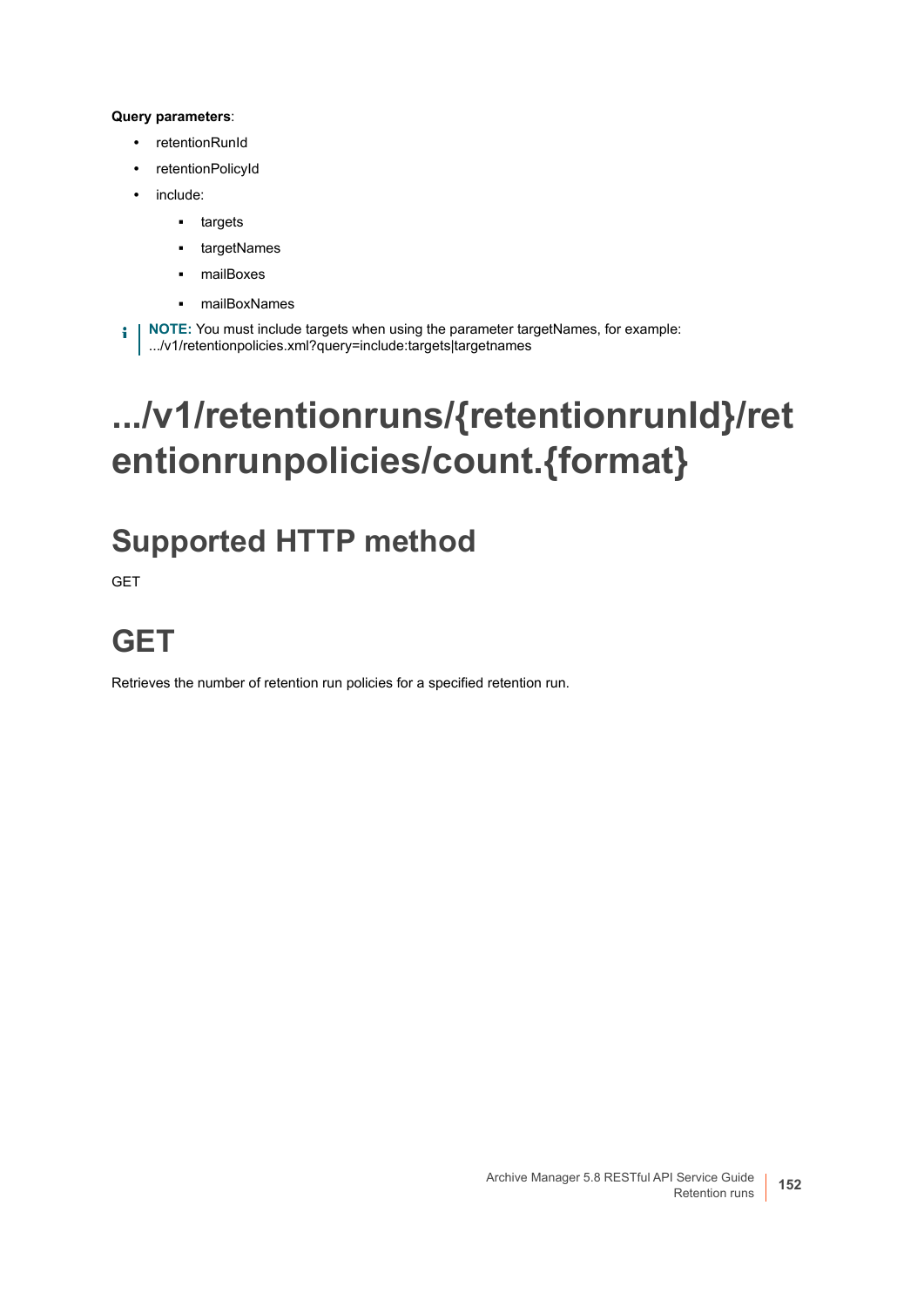**Query parameters**:

- retentionRunId
- retentionPolicyId
- include:
  - targets
  - targetNames
  - mailBoxes
  - mailBoxNames

**NOTE:** You must include targets when using the parameter targetNames, for example: .../v1/retentionpolicies.xml?query=include:targets|targetnames

# .../v1/retentionruns/{retentionrunId}/retentionrunpolicies/count.{format}

## Supported HTTP method

GET

## GET

Retrieves the number of retention run policies for a specified retention run.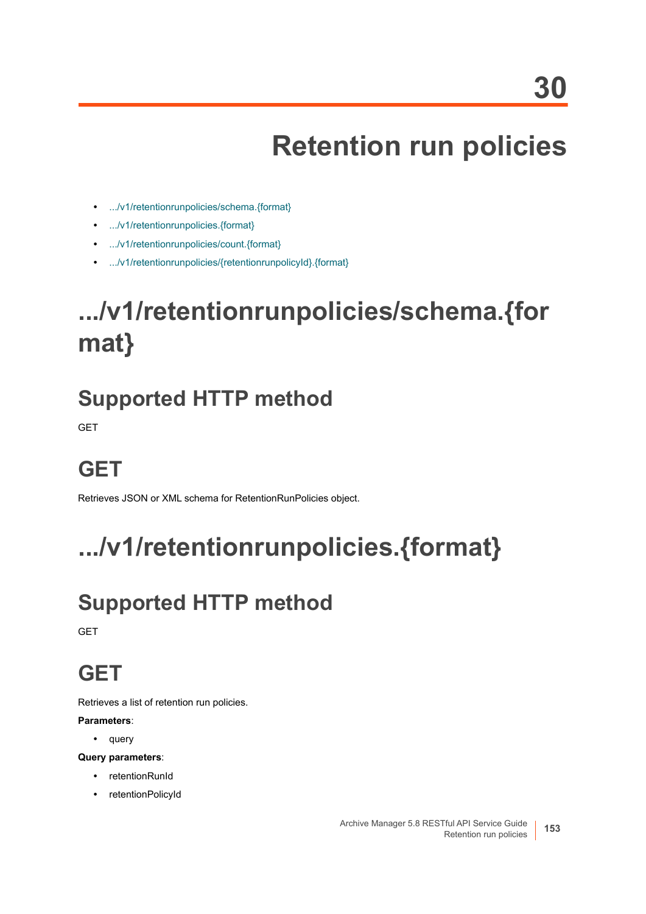# 30 Retention run policies

- .../v1/retentionrunpolicies/schema.{format}
- .../v1/retentionrunpolicies.{format}
- .../v1/retentionrunpolicies/count.{format}
- .../v1/retentionrunpolicies/{retentionrunpolicyId}.{format}

# .../v1/retentionrunpolicies/schema.{format}

## Supported HTTP method

GET

## GET

Retrieves JSON or XML schema for RetentionRunPolicies object.

# .../v1/retentionrunpolicies.{format}

## Supported HTTP method

GET

## GET

Retrieves a list of retention run policies.

**Parameters**:

- query

**Query parameters**:

- retentionRunId
- retentionPolicyId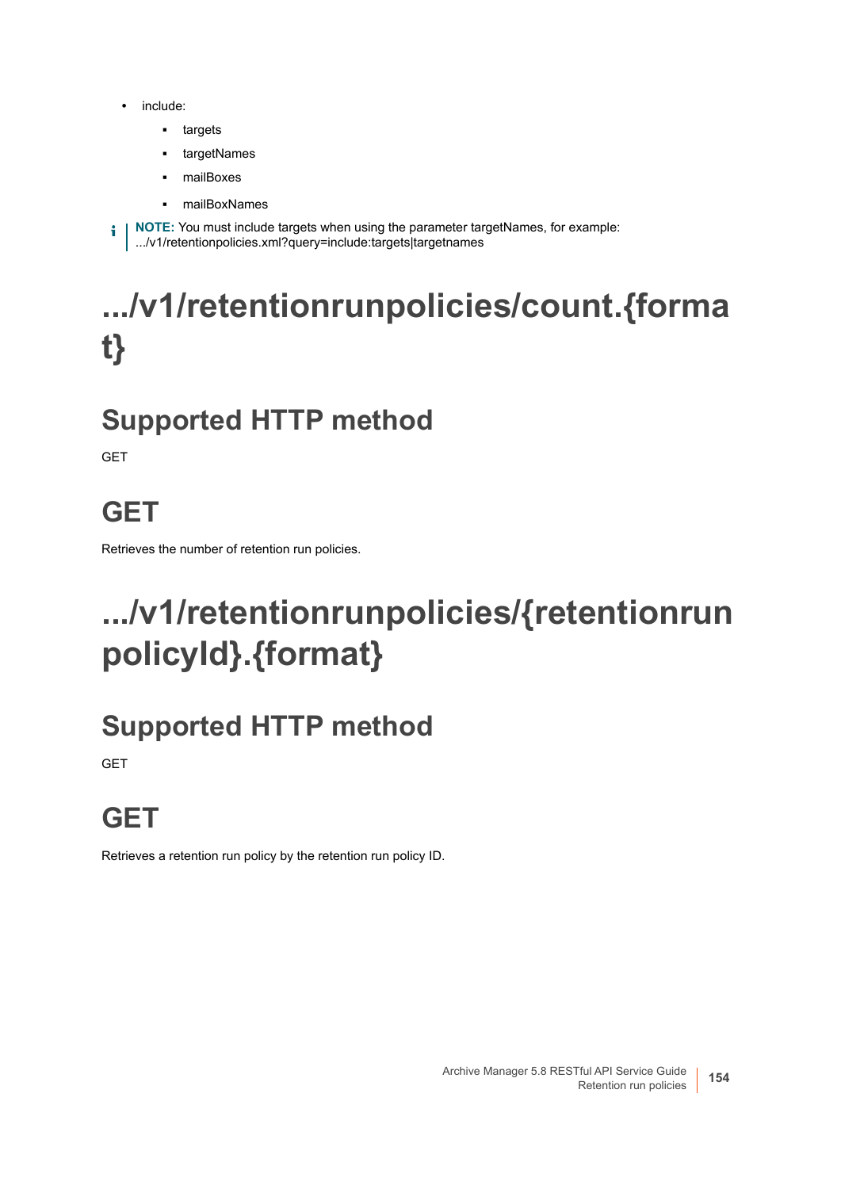- include:
  - targets
  - targetNames
  - mailBoxes
  - mailBoxNames

**NOTE:** You must include targets when using the parameter targetNames, for example: .../v1/retentionpolicies.xml?query=include:targets|targetnames

# .../v1/retentionrunpolicies/count.{format}

## Supported HTTP method

GET

## GET

Retrieves the number of retention run policies.

# .../v1/retentionrunpolicies/{retentionrunpolicyId}.{format}

## Supported HTTP method

GET

## GET

Retrieves a retention run policy by the retention run policy ID.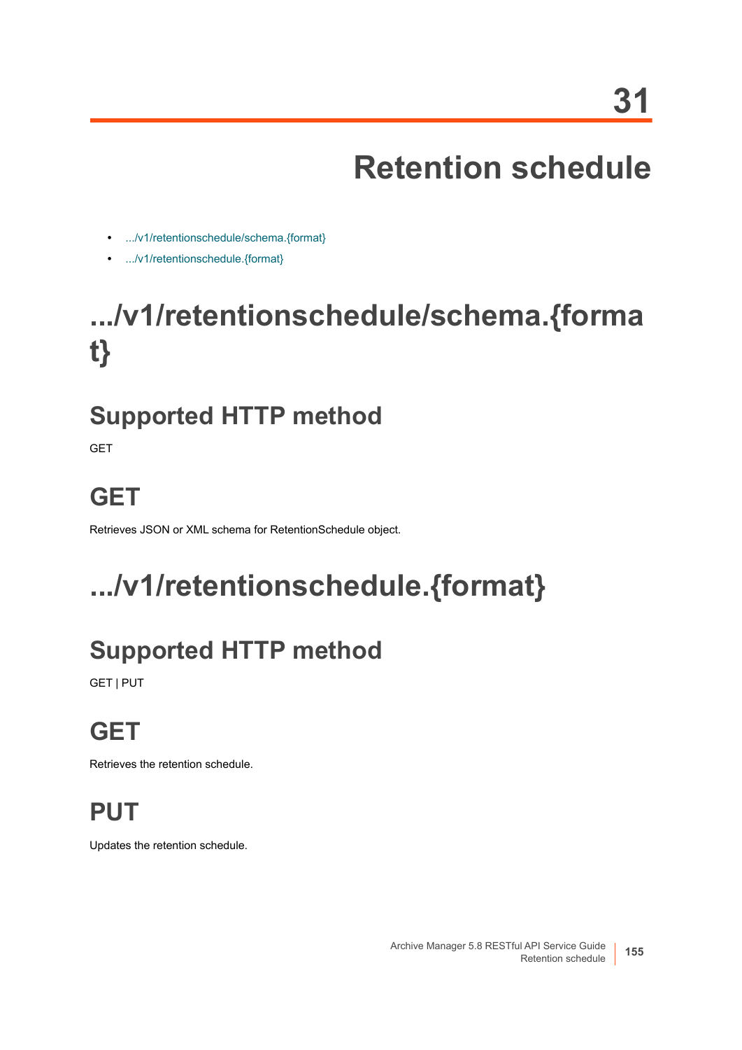# 31

# Retention schedule

- .../v1/retentionschedule/schema.{format}
- .../v1/retentionschedule.{format}

## .../v1/retentionschedule/schema.{format}

### Supported HTTP method

GET

### GET

Retrieves JSON or XML schema for RetentionSchedule object.

## .../v1/retentionschedule.{format}

### Supported HTTP method

GET | PUT

### GET

Retrieves the retention schedule.

### PUT

Updates the retention schedule.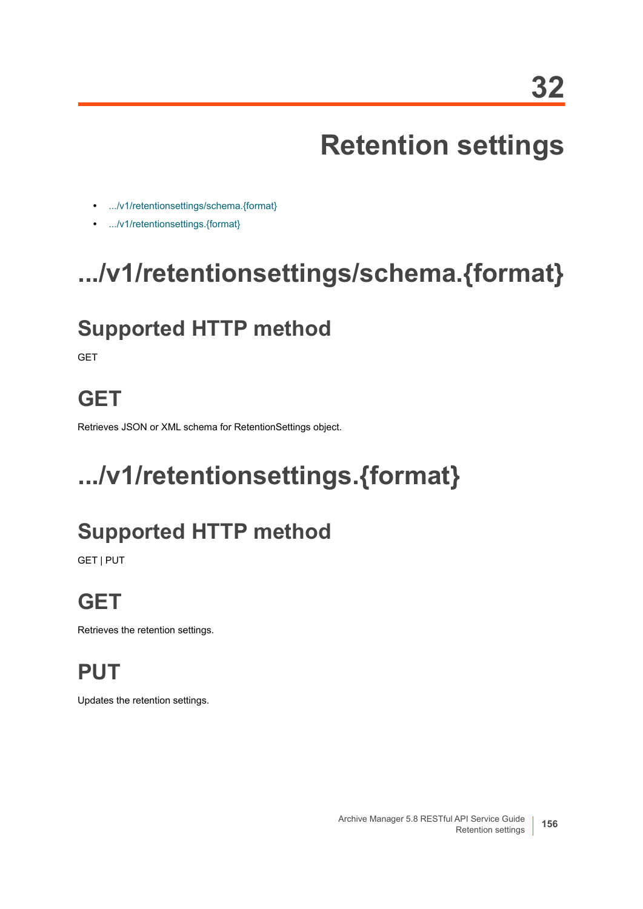# 32 Retention settings

- .../v1/retentionsettings/schema.{format}
- .../v1/retentionsettings.{format}

## .../v1/retentionsettings/schema.{format}

### Supported HTTP method

GET

### GET

Retrieves JSON or XML schema for RetentionSettings object.

## .../v1/retentionsettings.{format}

### Supported HTTP method

GET | PUT

### GET

Retrieves the retention settings.

### PUT

Updates the retention settings.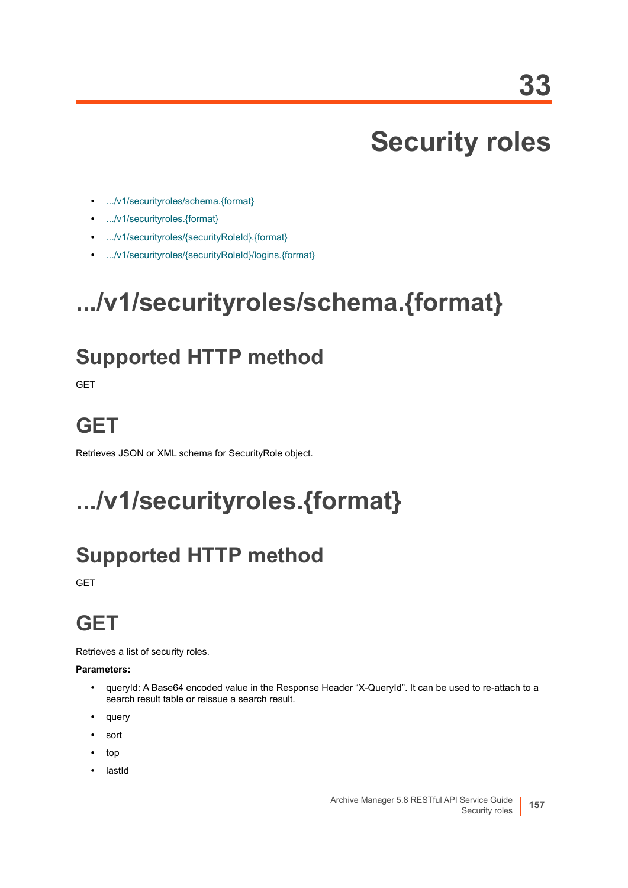# 33

# Security roles

- .../v1/securityroles/schema.{format}
- .../v1/securityroles.{format}
- .../v1/securityroles/{securityRoleId}.{format}
- .../v1/securityroles/{securityRoleId}/logins.{format}

# .../v1/securityroles/schema.{format}

## Supported HTTP method

GET

## GET

Retrieves JSON or XML schema for SecurityRole object.

# .../v1/securityroles.{format}

## Supported HTTP method

GET

## GET

Retrieves a list of security roles.

**Parameters:**

- queryId: A Base64 encoded value in the Response Header “X-QueryId”. It can be used to re-attach to a search result table or reissue a search result.
- query
- sort
- top
- lastId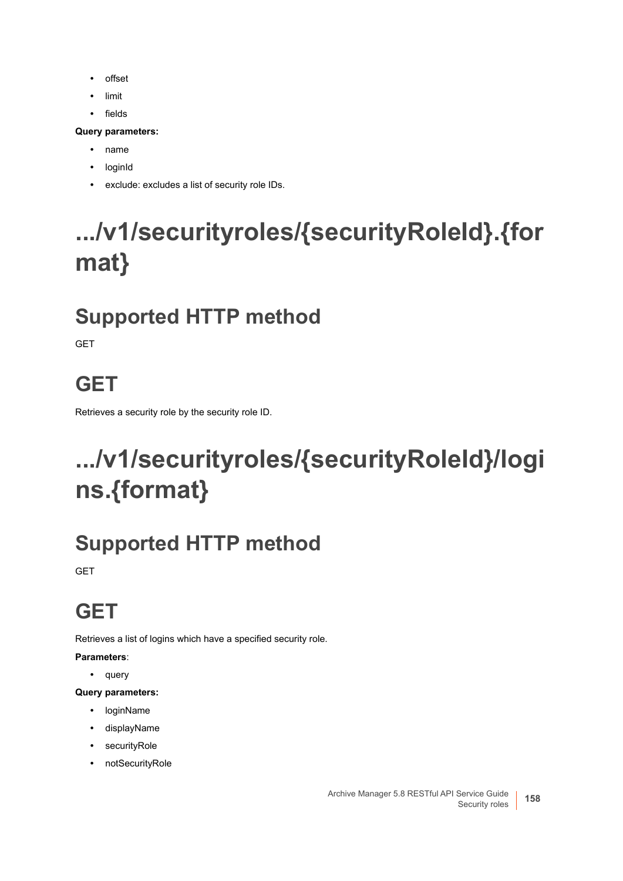- offset
- limit
- fields

**Query parameters:**

- name
- loginId
- exclude: excludes a list of security role IDs.

# .../v1/securityroles/{securityRoleId}.{format}

## Supported HTTP method

GET

## GET

Retrieves a security role by the security role ID.

# .../v1/securityroles/{securityRoleId}/logins.{format}

## Supported HTTP method

GET

## GET

Retrieves a list of logins which have a specified security role.

**Parameters**:

- query

**Query parameters:**

- loginName
- displayName
- securityRole
- notSecurityRole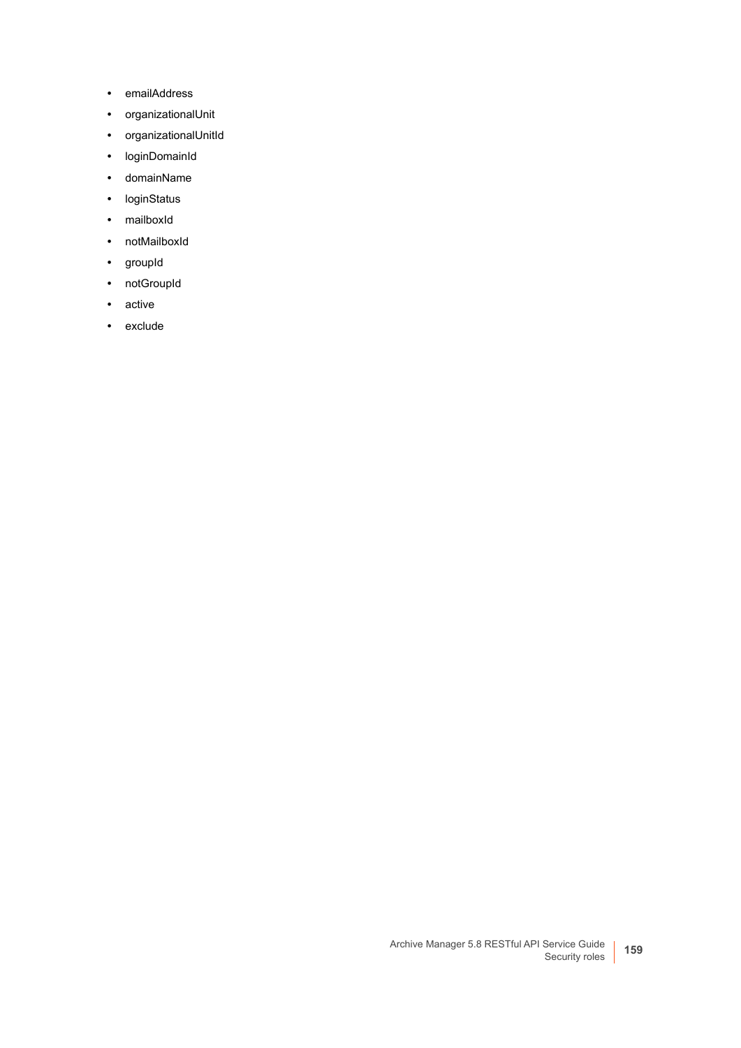- emailAddress
- organizationalUnit
- organizationalUnitId
- loginDomainId
- domainName
- loginStatus
- mailboxId
- notMailboxId
- groupId
- notGroupId
- active
- exclude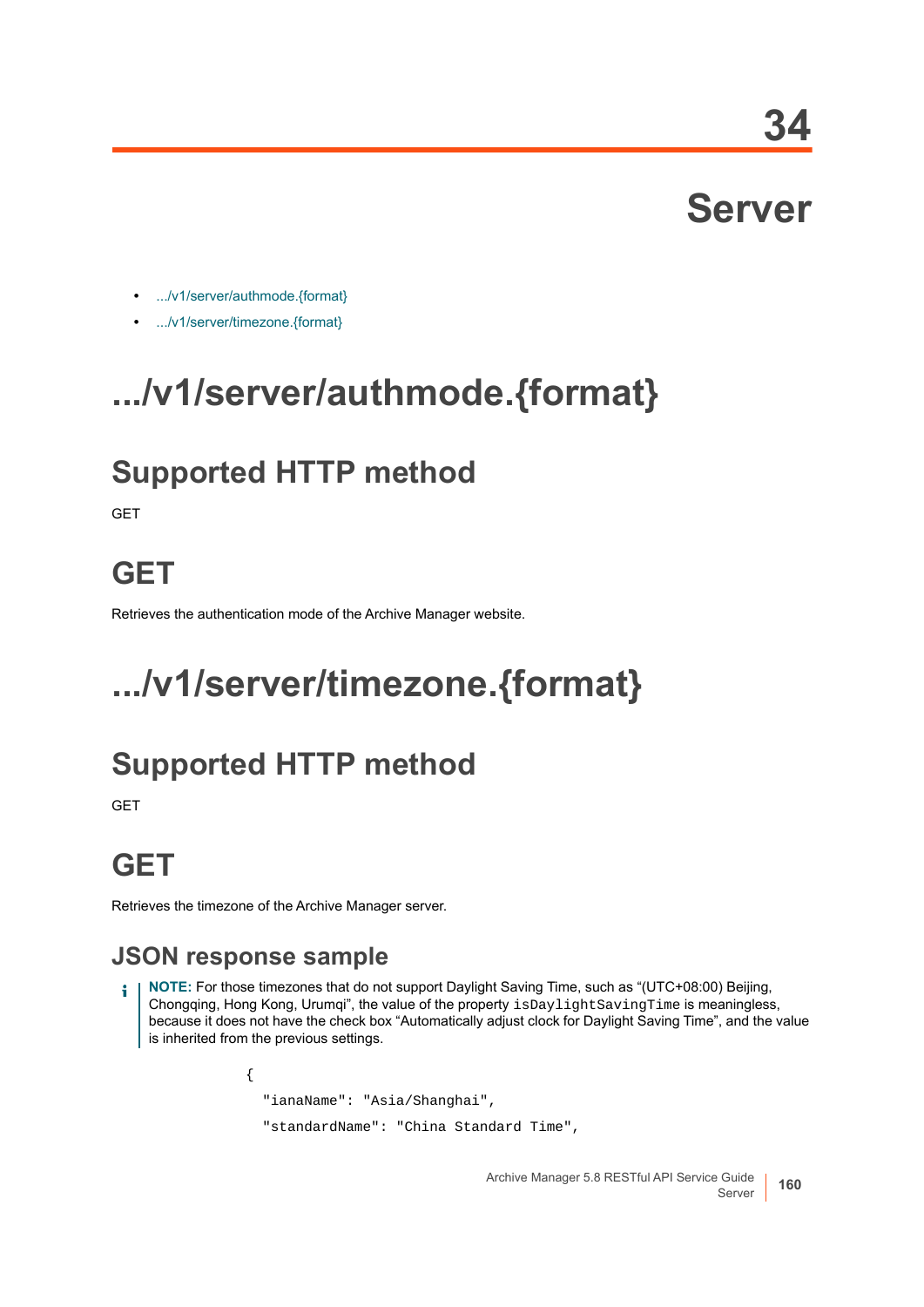# 34

# Server

- .../v1/server/authmode.{format}
- .../v1/server/timezone.{format}

# .../v1/server/authmode.{format}

## Supported HTTP method

GET

## GET

Retrieves the authentication mode of the Archive Manager website.

# .../v1/server/timezone.{format}

## Supported HTTP method

GET

## GET

Retrieves the timezone of the Archive Manager server.

### JSON response sample

> **NOTE:** For those timezones that do not support Daylight Saving Time, such as "(UTC+08:00) Beijing, Chongqing, Hong Kong, Urumqi", the value of the property `isDaylightSavingTime` is meaningless, because it does not have the check box "Automatically adjust clock for Daylight Saving Time", and the value is inherited from the previous settings.

```
{
  "ianaName": "Asia/Shanghai",
  "standardName": "China Standard Time",
```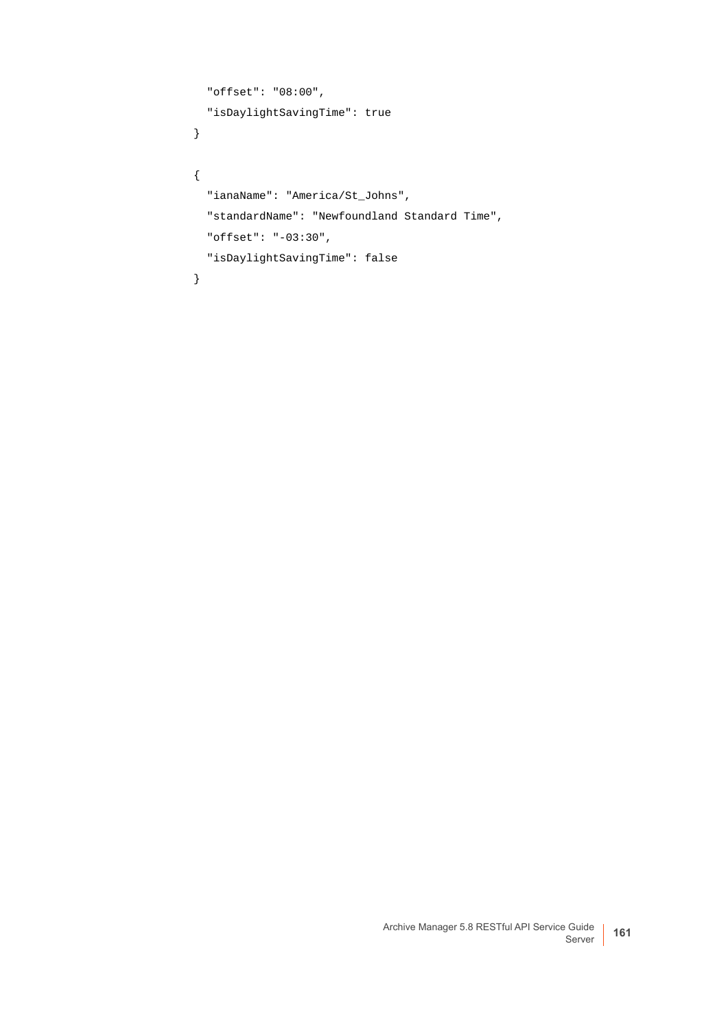```
  "offset": "08:00",
  "isDaylightSavingTime": true
}

{
  "ianaName": "America/St_Johns",
  "standardName": "Newfoundland Standard Time",
  "offset": "-03:30",
  "isDaylightSavingTime": false
}
```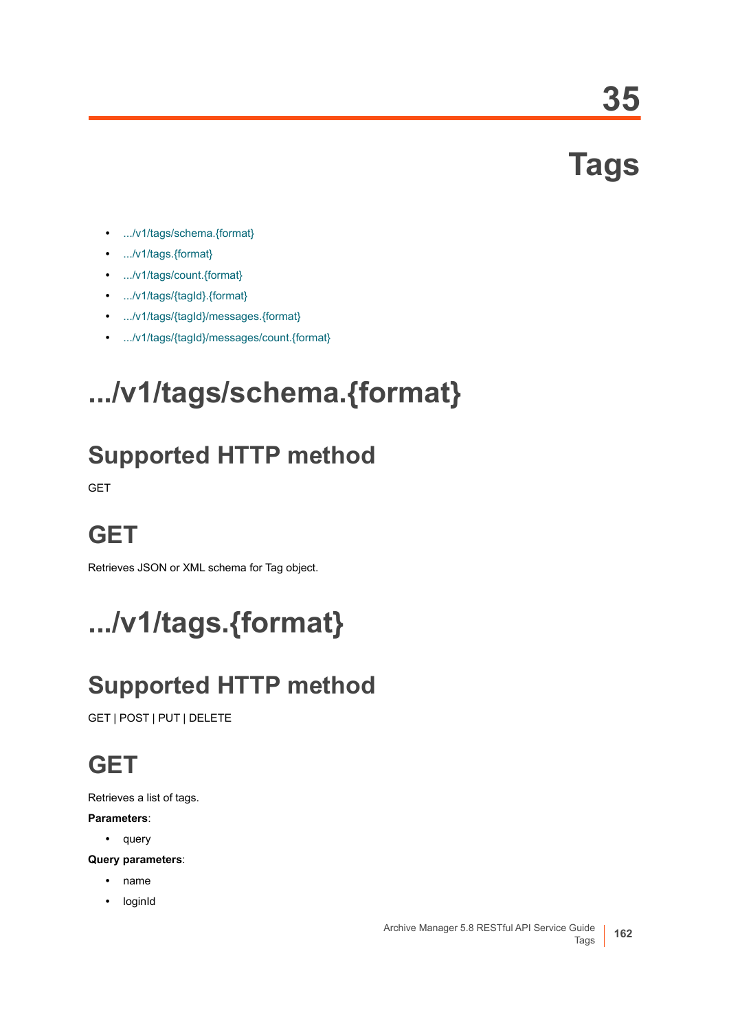# 35

# Tags

- .../v1/tags/schema.{format}
- .../v1/tags.{format}
- .../v1/tags/count.{format}
- .../v1/tags/{tagId}.{format}
- .../v1/tags/{tagId}/messages.{format}
- .../v1/tags/{tagId}/messages/count.{format}

# .../v1/tags/schema.{format}

## Supported HTTP method

GET

## GET

Retrieves JSON or XML schema for Tag object.

# .../v1/tags.{format}

## Supported HTTP method

GET | POST | PUT | DELETE

## GET

Retrieves a list of tags.

**Parameters**:

- query

**Query parameters**:

- name
- loginId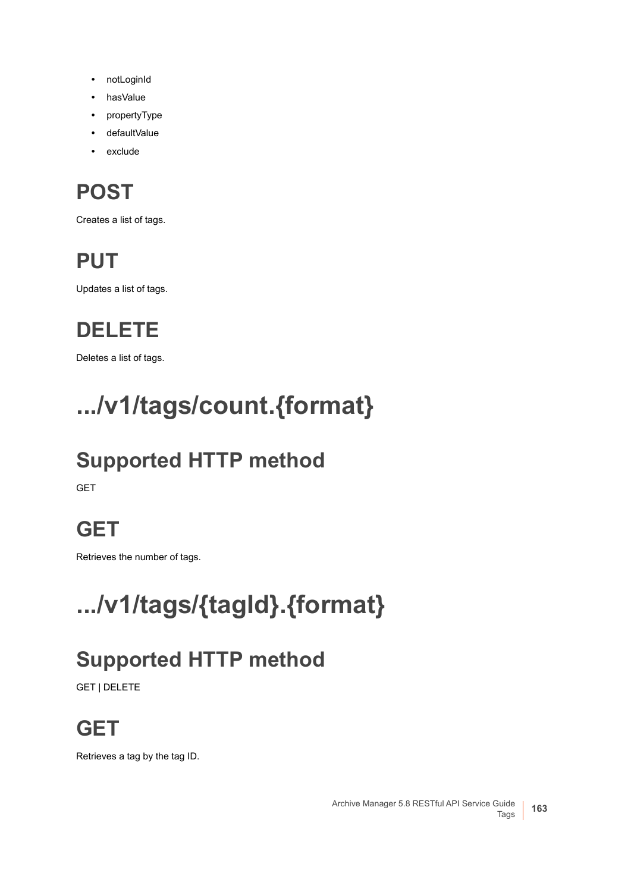- notLoginId
- hasValue
- propertyType
- defaultValue
- exclude

## POST

Creates a list of tags.

## PUT

Updates a list of tags.

## DELETE

Deletes a list of tags.

# .../v1/tags/count.{format}

## Supported HTTP method

GET

## GET

Retrieves the number of tags.

# .../v1/tags/{tagId}.{format}

## Supported HTTP method

GET | DELETE

## GET

Retrieves a tag by the tag ID.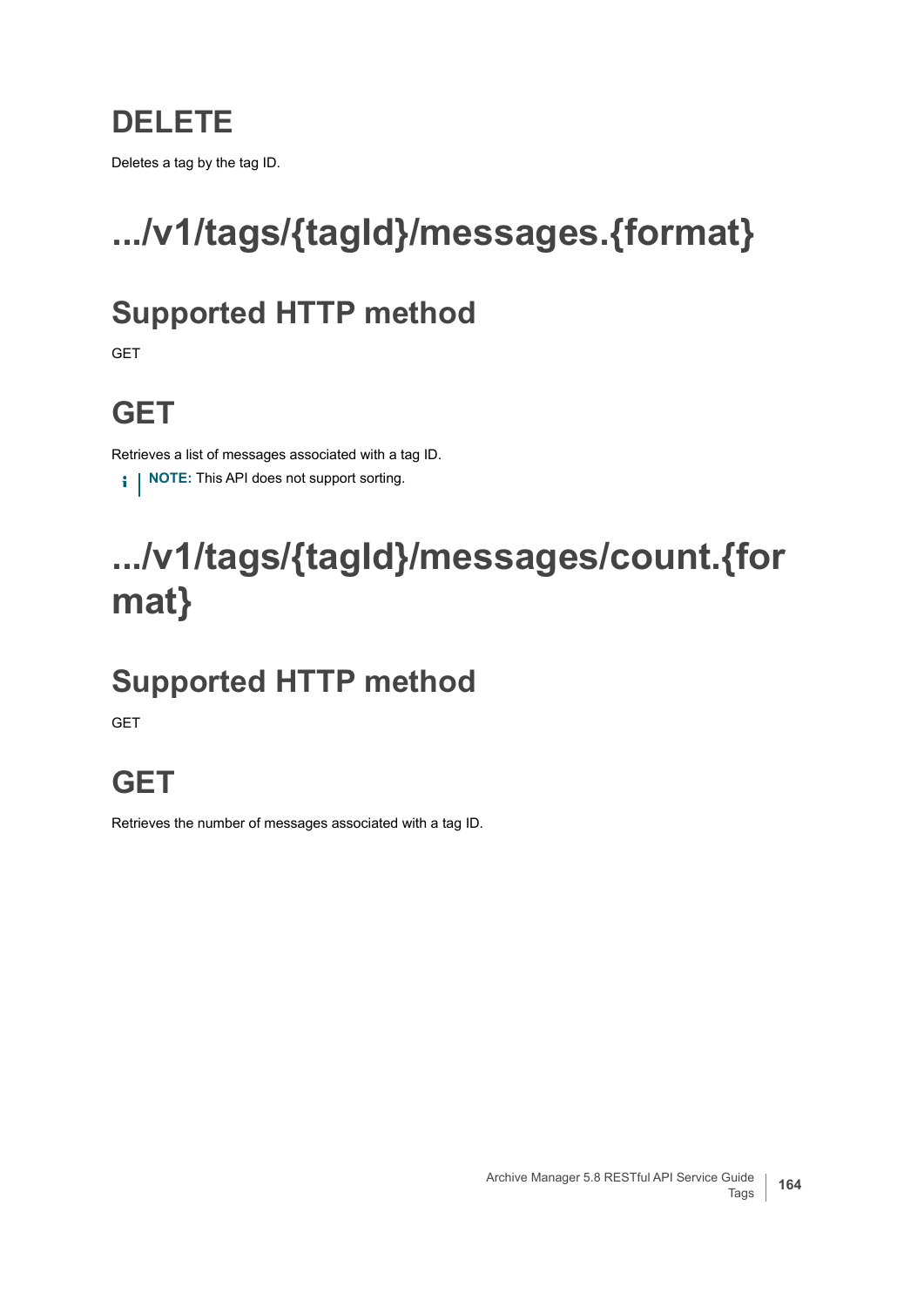## DELETE

Deletes a tag by the tag ID.

# .../v1/tags/{tagId}/messages.{format}

## Supported HTTP method

GET

## GET

Retrieves a list of messages associated with a tag ID.

**NOTE:** This API does not support sorting.

# .../v1/tags/{tagId}/messages/count.{format}

## Supported HTTP method

GET

## GET

Retrieves the number of messages associated with a tag ID.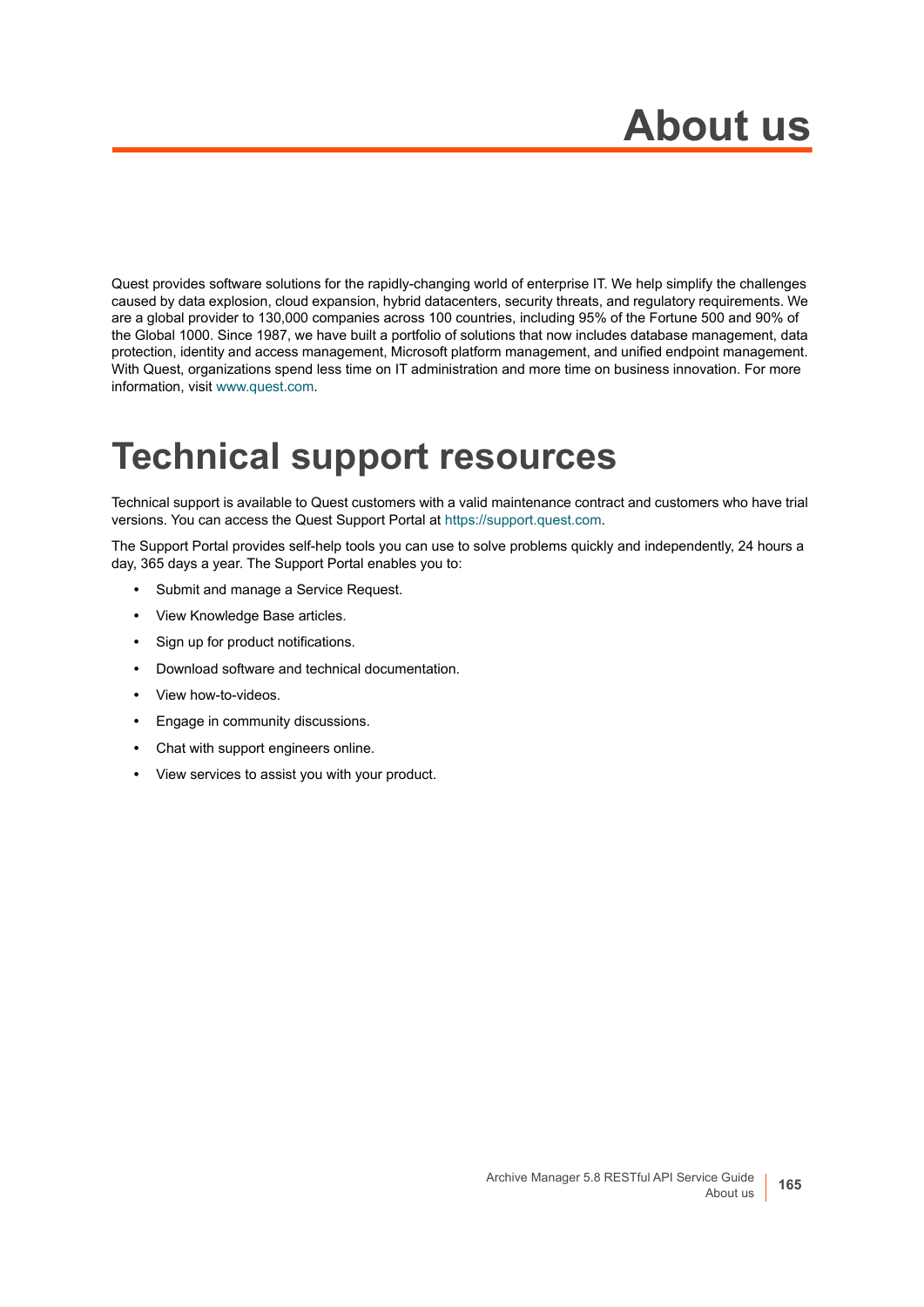# About us

Quest provides software solutions for the rapidly-changing world of enterprise IT. We help simplify the challenges caused by data explosion, cloud expansion, hybrid datacenters, security threats, and regulatory requirements. We are a global provider to 130,000 companies across 100 countries, including 95% of the Fortune 500 and 90% of the Global 1000. Since 1987, we have built a portfolio of solutions that now includes database management, data protection, identity and access management, Microsoft platform management, and unified endpoint management. With Quest, organizations spend less time on IT administration and more time on business innovation. For more information, visit www.quest.com.

# Technical support resources

Technical support is available to Quest customers with a valid maintenance contract and customers who have trial versions. You can access the Quest Support Portal at https://support.quest.com.

The Support Portal provides self-help tools you can use to solve problems quickly and independently, 24 hours a day, 365 days a year. The Support Portal enables you to:

- Submit and manage a Service Request.
- View Knowledge Base articles.
- Sign up for product notifications.
- Download software and technical documentation.
- View how-to-videos.
- Engage in community discussions.
- Chat with support engineers online.
- View services to assist you with your product.